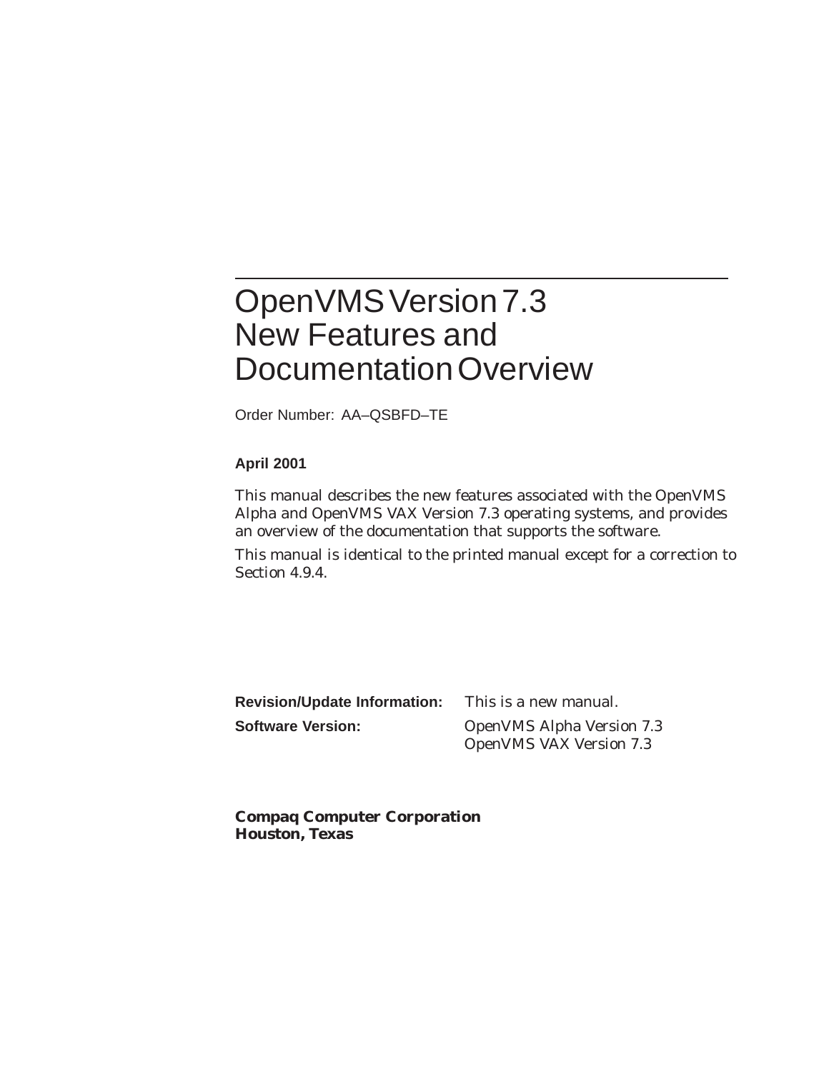# OpenVMS Version 7.3 New Features and Documentation Overview

Order Number: AA–QSBFD–TE

**April 2001**

This manual describes the new features associated with the OpenVMS Alpha and OpenVMS VAX Version 7.3 operating systems, and provides an overview of the documentation that supports the software.

This manual is identical to the printed manual except for a correction to Section 4.9.4.

**Revision/Update Information:** This is a new manual.

**Software Version:** OpenVMS Alpha Version 7.3
OpenVMS VAX Version 7.3

**Compaq Computer Corporation**
**Houston, Texas**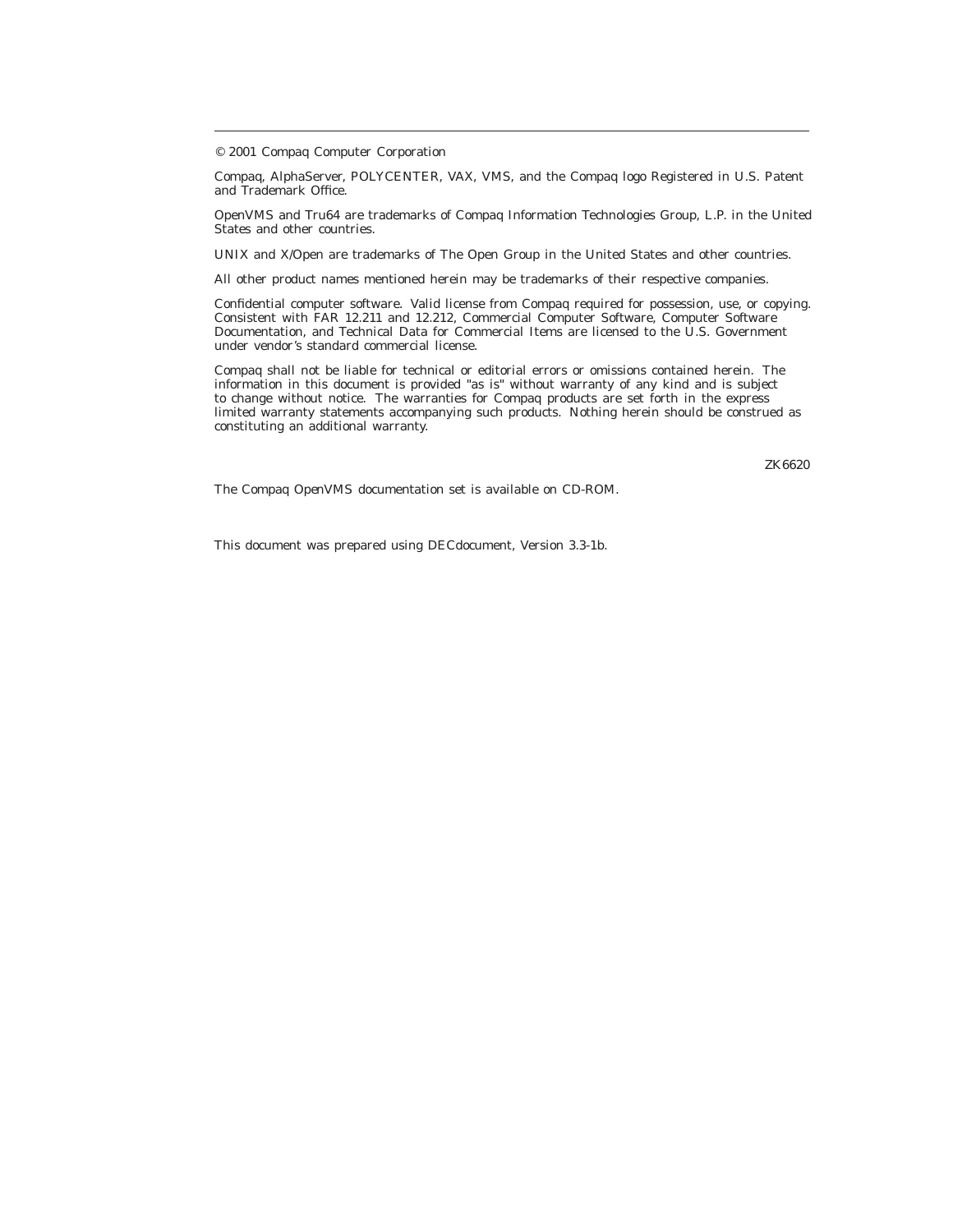© 2001 Compaq Computer Corporation

Compaq, AlphaServer, POLYCENTER, VAX, VMS, and the Compaq logo Registered in U.S. Patent and Trademark Office.

OpenVMS and Tru64 are trademarks of Compaq Information Technologies Group, L.P. in the United States and other countries.

UNIX and X/Open are trademarks of The Open Group in the United States and other countries.

All other product names mentioned herein may be trademarks of their respective companies.

Confidential computer software. Valid license from Compaq required for possession, use, or copying. Consistent with FAR 12.211 and 12.212, Commercial Computer Software, Computer Software Documentation, and Technical Data for Commercial Items are licensed to the U.S. Government under vendor's standard commercial license.

Compaq shall not be liable for technical or editorial errors or omissions contained herein. The information in this document is provided "as is" without warranty of any kind and is subject to change without notice. The warranties for Compaq products are set forth in the express limited warranty statements accompanying such products. Nothing herein should be construed as constituting an additional warranty.

ZK6620

The Compaq OpenVMS documentation set is available on CD-ROM.

This document was prepared using DECdocument, Version 3.3-1b.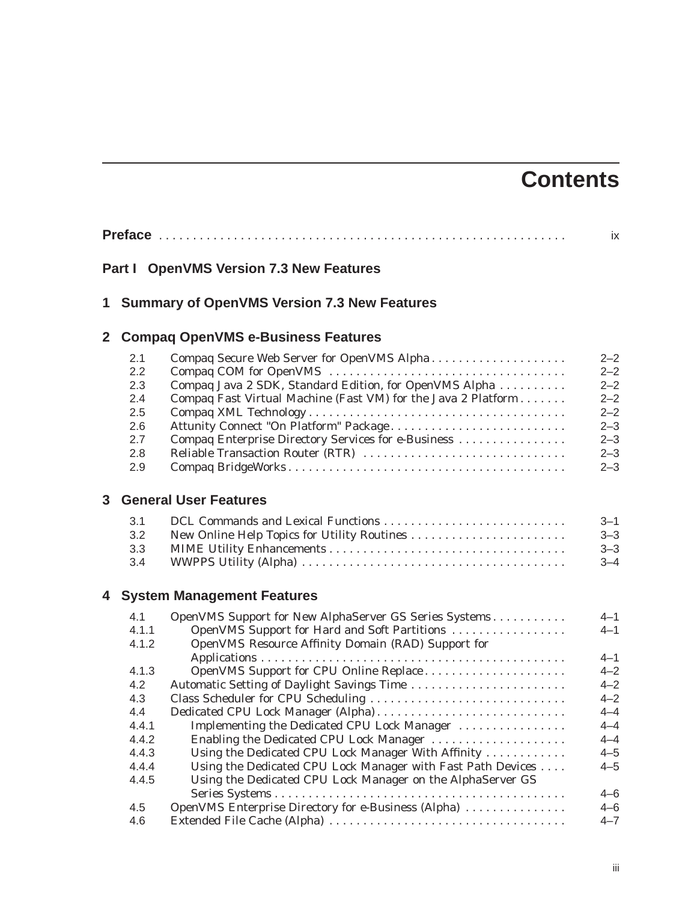# Contents

**Preface** . . . . . . . . . . . . . . . . . . . . . . . . . . . . . . . . . . . . . . . . . . . . . . . . . . . . . . . . . . . ix

## Part I OpenVMS Version 7.3 New Features

## 1 Summary of OpenVMS Version 7.3 New Features

## 2 Compaq OpenVMS e-Business Features

| | | |
|---|---|---|
| 2.1 | Compaq Secure Web Server for OpenVMS Alpha | 2–2 |
| 2.2 | Compaq COM for OpenVMS | 2–2 |
| 2.3 | Compaq Java 2 SDK, Standard Edition, for OpenVMS Alpha | 2–2 |
| 2.4 | Compaq Fast Virtual Machine (Fast VM) for the Java 2 Platform | 2–2 |
| 2.5 | Compaq XML Technology | 2–2 |
| 2.6 | Attunity Connect "On Platform" Package | 2–3 |
| 2.7 | Compaq Enterprise Directory Services for e-Business | 2–3 |
| 2.8 | Reliable Transaction Router (RTR) | 2–3 |
| 2.9 | Compaq BridgeWorks | 2–3 |

## 3 General User Features

| | | |
|---|---|---|
| 3.1 | DCL Commands and Lexical Functions | 3–1 |
| 3.2 | New Online Help Topics for Utility Routines | 3–3 |
| 3.3 | MIME Utility Enhancements | 3–3 |
| 3.4 | WWPPS Utility (Alpha) | 3–4 |

## 4 System Management Features

| | | |
|---|---|---|
| 4.1 | OpenVMS Support for New AlphaServer GS Series Systems | 4–1 |
| 4.1.1 | OpenVMS Support for Hard and Soft Partitions | 4–1 |
| 4.1.2 | OpenVMS Resource Affinity Domain (RAD) Support for Applications | 4–1 |
| 4.1.3 | OpenVMS Support for CPU Online Replace | 4–2 |
| 4.2 | Automatic Setting of Daylight Savings Time | 4–2 |
| 4.3 | Class Scheduler for CPU Scheduling | 4–2 |
| 4.4 | Dedicated CPU Lock Manager (Alpha) | 4–4 |
| 4.4.1 | Implementing the Dedicated CPU Lock Manager | 4–4 |
| 4.4.2 | Enabling the Dedicated CPU Lock Manager | 4–4 |
| 4.4.3 | Using the Dedicated CPU Lock Manager With Affinity | 4–5 |
| 4.4.4 | Using the Dedicated CPU Lock Manager with Fast Path Devices | 4–5 |
| 4.4.5 | Using the Dedicated CPU Lock Manager on the AlphaServer GS Series Systems | 4–6 |
| 4.5 | OpenVMS Enterprise Directory for e-Business (Alpha) | 4–6 |
| 4.6 | Extended File Cache (Alpha) | 4–7 |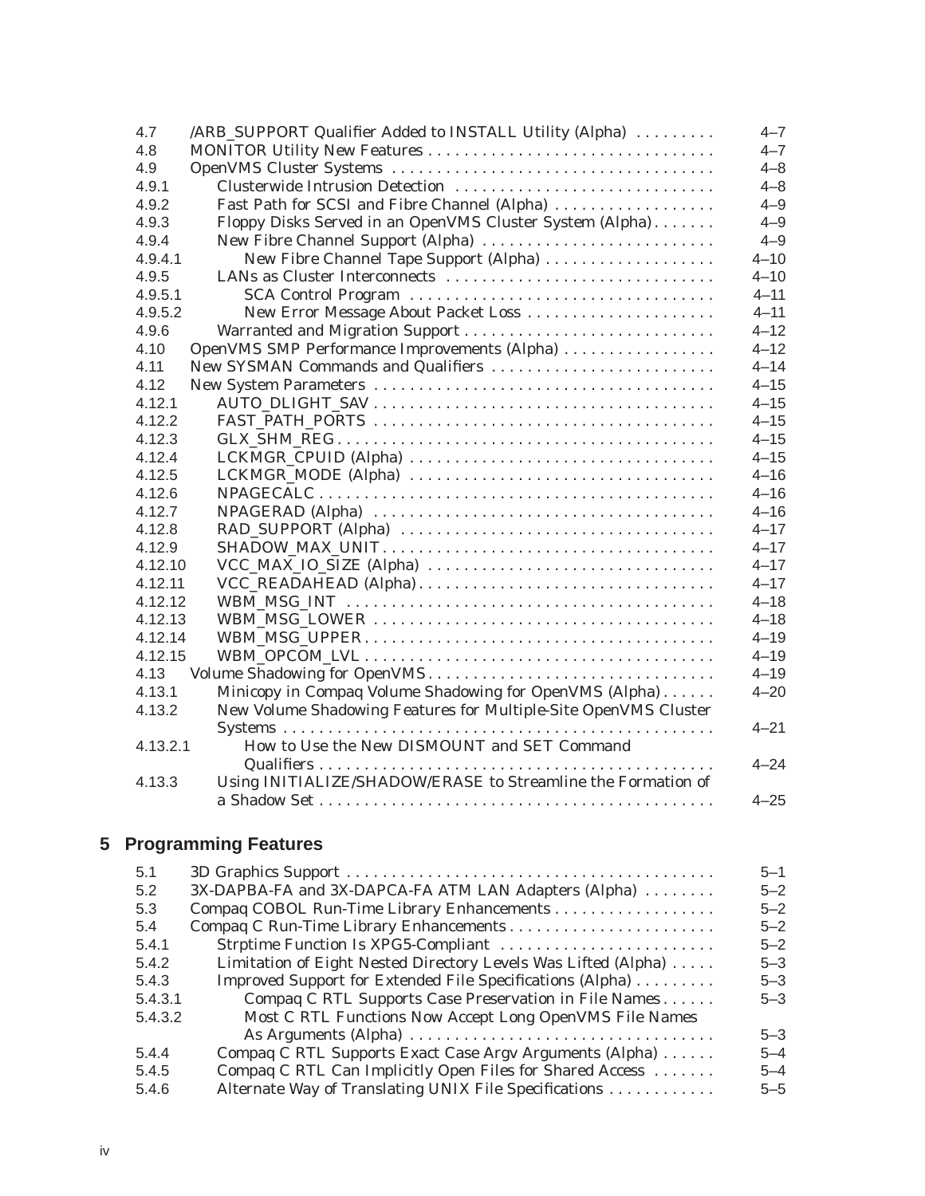| | | |
|---|---|---|
| 4.7 | /ARB_SUPPORT Qualifier Added to INSTALL Utility (Alpha) | 4–7 |
| 4.8 | MONITOR Utility New Features | 4–7 |
| 4.9 | OpenVMS Cluster Systems | 4–8 |
| 4.9.1 | Clusterwide Intrusion Detection | 4–8 |
| 4.9.2 | Fast Path for SCSI and Fibre Channel (Alpha) | 4–9 |
| 4.9.3 | Floppy Disks Served in an OpenVMS Cluster System (Alpha) | 4–9 |
| 4.9.4 | New Fibre Channel Support (Alpha) | 4–9 |
| 4.9.4.1 | New Fibre Channel Tape Support (Alpha) | 4–10 |
| 4.9.5 | LANs as Cluster Interconnects | 4–10 |
| 4.9.5.1 | SCA Control Program | 4–11 |
| 4.9.5.2 | New Error Message About Packet Loss | 4–11 |
| 4.9.6 | Warranted and Migration Support | 4–12 |
| 4.10 | OpenVMS SMP Performance Improvements (Alpha) | 4–12 |
| 4.11 | New SYSMAN Commands and Qualifiers | 4–14 |
| 4.12 | New System Parameters | 4–15 |
| 4.12.1 | AUTO_DLIGHT_SAV | 4–15 |
| 4.12.2 | FAST_PATH_PORTS | 4–15 |
| 4.12.3 | GLX_SHM_REG | 4–15 |
| 4.12.4 | LCKMGR_CPUID (Alpha) | 4–15 |
| 4.12.5 | LCKMGR_MODE (Alpha) | 4–16 |
| 4.12.6 | NPAGECALC | 4–16 |
| 4.12.7 | NPAGERAD (Alpha) | 4–16 |
| 4.12.8 | RAD_SUPPORT (Alpha) | 4–17 |
| 4.12.9 | SHADOW_MAX_UNIT | 4–17 |
| 4.12.10 | VCC_MAX_IO_SIZE (Alpha) | 4–17 |
| 4.12.11 | VCC_READAHEAD (Alpha) | 4–17 |
| 4.12.12 | WBM_MSG_INT | 4–18 |
| 4.12.13 | WBM_MSG_LOWER | 4–18 |
| 4.12.14 | WBM_MSG_UPPER | 4–19 |
| 4.12.15 | WBM_OPCOM_LVL | 4–19 |
| 4.13 | Volume Shadowing for OpenVMS | 4–19 |
| 4.13.1 | Minicopy in Compaq Volume Shadowing for OpenVMS (Alpha) | 4–20 |
| 4.13.2 | New Volume Shadowing Features for Multiple-Site OpenVMS Cluster Systems | 4–21 |
| 4.13.2.1 | How to Use the New DISMOUNT and SET Command Qualifiers | 4–24 |
| 4.13.3 | Using INITIALIZE/SHADOW/ERASE to Streamline the Formation of a Shadow Set | 4–25 |

## 5 Programming Features

| | | |
|---|---|---|
| 5.1 | 3D Graphics Support | 5–1 |
| 5.2 | 3X-DAPBA-FA and 3X-DAPCA-FA ATM LAN Adapters (Alpha) | 5–2 |
| 5.3 | Compaq COBOL Run-Time Library Enhancements | 5–2 |
| 5.4 | Compaq C Run-Time Library Enhancements | 5–2 |
| 5.4.1 | Strptime Function Is XPG5-Compliant | 5–2 |
| 5.4.2 | Limitation of Eight Nested Directory Levels Was Lifted (Alpha) | 5–3 |
| 5.4.3 | Improved Support for Extended File Specifications (Alpha) | 5–3 |
| 5.4.3.1 | Compaq C RTL Supports Case Preservation in File Names | 5–3 |
| 5.4.3.2 | Most C RTL Functions Now Accept Long OpenVMS File Names As Arguments (Alpha) | 5–3 |
| 5.4.4 | Compaq C RTL Supports Exact Case Argv Arguments (Alpha) | 5–4 |
| 5.4.5 | Compaq C RTL Can Implicitly Open Files for Shared Access | 5–4 |
| 5.4.6 | Alternate Way of Translating UNIX File Specifications | 5–5 |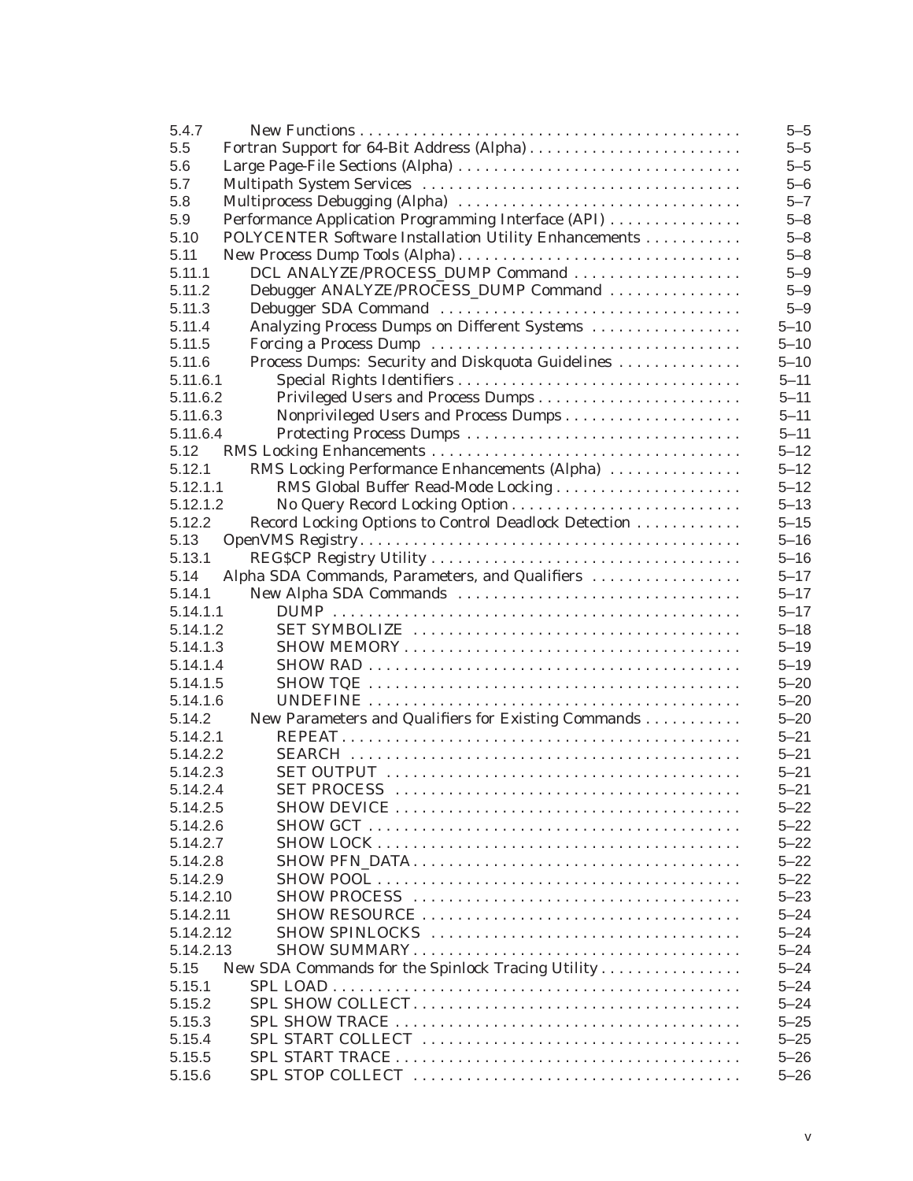| | | |
|---|---|---|
| 5.4.7 | New Functions | 5–5 |
| 5.5 | Fortran Support for 64-Bit Address (Alpha) | 5–5 |
| 5.6 | Large Page-File Sections (Alpha) | 5–5 |
| 5.7 | Multipath System Services | 5–6 |
| 5.8 | Multiprocess Debugging (Alpha) | 5–7 |
| 5.9 | Performance Application Programming Interface (API) | 5–8 |
| 5.10 | POLYCENTER Software Installation Utility Enhancements | 5–8 |
| 5.11 | New Process Dump Tools (Alpha) | 5–8 |
| 5.11.1 | DCL ANALYZE/PROCESS_DUMP Command | 5–9 |
| 5.11.2 | Debugger ANALYZE/PROCESS_DUMP Command | 5–9 |
| 5.11.3 | Debugger SDA Command | 5–9 |
| 5.11.4 | Analyzing Process Dumps on Different Systems | 5–10 |
| 5.11.5 | Forcing a Process Dump | 5–10 |
| 5.11.6 | Process Dumps: Security and Diskquota Guidelines | 5–10 |
| 5.11.6.1 | Special Rights Identifiers | 5–11 |
| 5.11.6.2 | Privileged Users and Process Dumps | 5–11 |
| 5.11.6.3 | Nonprivileged Users and Process Dumps | 5–11 |
| 5.11.6.4 | Protecting Process Dumps | 5–11 |
| 5.12 | RMS Locking Enhancements | 5–12 |
| 5.12.1 | RMS Locking Performance Enhancements (Alpha) | 5–12 |
| 5.12.1.1 | RMS Global Buffer Read-Mode Locking | 5–12 |
| 5.12.1.2 | No Query Record Locking Option | 5–13 |
| 5.12.2 | Record Locking Options to Control Deadlock Detection | 5–15 |
| 5.13 | OpenVMS Registry | 5–16 |
| 5.13.1 | REG$CP Registry Utility | 5–16 |
| 5.14 | Alpha SDA Commands, Parameters, and Qualifiers | 5–17 |
| 5.14.1 | New Alpha SDA Commands | 5–17 |
| 5.14.1.1 | DUMP | 5–17 |
| 5.14.1.2 | SET SYMBOLIZE | 5–18 |
| 5.14.1.3 | SHOW MEMORY | 5–19 |
| 5.14.1.4 | SHOW RAD | 5–19 |
| 5.14.1.5 | SHOW TQE | 5–20 |
| 5.14.1.6 | UNDEFINE | 5–20 |
| 5.14.2 | New Parameters and Qualifiers for Existing Commands | 5–20 |
| 5.14.2.1 | REPEAT | 5–21 |
| 5.14.2.2 | SEARCH | 5–21 |
| 5.14.2.3 | SET OUTPUT | 5–21 |
| 5.14.2.4 | SET PROCESS | 5–21 |
| 5.14.2.5 | SHOW DEVICE | 5–22 |
| 5.14.2.6 | SHOW GCT | 5–22 |
| 5.14.2.7 | SHOW LOCK | 5–22 |
| 5.14.2.8 | SHOW PFN_DATA | 5–22 |
| 5.14.2.9 | SHOW POOL | 5–22 |
| 5.14.2.10 | SHOW PROCESS | 5–23 |
| 5.14.2.11 | SHOW RESOURCE | 5–24 |
| 5.14.2.12 | SHOW SPINLOCKS | 5–24 |
| 5.14.2.13 | SHOW SUMMARY | 5–24 |
| 5.15 | New SDA Commands for the Spinlock Tracing Utility | 5–24 |
| 5.15.1 | SPL LOAD | 5–24 |
| 5.15.2 | SPL SHOW COLLECT | 5–24 |
| 5.15.3 | SPL SHOW TRACE | 5–25 |
| 5.15.4 | SPL START COLLECT | 5–25 |
| 5.15.5 | SPL START TRACE | 5–26 |
| 5.15.6 | SPL STOP COLLECT | 5–26 |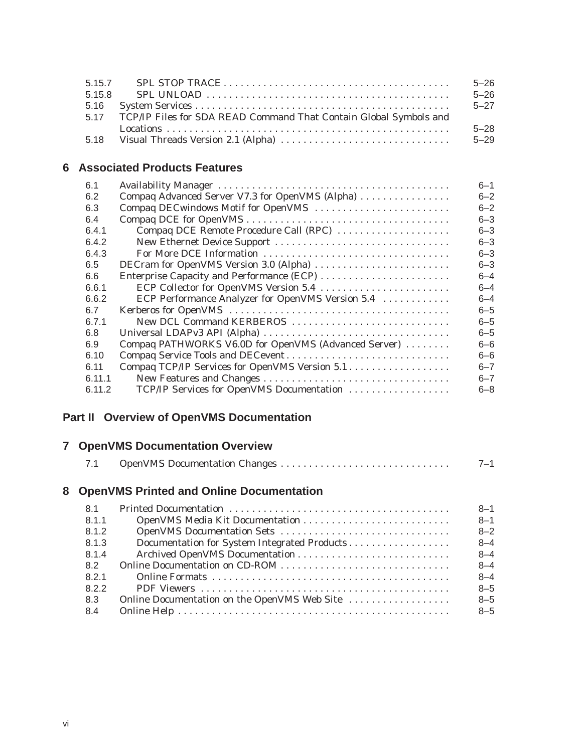| | | |
|---|---|---|
| 5.15.7 | SPL STOP TRACE | 5–26 |
| 5.15.8 | SPL UNLOAD | 5–26 |
| 5.16 | System Services | 5–27 |
| 5.17 | TCP/IP Files for SDA READ Command That Contain Global Symbols and Locations | 5–28 |
| 5.18 | Visual Threads Version 2.1 (Alpha) | 5–29 |

## 6 Associated Products Features

| | | |
|---|---|---|
| 6.1 | Availability Manager | 6–1 |
| 6.2 | Compaq Advanced Server V7.3 for OpenVMS (Alpha) | 6–2 |
| 6.3 | Compaq DECwindows Motif for OpenVMS | 6–2 |
| 6.4 | Compaq DCE for OpenVMS | 6–3 |
| 6.4.1 | Compaq DCE Remote Procedure Call (RPC) | 6–3 |
| 6.4.2 | New Ethernet Device Support | 6–3 |
| 6.4.3 | For More DCE Information | 6–3 |
| 6.5 | DECram for OpenVMS Version 3.0 (Alpha) | 6–3 |
| 6.6 | Enterprise Capacity and Performance (ECP) | 6–4 |
| 6.6.1 | ECP Collector for OpenVMS Version 5.4 | 6–4 |
| 6.6.2 | ECP Performance Analyzer for OpenVMS Version 5.4 | 6–4 |
| 6.7 | Kerberos for OpenVMS | 6–5 |
| 6.7.1 | New DCL Command KERBEROS | 6–5 |
| 6.8 | Universal LDAPv3 API (Alpha) | 6–5 |
| 6.9 | Compaq PATHWORKS V6.0D for OpenVMS (Advanced Server) | 6–6 |
| 6.10 | Compaq Service Tools and DECevent | 6–6 |
| 6.11 | Compaq TCP/IP Services for OpenVMS Version 5.1 | 6–7 |
| 6.11.1 | New Features and Changes | 6–7 |
| 6.11.2 | TCP/IP Services for OpenVMS Documentation | 6–8 |

# Part II Overview of OpenVMS Documentation

## 7 OpenVMS Documentation Overview

| | | |
|---|---|---|
| 7.1 | OpenVMS Documentation Changes | 7–1 |

## 8 OpenVMS Printed and Online Documentation

| | | |
|---|---|---|
| 8.1 | Printed Documentation | 8–1 |
| 8.1.1 | OpenVMS Media Kit Documentation | 8–1 |
| 8.1.2 | OpenVMS Documentation Sets | 8–2 |
| 8.1.3 | Documentation for System Integrated Products | 8–4 |
| 8.1.4 | Archived OpenVMS Documentation | 8–4 |
| 8.2 | Online Documentation on CD-ROM | 8–4 |
| 8.2.1 | Online Formats | 8–4 |
| 8.2.2 | PDF Viewers | 8–5 |
| 8.3 | Online Documentation on the OpenVMS Web Site | 8–5 |
| 8.4 | Online Help | 8–5 |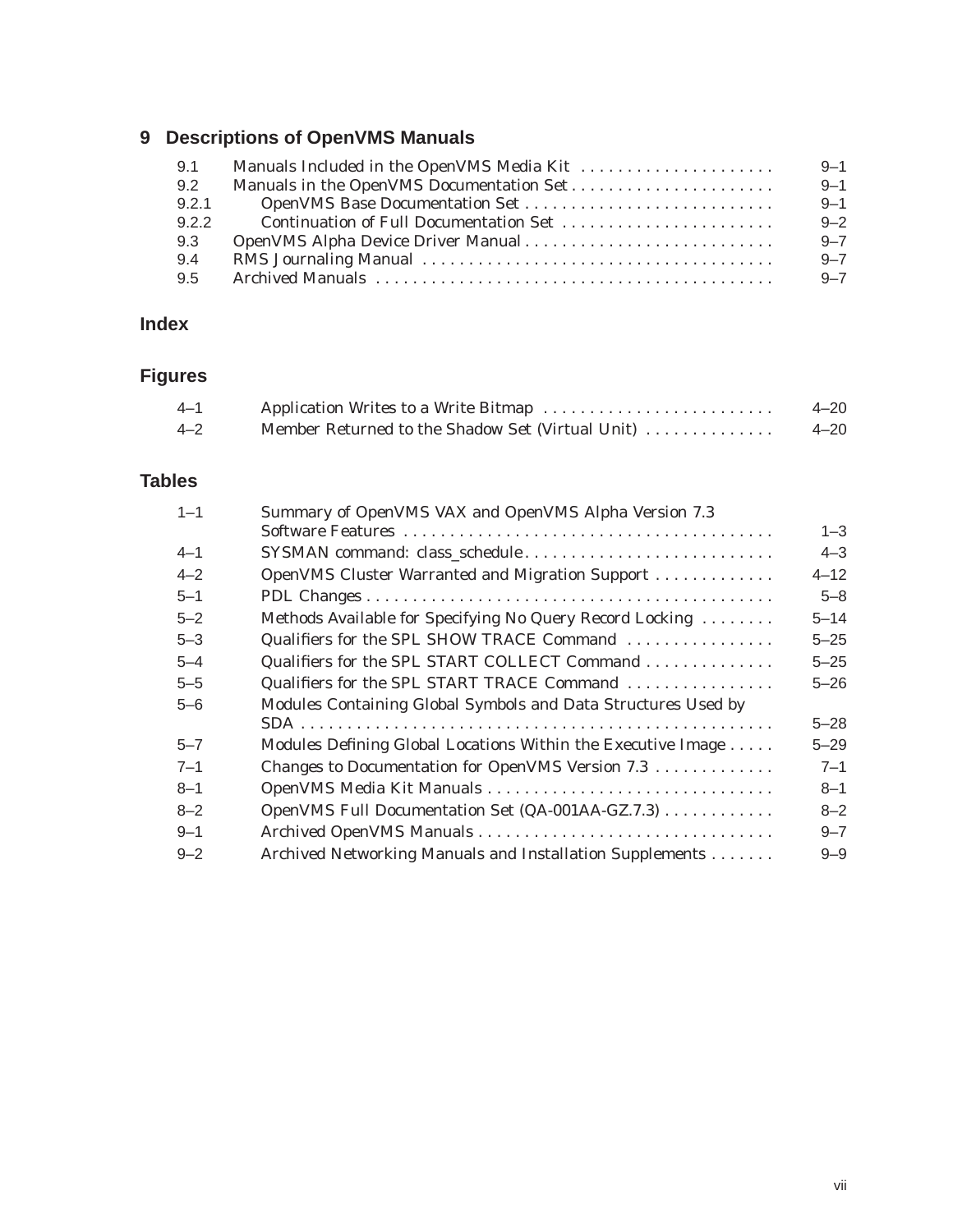## 9 Descriptions of OpenVMS Manuals

| | | |
|---|---|---|
| 9.1 | Manuals Included in the OpenVMS Media Kit | 9–1 |
| 9.2 | Manuals in the OpenVMS Documentation Set | 9–1 |
| 9.2.1 | OpenVMS Base Documentation Set | 9–1 |
| 9.2.2 | Continuation of Full Documentation Set | 9–2 |
| 9.3 | OpenVMS Alpha Device Driver Manual | 9–7 |
| 9.4 | RMS Journaling Manual | 9–7 |
| 9.5 | Archived Manuals | 9–7 |

## Index

## Figures

| | | |
|---|---|---|
| 4–1 | Application Writes to a Write Bitmap | 4–20 |
| 4–2 | Member Returned to the Shadow Set (Virtual Unit) | 4–20 |

## Tables

| | | |
|---|---|---|
| 1–1 | Summary of OpenVMS VAX and OpenVMS Alpha Version 7.3 Software Features | 1–3 |
| 4–1 | SYSMAN command: class_schedule | 4–3 |
| 4–2 | OpenVMS Cluster Warranted and Migration Support | 4–12 |
| 5–1 | PDL Changes | 5–8 |
| 5–2 | Methods Available for Specifying No Query Record Locking | 5–14 |
| 5–3 | Qualifiers for the SPL SHOW TRACE Command | 5–25 |
| 5–4 | Qualifiers for the SPL START COLLECT Command | 5–25 |
| 5–5 | Qualifiers for the SPL START TRACE Command | 5–26 |
| 5–6 | Modules Containing Global Symbols and Data Structures Used by SDA | 5–28 |
| 5–7 | Modules Defining Global Locations Within the Executive Image | 5–29 |
| 7–1 | Changes to Documentation for OpenVMS Version 7.3 | 7–1 |
| 8–1 | OpenVMS Media Kit Manuals | 8–1 |
| 8–2 | OpenVMS Full Documentation Set (QA-001AA-GZ.7.3) | 8–2 |
| 9–1 | Archived OpenVMS Manuals | 9–7 |
| 9–2 | Archived Networking Manuals and Installation Supplements | 9–9 |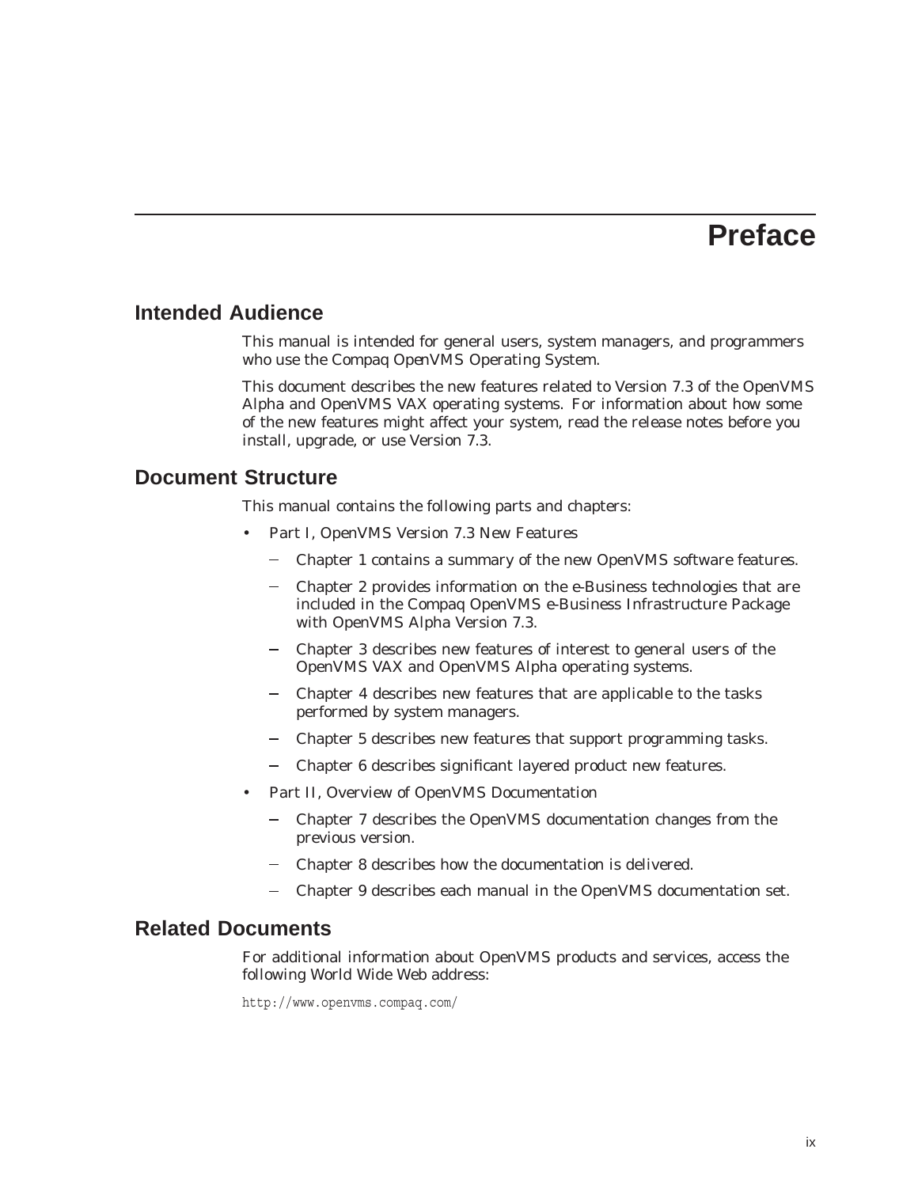# Preface

## Intended Audience

This manual is intended for general users, system managers, and programmers who use the Compaq OpenVMS Operating System.

This document describes the new features related to Version 7.3 of the OpenVMS Alpha and OpenVMS VAX operating systems. For information about how some of the new features might affect your system, read the release notes before you install, upgrade, or use Version 7.3.

## Document Structure

This manual contains the following parts and chapters:

- Part I, OpenVMS Version 7.3 New Features
  - Chapter 1 contains a summary of the new OpenVMS software features.
  - Chapter 2 provides information on the e-Business technologies that are included in the Compaq OpenVMS e-Business Infrastructure Package with OpenVMS Alpha Version 7.3.
  - Chapter 3 describes new features of interest to general users of the OpenVMS VAX and OpenVMS Alpha operating systems.
  - Chapter 4 describes new features that are applicable to the tasks performed by system managers.
  - Chapter 5 describes new features that support programming tasks.
  - Chapter 6 describes significant layered product new features.
- Part II, Overview of OpenVMS Documentation
  - Chapter 7 describes the OpenVMS documentation changes from the previous version.
  - Chapter 8 describes how the documentation is delivered.
  - Chapter 9 describes each manual in the OpenVMS documentation set.

## Related Documents

For additional information about OpenVMS products and services, access the following World Wide Web address:

```
http://www.openvms.compaq.com/
```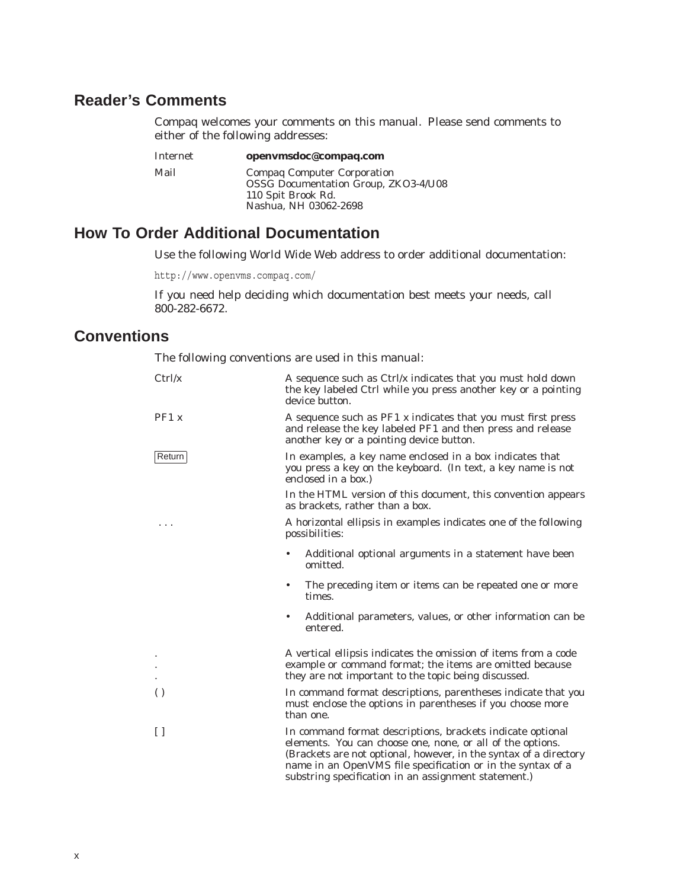## Reader's Comments

Compaq welcomes your comments on this manual. Please send comments to either of the following addresses:

| | |
|---|---|
| Internet | **openvmsdoc@compaq.com** |
| Mail | Compaq Computer Corporation<br>OSSG Documentation Group, ZKO3-4/U08<br>110 Spit Brook Rd.<br>Nashua, NH 03062-2698 |

## How To Order Additional Documentation

Use the following World Wide Web address to order additional documentation:

http://www.openvms.compaq.com/

If you need help deciding which documentation best meets your needs, call 800-282-6672.

## Conventions

The following conventions are used in this manual:

| | |
|---|---|
| Ctrl/x | A sequence such as Ctrl/x indicates that you must hold down the key labeled Ctrl while you press another key or a pointing device button. |
| PF1 x | A sequence such as PF1 x indicates that you must first press and release the key labeled PF1 and then press and release another key or a pointing device button. |
| Return | In examples, a key name enclosed in a box indicates that you press a key on the keyboard. (In text, a key name is not enclosed in a box.)<br><br>In the HTML version of this document, this convention appears as brackets, rather than a box. |
| . . . | A horizontal ellipsis in examples indicates one of the following possibilities:<br>• Additional optional arguments in a statement have been omitted.<br>• The preceding item or items can be repeated one or more times.<br>• Additional parameters, values, or other information can be entered. |
| .<br>.<br>. | A vertical ellipsis indicates the omission of items from a code example or command format; the items are omitted because they are not important to the topic being discussed. |
| ( ) | In command format descriptions, parentheses indicate that you must enclose the options in parentheses if you choose more than one. |
| [ ] | In command format descriptions, brackets indicate optional elements. You can choose one, none, or all of the options. (Brackets are not optional, however, in the syntax of a directory name in an OpenVMS file specification or in the syntax of a substring specification in an assignment statement.) |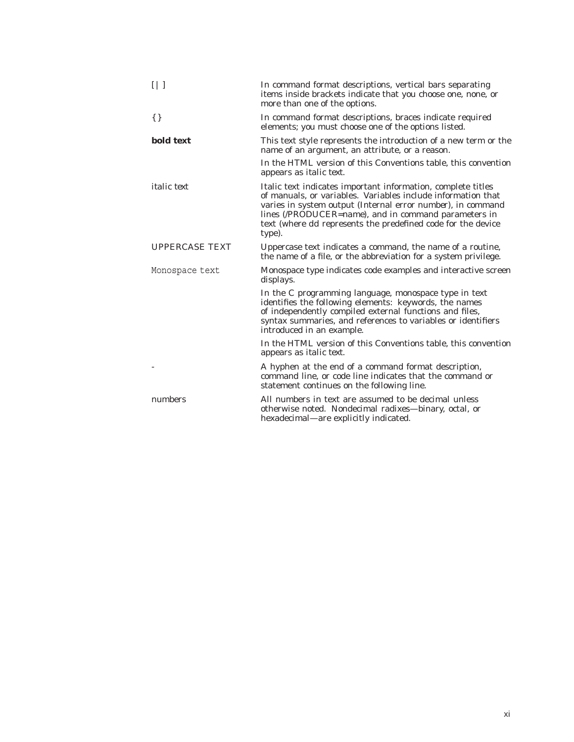| | |
|---|---|
| [ \| ] | In command format descriptions, vertical bars separating items inside brackets indicate that you choose one, none, or more than one of the options. |
| { } | In command format descriptions, braces indicate required elements; you must choose one of the options listed. |
| **bold text** | This text style represents the introduction of a new term or the name of an argument, an attribute, or a reason.<br><br>In the HTML version of this Conventions table, this convention appears as italic text. |
| *italic text* | Italic text indicates important information, complete titles of manuals, or variables. Variables include information that varies in system output (*Internal error number*), in command lines (/PRODUCER=*name*), and in command parameters in text (where *dd* represents the predefined code for the device type). |
| UPPERCASE TEXT | Uppercase text indicates a command, the name of a routine, the name of a file, or the abbreviation for a system privilege. |
| `Monospace text` | Monospace type indicates code examples and interactive screen displays.<br><br>In the C programming language, monospace type in text identifies the following elements: keywords, the names of independently compiled external functions and files, syntax summaries, and references to variables or identifiers introduced in an example.<br><br>In the HTML version of this Conventions table, this convention appears as italic text. |
| - | A hyphen at the end of a command format description, command line, or code line indicates that the command or statement continues on the following line. |
| numbers | All numbers in text are assumed to be decimal unless otherwise noted. Nondecimal radixes—binary, octal, or hexadecimal—are explicitly indicated. |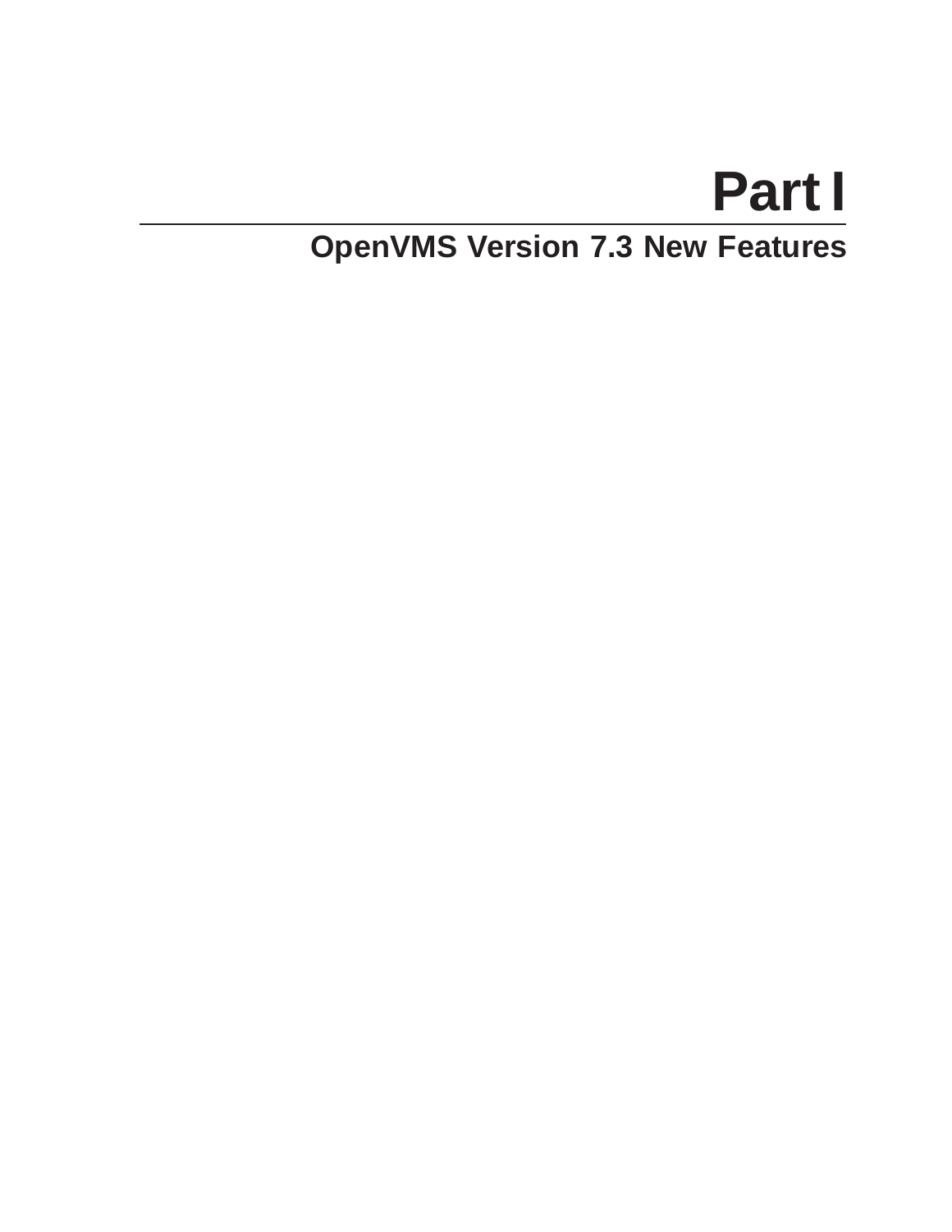# Part I

## OpenVMS Version 7.3 New Features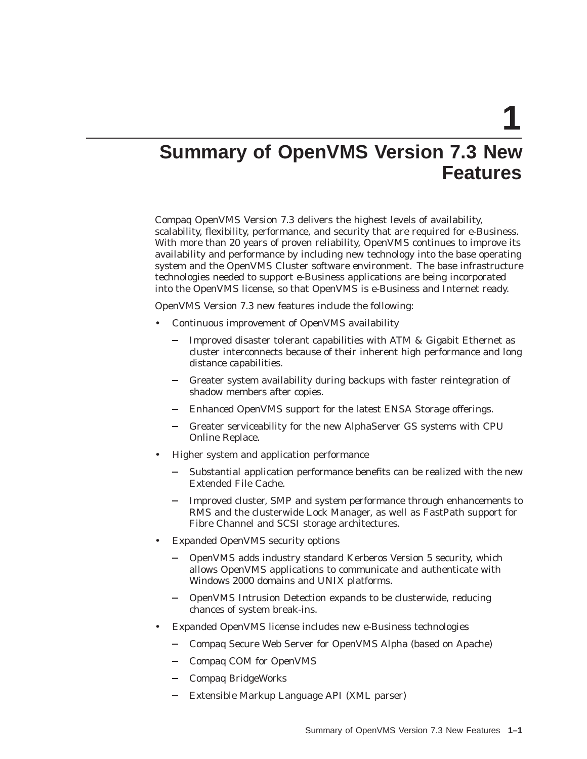# 1 Summary of OpenVMS Version 7.3 New Features

Compaq OpenVMS Version 7.3 delivers the highest levels of availability, scalability, flexibility, performance, and security that are required for e-Business. With more than 20 years of proven reliability, OpenVMS continues to improve its availability and performance by including new technology into the base operating system and the OpenVMS Cluster software environment. The base infrastructure technologies needed to support e-Business applications are being incorporated into the OpenVMS license, so that OpenVMS is e-Business and Internet ready.

OpenVMS Version 7.3 new features include the following:

- Continuous improvement of OpenVMS availability
  - Improved disaster tolerant capabilities with ATM & Gigabit Ethernet as cluster interconnects because of their inherent high performance and long distance capabilities.
  - Greater system availability during backups with faster reintegration of shadow members after copies.
  - Enhanced OpenVMS support for the latest ENSA Storage offerings.
  - Greater serviceability for the new AlphaServer GS systems with CPU Online Replace.
- Higher system and application performance
  - Substantial application performance benefits can be realized with the new Extended File Cache.
  - Improved cluster, SMP and system performance through enhancements to RMS and the clusterwide Lock Manager, as well as FastPath support for Fibre Channel and SCSI storage architectures.
- Expanded OpenVMS security options
  - OpenVMS adds industry standard Kerberos Version 5 security, which allows OpenVMS applications to communicate and authenticate with Windows 2000 domains and UNIX platforms.
  - OpenVMS Intrusion Detection expands to be clusterwide, reducing chances of system break-ins.
- Expanded OpenVMS license includes new e-Business technologies
  - Compaq Secure Web Server for OpenVMS Alpha (based on Apache)
  - Compaq COM for OpenVMS
  - Compaq BridgeWorks
  - Extensible Markup Language API (XML parser)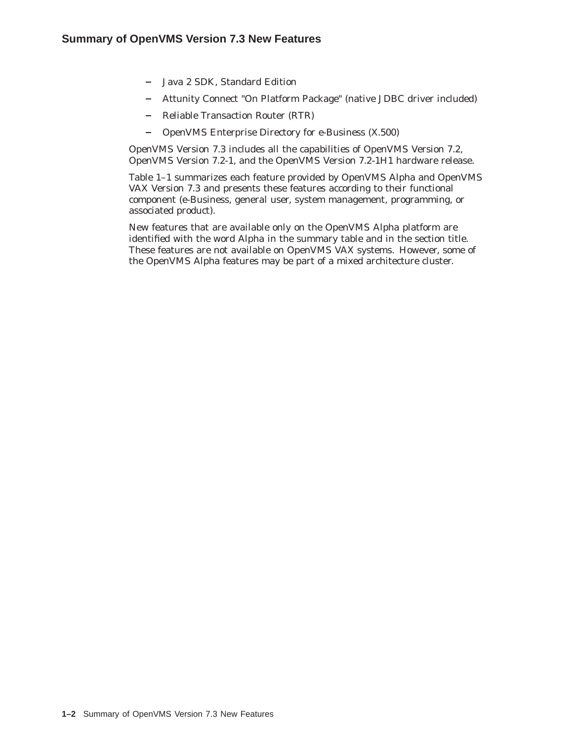- Java 2 SDK, Standard Edition
- Attunity Connect "On Platform Package" (native JDBC driver included)
- Reliable Transaction Router (RTR)
- OpenVMS Enterprise Directory for e-Business (X.500)

OpenVMS Version 7.3 includes all the capabilities of OpenVMS Version 7.2, OpenVMS Version 7.2-1, and the OpenVMS Version 7.2-1H1 hardware release.

Table 1–1 summarizes each feature provided by OpenVMS Alpha and OpenVMS VAX Version 7.3 and presents these features according to their functional component (e-Business, general user, system management, programming, or associated product).

New features that are available only on the OpenVMS Alpha platform are identified with the word Alpha in the summary table and in the section title. These features are not available on OpenVMS VAX systems. However, some of the OpenVMS Alpha features may be part of a mixed architecture cluster.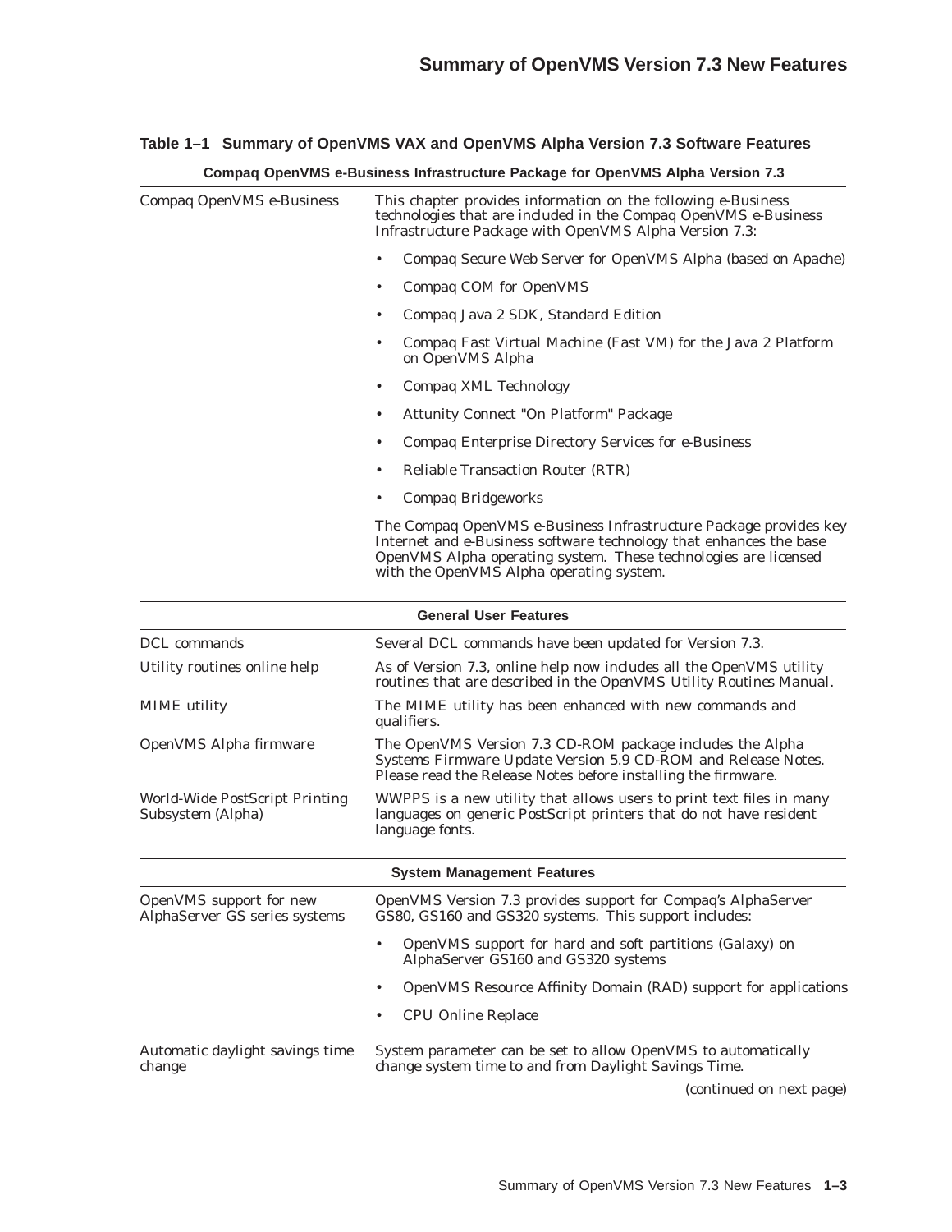**Table 1–1 Summary of OpenVMS VAX and OpenVMS Alpha Version 7.3 Software Features**

| | |
|---|---|
| **Compaq OpenVMS e-Business Infrastructure Package for OpenVMS Alpha Version 7.3** | |
| Compaq OpenVMS e-Business | This chapter provides information on the following e-Business technologies that are included in the Compaq OpenVMS e-Business Infrastructure Package with OpenVMS Alpha Version 7.3:<br>• Compaq Secure Web Server for OpenVMS Alpha (based on Apache)<br>• Compaq COM for OpenVMS<br>• Compaq Java 2 SDK, Standard Edition<br>• Compaq Fast Virtual Machine (Fast VM) for the Java 2 Platform on OpenVMS Alpha<br>• Compaq XML Technology<br>• Attunity Connect "On Platform" Package<br>• Compaq Enterprise Directory Services for e-Business<br>• Reliable Transaction Router (RTR)<br>• Compaq Bridgeworks<br>The Compaq OpenVMS e-Business Infrastructure Package provides key Internet and e-Business software technology that enhances the base OpenVMS Alpha operating system. These technologies are licensed with the OpenVMS Alpha operating system. |
| **General User Features** | |
| DCL commands | Several DCL commands have been updated for Version 7.3. |
| Utility routines online help | As of Version 7.3, online help now includes all the OpenVMS utility routines that are described in the *OpenVMS Utility Routines Manual*. |
| MIME utility | The MIME utility has been enhanced with new commands and qualifiers. |
| OpenVMS Alpha firmware | The OpenVMS Version 7.3 CD-ROM package includes the Alpha Systems Firmware Update Version 5.9 CD-ROM and Release Notes. Please read the Release Notes before installing the firmware. |
| World-Wide PostScript Printing Subsystem (Alpha) | WWPPS is a new utility that allows users to print text files in many languages on generic PostScript printers that do not have resident language fonts. |
| **System Management Features** | |
| OpenVMS support for new AlphaServer GS series systems | OpenVMS Version 7.3 provides support for Compaq's AlphaServer GS80, GS160 and GS320 systems. This support includes:<br>• OpenVMS support for hard and soft partitions (Galaxy) on AlphaServer GS160 and GS320 systems<br>• OpenVMS Resource Affinity Domain (RAD) support for applications<br>• CPU Online Replace |
| Automatic daylight savings time change | System parameter can be set to allow OpenVMS to automatically change system time to and from Daylight Savings Time. |

(continued on next page)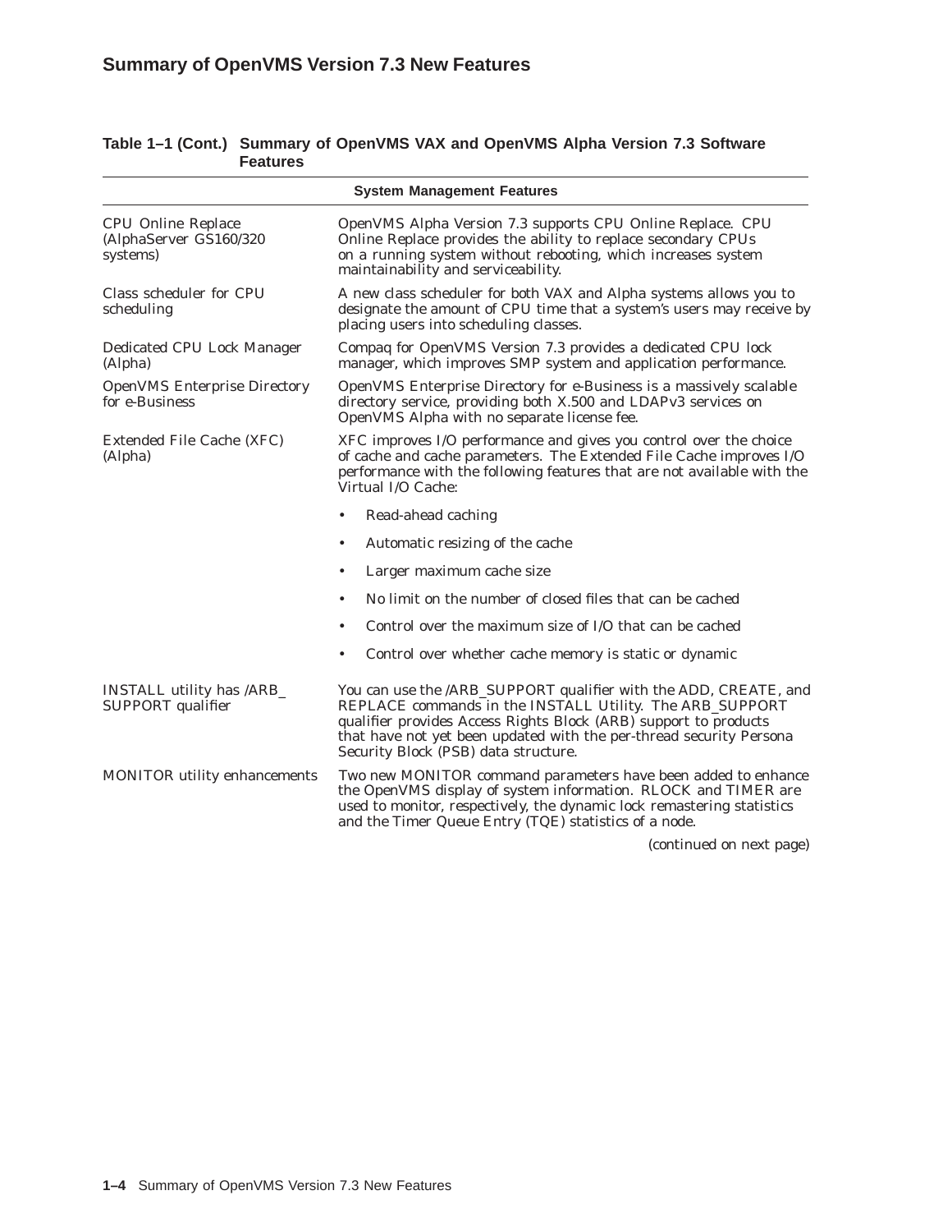**Table 1–1 (Cont.) Summary of OpenVMS VAX and OpenVMS Alpha Version 7.3 Software Features**

| System Management Features | |
|---|---|
| CPU Online Replace (AlphaServer GS160/320 systems) | OpenVMS Alpha Version 7.3 supports CPU Online Replace. CPU Online Replace provides the ability to replace secondary CPUs on a running system without rebooting, which increases system maintainability and serviceability. |
| Class scheduler for CPU scheduling | A new class scheduler for both VAX and Alpha systems allows you to designate the amount of CPU time that a system's users may receive by placing users into scheduling classes. |
| Dedicated CPU Lock Manager (Alpha) | Compaq for OpenVMS Version 7.3 provides a dedicated CPU lock manager, which improves SMP system and application performance. |
| OpenVMS Enterprise Directory for e-Business | OpenVMS Enterprise Directory for e-Business is a massively scalable directory service, providing both X.500 and LDAPv3 services on OpenVMS Alpha with no separate license fee. |
| Extended File Cache (XFC) (Alpha) | XFC improves I/O performance and gives you control over the choice of cache and cache parameters. The Extended File Cache improves I/O performance with the following features that are not available with the Virtual I/O Cache:<br>• Read-ahead caching<br>• Automatic resizing of the cache<br>• Larger maximum cache size<br>• No limit on the number of closed files that can be cached<br>• Control over the maximum size of I/O that can be cached<br>• Control over whether cache memory is static or dynamic |
| INSTALL utility has /ARB_SUPPORT qualifier | You can use the /ARB_SUPPORT qualifier with the ADD, CREATE, and REPLACE commands in the INSTALL Utility. The ARB_SUPPORT qualifier provides Access Rights Block (ARB) support to products that have not yet been updated with the per-thread security Persona Security Block (PSB) data structure. |
| MONITOR utility enhancements | Two new MONITOR command parameters have been added to enhance the OpenVMS display of system information. RLOCK and TIMER are used to monitor, respectively, the dynamic lock remastering statistics and the Timer Queue Entry (TQE) statistics of a node. |

*(continued on next page)*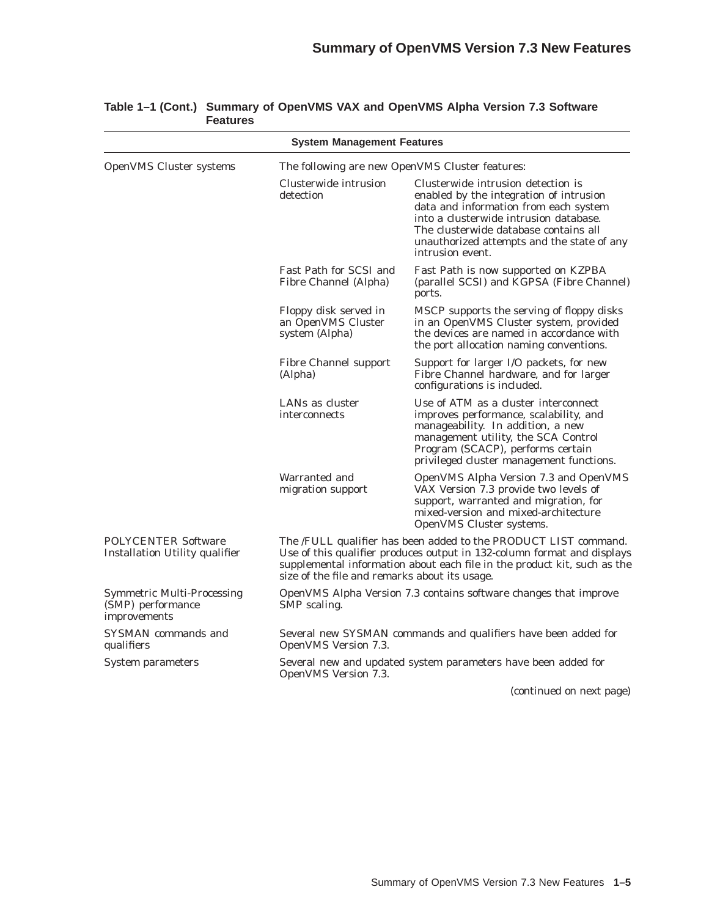**Table 1–1 (Cont.) Summary of OpenVMS VAX and OpenVMS Alpha Version 7.3 Software Features**

| System Management Features | | |
|---|---|---|
| OpenVMS Cluster systems | The following are new OpenVMS Cluster features: | |
| | Clusterwide intrusion detection | Clusterwide intrusion detection is enabled by the integration of intrusion data and information from each system into a clusterwide intrusion database. The clusterwide database contains all unauthorized attempts and the state of any intrusion event. |
| | Fast Path for SCSI and Fibre Channel (Alpha) | Fast Path is now supported on KZPBA (parallel SCSI) and KGPSA (Fibre Channel) ports. |
| | Floppy disk served in an OpenVMS Cluster system (Alpha) | MSCP supports the serving of floppy disks in an OpenVMS Cluster system, provided the devices are named in accordance with the port allocation naming conventions. |
| | Fibre Channel support (Alpha) | Support for larger I/O packets, for new Fibre Channel hardware, and for larger configurations is included. |
| | LANs as cluster interconnects | Use of ATM as a cluster interconnect improves performance, scalability, and manageability. In addition, a new management utility, the SCA Control Program (SCACP), performs certain privileged cluster management functions. |
| | Warranted and migration support | OpenVMS Alpha Version 7.3 and OpenVMS VAX Version 7.3 provide two levels of support, warranted and migration, for mixed-version and mixed-architecture OpenVMS Cluster systems. |
| POLYCENTER Software Installation Utility qualifier | The /FULL qualifier has been added to the PRODUCT LIST command. Use of this qualifier produces output in 132-column format and displays supplemental information about each file in the product kit, such as the size of the file and remarks about its usage. | |
| Symmetric Multi-Processing (SMP) performance improvements | OpenVMS Alpha Version 7.3 contains software changes that improve SMP scaling. | |
| SYSMAN commands and qualifiers | Several new SYSMAN commands and qualifiers have been added for OpenVMS Version 7.3. | |
| System parameters | Several new and updated system parameters have been added for OpenVMS Version 7.3. | |

*(continued on next page)*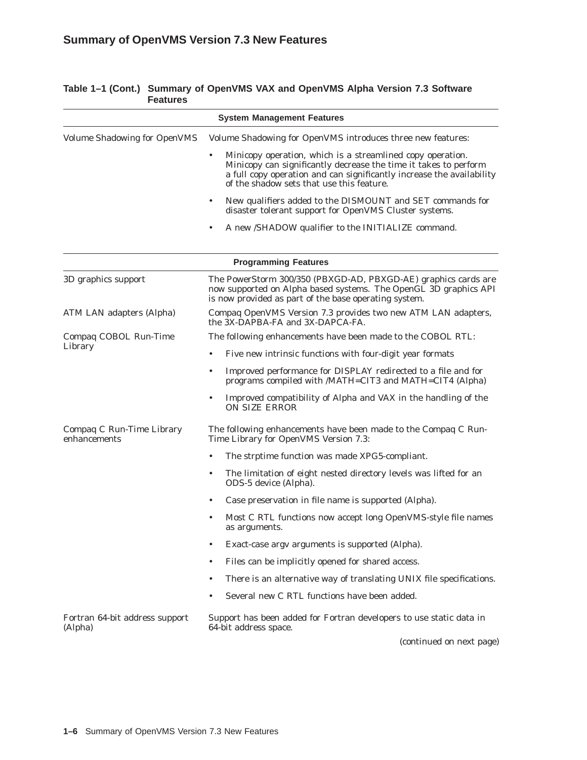**Table 1–1 (Cont.) Summary of OpenVMS VAX and OpenVMS Alpha Version 7.3 Software Features**

| | |
|---|---|
| **System Management Features** | |
| Volume Shadowing for OpenVMS | Volume Shadowing for OpenVMS introduces three new features:<br>• Minicopy operation, which is a streamlined copy operation. Minicopy can significantly decrease the time it takes to perform a full copy operation and can significantly increase the availability of the shadow sets that use this feature.<br>• New qualifiers added to the DISMOUNT and SET commands for disaster tolerant support for OpenVMS Cluster systems.<br>• A new /SHADOW qualifier to the INITIALIZE command. |
| **Programming Features** | |
| 3D graphics support | The PowerStorm 300/350 (PBXGD-AD, PBXGD-AE) graphics cards are now supported on Alpha based systems. The OpenGL 3D graphics API is now provided as part of the base operating system. |
| ATM LAN adapters (Alpha) | Compaq OpenVMS Version 7.3 provides two new ATM LAN adapters, the 3X-DAPBA-FA and 3X-DAPCA-FA. |
| Compaq COBOL Run-Time Library | The following enhancements have been made to the COBOL RTL:<br>• Five new intrinsic functions with four-digit year formats<br>• Improved performance for DISPLAY redirected to a file and for programs compiled with /MATH=CIT3 and MATH=CIT4 (Alpha)<br>• Improved compatibility of Alpha and VAX in the handling of the ON SIZE ERROR |
| Compaq C Run-Time Library enhancements | The following enhancements have been made to the Compaq C Run-Time Library for OpenVMS Version 7.3:<br>• The strptime function was made XPG5-compliant.<br>• The limitation of eight nested directory levels was lifted for an ODS-5 device (Alpha).<br>• Case preservation in file name is supported (Alpha).<br>• Most C RTL functions now accept long OpenVMS-style file names as arguments.<br>• Exact-case argv arguments is supported (Alpha).<br>• Files can be implicitly opened for shared access.<br>• There is an alternative way of translating UNIX file specifications.<br>• Several new C RTL functions have been added. |
| Fortran 64-bit address support (Alpha) | Support has been added for Fortran developers to use static data in 64-bit address space. |

*(continued on next page)*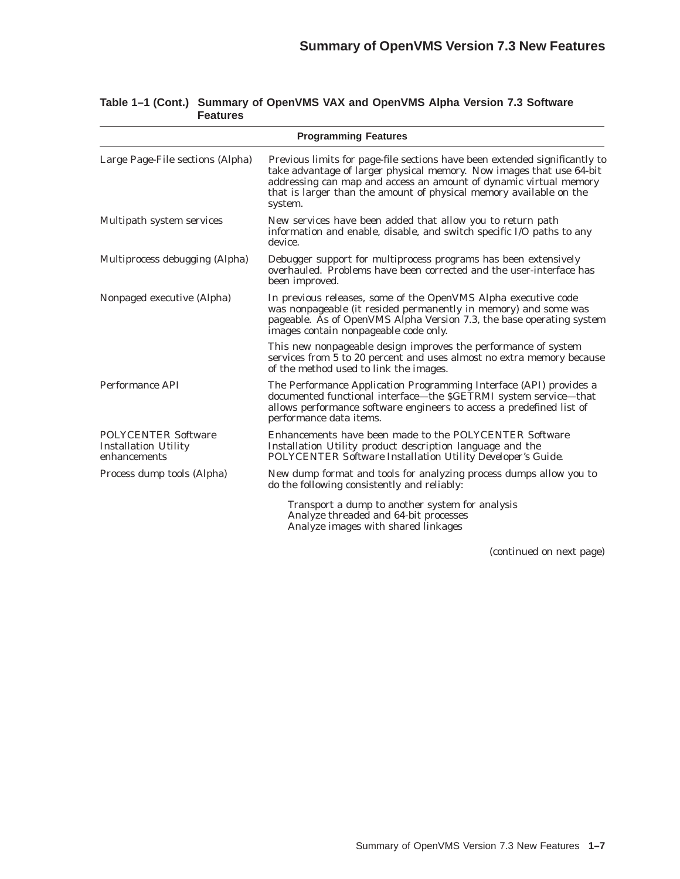**Table 1–1 (Cont.) Summary of OpenVMS VAX and OpenVMS Alpha Version 7.3 Software Features**

| Programming Features | |
|---|---|
| Large Page-File sections (Alpha) | Previous limits for page-file sections have been extended significantly to take advantage of larger physical memory. Now images that use 64-bit addressing can map and access an amount of dynamic virtual memory that is larger than the amount of physical memory available on the system. |
| Multipath system services | New services have been added that allow you to return path information and enable, disable, and switch specific I/O paths to any device. |
| Multiprocess debugging (Alpha) | Debugger support for multiprocess programs has been extensively overhauled. Problems have been corrected and the user-interface has been improved. |
| Nonpaged executive (Alpha) | In previous releases, some of the OpenVMS Alpha executive code was nonpageable (it resided permanently in memory) and some was pageable. As of OpenVMS Alpha Version 7.3, the base operating system images contain nonpageable code only. |
| | This new nonpageable design improves the performance of system services from 5 to 20 percent and uses almost no extra memory because of the method used to link the images. |
| Performance API | The Performance Application Programming Interface (API) provides a documented functional interface—the $GETRMI system service—that allows performance software engineers to access a predefined list of performance data items. |
| POLYCENTER Software Installation Utility enhancements | Enhancements have been made to the POLYCENTER Software Installation Utility product description language and the *POLYCENTER Software Installation Utility Developer's Guide*. |
| Process dump tools (Alpha) | New dump format and tools for analyzing process dumps allow you to do the following consistently and reliably:<br>Transport a dump to another system for analysis<br>Analyze threaded and 64-bit processes<br>Analyze images with shared linkages |

(continued on next page)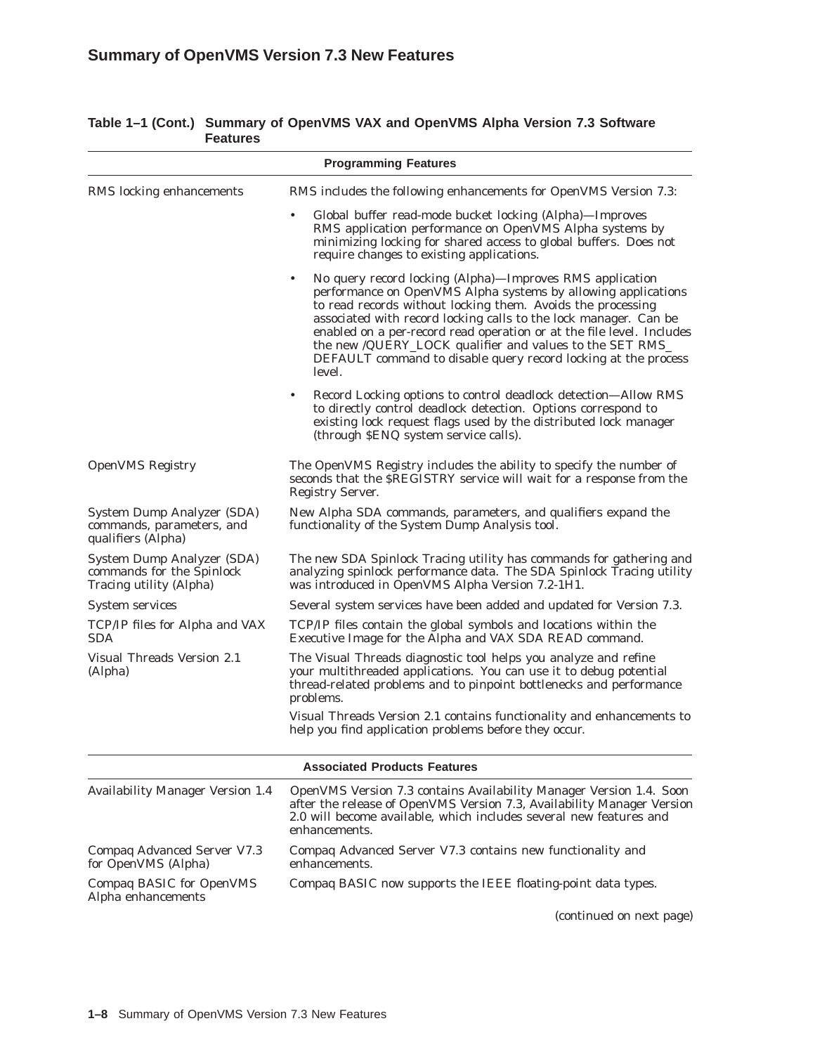**Table 1–1 (Cont.) Summary of OpenVMS VAX and OpenVMS Alpha Version 7.3 Software Features**

| | |
|---|---|
| **Programming Features** | |
| RMS locking enhancements | RMS includes the following enhancements for OpenVMS Version 7.3:<br><br>• Global buffer read-mode bucket locking (Alpha)—Improves RMS application performance on OpenVMS Alpha systems by minimizing locking for shared access to global buffers. Does not require changes to existing applications.<br><br>• No query record locking (Alpha)—Improves RMS application performance on OpenVMS Alpha systems by allowing applications to read records without locking them. Avoids the processing associated with record locking calls to the lock manager. Can be enabled on a per-record read operation or at the file level. Includes the new /QUERY_LOCK qualifier and values to the SET RMS_DEFAULT command to disable query record locking at the process level.<br><br>• Record Locking options to control deadlock detection—Allow RMS to directly control deadlock detection. Options correspond to existing lock request flags used by the distributed lock manager (through $ENQ system service calls). |
| OpenVMS Registry | The OpenVMS Registry includes the ability to specify the number of seconds that the $REGISTRY service will wait for a response from the Registry Server. |
| System Dump Analyzer (SDA) commands, parameters, and qualifiers (Alpha) | New Alpha SDA commands, parameters, and qualifiers expand the functionality of the System Dump Analysis tool. |
| System Dump Analyzer (SDA) commands for the Spinlock Tracing utility (Alpha) | The new SDA Spinlock Tracing utility has commands for gathering and analyzing spinlock performance data. The SDA Spinlock Tracing utility was introduced in OpenVMS Alpha Version 7.2-1H1. |
| System services | Several system services have been added and updated for Version 7.3. |
| TCP/IP files for Alpha and VAX SDA | TCP/IP files contain the global symbols and locations within the Executive Image for the Alpha and VAX SDA READ command. |
| Visual Threads Version 2.1 (Alpha) | The Visual Threads diagnostic tool helps you analyze and refine your multithreaded applications. You can use it to debug potential thread-related problems and to pinpoint bottlenecks and performance problems.<br><br>Visual Threads Version 2.1 contains functionality and enhancements to help you find application problems before they occur. |
| **Associated Products Features** | |
| Availability Manager Version 1.4 | OpenVMS Version 7.3 contains Availability Manager Version 1.4. Soon after the release of OpenVMS Version 7.3, Availability Manager Version 2.0 will become available, which includes several new features and enhancements. |
| Compaq Advanced Server V7.3 for OpenVMS (Alpha) | Compaq Advanced Server V7.3 contains new functionality and enhancements. |
| Compaq BASIC for OpenVMS Alpha enhancements | Compaq BASIC now supports the IEEE floating-point data types. |

*(continued on next page)*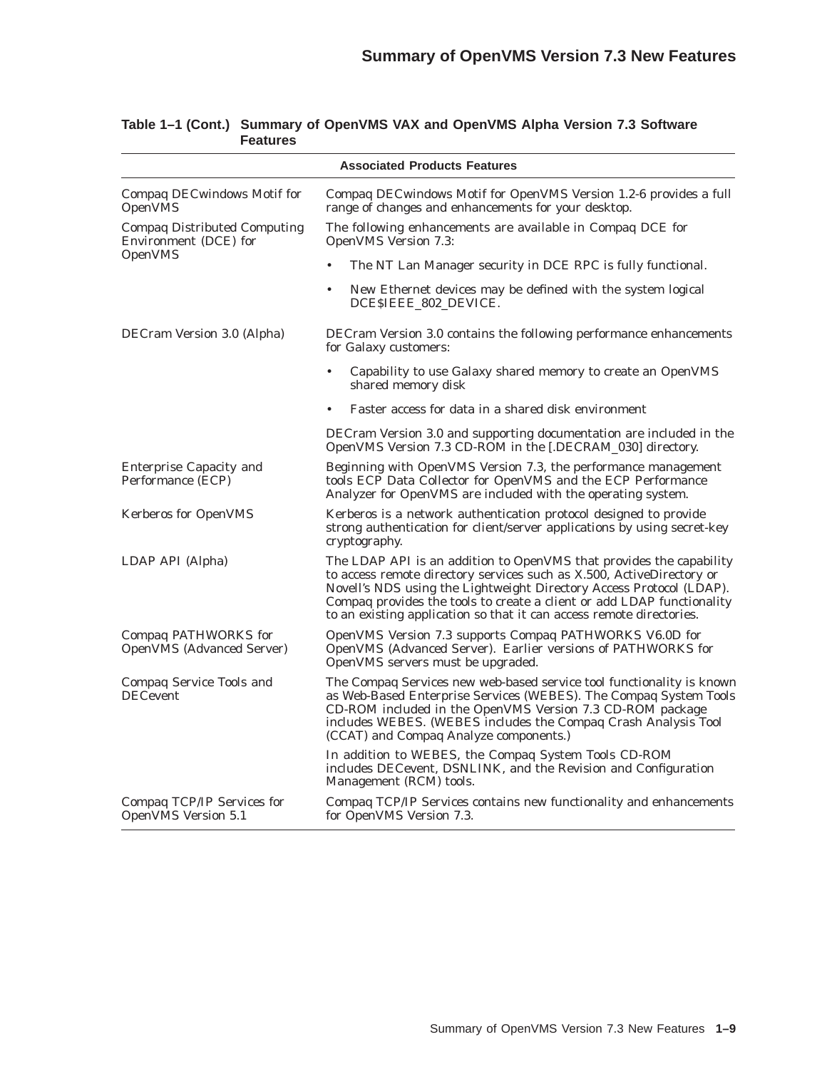**Table 1–1 (Cont.) Summary of OpenVMS VAX and OpenVMS Alpha Version 7.3 Software Features**

| Associated Products Features | |
|---|---|
| Compaq DECwindows Motif for OpenVMS | Compaq DECwindows Motif for OpenVMS Version 1.2-6 provides a full range of changes and enhancements for your desktop. |
| Compaq Distributed Computing Environment (DCE) for OpenVMS | The following enhancements are available in Compaq DCE for OpenVMS Version 7.3: <br>• The NT Lan Manager security in DCE RPC is fully functional. <br>• New Ethernet devices may be defined with the system logical DCE$IEEE_802_DEVICE. |
| DECram Version 3.0 (Alpha) | DECram Version 3.0 contains the following performance enhancements for Galaxy customers: <br>• Capability to use Galaxy shared memory to create an OpenVMS shared memory disk <br>• Faster access for data in a shared disk environment <br>DECram Version 3.0 and supporting documentation are included in the OpenVMS Version 7.3 CD-ROM in the [.DECRAM_030] directory. |
| Enterprise Capacity and Performance (ECP) | Beginning with OpenVMS Version 7.3, the performance management tools ECP Data Collector for OpenVMS and the ECP Performance Analyzer for OpenVMS are included with the operating system. |
| Kerberos for OpenVMS | Kerberos is a network authentication protocol designed to provide strong authentication for client/server applications by using secret-key cryptography. |
| LDAP API (Alpha) | The LDAP API is an addition to OpenVMS that provides the capability to access remote directory services such as X.500, ActiveDirectory or Novell's NDS using the Lightweight Directory Access Protocol (LDAP). Compaq provides the tools to create a client or add LDAP functionality to an existing application so that it can access remote directories. |
| Compaq PATHWORKS for OpenVMS (Advanced Server) | OpenVMS Version 7.3 supports Compaq PATHWORKS V6.0D for OpenVMS (Advanced Server). Earlier versions of PATHWORKS for OpenVMS servers must be upgraded. |
| Compaq Service Tools and DECevent | The Compaq Services new web-based service tool functionality is known as Web-Based Enterprise Services (WEBES). The Compaq System Tools CD-ROM included in the OpenVMS Version 7.3 CD-ROM package includes WEBES. (WEBES includes the Compaq Crash Analysis Tool (CCAT) and Compaq Analyze components.) <br>In addition to WEBES, the Compaq System Tools CD-ROM includes DECevent, DSNLINK, and the Revision and Configuration Management (RCM) tools. |
| Compaq TCP/IP Services for OpenVMS Version 5.1 | Compaq TCP/IP Services contains new functionality and enhancements for OpenVMS Version 7.3. |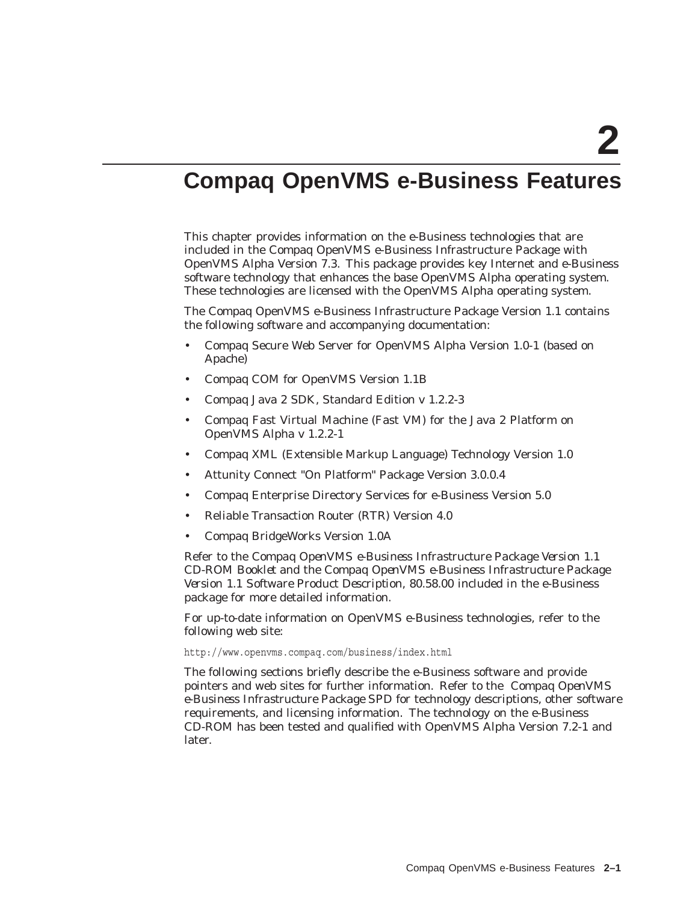# 2 Compaq OpenVMS e-Business Features

This chapter provides information on the e-Business technologies that are included in the Compaq OpenVMS e-Business Infrastructure Package with OpenVMS Alpha Version 7.3. This package provides key Internet and e-Business software technology that enhances the base OpenVMS Alpha operating system. These technologies are licensed with the OpenVMS Alpha operating system.

The Compaq OpenVMS e-Business Infrastructure Package Version 1.1 contains the following software and accompanying documentation:

- Compaq Secure Web Server for OpenVMS Alpha Version 1.0-1 (based on Apache)
- Compaq COM for OpenVMS Version 1.1B
- Compaq Java 2 SDK, Standard Edition v 1.2.2-3
- Compaq Fast Virtual Machine (Fast VM) for the Java 2 Platform on OpenVMS Alpha v 1.2.2-1
- Compaq XML (Extensible Markup Language) Technology Version 1.0
- Attunity Connect "On Platform" Package Version 3.0.0.4
- Compaq Enterprise Directory Services for e-Business Version 5.0
- Reliable Transaction Router (RTR) Version 4.0
- Compaq BridgeWorks Version 1.0A

Refer to the *Compaq OpenVMS e-Business Infrastructure Package Version 1.1 CD-ROM Booklet* and the *Compaq OpenVMS e-Business Infrastructure Package Version 1.1 Software Product Description*, 80.58.00 included in the e-Business package for more detailed information.

For up-to-date information on OpenVMS e-Business technologies, refer to the following web site:

```
http://www.openvms.compaq.com/business/index.html
```

The following sections briefly describe the e-Business software and provide pointers and web sites for further information. Refer to the *Compaq OpenVMS e-Business Infrastructure Package SPD* for technology descriptions, other software requirements, and licensing information. The technology on the e-Business CD-ROM has been tested and qualified with OpenVMS Alpha Version 7.2-1 and later.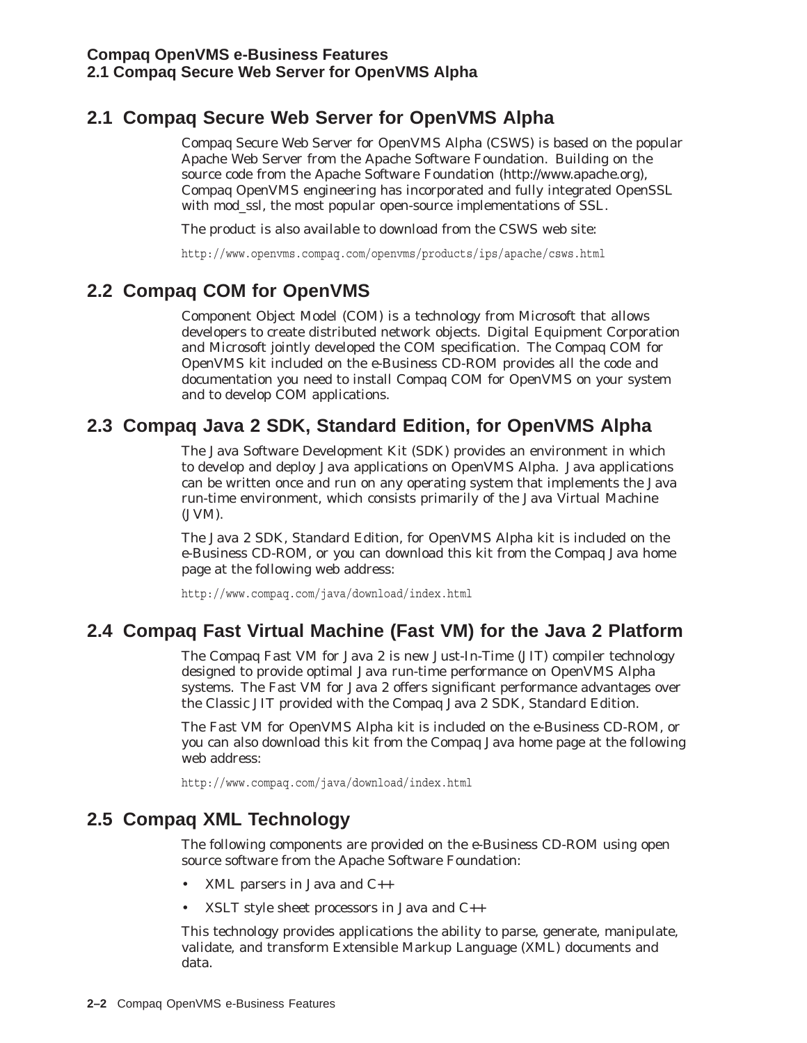## 2.1 Compaq Secure Web Server for OpenVMS Alpha

Compaq Secure Web Server for OpenVMS Alpha (CSWS) is based on the popular Apache Web Server from the Apache Software Foundation. Building on the source code from the Apache Software Foundation (http://www.apache.org), Compaq OpenVMS engineering has incorporated and fully integrated OpenSSL with mod_ssl, the most popular open-source implementations of SSL.

The product is also available to download from the CSWS web site:

```
http://www.openvms.compaq.com/openvms/products/ips/apache/csws.html
```

## 2.2 Compaq COM for OpenVMS

Component Object Model (COM) is a technology from Microsoft that allows developers to create distributed network objects. Digital Equipment Corporation and Microsoft jointly developed the COM specification. The Compaq COM for OpenVMS kit included on the e-Business CD-ROM provides all the code and documentation you need to install Compaq COM for OpenVMS on your system and to develop COM applications.

## 2.3 Compaq Java 2 SDK, Standard Edition, for OpenVMS Alpha

The Java Software Development Kit (SDK) provides an environment in which to develop and deploy Java applications on OpenVMS Alpha. Java applications can be written once and run on any operating system that implements the Java run-time environment, which consists primarily of the Java Virtual Machine (JVM).

The Java 2 SDK, Standard Edition, for OpenVMS Alpha kit is included on the e-Business CD-ROM, or you can download this kit from the Compaq Java home page at the following web address:

```
http://www.compaq.com/java/download/index.html
```

## 2.4 Compaq Fast Virtual Machine (Fast VM) for the Java 2 Platform

The Compaq Fast VM for Java 2 is new Just-In-Time (JIT) compiler technology designed to provide optimal Java run-time performance on OpenVMS Alpha systems. The Fast VM for Java 2 offers significant performance advantages over the Classic JIT provided with the Compaq Java 2 SDK, Standard Edition.

The Fast VM for OpenVMS Alpha kit is included on the e-Business CD-ROM, or you can also download this kit from the Compaq Java home page at the following web address:

```
http://www.compaq.com/java/download/index.html
```

## 2.5 Compaq XML Technology

The following components are provided on the e-Business CD-ROM using open source software from the Apache Software Foundation:

- XML parsers in Java and C++
- XSLT style sheet processors in Java and C++

This technology provides applications the ability to parse, generate, manipulate, validate, and transform Extensible Markup Language (XML) documents and data.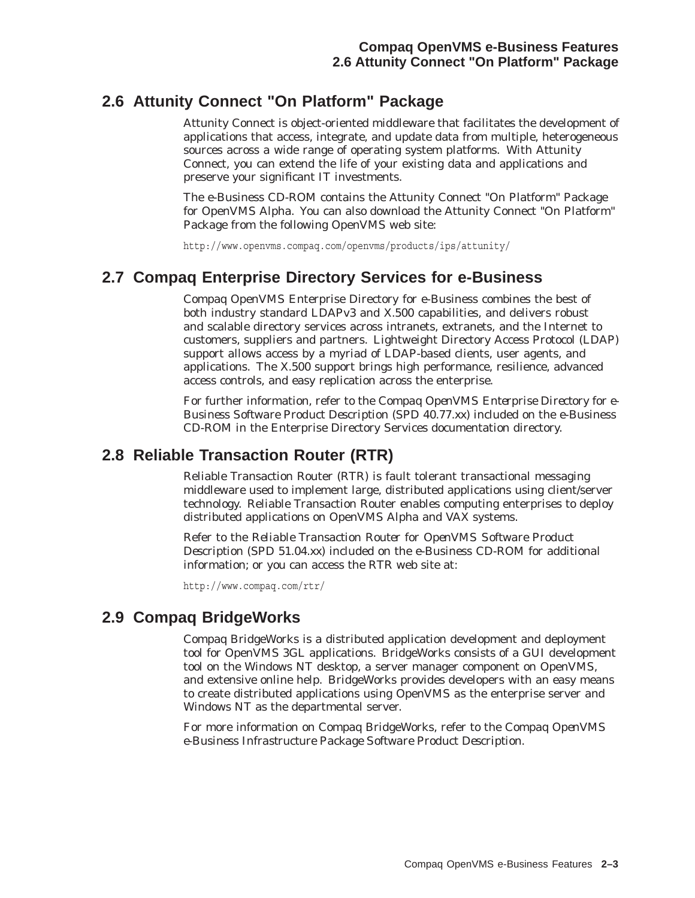## 2.6 Attunity Connect "On Platform" Package

Attunity Connect is object-oriented middleware that facilitates the development of applications that access, integrate, and update data from multiple, heterogeneous sources across a wide range of operating system platforms. With Attunity Connect, you can extend the life of your existing data and applications and preserve your significant IT investments.

The e-Business CD-ROM contains the Attunity Connect "On Platform" Package for OpenVMS Alpha. You can also download the Attunity Connect "On Platform" Package from the following OpenVMS web site:

```
http://www.openvms.compaq.com/openvms/products/ips/attunity/
```

## 2.7 Compaq Enterprise Directory Services for e-Business

Compaq OpenVMS Enterprise Directory for e-Business combines the best of both industry standard LDAPv3 and X.500 capabilities, and delivers robust and scalable directory services across intranets, extranets, and the Internet to customers, suppliers and partners. Lightweight Directory Access Protocol (LDAP) support allows access by a myriad of LDAP-based clients, user agents, and applications. The X.500 support brings high performance, resilience, advanced access controls, and easy replication across the enterprise.

For further information, refer to the *Compaq OpenVMS Enterprise Directory for e-Business Software Product Description* (SPD 40.77.xx) included on the e-Business CD-ROM in the Enterprise Directory Services documentation directory.

## 2.8 Reliable Transaction Router (RTR)

Reliable Transaction Router (RTR) is fault tolerant transactional messaging middleware used to implement large, distributed applications using client/server technology. Reliable Transaction Router enables computing enterprises to deploy distributed applications on OpenVMS Alpha and VAX systems.

Refer to the *Reliable Transaction Router for OpenVMS Software Product Description* (SPD 51.04.xx) included on the e-Business CD-ROM for additional information; or you can access the RTR web site at:

```
http://www.compaq.com/rtr/
```

## 2.9 Compaq BridgeWorks

Compaq BridgeWorks is a distributed application development and deployment tool for OpenVMS 3GL applications. BridgeWorks consists of a GUI development tool on the Windows NT desktop, a server manager component on OpenVMS, and extensive online help. BridgeWorks provides developers with an easy means to create distributed applications using OpenVMS as the enterprise server and Windows NT as the departmental server.

For more information on Compaq BridgeWorks, refer to the *Compaq OpenVMS e-Business Infrastructure Package Software Product Description*.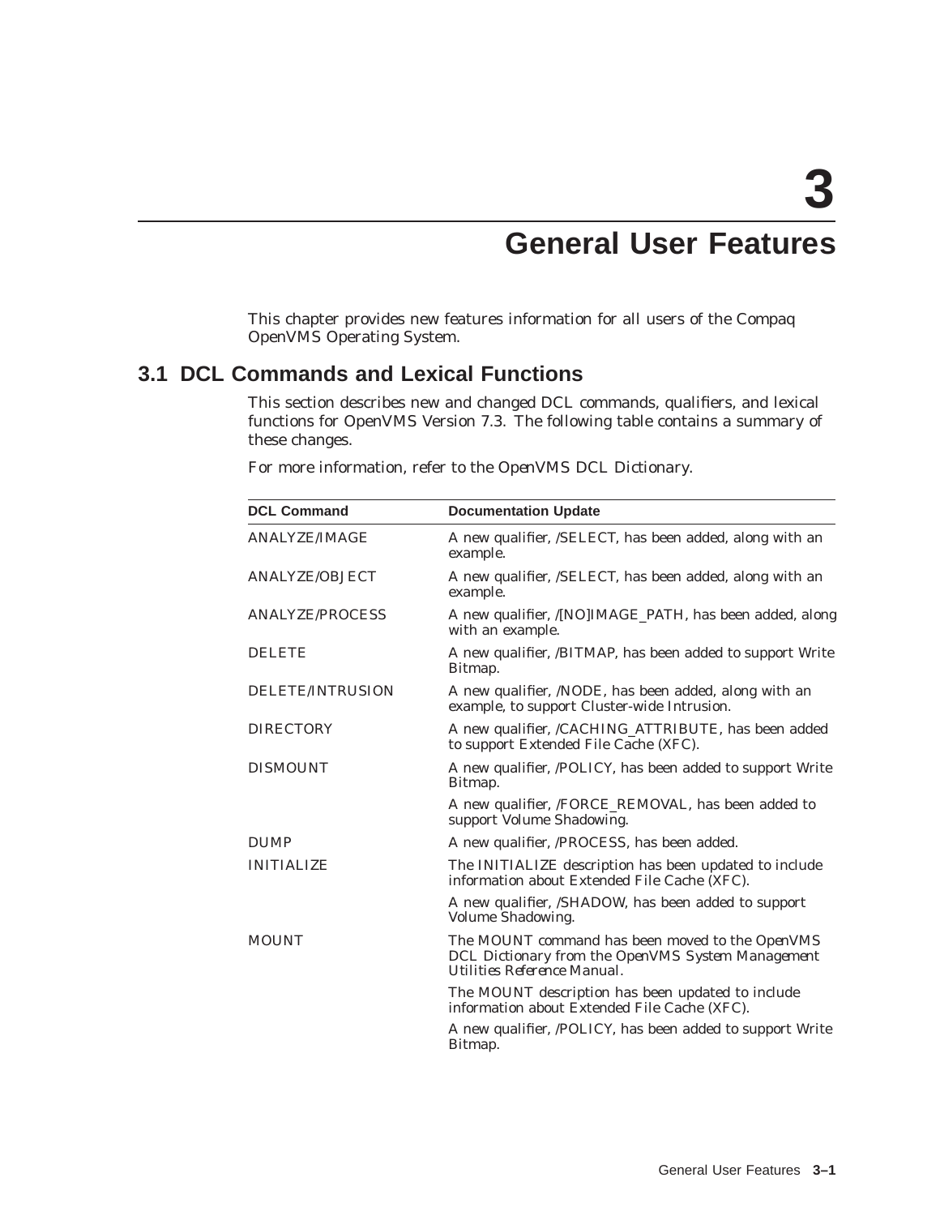# 3 General User Features

This chapter provides new features information for all users of the Compaq OpenVMS Operating System.

## 3.1 DCL Commands and Lexical Functions

This section describes new and changed DCL commands, qualifiers, and lexical functions for OpenVMS Version 7.3. The following table contains a summary of these changes.

For more information, refer to the *OpenVMS DCL Dictionary*.

| DCL Command | Documentation Update |
|---|---|
| ANALYZE/IMAGE | A new qualifier, /SELECT, has been added, along with an example. |
| ANALYZE/OBJECT | A new qualifier, /SELECT, has been added, along with an example. |
| ANALYZE/PROCESS | A new qualifier, /[NO]IMAGE_PATH, has been added, along with an example. |
| DELETE | A new qualifier, /BITMAP, has been added to support Write Bitmap. |
| DELETE/INTRUSION | A new qualifier, /NODE, has been added, along with an example, to support Cluster-wide Intrusion. |
| DIRECTORY | A new qualifier, /CACHING_ATTRIBUTE, has been added to support Extended File Cache (XFC). |
| DISMOUNT | A new qualifier, /POLICY, has been added to support Write Bitmap. |
| | A new qualifier, /FORCE_REMOVAL, has been added to support Volume Shadowing. |
| DUMP | A new qualifier, /PROCESS, has been added. |
| INITIALIZE | The INITIALIZE description has been updated to include information about Extended File Cache (XFC). |
| | A new qualifier, /SHADOW, has been added to support Volume Shadowing. |
| MOUNT | The MOUNT command has been moved to the *OpenVMS DCL Dictionary* from the *OpenVMS System Management Utilities Reference Manual*. |
| | The MOUNT description has been updated to include information about Extended File Cache (XFC). |
| | A new qualifier, /POLICY, has been added to support Write Bitmap. |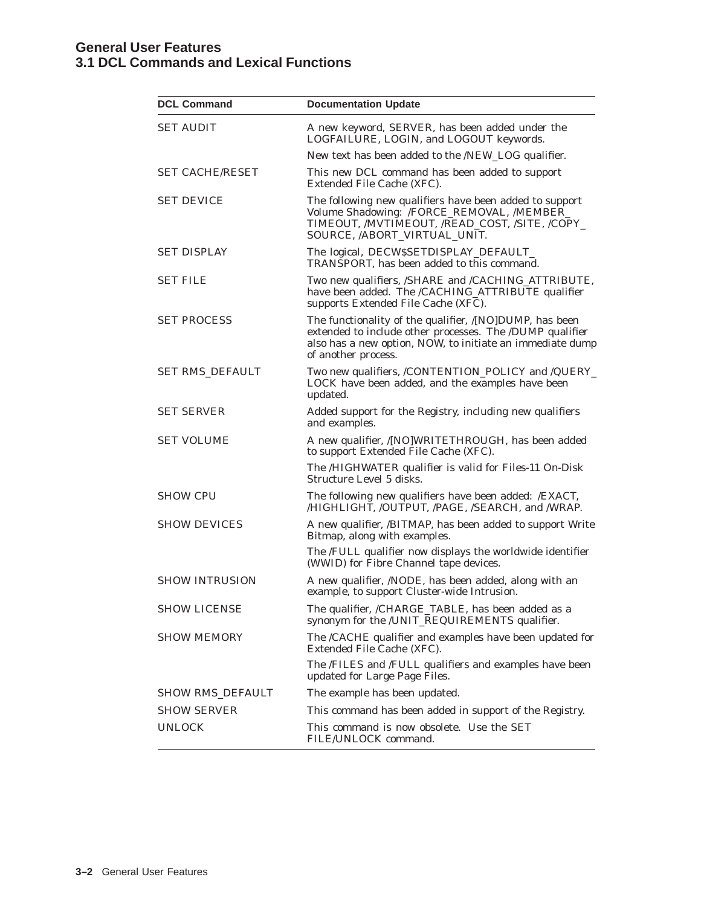| DCL Command | Documentation Update |
|---|---|
| SET AUDIT | A new keyword, SERVER, has been added under the LOGFAILURE, LOGIN, and LOGOUT keywords. |
| | New text has been added to the /NEW_LOG qualifier. |
| SET CACHE/RESET | This new DCL command has been added to support Extended File Cache (XFC). |
| SET DEVICE | The following new qualifiers have been added to support Volume Shadowing: /FORCE_REMOVAL, /MEMBER_TIMEOUT, /MVTIMEOUT, /READ_COST, /SITE, /COPY_SOURCE, /ABORT_VIRTUAL_UNIT. |
| SET DISPLAY | The logical, DECW$SETDISPLAY_DEFAULT_TRANSPORT, has been added to this command. |
| SET FILE | Two new qualifiers, /SHARE and /CACHING_ATTRIBUTE, have been added. The /CACHING_ATTRIBUTE qualifier supports Extended File Cache (XFC). |
| SET PROCESS | The functionality of the qualifier, /[NO]DUMP, has been extended to include other processes. The /DUMP qualifier also has a new option, NOW, to initiate an immediate dump of another process. |
| SET RMS_DEFAULT | Two new qualifiers, /CONTENTION_POLICY and /QUERY_LOCK have been added, and the examples have been updated. |
| SET SERVER | Added support for the Registry, including new qualifiers and examples. |
| SET VOLUME | A new qualifier, /[NO]WRITETHROUGH, has been added to support Extended File Cache (XFC). |
| | The /HIGHWATER qualifier is valid for Files-11 On-Disk Structure Level 5 disks. |
| SHOW CPU | The following new qualifiers have been added: /EXACT, /HIGHLIGHT, /OUTPUT, /PAGE, /SEARCH, and /WRAP. |
| SHOW DEVICES | A new qualifier, /BITMAP, has been added to support Write Bitmap, along with examples. |
| | The /FULL qualifier now displays the worldwide identifier (WWID) for Fibre Channel tape devices. |
| SHOW INTRUSION | A new qualifier, /NODE, has been added, along with an example, to support Cluster-wide Intrusion. |
| SHOW LICENSE | The qualifier, /CHARGE_TABLE, has been added as a synonym for the /UNIT_REQUIREMENTS qualifier. |
| SHOW MEMORY | The /CACHE qualifier and examples have been updated for Extended File Cache (XFC). |
| | The /FILES and /FULL qualifiers and examples have been updated for Large Page Files. |
| SHOW RMS_DEFAULT | The example has been updated. |
| SHOW SERVER | This command has been added in support of the Registry. |
| UNLOCK | This command is now obsolete. Use the SET FILE/UNLOCK command. |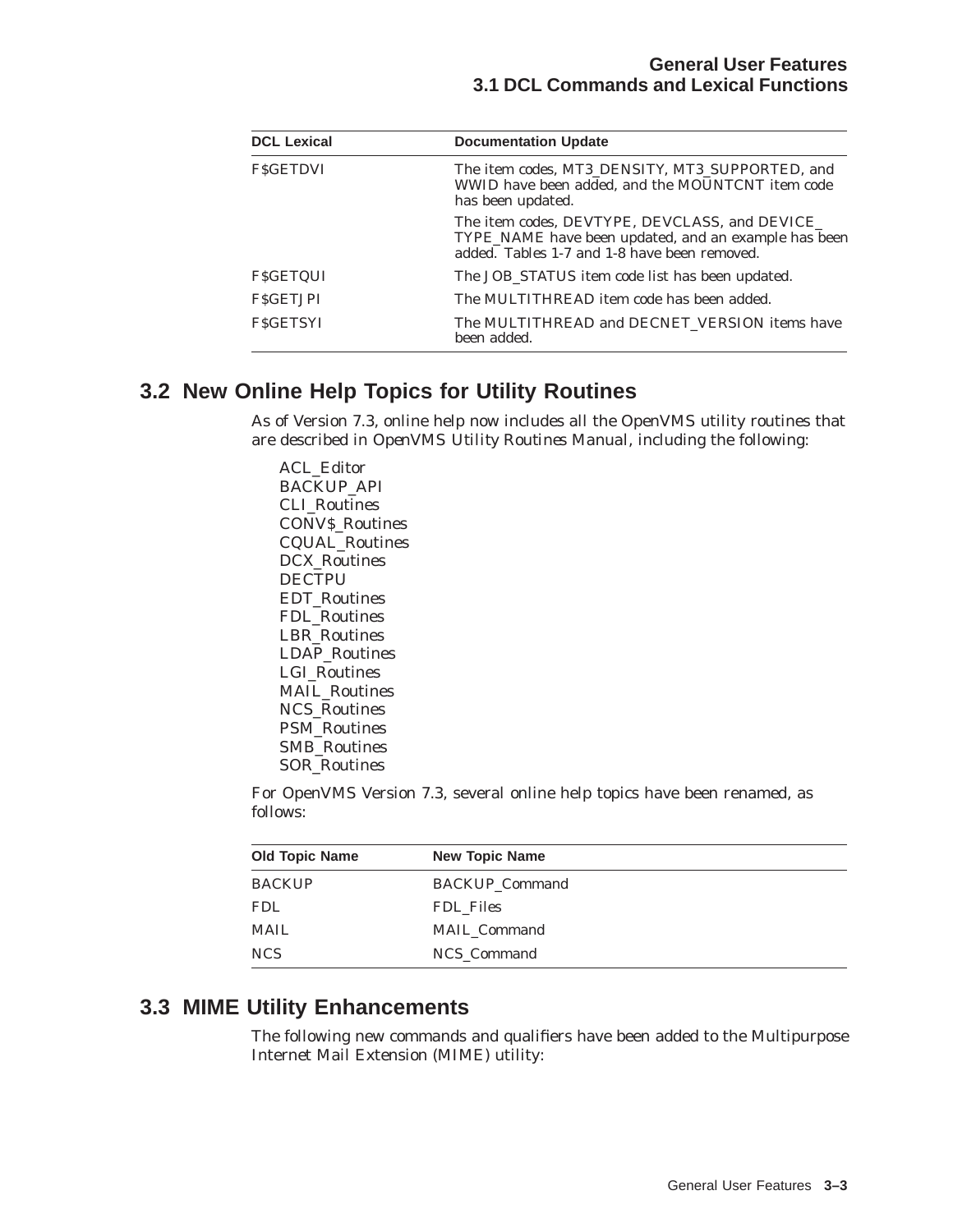| DCL Lexical | Documentation Update |
|---|---|
| F$GETDVI | The item codes, MT3_DENSITY, MT3_SUPPORTED, and WWID have been added, and the MOUNTCNT item code has been updated. |
| | The item codes, DEVTYPE, DEVCLASS, and DEVICE_TYPE_NAME have been updated, and an example has been added. Tables 1-7 and 1-8 have been removed. |
| F$GETQUI | The JOB_STATUS item code list has been updated. |
| F$GETJPI | The MULTITHREAD item code has been added. |
| F$GETSYI | The MULTITHREAD and DECNET_VERSION items have been added. |

## 3.2 New Online Help Topics for Utility Routines

As of Version 7.3, online help now includes all the OpenVMS utility routines that are described in *OpenVMS Utility Routines Manual*, including the following:

ACL_Editor
BACKUP_API
CLI_Routines
CONV$_Routines
CQUAL_Routines
DCX_Routines
DECTPU
EDT_Routines
FDL_Routines
LBR_Routines
LDAP_Routines
LGI_Routines
MAIL_Routines
NCS_Routines
PSM_Routines
SMB_Routines
SOR_Routines

For OpenVMS Version 7.3, several online help topics have been renamed, as follows:

| Old Topic Name | New Topic Name |
|---|---|
| BACKUP | BACKUP_Command |
| FDL | FDL_Files |
| MAIL | MAIL_Command |
| NCS | NCS_Command |

## 3.3 MIME Utility Enhancements

The following new commands and qualifiers have been added to the Multipurpose Internet Mail Extension (MIME) utility: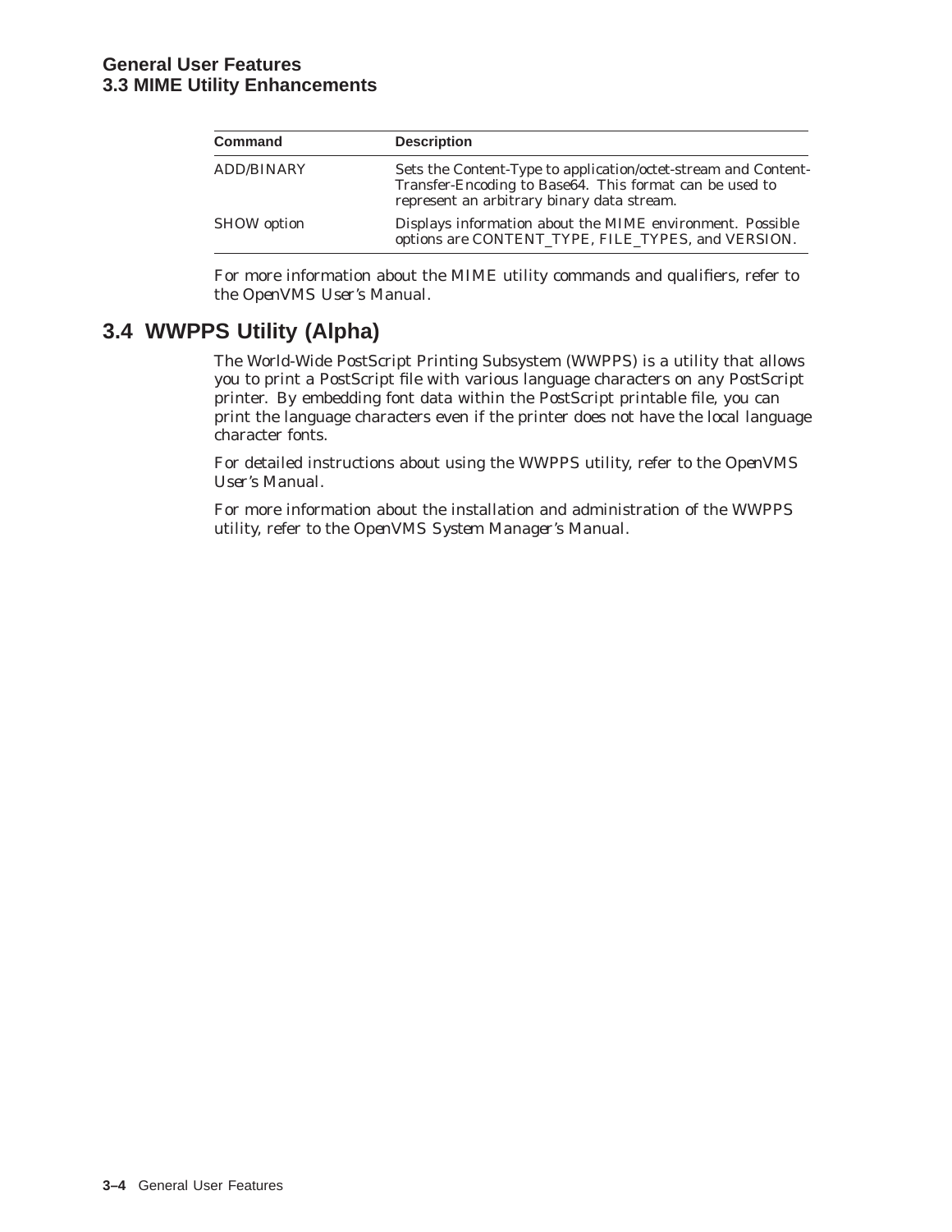| Command | Description |
| --- | --- |
| ADD/BINARY | Sets the Content-Type to application/octet-stream and Content-Transfer-Encoding to Base64. This format can be used to represent an arbitrary binary data stream. |
| SHOW option | Displays information about the MIME environment. Possible options are CONTENT_TYPE, FILE_TYPES, and VERSION. |

For more information about the MIME utility commands and qualifiers, refer to the *OpenVMS User's Manual*.

## 3.4 WWPPS Utility (Alpha)

The World-Wide PostScript Printing Subsystem (WWPPS) is a utility that allows you to print a PostScript file with various language characters on any PostScript printer. By embedding font data within the PostScript printable file, you can print the language characters even if the printer does not have the local language character fonts.

For detailed instructions about using the WWPPS utility, refer to the *OpenVMS User's Manual*.

For more information about the installation and administration of the WWPPS utility, refer to the *OpenVMS System Manager's Manual*.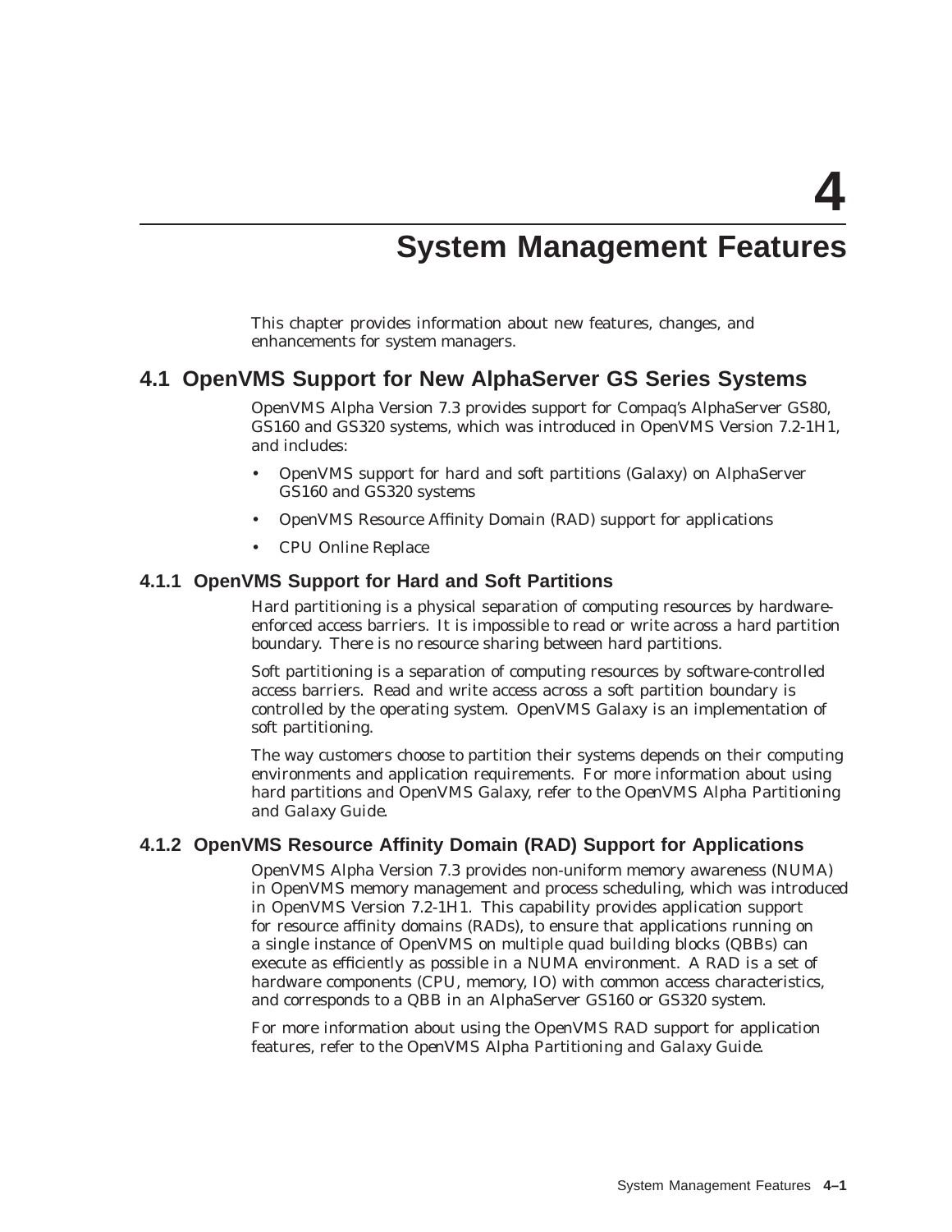# 4 System Management Features

This chapter provides information about new features, changes, and enhancements for system managers.

## 4.1 OpenVMS Support for New AlphaServer GS Series Systems

OpenVMS Alpha Version 7.3 provides support for Compaq's AlphaServer GS80, GS160 and GS320 systems, which was introduced in OpenVMS Version 7.2-1H1, and includes:

- OpenVMS support for hard and soft partitions (Galaxy) on AlphaServer GS160 and GS320 systems
- OpenVMS Resource Affinity Domain (RAD) support for applications
- CPU Online Replace

### 4.1.1 OpenVMS Support for Hard and Soft Partitions

Hard partitioning is a physical separation of computing resources by hardware-enforced access barriers. It is impossible to read or write across a hard partition boundary. There is no resource sharing between hard partitions.

Soft partitioning is a separation of computing resources by software-controlled access barriers. Read and write access across a soft partition boundary is controlled by the operating system. OpenVMS Galaxy is an implementation of soft partitioning.

The way customers choose to partition their systems depends on their computing environments and application requirements. For more information about using hard partitions and OpenVMS Galaxy, refer to the *OpenVMS Alpha Partitioning and Galaxy Guide*.

### 4.1.2 OpenVMS Resource Affinity Domain (RAD) Support for Applications

OpenVMS Alpha Version 7.3 provides non-uniform memory awareness (NUMA) in OpenVMS memory management and process scheduling, which was introduced in OpenVMS Version 7.2-1H1. This capability provides application support for resource affinity domains (RADs), to ensure that applications running on a single instance of OpenVMS on multiple quad building blocks (QBBs) can execute as efficiently as possible in a NUMA environment. A RAD is a set of hardware components (CPU, memory, IO) with common access characteristics, and corresponds to a QBB in an AlphaServer GS160 or GS320 system.

For more information about using the OpenVMS RAD support for application features, refer to the *OpenVMS Alpha Partitioning and Galaxy Guide*.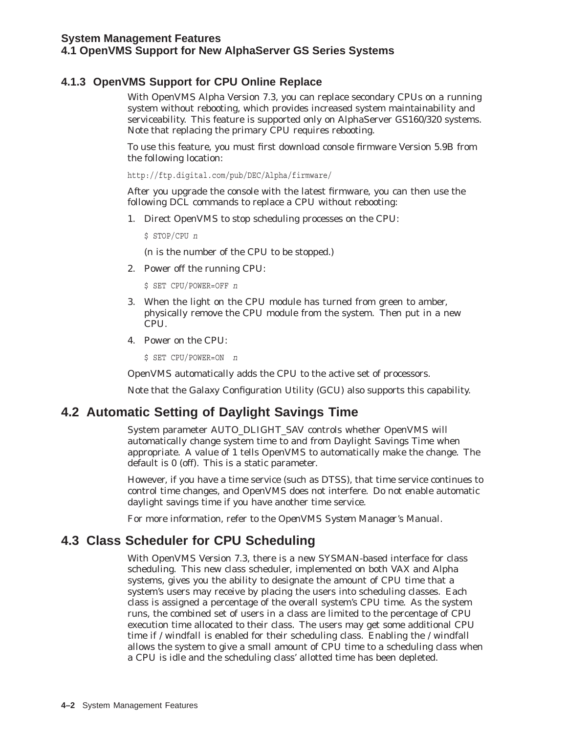### 4.1.3 OpenVMS Support for CPU Online Replace

With OpenVMS Alpha Version 7.3, you can replace secondary CPUs on a running system without rebooting, which provides increased system maintainability and serviceability. This feature is supported only on AlphaServer GS160/320 systems. Note that replacing the primary CPU requires rebooting.

To use this feature, you must first download console firmware Version 5.9B from the following location:

```
http://ftp.digital.com/pub/DEC/Alpha/firmware/
```

After you upgrade the console with the latest firmware, you can then use the following DCL commands to replace a CPU without rebooting:

1. Direct OpenVMS to stop scheduling processes on the CPU:

   ```
   $ STOP/CPU n
   ```

   (n is the number of the CPU to be stopped.)

2. Power off the running CPU:

   ```
   $ SET CPU/POWER=OFF n
   ```

3. When the light on the CPU module has turned from green to amber, physically remove the CPU module from the system. Then put in a new CPU.

4. Power on the CPU:

   ```
   $ SET CPU/POWER=ON  n
   ```

OpenVMS automatically adds the CPU to the active set of processors.

Note that the Galaxy Configuration Utility (GCU) also supports this capability.

## 4.2 Automatic Setting of Daylight Savings Time

System parameter AUTO_DLIGHT_SAV controls whether OpenVMS will automatically change system time to and from Daylight Savings Time when appropriate. A value of 1 tells OpenVMS to automatically make the change. The default is 0 (off). This is a static parameter.

However, if you have a time service (such as DTSS), that time service continues to control time changes, and OpenVMS does not interfere. Do not enable automatic daylight savings time if you have another time service.

For more information, refer to the *OpenVMS System Manager's Manual*.

## 4.3 Class Scheduler for CPU Scheduling

With OpenVMS Version 7.3, there is a new SYSMAN-based interface for class scheduling. This new class scheduler, implemented on both VAX and Alpha systems, gives you the ability to designate the amount of CPU time that a system's users may receive by placing the users into scheduling classes. Each class is assigned a percentage of the overall system's CPU time. As the system runs, the combined set of users in a class are limited to the percentage of CPU execution time allocated to their class. The users may get some additional CPU time if /windfall is enabled for their scheduling class. Enabling the /windfall allows the system to give a small amount of CPU time to a scheduling class when a CPU is idle and the scheduling class' allotted time has been depleted.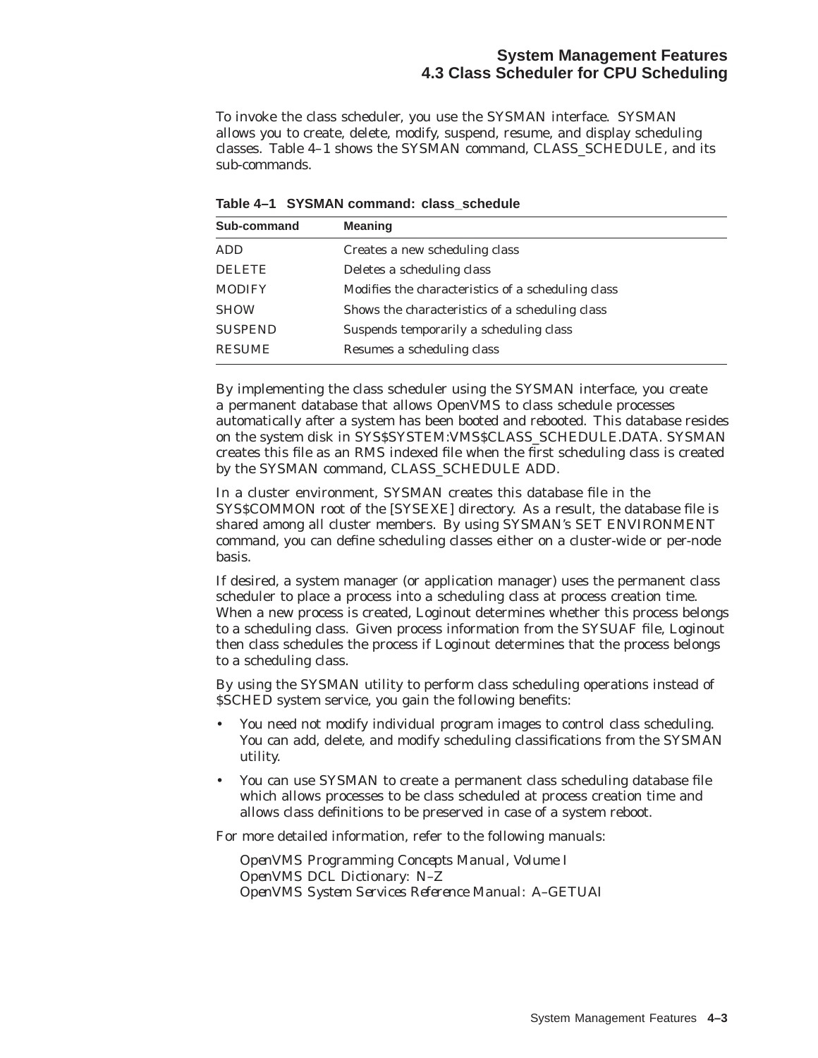To invoke the class scheduler, you use the SYSMAN interface. SYSMAN allows you to create, delete, modify, suspend, resume, and display scheduling classes. Table 4–1 shows the SYSMAN command, CLASS_SCHEDULE, and its sub-commands.

**Table 4–1 SYSMAN command: class_schedule**

| Sub-command | Meaning |
|---|---|
| ADD | Creates a new scheduling class |
| DELETE | Deletes a scheduling class |
| MODIFY | Modifies the characteristics of a scheduling class |
| SHOW | Shows the characteristics of a scheduling class |
| SUSPEND | Suspends temporarily a scheduling class |
| RESUME | Resumes a scheduling class |

By implementing the class scheduler using the SYSMAN interface, you create a permanent database that allows OpenVMS to class schedule processes automatically after a system has been booted and rebooted. This database resides on the system disk in SYS$SYSTEM:VMS$CLASS_SCHEDULE.DATA. SYSMAN creates this file as an RMS indexed file when the first scheduling class is created by the SYSMAN command, CLASS_SCHEDULE ADD.

In a cluster environment, SYSMAN creates this database file in the SYS$COMMON root of the [SYSEXE] directory. As a result, the database file is shared among all cluster members. By using SYSMAN's SET ENVIRONMENT command, you can define scheduling classes either on a cluster-wide or per-node basis.

If desired, a system manager (or application manager) uses the permanent class scheduler to place a process into a scheduling class at process creation time. When a new process is created, Loginout determines whether this process belongs to a scheduling class. Given process information from the SYSUAF file, Loginout then class schedules the process if Loginout determines that the process belongs to a scheduling class.

By using the SYSMAN utility to perform class scheduling operations instead of $SCHED system service, you gain the following benefits:

- You need not modify individual program images to control class scheduling. You can add, delete, and modify scheduling classifications from the SYSMAN utility.
- You can use SYSMAN to create a permanent class scheduling database file which allows processes to be class scheduled at process creation time and allows class definitions to be preserved in case of a system reboot.

For more detailed information, refer to the following manuals:

*OpenVMS Programming Concepts Manual, Volume I*
*OpenVMS DCL Dictionary: N–Z*
*OpenVMS System Services Reference Manual: A–GETUAI*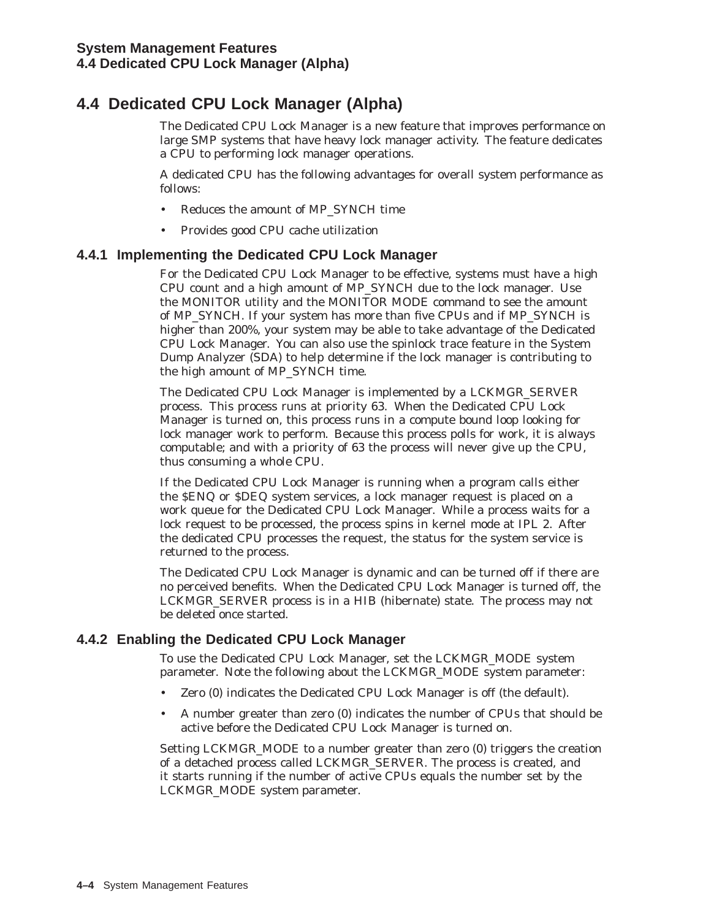## 4.4 Dedicated CPU Lock Manager (Alpha)

The Dedicated CPU Lock Manager is a new feature that improves performance on large SMP systems that have heavy lock manager activity. The feature dedicates a CPU to performing lock manager operations.

A dedicated CPU has the following advantages for overall system performance as follows:

- Reduces the amount of MP_SYNCH time
- Provides good CPU cache utilization

### 4.4.1 Implementing the Dedicated CPU Lock Manager

For the Dedicated CPU Lock Manager to be effective, systems must have a high CPU count and a high amount of MP_SYNCH due to the lock manager. Use the MONITOR utility and the MONITOR MODE command to see the amount of MP_SYNCH. If your system has more than five CPUs and if MP_SYNCH is higher than 200%, your system may be able to take advantage of the Dedicated CPU Lock Manager. You can also use the spinlock trace feature in the System Dump Analyzer (SDA) to help determine if the lock manager is contributing to the high amount of MP_SYNCH time.

The Dedicated CPU Lock Manager is implemented by a LCKMGR_SERVER process. This process runs at priority 63. When the Dedicated CPU Lock Manager is turned on, this process runs in a compute bound loop looking for lock manager work to perform. Because this process polls for work, it is always computable; and with a priority of 63 the process will never give up the CPU, thus consuming a whole CPU.

If the Dedicated CPU Lock Manager is running when a program calls either the $ENQ or $DEQ system services, a lock manager request is placed on a work queue for the Dedicated CPU Lock Manager. While a process waits for a lock request to be processed, the process spins in kernel mode at IPL 2. After the dedicated CPU processes the request, the status for the system service is returned to the process.

The Dedicated CPU Lock Manager is dynamic and can be turned off if there are no perceived benefits. When the Dedicated CPU Lock Manager is turned off, the LCKMGR_SERVER process is in a HIB (hibernate) state. The process may not be deleted once started.

### 4.4.2 Enabling the Dedicated CPU Lock Manager

To use the Dedicated CPU Lock Manager, set the LCKMGR_MODE system parameter. Note the following about the LCKMGR_MODE system parameter:

- Zero (0) indicates the Dedicated CPU Lock Manager is off (the default).
- A number greater than zero (0) indicates the number of CPUs that should be active before the Dedicated CPU Lock Manager is turned on.

Setting LCKMGR_MODE to a number greater than zero (0) triggers the creation of a detached process called LCKMGR_SERVER. The process is created, and it starts running if the number of active CPUs equals the number set by the LCKMGR_MODE system parameter.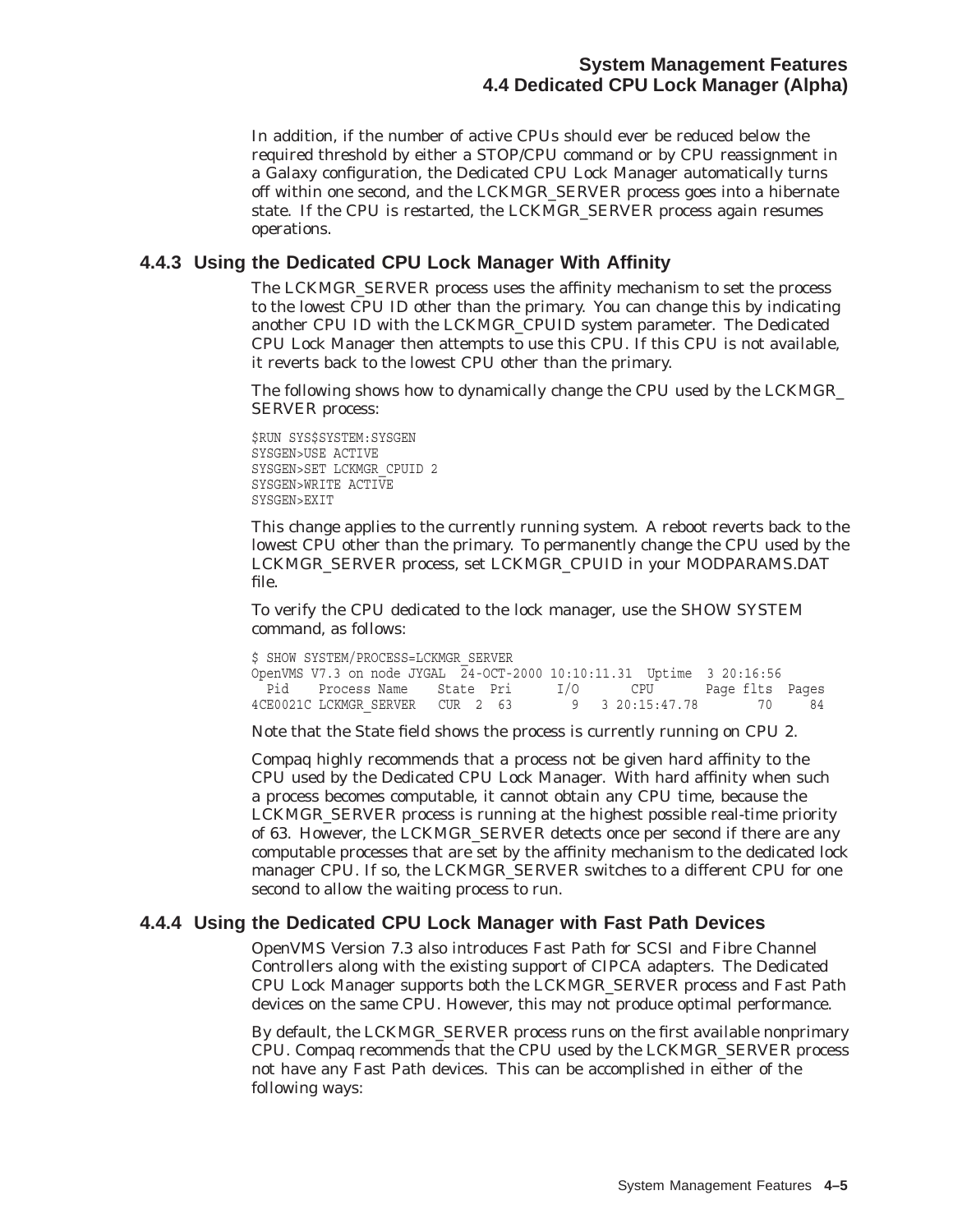In addition, if the number of active CPUs should ever be reduced below the required threshold by either a STOP/CPU command or by CPU reassignment in a Galaxy configuration, the Dedicated CPU Lock Manager automatically turns off within one second, and the LCKMGR_SERVER process goes into a hibernate state. If the CPU is restarted, the LCKMGR_SERVER process again resumes operations.

### 4.4.3 Using the Dedicated CPU Lock Manager With Affinity

The LCKMGR_SERVER process uses the affinity mechanism to set the process to the lowest CPU ID other than the primary. You can change this by indicating another CPU ID with the LCKMGR_CPUID system parameter. The Dedicated CPU Lock Manager then attempts to use this CPU. If this CPU is not available, it reverts back to the lowest CPU other than the primary.

The following shows how to dynamically change the CPU used by the LCKMGR_SERVER process:

```
$RUN SYS$SYSTEM:SYSGEN
SYSGEN>USE ACTIVE
SYSGEN>SET LCKMGR_CPUID 2
SYSGEN>WRITE ACTIVE
SYSGEN>EXIT
```

This change applies to the currently running system. A reboot reverts back to the lowest CPU other than the primary. To permanently change the CPU used by the LCKMGR_SERVER process, set LCKMGR_CPUID in your MODPARAMS.DAT file.

To verify the CPU dedicated to the lock manager, use the SHOW SYSTEM command, as follows:

```
$ SHOW SYSTEM/PROCESS=LCKMGR_SERVER
OpenVMS V7.3 on node JYGAL  24-OCT-2000 10:10:11.31  Uptime  3 20:16:56
  Pid    Process Name    State  Pri      I/O       CPU       Page flts  Pages
4CE0021C LCKMGR_SERVER   CUR  2  63        9   3 20:15:47.78        70     84
```

Note that the State field shows the process is currently running on CPU 2.

Compaq highly recommends that a process not be given hard affinity to the CPU used by the Dedicated CPU Lock Manager. With hard affinity when such a process becomes computable, it cannot obtain any CPU time, because the LCKMGR_SERVER process is running at the highest possible real-time priority of 63. However, the LCKMGR_SERVER detects once per second if there are any computable processes that are set by the affinity mechanism to the dedicated lock manager CPU. If so, the LCKMGR_SERVER switches to a different CPU for one second to allow the waiting process to run.

### 4.4.4 Using the Dedicated CPU Lock Manager with Fast Path Devices

OpenVMS Version 7.3 also introduces Fast Path for SCSI and Fibre Channel Controllers along with the existing support of CIPCA adapters. The Dedicated CPU Lock Manager supports both the LCKMGR_SERVER process and Fast Path devices on the same CPU. However, this may not produce optimal performance.

By default, the LCKMGR_SERVER process runs on the first available nonprimary CPU. Compaq recommends that the CPU used by the LCKMGR_SERVER process not have any Fast Path devices. This can be accomplished in either of the following ways: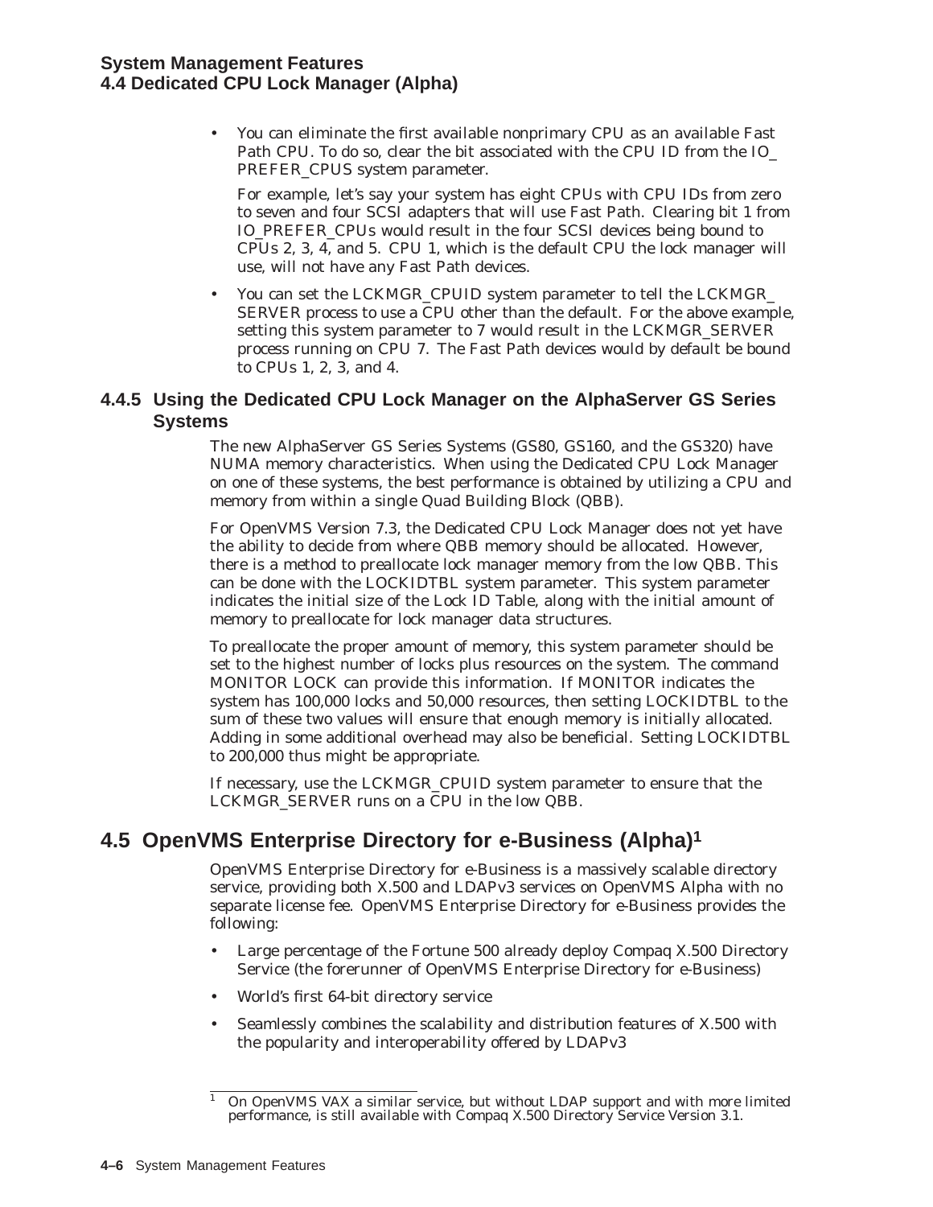- You can eliminate the first available nonprimary CPU as an available Fast Path CPU. To do so, clear the bit associated with the CPU ID from the IO_PREFER_CPUS system parameter.

  For example, let's say your system has eight CPUs with CPU IDs from zero to seven and four SCSI adapters that will use Fast Path. Clearing bit 1 from IO_PREFER_CPUs would result in the four SCSI devices being bound to CPUs 2, 3, 4, and 5. CPU 1, which is the default CPU the lock manager will use, will not have any Fast Path devices.

- You can set the LCKMGR_CPUID system parameter to tell the LCKMGR_SERVER process to use a CPU other than the default. For the above example, setting this system parameter to 7 would result in the LCKMGR_SERVER process running on CPU 7. The Fast Path devices would by default be bound to CPUs 1, 2, 3, and 4.

### 4.4.5 Using the Dedicated CPU Lock Manager on the AlphaServer GS Series Systems

The new AlphaServer GS Series Systems (GS80, GS160, and the GS320) have NUMA memory characteristics. When using the Dedicated CPU Lock Manager on one of these systems, the best performance is obtained by utilizing a CPU and memory from within a single Quad Building Block (QBB).

For OpenVMS Version 7.3, the Dedicated CPU Lock Manager does not yet have the ability to decide from where QBB memory should be allocated. However, there is a method to preallocate lock manager memory from the low QBB. This can be done with the LOCKIDTBL system parameter. This system parameter indicates the initial size of the Lock ID Table, along with the initial amount of memory to preallocate for lock manager data structures.

To preallocate the proper amount of memory, this system parameter should be set to the highest number of locks plus resources on the system. The command MONITOR LOCK can provide this information. If MONITOR indicates the system has 100,000 locks and 50,000 resources, then setting LOCKIDTBL to the sum of these two values will ensure that enough memory is initially allocated. Adding in some additional overhead may also be beneficial. Setting LOCKIDTBL to 200,000 thus might be appropriate.

If necessary, use the LCKMGR_CPUID system parameter to ensure that the LCKMGR_SERVER runs on a CPU in the low QBB.

## 4.5 OpenVMS Enterprise Directory for e-Business (Alpha)[1]

OpenVMS Enterprise Directory for e-Business is a massively scalable directory service, providing both X.500 and LDAPv3 services on OpenVMS Alpha with no separate license fee. OpenVMS Enterprise Directory for e-Business provides the following:

- Large percentage of the Fortune 500 already deploy Compaq X.500 Directory Service (the forerunner of OpenVMS Enterprise Directory for e-Business)
- World's first 64-bit directory service
- Seamlessly combines the scalability and distribution features of X.500 with the popularity and interoperability offered by LDAPv3

[1] On OpenVMS VAX a similar service, but without LDAP support and with more limited performance, is still available with Compaq X.500 Directory Service Version 3.1.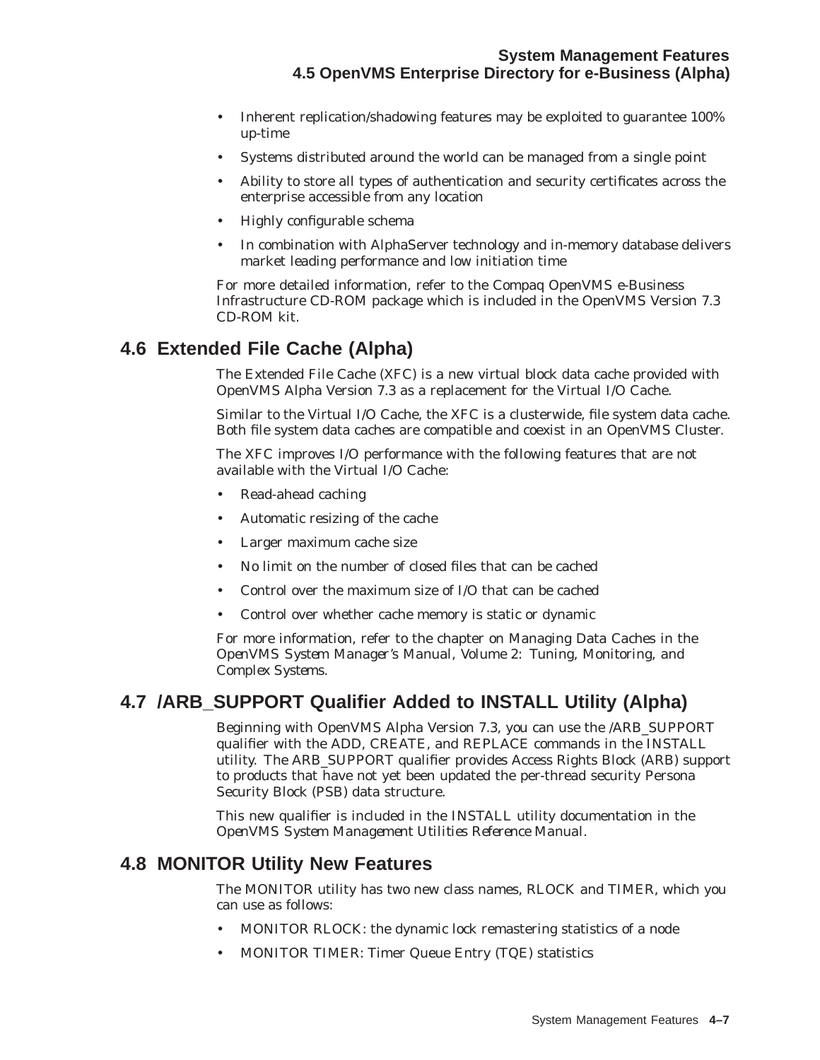- Inherent replication/shadowing features may be exploited to guarantee 100% up-time
- Systems distributed around the world can be managed from a single point
- Ability to store all types of authentication and security certificates across the enterprise accessible from any location
- Highly configurable schema
- In combination with AlphaServer technology and in-memory database delivers market leading performance and low initiation time

For more detailed information, refer to the Compaq OpenVMS e-Business Infrastructure CD-ROM package which is included in the OpenVMS Version 7.3 CD-ROM kit.

## 4.6 Extended File Cache (Alpha)

The Extended File Cache (XFC) is a new virtual block data cache provided with OpenVMS Alpha Version 7.3 as a replacement for the Virtual I/O Cache.

Similar to the Virtual I/O Cache, the XFC is a clusterwide, file system data cache. Both file system data caches are compatible and coexist in an OpenVMS Cluster.

The XFC improves I/O performance with the following features that are not available with the Virtual I/O Cache:

- Read-ahead caching
- Automatic resizing of the cache
- Larger maximum cache size
- No limit on the number of closed files that can be cached
- Control over the maximum size of I/O that can be cached
- Control over whether cache memory is static or dynamic

For more information, refer to the chapter on Managing Data Caches in the *OpenVMS System Manager's Manual, Volume 2: Tuning, Monitoring, and Complex Systems*.

## 4.7 /ARB_SUPPORT Qualifier Added to INSTALL Utility (Alpha)

Beginning with OpenVMS Alpha Version 7.3, you can use the /ARB_SUPPORT qualifier with the ADD, CREATE, and REPLACE commands in the INSTALL utility. The ARB_SUPPORT qualifier provides Access Rights Block (ARB) support to products that have not yet been updated the per-thread security Persona Security Block (PSB) data structure.

This new qualifier is included in the INSTALL utility documentation in the *OpenVMS System Management Utilities Reference Manual*.

## 4.8 MONITOR Utility New Features

The MONITOR utility has two new class names, RLOCK and TIMER, which you can use as follows:

- MONITOR RLOCK: the dynamic lock remastering statistics of a node
- MONITOR TIMER: Timer Queue Entry (TQE) statistics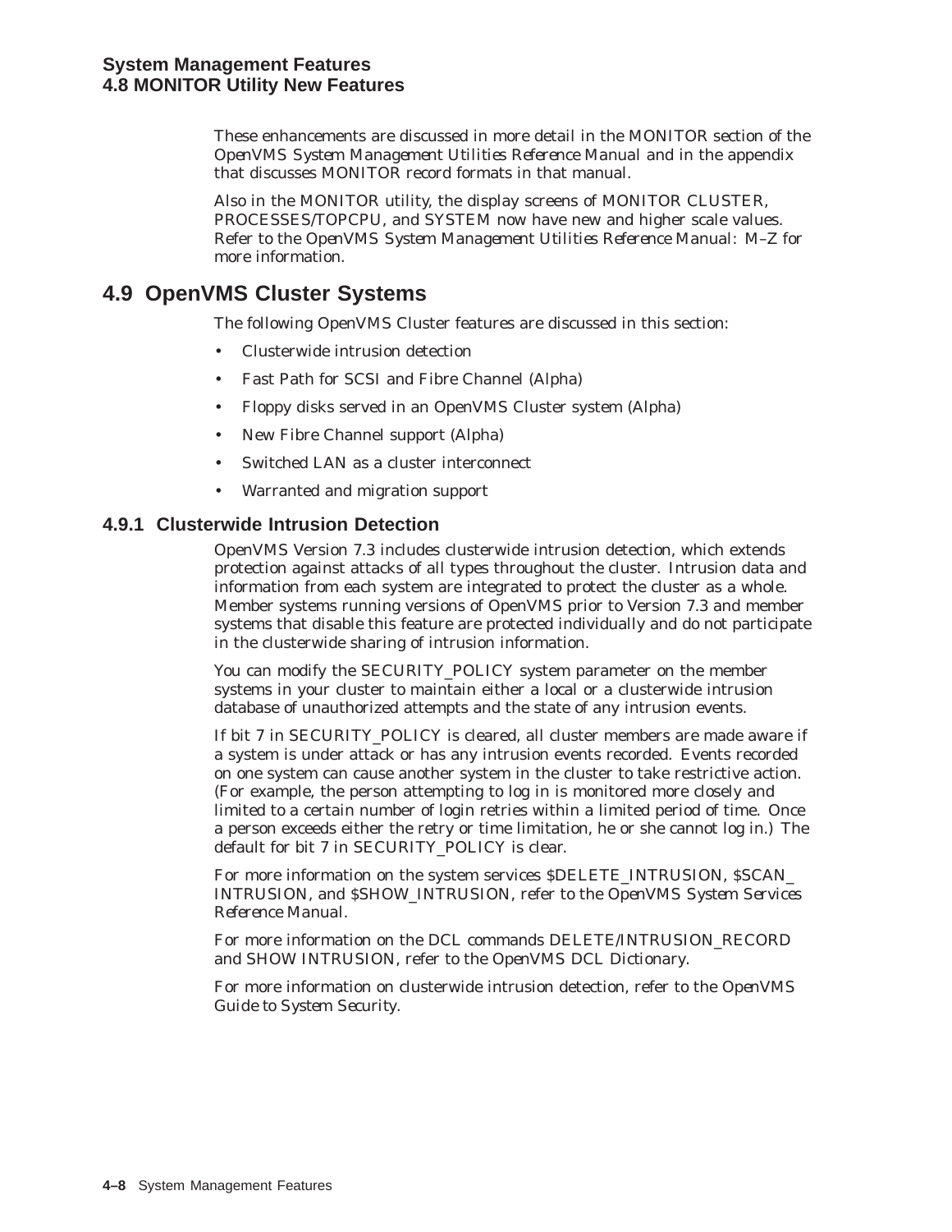These enhancements are discussed in more detail in the MONITOR section of the *OpenVMS System Management Utilities Reference Manual* and in the appendix that discusses MONITOR record formats in that manual.

Also in the MONITOR utility, the display screens of MONITOR CLUSTER, PROCESSES/TOPCPU, and SYSTEM now have new and higher scale values. Refer to the *OpenVMS System Management Utilities Reference Manual: M–Z* for more information.

## 4.9 OpenVMS Cluster Systems

The following OpenVMS Cluster features are discussed in this section:

- Clusterwide intrusion detection
- Fast Path for SCSI and Fibre Channel (Alpha)
- Floppy disks served in an OpenVMS Cluster system (Alpha)
- New Fibre Channel support (Alpha)
- Switched LAN as a cluster interconnect
- Warranted and migration support

### 4.9.1 Clusterwide Intrusion Detection

OpenVMS Version 7.3 includes clusterwide intrusion detection, which extends protection against attacks of all types throughout the cluster. Intrusion data and information from each system are integrated to protect the cluster as a whole. Member systems running versions of OpenVMS prior to Version 7.3 and member systems that disable this feature are protected individually and do not participate in the clusterwide sharing of intrusion information.

You can modify the SECURITY_POLICY system parameter on the member systems in your cluster to maintain either a local or a clusterwide intrusion database of unauthorized attempts and the state of any intrusion events.

If bit 7 in SECURITY_POLICY is cleared, all cluster members are made aware if a system is under attack or has any intrusion events recorded. Events recorded on one system can cause another system in the cluster to take restrictive action. (For example, the person attempting to log in is monitored more closely and limited to a certain number of login retries within a limited period of time. Once a person exceeds either the retry or time limitation, he or she cannot log in.) The default for bit 7 in SECURITY_POLICY is clear.

For more information on the system services $DELETE_INTRUSION, $SCAN_INTRUSION, and $SHOW_INTRUSION, refer to the *OpenVMS System Services Reference Manual*.

For more information on the DCL commands DELETE/INTRUSION_RECORD and SHOW INTRUSION, refer to the *OpenVMS DCL Dictionary*.

For more information on clusterwide intrusion detection, refer to the *OpenVMS Guide to System Security*.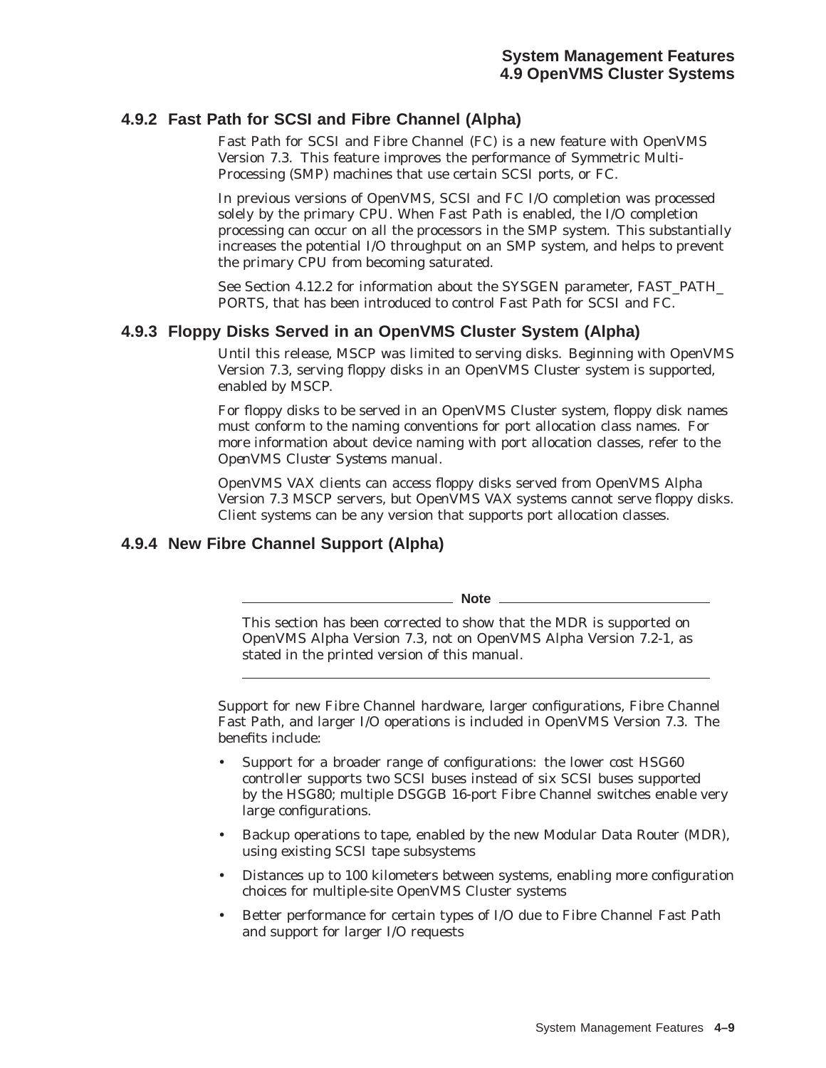### 4.9.2 Fast Path for SCSI and Fibre Channel (Alpha)

Fast Path for SCSI and Fibre Channel (FC) is a new feature with OpenVMS Version 7.3. This feature improves the performance of Symmetric Multi-Processing (SMP) machines that use certain SCSI ports, or FC.

In previous versions of OpenVMS, SCSI and FC I/O completion was processed solely by the primary CPU. When Fast Path is enabled, the I/O completion processing can occur on all the processors in the SMP system. This substantially increases the potential I/O throughput on an SMP system, and helps to prevent the primary CPU from becoming saturated.

See Section 4.12.2 for information about the SYSGEN parameter, FAST_PATH_PORTS, that has been introduced to control Fast Path for SCSI and FC.

### 4.9.3 Floppy Disks Served in an OpenVMS Cluster System (Alpha)

Until this release, MSCP was limited to serving disks. Beginning with OpenVMS Version 7.3, serving floppy disks in an OpenVMS Cluster system is supported, enabled by MSCP.

For floppy disks to be served in an OpenVMS Cluster system, floppy disk names must conform to the naming conventions for port allocation class names. For more information about device naming with port allocation classes, refer to the *OpenVMS Cluster Systems* manual.

OpenVMS VAX clients can access floppy disks served from OpenVMS Alpha Version 7.3 MSCP servers, but OpenVMS VAX systems cannot serve floppy disks. Client systems can be any version that supports port allocation classes.

### 4.9.4 New Fibre Channel Support (Alpha)

**Note**

This section has been corrected to show that the MDR is supported on OpenVMS Alpha Version 7.3, not on OpenVMS Alpha Version 7.2-1, as stated in the printed version of this manual.

---

Support for new Fibre Channel hardware, larger configurations, Fibre Channel Fast Path, and larger I/O operations is included in OpenVMS Version 7.3. The benefits include:

- Support for a broader range of configurations: the lower cost HSG60 controller supports two SCSI buses instead of six SCSI buses supported by the HSG80; multiple DSGGB 16-port Fibre Channel switches enable very large configurations.
- Backup operations to tape, enabled by the new Modular Data Router (MDR), using existing SCSI tape subsystems
- Distances up to 100 kilometers between systems, enabling more configuration choices for multiple-site OpenVMS Cluster systems
- Better performance for certain types of I/O due to Fibre Channel Fast Path and support for larger I/O requests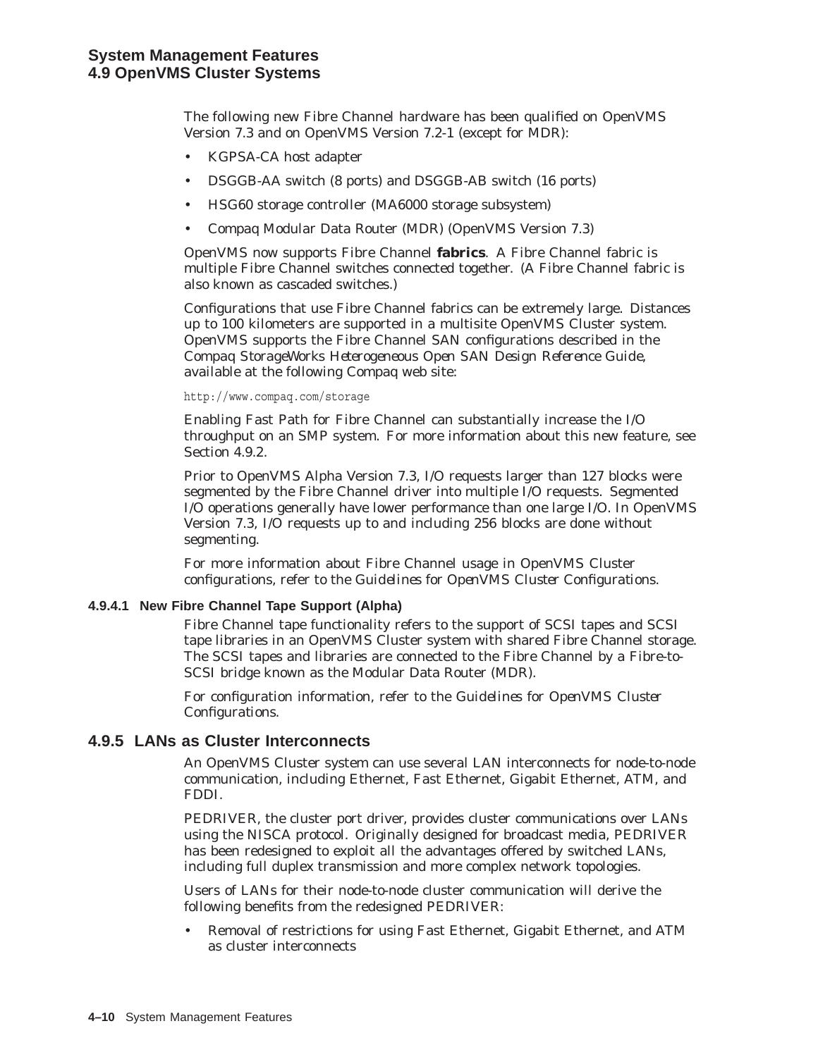The following new Fibre Channel hardware has been qualified on OpenVMS Version 7.3 and on OpenVMS Version 7.2-1 (except for MDR):

- KGPSA-CA host adapter
- DSGGB-AA switch (8 ports) and DSGGB-AB switch (16 ports)
- HSG60 storage controller (MA6000 storage subsystem)
- Compaq Modular Data Router (MDR) (OpenVMS Version 7.3)

OpenVMS now supports Fibre Channel **fabrics**. A Fibre Channel fabric is multiple Fibre Channel switches connected together. (A Fibre Channel fabric is also known as cascaded switches.)

Configurations that use Fibre Channel fabrics can be extremely large. Distances up to 100 kilometers are supported in a multisite OpenVMS Cluster system. OpenVMS supports the Fibre Channel SAN configurations described in the *Compaq StorageWorks Heterogeneous Open SAN Design Reference Guide*, available at the following Compaq web site:

```
http://www.compaq.com/storage
```

Enabling Fast Path for Fibre Channel can substantially increase the I/O throughput on an SMP system. For more information about this new feature, see Section 4.9.2.

Prior to OpenVMS Alpha Version 7.3, I/O requests larger than 127 blocks were segmented by the Fibre Channel driver into multiple I/O requests. Segmented I/O operations generally have lower performance than one large I/O. In OpenVMS Version 7.3, I/O requests up to and including 256 blocks are done without segmenting.

For more information about Fibre Channel usage in OpenVMS Cluster configurations, refer to the *Guidelines for OpenVMS Cluster Configurations*.

#### 4.9.4.1 New Fibre Channel Tape Support (Alpha)

Fibre Channel tape functionality refers to the support of SCSI tapes and SCSI tape libraries in an OpenVMS Cluster system with shared Fibre Channel storage. The SCSI tapes and libraries are connected to the Fibre Channel by a Fibre-to-SCSI bridge known as the Modular Data Router (MDR).

For configuration information, refer to the *Guidelines for OpenVMS Cluster Configurations*.

### 4.9.5 LANs as Cluster Interconnects

An OpenVMS Cluster system can use several LAN interconnects for node-to-node communication, including Ethernet, Fast Ethernet, Gigabit Ethernet, ATM, and FDDI.

PEDRIVER, the cluster port driver, provides cluster communications over LANs using the NISCA protocol. Originally designed for broadcast media, PEDRIVER has been redesigned to exploit all the advantages offered by switched LANs, including full duplex transmission and more complex network topologies.

Users of LANs for their node-to-node cluster communication will derive the following benefits from the redesigned PEDRIVER:

- Removal of restrictions for using Fast Ethernet, Gigabit Ethernet, and ATM as cluster interconnects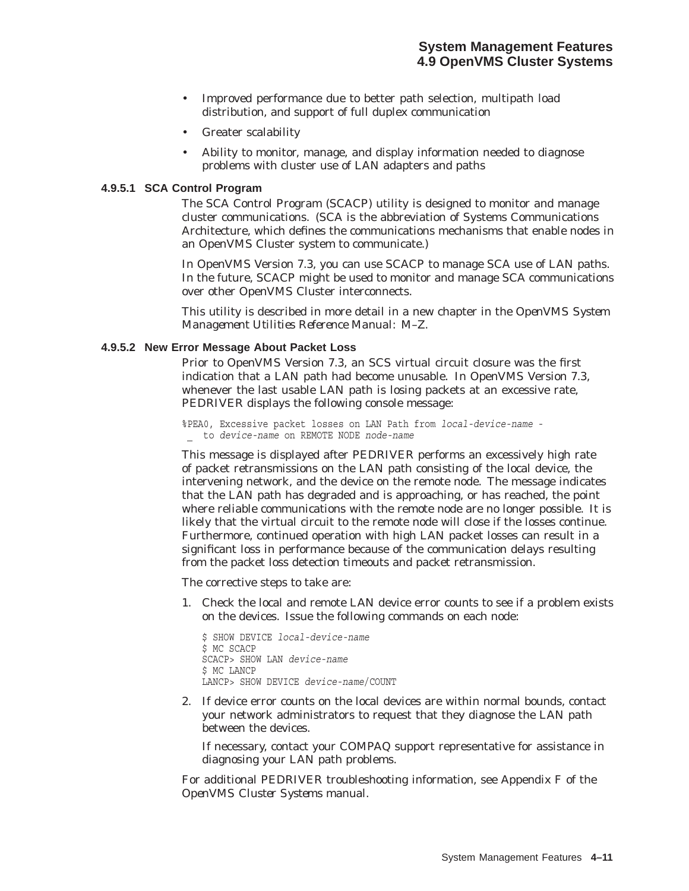- Improved performance due to better path selection, multipath load distribution, and support of full duplex communication
- Greater scalability
- Ability to monitor, manage, and display information needed to diagnose problems with cluster use of LAN adapters and paths

#### 4.9.5.1 SCA Control Program

The SCA Control Program (SCACP) utility is designed to monitor and manage cluster communications. (SCA is the abbreviation of Systems Communications Architecture, which defines the communications mechanisms that enable nodes in an OpenVMS Cluster system to communicate.)

In OpenVMS Version 7.3, you can use SCACP to manage SCA use of LAN paths. In the future, SCACP might be used to monitor and manage SCA communications over other OpenVMS Cluster interconnects.

This utility is described in more detail in a new chapter in the *OpenVMS System Management Utilities Reference Manual: M–Z*.

#### 4.9.5.2 New Error Message About Packet Loss

Prior to OpenVMS Version 7.3, an SCS virtual circuit closure was the first indication that a LAN path had become unusable. In OpenVMS Version 7.3, whenever the last usable LAN path is losing packets at an excessive rate, PEDRIVER displays the following console message:

```
%PEA0, Excessive packet losses on LAN Path from local-device-name -
 _  to device-name on REMOTE NODE node-name
```

This message is displayed after PEDRIVER performs an excessively high rate of packet retransmissions on the LAN path consisting of the local device, the intervening network, and the device on the remote node. The message indicates that the LAN path has degraded and is approaching, or has reached, the point where reliable communications with the remote node are no longer possible. It is likely that the virtual circuit to the remote node will close if the losses continue. Furthermore, continued operation with high LAN packet losses can result in a significant loss in performance because of the communication delays resulting from the packet loss detection timeouts and packet retransmission.

The corrective steps to take are:

1. Check the local and remote LAN device error counts to see if a problem exists on the devices. Issue the following commands on each node:

   ```
   $ SHOW DEVICE local-device-name
   $ MC SCACP
   SCACP> SHOW LAN device-name
   $ MC LANCP
   LANCP> SHOW DEVICE device-name/COUNT
   ```

2. If device error counts on the local devices are within normal bounds, contact your network administrators to request that they diagnose the LAN path between the devices.

   If necessary, contact your COMPAQ support representative for assistance in diagnosing your LAN path problems.

For additional PEDRIVER troubleshooting information, see Appendix F of the *OpenVMS Cluster Systems* manual.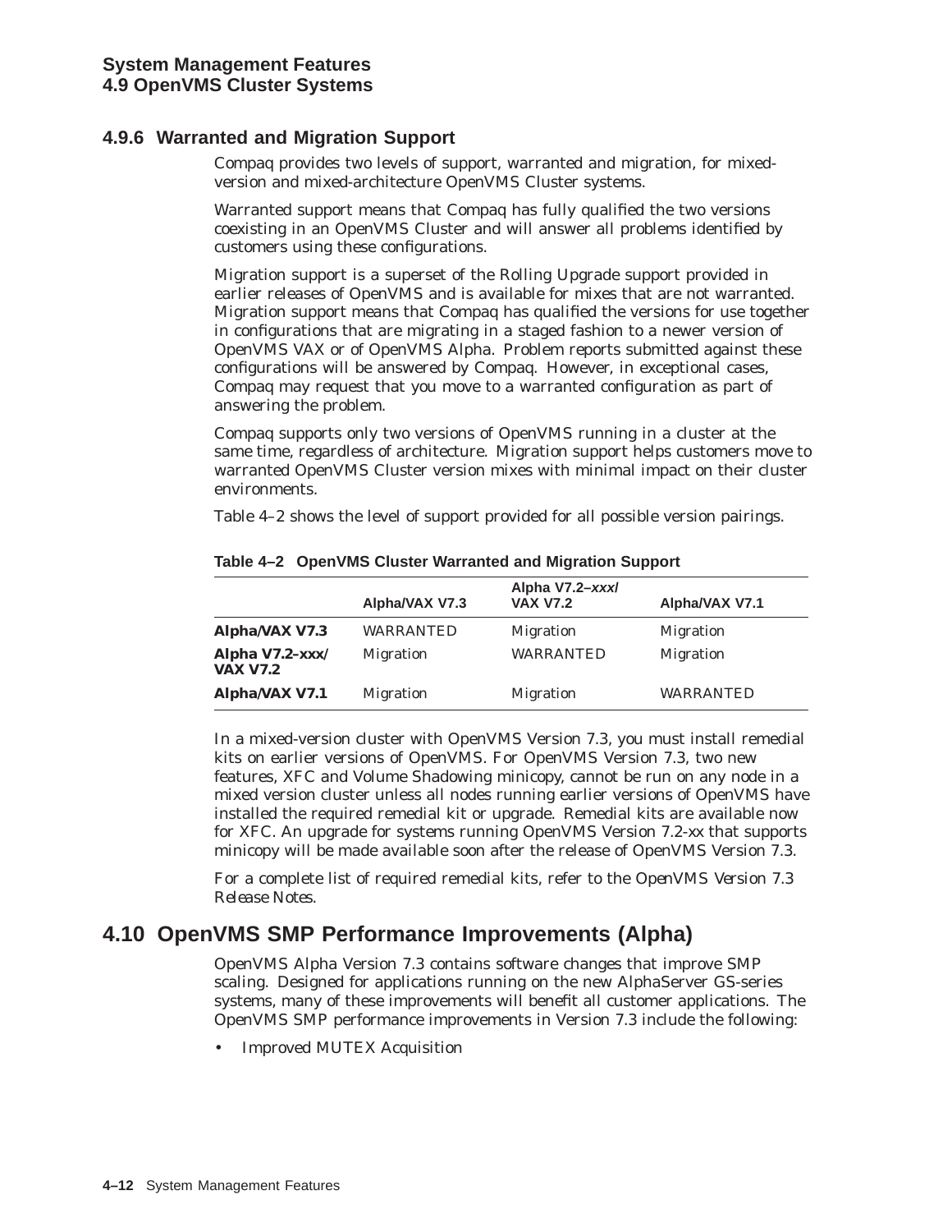### 4.9.6 Warranted and Migration Support

Compaq provides two levels of support, warranted and migration, for mixed-version and mixed-architecture OpenVMS Cluster systems.

Warranted support means that Compaq has fully qualified the two versions coexisting in an OpenVMS Cluster and will answer all problems identified by customers using these configurations.

Migration support is a superset of the Rolling Upgrade support provided in earlier releases of OpenVMS and is available for mixes that are not warranted. Migration support means that Compaq has qualified the versions for use together in configurations that are migrating in a staged fashion to a newer version of OpenVMS VAX or of OpenVMS Alpha. Problem reports submitted against these configurations will be answered by Compaq. However, in exceptional cases, Compaq may request that you move to a warranted configuration as part of answering the problem.

Compaq supports only two versions of OpenVMS running in a cluster at the same time, regardless of architecture. Migration support helps customers move to warranted OpenVMS Cluster version mixes with minimal impact on their cluster environments.

Table 4–2 shows the level of support provided for all possible version pairings.

**Table 4–2 OpenVMS Cluster Warranted and Migration Support**

| | Alpha/VAX V7.3 | Alpha V7.2–*xxx*/ VAX V7.2 | Alpha/VAX V7.1 |
|---|---|---|---|
| **Alpha/VAX V7.3** | WARRANTED | Migration | Migration |
| **Alpha V7.2–*xxx*/ VAX V7.2** | Migration | WARRANTED | Migration |
| **Alpha/VAX V7.1** | Migration | Migration | WARRANTED |

In a mixed-version cluster with OpenVMS Version 7.3, you must install remedial kits on earlier versions of OpenVMS. For OpenVMS Version 7.3, two new features, XFC and Volume Shadowing minicopy, cannot be run on any node in a mixed version cluster unless all nodes running earlier versions of OpenVMS have installed the required remedial kit or upgrade. Remedial kits are available now for XFC. An upgrade for systems running OpenVMS Version 7.2-xx that supports minicopy will be made available soon after the release of OpenVMS Version 7.3.

For a complete list of required remedial kits, refer to the *OpenVMS Version 7.3 Release Notes*.

## 4.10 OpenVMS SMP Performance Improvements (Alpha)

OpenVMS Alpha Version 7.3 contains software changes that improve SMP scaling. Designed for applications running on the new AlphaServer GS-series systems, many of these improvements will benefit all customer applications. The OpenVMS SMP performance improvements in Version 7.3 include the following:

- Improved MUTEX Acquisition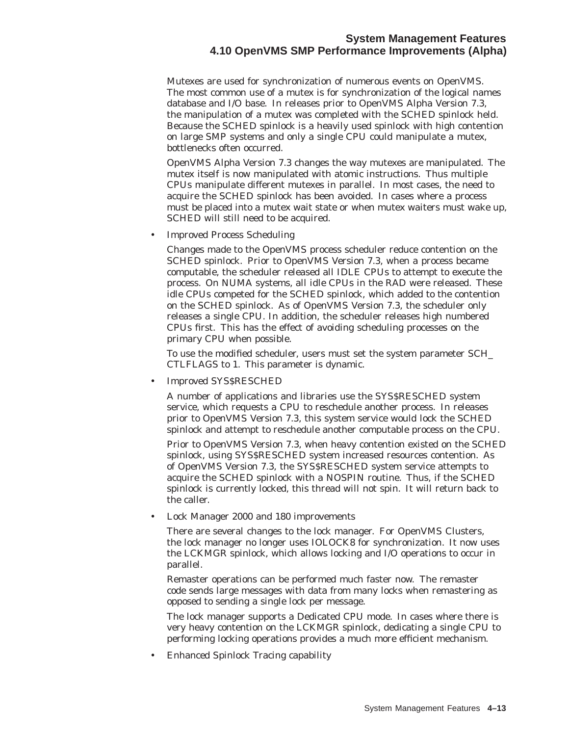Mutexes are used for synchronization of numerous events on OpenVMS. The most common use of a mutex is for synchronization of the logical names database and I/O base. In releases prior to OpenVMS Alpha Version 7.3, the manipulation of a mutex was completed with the SCHED spinlock held. Because the SCHED spinlock is a heavily used spinlock with high contention on large SMP systems and only a single CPU could manipulate a mutex, bottlenecks often occurred.

OpenVMS Alpha Version 7.3 changes the way mutexes are manipulated. The mutex itself is now manipulated with atomic instructions. Thus multiple CPUs manipulate different mutexes in parallel. In most cases, the need to acquire the SCHED spinlock has been avoided. In cases where a process must be placed into a mutex wait state or when mutex waiters must wake up, SCHED will still need to be acquired.

- Improved Process Scheduling

  Changes made to the OpenVMS process scheduler reduce contention on the SCHED spinlock. Prior to OpenVMS Version 7.3, when a process became computable, the scheduler released all IDLE CPUs to attempt to execute the process. On NUMA systems, all idle CPUs in the RAD were released. These idle CPUs competed for the SCHED spinlock, which added to the contention on the SCHED spinlock. As of OpenVMS Version 7.3, the scheduler only releases a single CPU. In addition, the scheduler releases high numbered CPUs first. This has the effect of avoiding scheduling processes on the primary CPU when possible.

  To use the modified scheduler, users must set the system parameter SCH_CTLFLAGS to 1. This parameter is dynamic.

- Improved SYS$RESCHED

  A number of applications and libraries use the SYS$RESCHED system service, which requests a CPU to reschedule another process. In releases prior to OpenVMS Version 7.3, this system service would lock the SCHED spinlock and attempt to reschedule another computable process on the CPU.

  Prior to OpenVMS Version 7.3, when heavy contention existed on the SCHED spinlock, using SYS$RESCHED system increased resources contention. As of OpenVMS Version 7.3, the SYS$RESCHED system service attempts to acquire the SCHED spinlock with a NOSPIN routine. Thus, if the SCHED spinlock is currently locked, this thread will not spin. It will return back to the caller.

- Lock Manager 2000 and 180 improvements

  There are several changes to the lock manager. For OpenVMS Clusters, the lock manager no longer uses IOLOCK8 for synchronization. It now uses the LCKMGR spinlock, which allows locking and I/O operations to occur in parallel.

  Remaster operations can be performed much faster now. The remaster code sends large messages with data from many locks when remastering as opposed to sending a single lock per message.

  The lock manager supports a Dedicated CPU mode. In cases where there is very heavy contention on the LCKMGR spinlock, dedicating a single CPU to performing locking operations provides a much more efficient mechanism.

- Enhanced Spinlock Tracing capability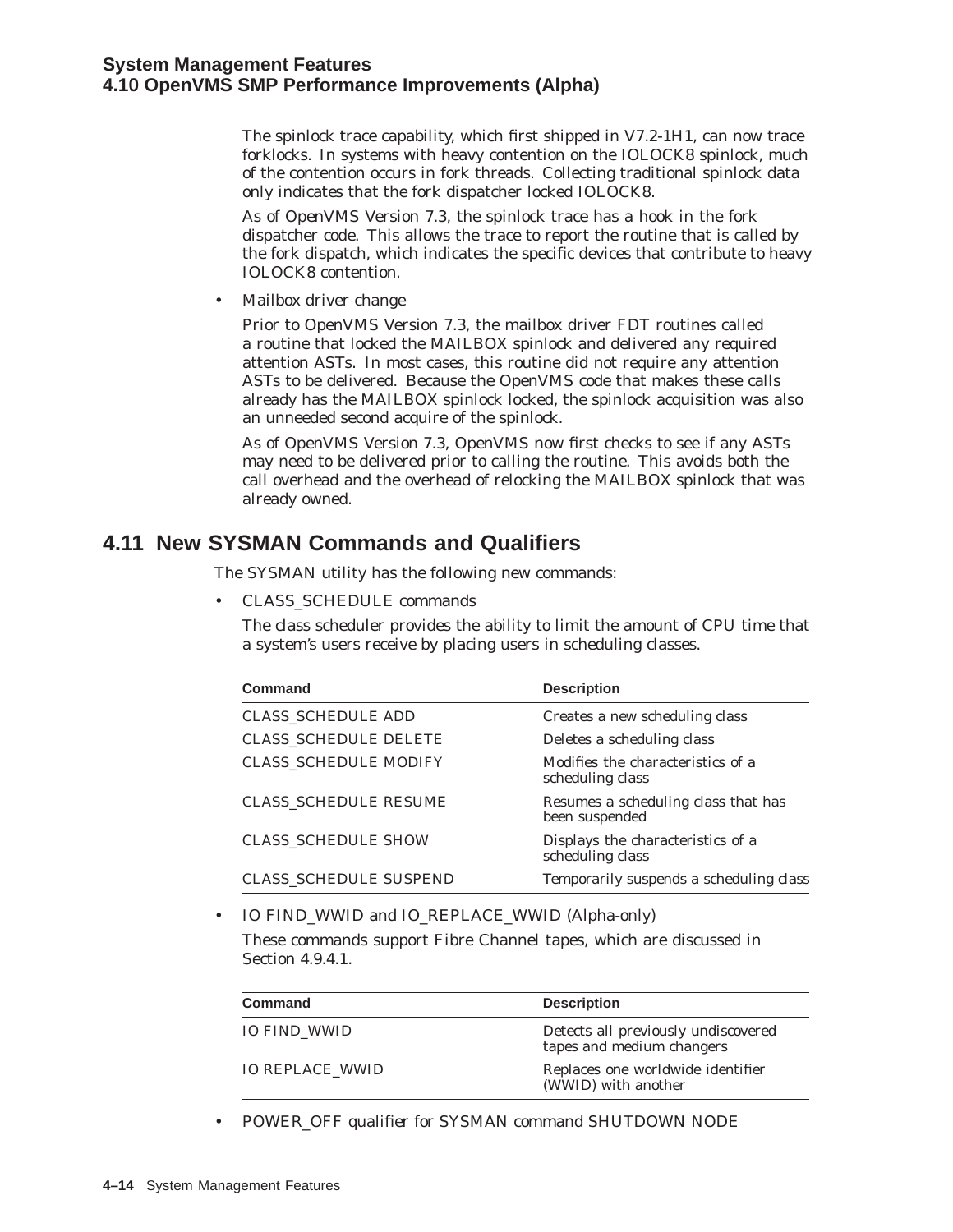The spinlock trace capability, which first shipped in V7.2-1H1, can now trace forklocks. In systems with heavy contention on the IOLOCK8 spinlock, much of the contention occurs in fork threads. Collecting traditional spinlock data only indicates that the fork dispatcher locked IOLOCK8.

As of OpenVMS Version 7.3, the spinlock trace has a hook in the fork dispatcher code. This allows the trace to report the routine that is called by the fork dispatch, which indicates the specific devices that contribute to heavy IOLOCK8 contention.

- Mailbox driver change

  Prior to OpenVMS Version 7.3, the mailbox driver FDT routines called a routine that locked the MAILBOX spinlock and delivered any required attention ASTs. In most cases, this routine did not require any attention ASTs to be delivered. Because the OpenVMS code that makes these calls already has the MAILBOX spinlock locked, the spinlock acquisition was also an unneeded second acquire of the spinlock.

  As of OpenVMS Version 7.3, OpenVMS now first checks to see if any ASTs may need to be delivered prior to calling the routine. This avoids both the call overhead and the overhead of relocking the MAILBOX spinlock that was already owned.

## 4.11 New SYSMAN Commands and Qualifiers

The SYSMAN utility has the following new commands:

- CLASS_SCHEDULE commands

  The class scheduler provides the ability to limit the amount of CPU time that a system's users receive by placing users in scheduling classes.

| Command | Description |
|---|---|
| CLASS_SCHEDULE ADD | Creates a new scheduling class |
| CLASS_SCHEDULE DELETE | Deletes a scheduling class |
| CLASS_SCHEDULE MODIFY | Modifies the characteristics of a scheduling class |
| CLASS_SCHEDULE RESUME | Resumes a scheduling class that has been suspended |
| CLASS_SCHEDULE SHOW | Displays the characteristics of a scheduling class |
| CLASS_SCHEDULE SUSPEND | Temporarily suspends a scheduling class |

- IO FIND_WWID and IO_REPLACE_WWID (Alpha-only)

  These commands support Fibre Channel tapes, which are discussed in Section 4.9.4.1.

| Command | Description |
|---|---|
| IO FIND_WWID | Detects all previously undiscovered tapes and medium changers |
| IO REPLACE_WWID | Replaces one worldwide identifier (WWID) with another |

- POWER_OFF qualifier for SYSMAN command SHUTDOWN NODE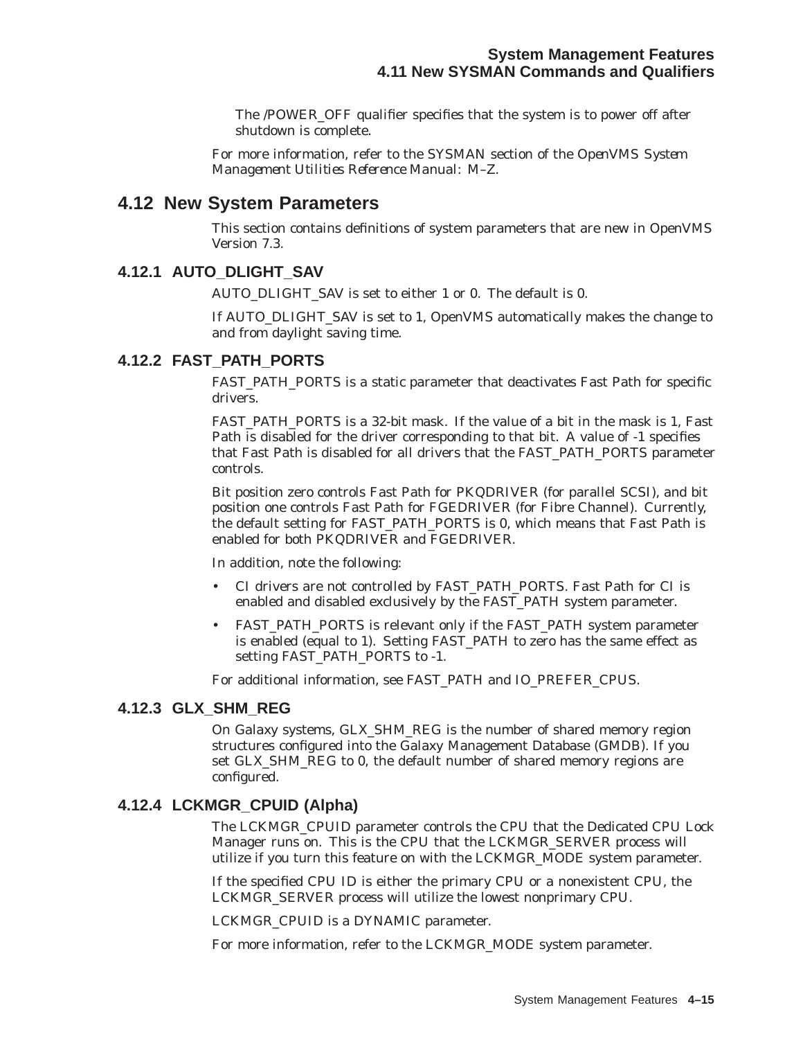The /POWER_OFF qualifier specifies that the system is to power off after shutdown is complete.

For more information, refer to the SYSMAN section of the *OpenVMS System Management Utilities Reference Manual: M–Z*.

## 4.12 New System Parameters

This section contains definitions of system parameters that are new in OpenVMS Version 7.3.

### 4.12.1 AUTO_DLIGHT_SAV

AUTO_DLIGHT_SAV is set to either 1 or 0. The default is 0.

If AUTO_DLIGHT_SAV is set to 1, OpenVMS automatically makes the change to and from daylight saving time.

### 4.12.2 FAST_PATH_PORTS

FAST_PATH_PORTS is a static parameter that deactivates Fast Path for specific drivers.

FAST_PATH_PORTS is a 32-bit mask. If the value of a bit in the mask is 1, Fast Path is disabled for the driver corresponding to that bit. A value of -1 specifies that Fast Path is disabled for all drivers that the FAST_PATH_PORTS parameter controls.

Bit position zero controls Fast Path for PKQDRIVER (for parallel SCSI), and bit position one controls Fast Path for FGEDRIVER (for Fibre Channel). Currently, the default setting for FAST_PATH_PORTS is 0, which means that Fast Path is enabled for both PKQDRIVER and FGEDRIVER.

In addition, note the following:

- CI drivers are not controlled by FAST_PATH_PORTS. Fast Path for CI is enabled and disabled exclusively by the FAST_PATH system parameter.
- FAST_PATH_PORTS is relevant only if the FAST_PATH system parameter is enabled (equal to 1). Setting FAST_PATH to zero has the same effect as setting FAST_PATH_PORTS to -1.

For additional information, see FAST_PATH and IO_PREFER_CPUS.

### 4.12.3 GLX_SHM_REG

On Galaxy systems, GLX_SHM_REG is the number of shared memory region structures configured into the Galaxy Management Database (GMDB). If you set GLX_SHM_REG to 0, the default number of shared memory regions are configured.

### 4.12.4 LCKMGR_CPUID (Alpha)

The LCKMGR_CPUID parameter controls the CPU that the Dedicated CPU Lock Manager runs on. This is the CPU that the LCKMGR_SERVER process will utilize if you turn this feature on with the LCKMGR_MODE system parameter.

If the specified CPU ID is either the primary CPU or a nonexistent CPU, the LCKMGR_SERVER process will utilize the lowest nonprimary CPU.

LCKMGR_CPUID is a DYNAMIC parameter.

For more information, refer to the LCKMGR_MODE system parameter.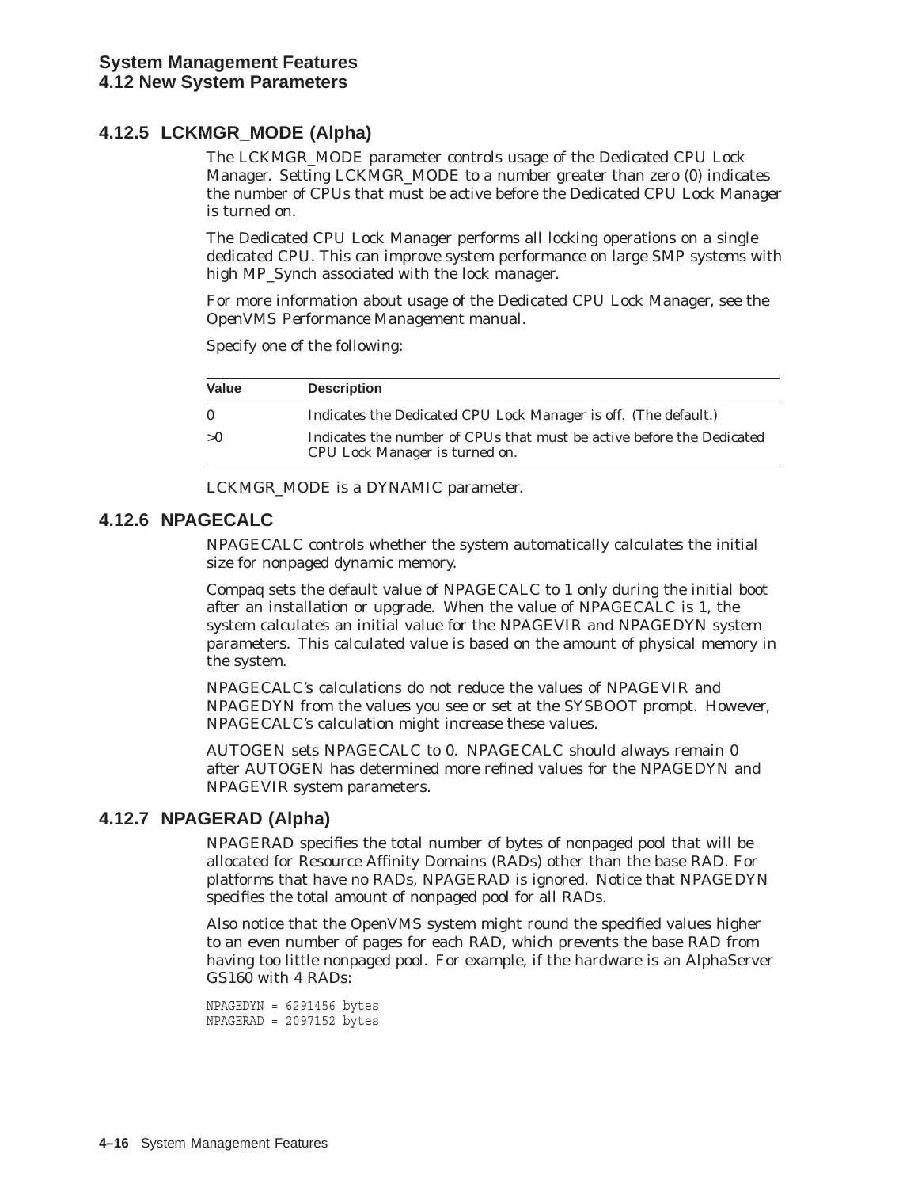### 4.12.5 LCKMGR_MODE (Alpha)

The LCKMGR_MODE parameter controls usage of the Dedicated CPU Lock Manager. Setting LCKMGR_MODE to a number greater than zero (0) indicates the number of CPUs that must be active before the Dedicated CPU Lock Manager is turned on.

The Dedicated CPU Lock Manager performs all locking operations on a single dedicated CPU. This can improve system performance on large SMP systems with high MP_Synch associated with the lock manager.

For more information about usage of the Dedicated CPU Lock Manager, see the *OpenVMS Performance Management* manual.

Specify one of the following:

| Value | Description |
|---|---|
| 0 | Indicates the Dedicated CPU Lock Manager is off. (The default.) |
| >0 | Indicates the number of CPUs that must be active before the Dedicated CPU Lock Manager is turned on. |

LCKMGR_MODE is a DYNAMIC parameter.

### 4.12.6 NPAGECALC

NPAGECALC controls whether the system automatically calculates the initial size for nonpaged dynamic memory.

Compaq sets the default value of NPAGECALC to 1 only during the initial boot after an installation or upgrade. When the value of NPAGECALC is 1, the system calculates an initial value for the NPAGEVIR and NPAGEDYN system parameters. This calculated value is based on the amount of physical memory in the system.

NPAGECALC's calculations do not reduce the values of NPAGEVIR and NPAGEDYN from the values you see or set at the SYSBOOT prompt. However, NPAGECALC's calculation might increase these values.

AUTOGEN sets NPAGECALC to 0. NPAGECALC should always remain 0 after AUTOGEN has determined more refined values for the NPAGEDYN and NPAGEVIR system parameters.

### 4.12.7 NPAGERAD (Alpha)

NPAGERAD specifies the total number of bytes of nonpaged pool that will be allocated for Resource Affinity Domains (RADs) other than the base RAD. For platforms that have no RADs, NPAGERAD is ignored. Notice that NPAGEDYN specifies the total amount of nonpaged pool for all RADs.

Also notice that the OpenVMS system might round the specified values higher to an even number of pages for each RAD, which prevents the base RAD from having too little nonpaged pool. For example, if the hardware is an AlphaServer GS160 with 4 RADs:

```
NPAGEDYN = 6291456 bytes
NPAGERAD = 2097152 bytes
```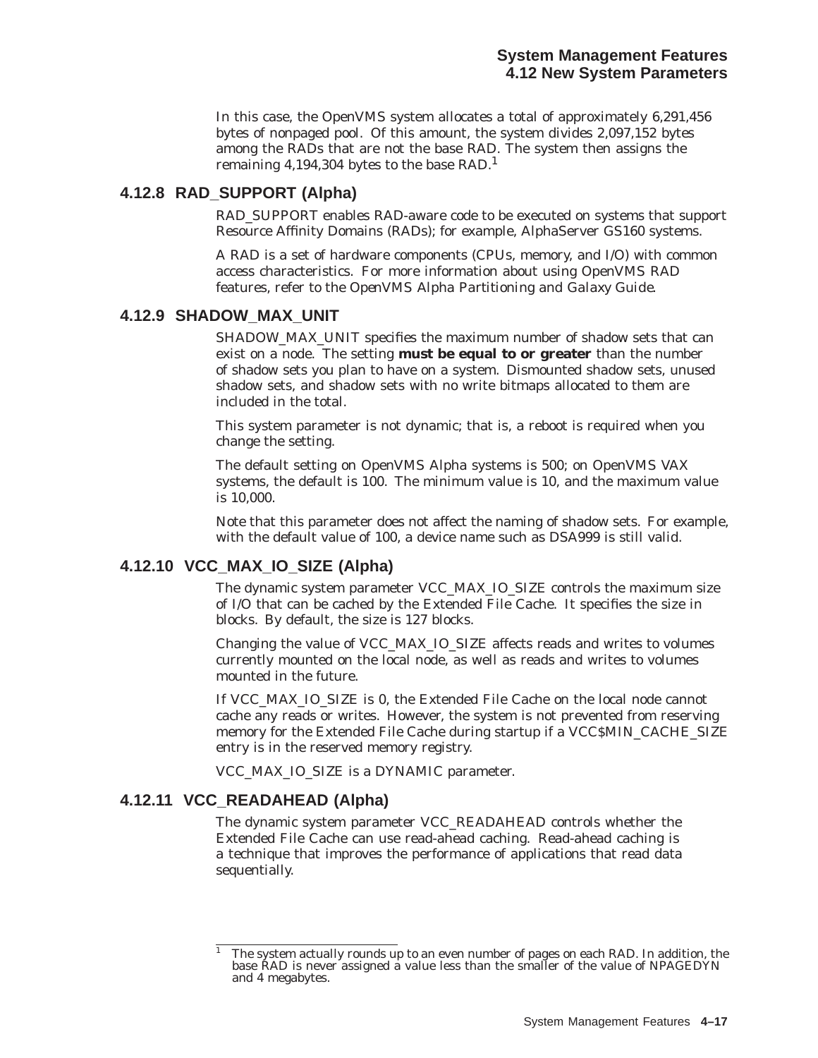In this case, the OpenVMS system allocates a total of approximately 6,291,456 bytes of nonpaged pool. Of this amount, the system divides 2,097,152 bytes among the RADs that are not the base RAD. The system then assigns the remaining 4,194,304 bytes to the base RAD.[1]

### 4.12.8 RAD_SUPPORT (Alpha)

RAD_SUPPORT enables RAD-aware code to be executed on systems that support Resource Affinity Domains (RADs); for example, AlphaServer GS160 systems.

A RAD is a set of hardware components (CPUs, memory, and I/O) with common access characteristics. For more information about using OpenVMS RAD features, refer to the *OpenVMS Alpha Partitioning and Galaxy Guide*.

### 4.12.9 SHADOW_MAX_UNIT

SHADOW_MAX_UNIT specifies the maximum number of shadow sets that can exist on a node. The setting **must be equal to or greater** than the number of shadow sets you plan to have on a system. Dismounted shadow sets, unused shadow sets, and shadow sets with no write bitmaps allocated to them are included in the total.

This system parameter is not dynamic; that is, a reboot is required when you change the setting.

The default setting on OpenVMS Alpha systems is 500; on OpenVMS VAX systems, the default is 100. The minimum value is 10, and the maximum value is 10,000.

Note that this parameter does not affect the naming of shadow sets. For example, with the default value of 100, a device name such as DSA999 is still valid.

### 4.12.10 VCC_MAX_IO_SIZE (Alpha)

The dynamic system parameter VCC_MAX_IO_SIZE controls the maximum size of I/O that can be cached by the Extended File Cache. It specifies the size in blocks. By default, the size is 127 blocks.

Changing the value of VCC_MAX_IO_SIZE affects reads and writes to volumes currently mounted on the local node, as well as reads and writes to volumes mounted in the future.

If VCC_MAX_IO_SIZE is 0, the Extended File Cache on the local node cannot cache any reads or writes. However, the system is not prevented from reserving memory for the Extended File Cache during startup if a VCC$MIN_CACHE_SIZE entry is in the reserved memory registry.

VCC_MAX_IO_SIZE is a DYNAMIC parameter.

### 4.12.11 VCC_READAHEAD (Alpha)

The dynamic system parameter VCC_READAHEAD controls whether the Extended File Cache can use read-ahead caching. Read-ahead caching is a technique that improves the performance of applications that read data sequentially.

---

[1] The system actually rounds up to an even number of pages on each RAD. In addition, the base RAD is never assigned a value less than the smaller of the value of NPAGEDYN and 4 megabytes.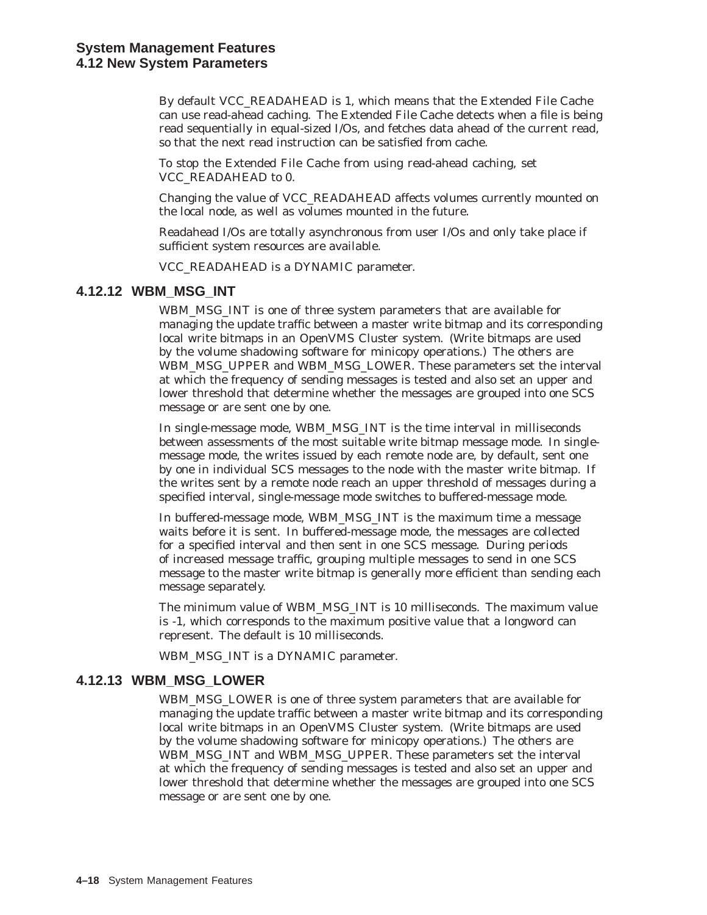By default VCC_READAHEAD is 1, which means that the Extended File Cache can use read-ahead caching. The Extended File Cache detects when a file is being read sequentially in equal-sized I/Os, and fetches data ahead of the current read, so that the next read instruction can be satisfied from cache.

To stop the Extended File Cache from using read-ahead caching, set VCC_READAHEAD to 0.

Changing the value of VCC_READAHEAD affects volumes currently mounted on the local node, as well as volumes mounted in the future.

Readahead I/Os are totally asynchronous from user I/Os and only take place if sufficient system resources are available.

VCC_READAHEAD is a DYNAMIC parameter.

### 4.12.12 WBM_MSG_INT

WBM_MSG_INT is one of three system parameters that are available for managing the update traffic between a master write bitmap and its corresponding local write bitmaps in an OpenVMS Cluster system. (Write bitmaps are used by the volume shadowing software for minicopy operations.) The others are WBM_MSG_UPPER and WBM_MSG_LOWER. These parameters set the interval at which the frequency of sending messages is tested and also set an upper and lower threshold that determine whether the messages are grouped into one SCS message or are sent one by one.

In single-message mode, WBM_MSG_INT is the time interval in milliseconds between assessments of the most suitable write bitmap message mode. In single-message mode, the writes issued by each remote node are, by default, sent one by one in individual SCS messages to the node with the master write bitmap. If the writes sent by a remote node reach an upper threshold of messages during a specified interval, single-message mode switches to buffered-message mode.

In buffered-message mode, WBM_MSG_INT is the maximum time a message waits before it is sent. In buffered-message mode, the messages are collected for a specified interval and then sent in one SCS message. During periods of increased message traffic, grouping multiple messages to send in one SCS message to the master write bitmap is generally more efficient than sending each message separately.

The minimum value of WBM_MSG_INT is 10 milliseconds. The maximum value is -1, which corresponds to the maximum positive value that a longword can represent. The default is 10 milliseconds.

WBM_MSG_INT is a DYNAMIC parameter.

### 4.12.13 WBM_MSG_LOWER

WBM_MSG_LOWER is one of three system parameters that are available for managing the update traffic between a master write bitmap and its corresponding local write bitmaps in an OpenVMS Cluster system. (Write bitmaps are used by the volume shadowing software for minicopy operations.) The others are WBM_MSG_INT and WBM_MSG_UPPER. These parameters set the interval at which the frequency of sending messages is tested and also set an upper and lower threshold that determine whether the messages are grouped into one SCS message or are sent one by one.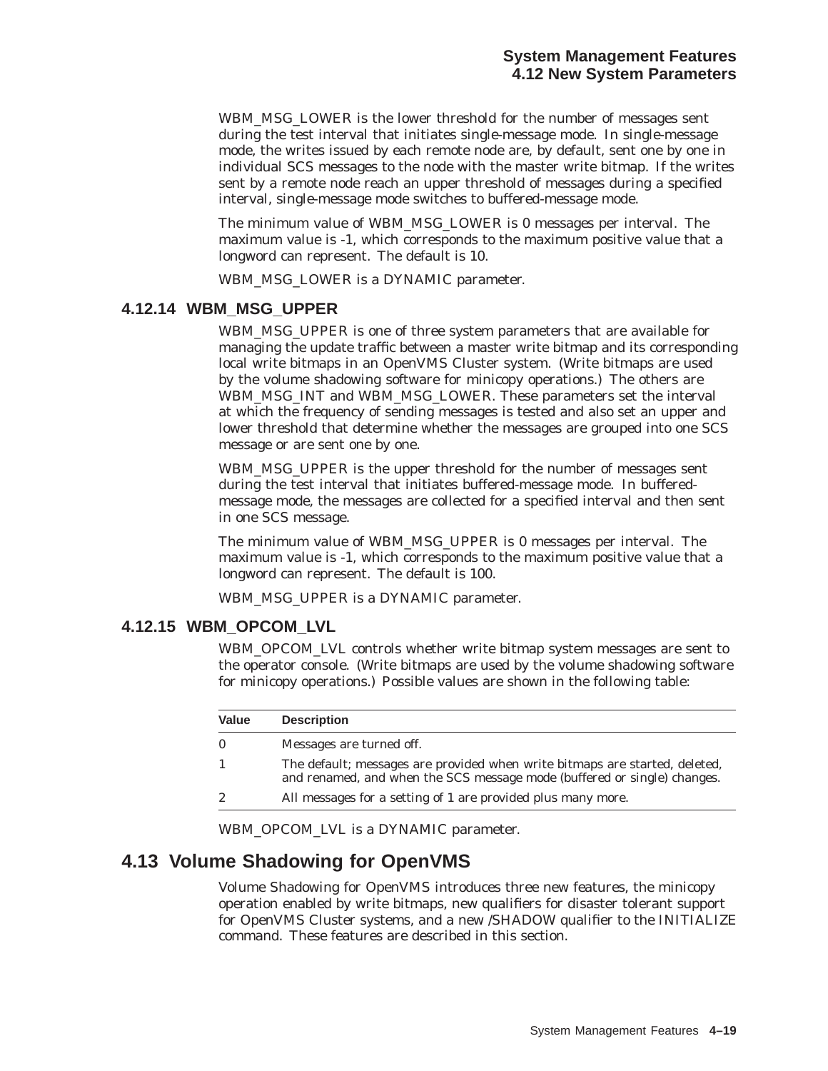WBM_MSG_LOWER is the lower threshold for the number of messages sent during the test interval that initiates single-message mode. In single-message mode, the writes issued by each remote node are, by default, sent one by one in individual SCS messages to the node with the master write bitmap. If the writes sent by a remote node reach an upper threshold of messages during a specified interval, single-message mode switches to buffered-message mode.

The minimum value of WBM_MSG_LOWER is 0 messages per interval. The maximum value is -1, which corresponds to the maximum positive value that a longword can represent. The default is 10.

WBM_MSG_LOWER is a DYNAMIC parameter.

### 4.12.14 WBM_MSG_UPPER

WBM_MSG_UPPER is one of three system parameters that are available for managing the update traffic between a master write bitmap and its corresponding local write bitmaps in an OpenVMS Cluster system. (Write bitmaps are used by the volume shadowing software for minicopy operations.) The others are WBM_MSG_INT and WBM_MSG_LOWER. These parameters set the interval at which the frequency of sending messages is tested and also set an upper and lower threshold that determine whether the messages are grouped into one SCS message or are sent one by one.

WBM_MSG_UPPER is the upper threshold for the number of messages sent during the test interval that initiates buffered-message mode. In buffered-message mode, the messages are collected for a specified interval and then sent in one SCS message.

The minimum value of WBM_MSG_UPPER is 0 messages per interval. The maximum value is -1, which corresponds to the maximum positive value that a longword can represent. The default is 100.

WBM_MSG_UPPER is a DYNAMIC parameter.

### 4.12.15 WBM_OPCOM_LVL

WBM_OPCOM_LVL controls whether write bitmap system messages are sent to the operator console. (Write bitmaps are used by the volume shadowing software for minicopy operations.) Possible values are shown in the following table:

| Value | Description |
|---|---|
| 0 | Messages are turned off. |
| 1 | The default; messages are provided when write bitmaps are started, deleted, and renamed, and when the SCS message mode (buffered or single) changes. |
| 2 | All messages for a setting of 1 are provided plus many more. |

WBM_OPCOM_LVL is a DYNAMIC parameter.

## 4.13 Volume Shadowing for OpenVMS

Volume Shadowing for OpenVMS introduces three new features, the minicopy operation enabled by write bitmaps, new qualifiers for disaster tolerant support for OpenVMS Cluster systems, and a new /SHADOW qualifier to the INITIALIZE command. These features are described in this section.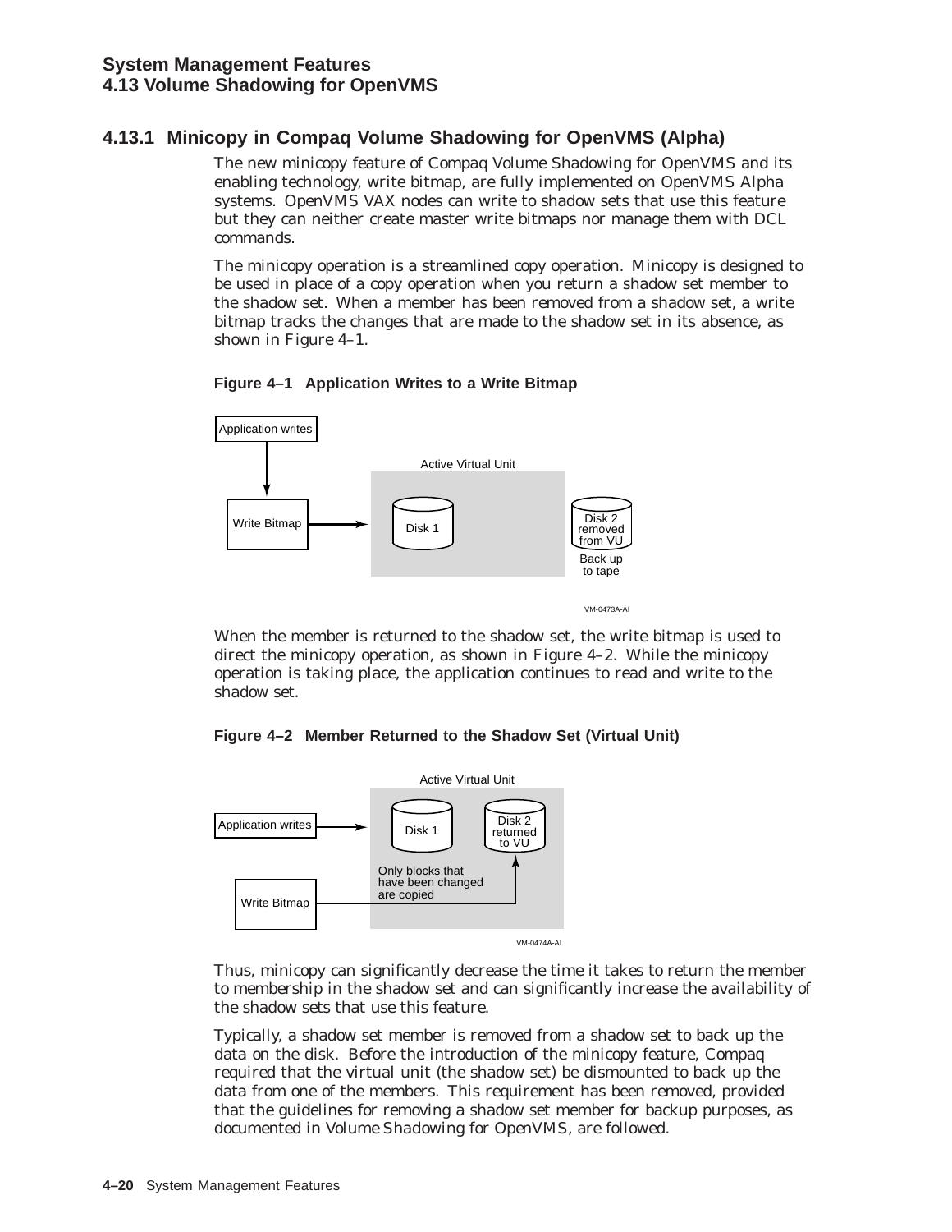### 4.13.1 Minicopy in Compaq Volume Shadowing for OpenVMS (Alpha)

The new minicopy feature of Compaq Volume Shadowing for OpenVMS and its enabling technology, write bitmap, are fully implemented on OpenVMS Alpha systems. OpenVMS VAX nodes can write to shadow sets that use this feature but they can neither create master write bitmaps nor manage them with DCL commands.

The minicopy operation is a streamlined copy operation. Minicopy is designed to be used in place of a copy operation when you return a shadow set member to the shadow set. When a member has been removed from a shadow set, a write bitmap tracks the changes that are made to the shadow set in its absence, as shown in Figure 4–1.

**Figure 4–1 Application Writes to a Write Bitmap**

Application writes

Write Bitmap

Active Virtual Unit

Disk 1

Disk 2 removed from VU

Back up to tape

VM-0473A-AI

When the member is returned to the shadow set, the write bitmap is used to direct the minicopy operation, as shown in Figure 4–2. While the minicopy operation is taking place, the application continues to read and write to the shadow set.

**Figure 4–2 Member Returned to the Shadow Set (Virtual Unit)**

Active Virtual Unit

Application writes

Disk 1

Disk 2 returned to VU

Only blocks that have been changed are copied

Write Bitmap

VM-0474A-AI

Thus, minicopy can significantly decrease the time it takes to return the member to membership in the shadow set and can significantly increase the availability of the shadow sets that use this feature.

Typically, a shadow set member is removed from a shadow set to back up the data on the disk. Before the introduction of the minicopy feature, Compaq required that the virtual unit (the shadow set) be dismounted to back up the data from one of the members. This requirement has been removed, provided that the guidelines for removing a shadow set member for backup purposes, as documented in *Volume Shadowing for OpenVMS*, are followed.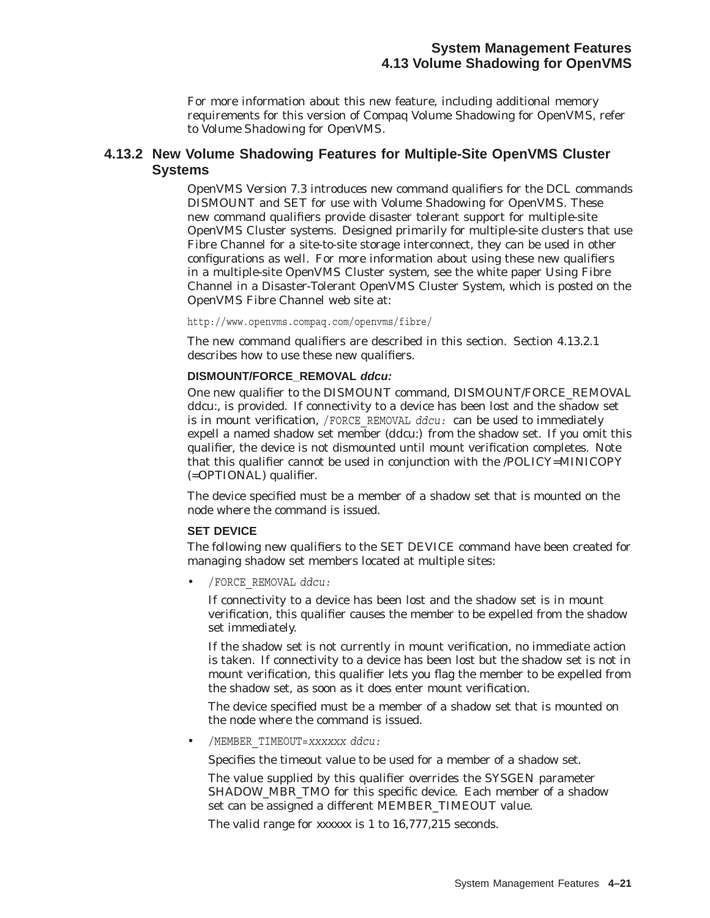For more information about this new feature, including additional memory requirements for this version of Compaq Volume Shadowing for OpenVMS, refer to *Volume Shadowing for OpenVMS*.

### 4.13.2 New Volume Shadowing Features for Multiple-Site OpenVMS Cluster Systems

OpenVMS Version 7.3 introduces new command qualifiers for the DCL commands DISMOUNT and SET for use with Volume Shadowing for OpenVMS. These new command qualifiers provide disaster tolerant support for multiple-site OpenVMS Cluster systems. Designed primarily for multiple-site clusters that use Fibre Channel for a site-to-site storage interconnect, they can be used in other configurations as well. For more information about using these new qualifiers in a multiple-site OpenVMS Cluster system, see the white paper Using Fibre Channel in a Disaster-Tolerant OpenVMS Cluster System, which is posted on the OpenVMS Fibre Channel web site at:

`http://www.openvms.compaq.com/openvms/fibre/`

The new command qualifiers are described in this section. Section 4.13.2.1 describes how to use these new qualifiers.

**DISMOUNT/FORCE_REMOVAL *ddcu:***

One new qualifier to the DISMOUNT command, DISMOUNT/FORCE_REMOVAL ddcu:, is provided. If connectivity to a device has been lost and the shadow set is in mount verification, `/FORCE_REMOVAL` *ddcu:* can be used to immediately expell a named shadow set member (ddcu:) from the shadow set. If you omit this qualifier, the device is not dismounted until mount verification completes. Note that this qualifier cannot be used in conjunction with the /POLICY=MINICOPY (=OPTIONAL) qualifier.

The device specified must be a member of a shadow set that is mounted on the node where the command is issued.

**SET DEVICE**

The following new qualifiers to the SET DEVICE command have been created for managing shadow set members located at multiple sites:

- `/FORCE_REMOVAL` *ddcu:*

  If connectivity to a device has been lost and the shadow set is in mount verification, this qualifier causes the member to be expelled from the shadow set immediately.

  If the shadow set is not currently in mount verification, no immediate action is taken. If connectivity to a device has been lost but the shadow set is not in mount verification, this qualifier lets you flag the member to be expelled from the shadow set, as soon as it does enter mount verification.

  The device specified must be a member of a shadow set that is mounted on the node where the command is issued.

- `/MEMBER_TIMEOUT=`*xxxxxx ddcu:*

  Specifies the timeout value to be used for a member of a shadow set.

  The value supplied by this qualifier overrides the SYSGEN parameter SHADOW_MBR_TMO for this specific device. Each member of a shadow set can be assigned a different MEMBER_TIMEOUT value.

  The valid range for xxxxxx is 1 to 16,777,215 seconds.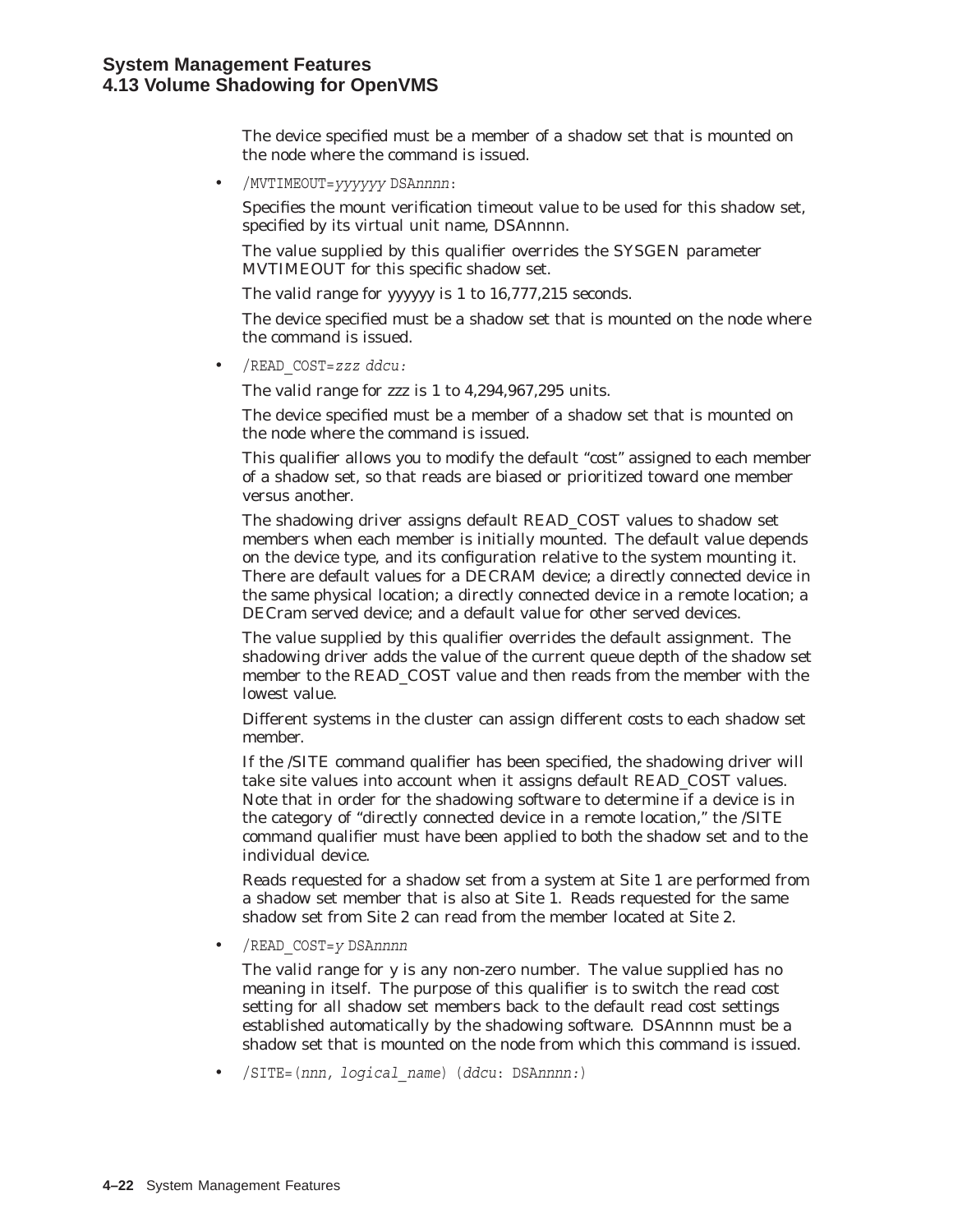The device specified must be a member of a shadow set that is mounted on the node where the command is issued.

- `/MVTIMEOUT=yyyyyy DSAnnnn:`

  Specifies the mount verification timeout value to be used for this shadow set, specified by its virtual unit name, DSAnnnn.

  The value supplied by this qualifier overrides the SYSGEN parameter MVTIMEOUT for this specific shadow set.

  The valid range for yyyyyy is 1 to 16,777,215 seconds.

  The device specified must be a shadow set that is mounted on the node where the command is issued.

- `/READ_COST=zzz ddcu:`

  The valid range for zzz is 1 to 4,294,967,295 units.

  The device specified must be a member of a shadow set that is mounted on the node where the command is issued.

  This qualifier allows you to modify the default "cost" assigned to each member of a shadow set, so that reads are biased or prioritized toward one member versus another.

  The shadowing driver assigns default READ_COST values to shadow set members when each member is initially mounted. The default value depends on the device type, and its configuration relative to the system mounting it. There are default values for a DECRAM device; a directly connected device in the same physical location; a directly connected device in a remote location; a DECram served device; and a default value for other served devices.

  The value supplied by this qualifier overrides the default assignment. The shadowing driver adds the value of the current queue depth of the shadow set member to the READ_COST value and then reads from the member with the lowest value.

  Different systems in the cluster can assign different costs to each shadow set member.

  If the /SITE command qualifier has been specified, the shadowing driver will take site values into account when it assigns default READ_COST values. Note that in order for the shadowing software to determine if a device is in the category of "directly connected device in a remote location," the /SITE command qualifier must have been applied to both the shadow set and to the individual device.

  Reads requested for a shadow set from a system at Site 1 are performed from a shadow set member that is also at Site 1. Reads requested for the same shadow set from Site 2 can read from the member located at Site 2.

- `/READ_COST=y DSAnnnn`

  The valid range for y is any non-zero number. The value supplied has no meaning in itself. The purpose of this qualifier is to switch the read cost setting for all shadow set members back to the default read cost settings established automatically by the shadowing software. DSAnnnn must be a shadow set that is mounted on the node from which this command is issued.

- `/SITE=(nnn, logical_name) (ddcu: DSAnnnn:)`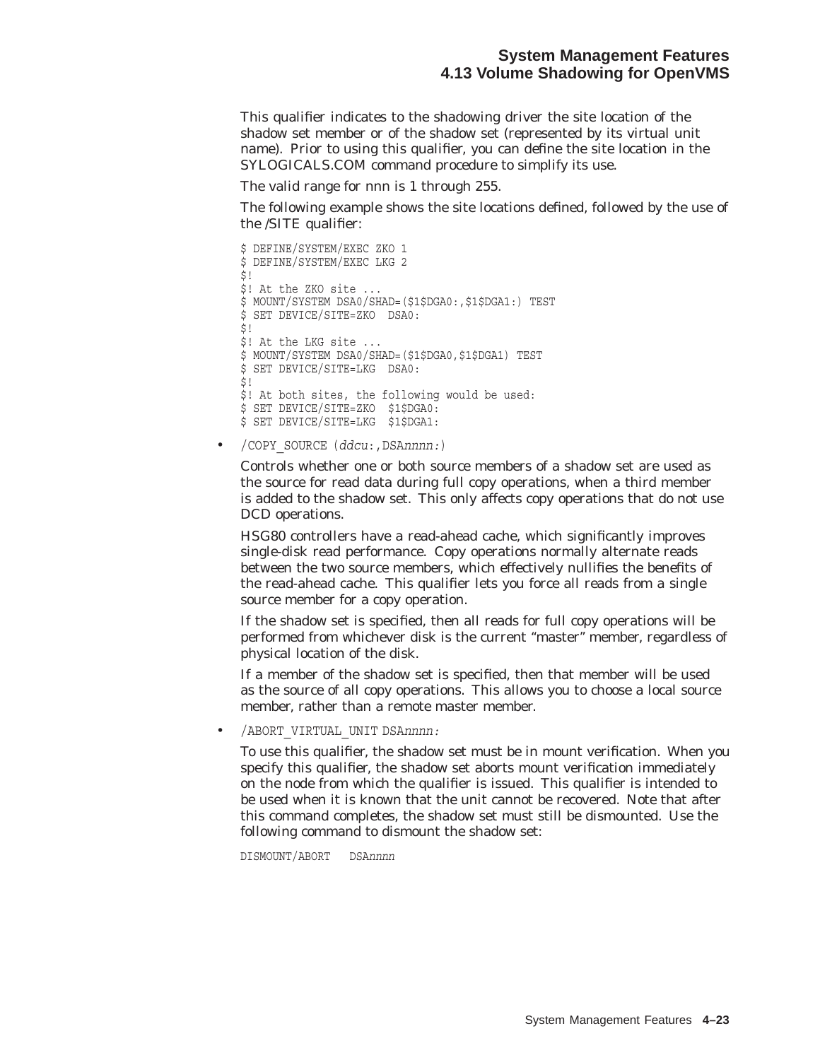This qualifier indicates to the shadowing driver the site location of the shadow set member or of the shadow set (represented by its virtual unit name). Prior to using this qualifier, you can define the site location in the SYLOGICALS.COM command procedure to simplify its use.

The valid range for nnn is 1 through 255.

The following example shows the site locations defined, followed by the use of the /SITE qualifier:

```
$ DEFINE/SYSTEM/EXEC ZKO 1
$ DEFINE/SYSTEM/EXEC LKG 2
$!
$! At the ZKO site ...
$ MOUNT/SYSTEM DSA0/SHAD=($1$DGA0:,$1$DGA1:) TEST
$ SET DEVICE/SITE=ZKO  DSA0:
$!
$! At the LKG site ...
$ MOUNT/SYSTEM DSA0/SHAD=($1$DGA0,$1$DGA1) TEST
$ SET DEVICE/SITE=LKG  DSA0:
$!
$! At both sites, the following would be used:
$ SET DEVICE/SITE=ZKO  $1$DGA0:
$ SET DEVICE/SITE=LKG  $1$DGA1:
```

- `/COPY_SOURCE (`*ddcu*`:,DSA`*nnnn:*`)`

  Controls whether one or both source members of a shadow set are used as the source for read data during full copy operations, when a third member is added to the shadow set. This only affects copy operations that do not use DCD operations.

  HSG80 controllers have a read-ahead cache, which significantly improves single-disk read performance. Copy operations normally alternate reads between the two source members, which effectively nullifies the benefits of the read-ahead cache. This qualifier lets you force all reads from a single source member for a copy operation.

  If the shadow set is specified, then all reads for full copy operations will be performed from whichever disk is the current "master" member, regardless of physical location of the disk.

  If a member of the shadow set is specified, then that member will be used as the source of all copy operations. This allows you to choose a local source member, rather than a remote master member.

- `/ABORT_VIRTUAL_UNIT DSA`*nnnn:*

  To use this qualifier, the shadow set must be in mount verification. When you specify this qualifier, the shadow set aborts mount verification immediately on the node from which the qualifier is issued. This qualifier is intended to be used when it is known that the unit cannot be recovered. Note that after this command completes, the shadow set must still be dismounted. Use the following command to dismount the shadow set:

  ```
  DISMOUNT/ABORT   DSAnnnn
  ```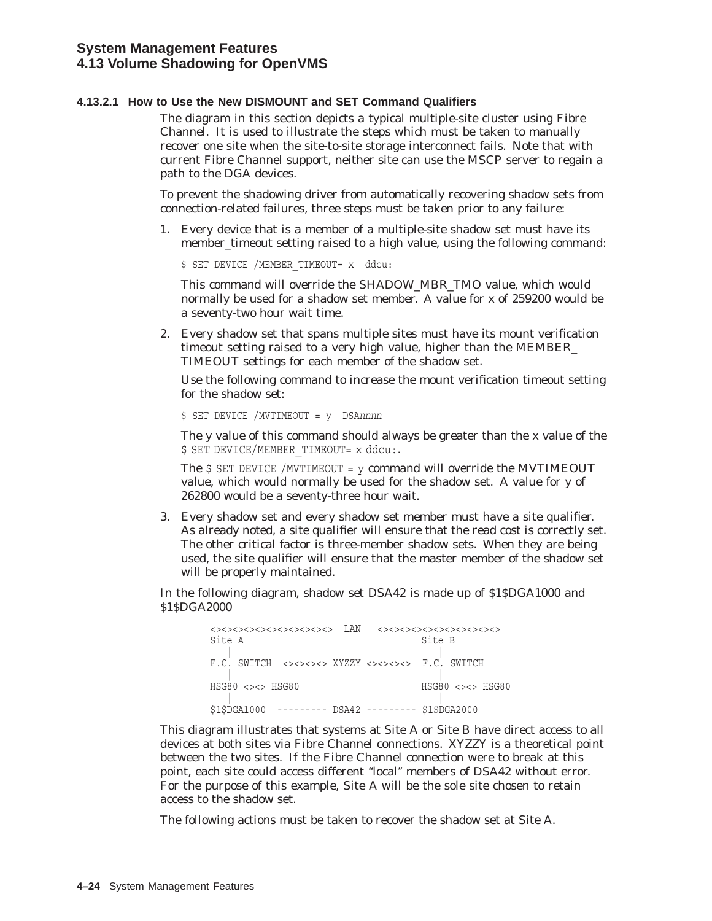#### 4.13.2.1 How to Use the New DISMOUNT and SET Command Qualifiers

The diagram in this section depicts a typical multiple-site cluster using Fibre Channel. It is used to illustrate the steps which must be taken to manually recover one site when the site-to-site storage interconnect fails. Note that with current Fibre Channel support, neither site can use the MSCP server to regain a path to the DGA devices.

To prevent the shadowing driver from automatically recovering shadow sets from connection-related failures, three steps must be taken prior to any failure:

1. Every device that is a member of a multiple-site shadow set must have its member_timeout setting raised to a high value, using the following command:

   ```
   $ SET DEVICE /MEMBER_TIMEOUT= x  ddcu:
   ```

   This command will override the SHADOW_MBR_TMO value, which would normally be used for a shadow set member. A value for x of 259200 would be a seventy-two hour wait time.

2. Every shadow set that spans multiple sites must have its mount verification timeout setting raised to a very high value, higher than the MEMBER_TIMEOUT settings for each member of the shadow set.

   Use the following command to increase the mount verification timeout setting for the shadow set:

   ```
   $ SET DEVICE /MVTIMEOUT = y  DSAnnnn
   ```

   The y value of this command should always be greater than the x value of the `$ SET DEVICE/MEMBER_TIMEOUT= x ddcu:`.

   The `$ SET DEVICE /MVTIMEOUT = y` command will override the MVTIMEOUT value, which would normally be used for the shadow set. A value for y of 262800 would be a seventy-three hour wait.

3. Every shadow set and every shadow set member must have a site qualifier. As already noted, a site qualifier will ensure that the read cost is correctly set. The other critical factor is three-member shadow sets. When they are being used, the site qualifier will ensure that the master member of the shadow set will be properly maintained.

In the following diagram, shadow set DSA42 is made up of $1$DGA1000 and $1$DGA2000

```
<><><><><><><><><><><>  LAN   <><><><><><><><><><><>
Site A                               Site B
   |                                    |
F.C. SWITCH  <><><><> XYZZY <><><><>  F.C. SWITCH
   |                                    |
HSG80 <><> HSG80                     HSG80 <><> HSG80
   |                                    |
$1$DGA1000  --------- DSA42 --------- $1$DGA2000
```

This diagram illustrates that systems at Site A or Site B have direct access to all devices at both sites via Fibre Channel connections. XYZZY is a theoretical point between the two sites. If the Fibre Channel connection were to break at this point, each site could access different "local" members of DSA42 without error. For the purpose of this example, Site A will be the sole site chosen to retain access to the shadow set.

The following actions must be taken to recover the shadow set at Site A.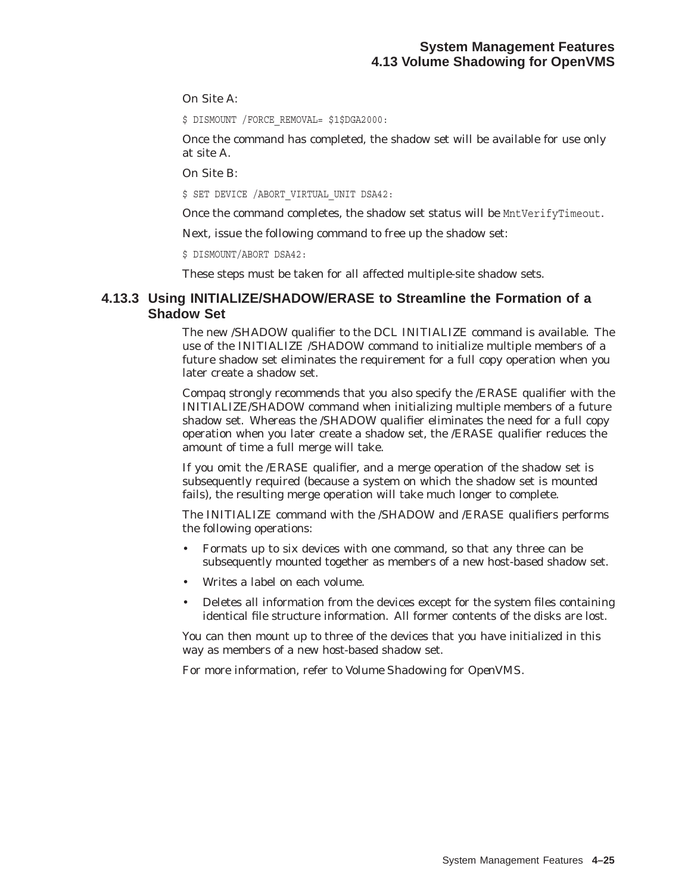On Site A:

```
$ DISMOUNT /FORCE_REMOVAL= $1$DGA2000:
```

Once the command has completed, the shadow set will be available for use only at site A.

On Site B:

```
$ SET DEVICE /ABORT_VIRTUAL_UNIT DSA42:
```

Once the command completes, the shadow set status will be `MntVerifyTimeout`.

Next, issue the following command to free up the shadow set:

```
$ DISMOUNT/ABORT DSA42:
```

These steps must be taken for all affected multiple-site shadow sets.

### 4.13.3 Using INITIALIZE/SHADOW/ERASE to Streamline the Formation of a Shadow Set

The new /SHADOW qualifier to the DCL INITIALIZE command is available. The use of the INITIALIZE /SHADOW command to initialize multiple members of a future shadow set eliminates the requirement for a full copy operation when you later create a shadow set.

Compaq strongly recommends that you also specify the /ERASE qualifier with the INITIALIZE/SHADOW command when initializing multiple members of a future shadow set. Whereas the /SHADOW qualifier eliminates the need for a full copy operation when you later create a shadow set, the /ERASE qualifier reduces the amount of time a full merge will take.

If you omit the /ERASE qualifier, and a merge operation of the shadow set is subsequently required (because a system on which the shadow set is mounted fails), the resulting merge operation will take much longer to complete.

The INITIALIZE command with the /SHADOW and /ERASE qualifiers performs the following operations:

- Formats up to six devices with one command, so that any three can be subsequently mounted together as members of a new host-based shadow set.
- Writes a label on each volume.
- Deletes all information from the devices except for the system files containing identical file structure information. All former contents of the disks are lost.

You can then mount up to three of the devices that you have initialized in this way as members of a new host-based shadow set.

For more information, refer to *Volume Shadowing for OpenVMS*.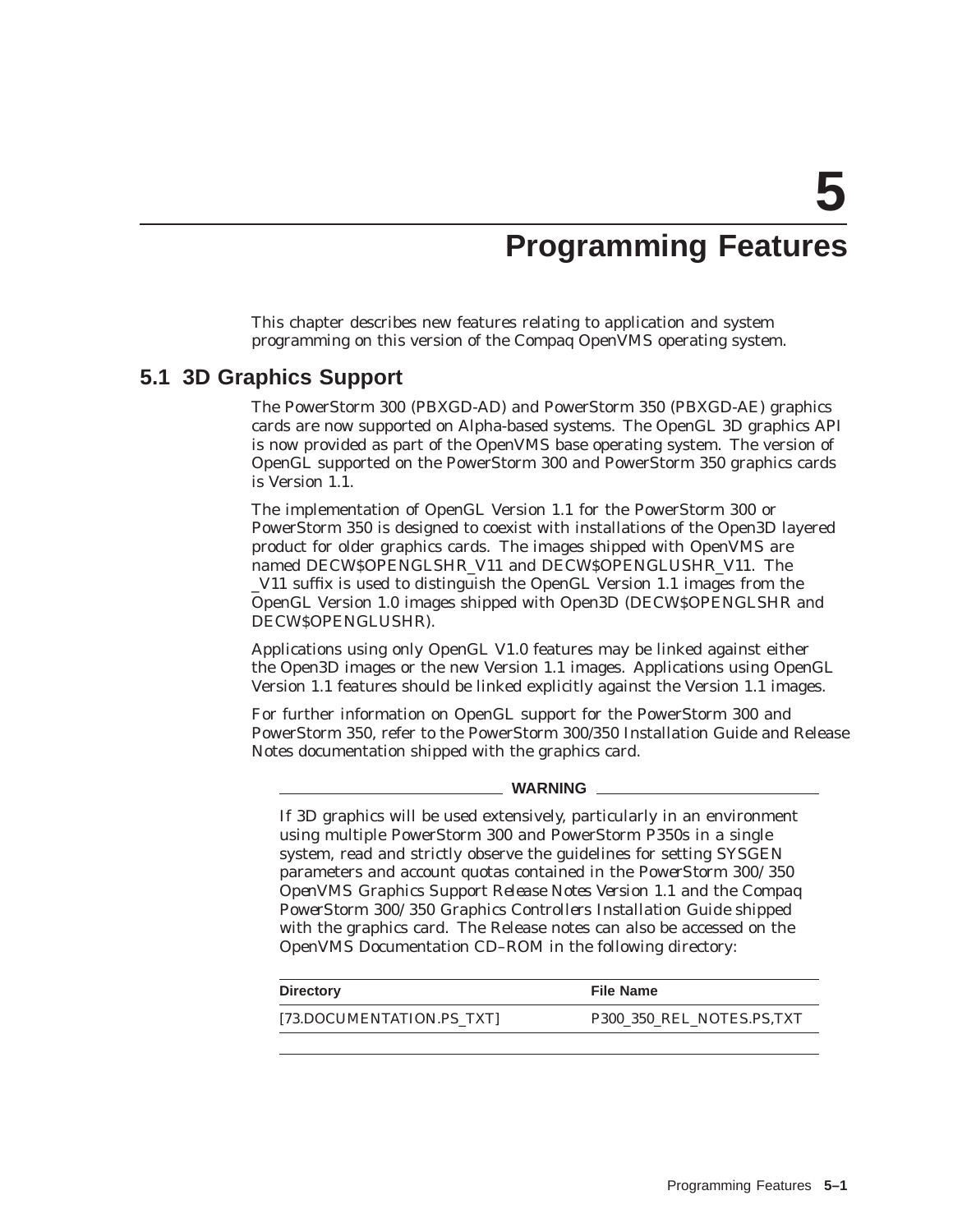# 5 Programming Features

This chapter describes new features relating to application and system programming on this version of the Compaq OpenVMS operating system.

## 5.1 3D Graphics Support

The PowerStorm 300 (PBXGD-AD) and PowerStorm 350 (PBXGD-AE) graphics cards are now supported on Alpha-based systems. The OpenGL 3D graphics API is now provided as part of the OpenVMS base operating system. The version of OpenGL supported on the PowerStorm 300 and PowerStorm 350 graphics cards is Version 1.1.

The implementation of OpenGL Version 1.1 for the PowerStorm 300 or PowerStorm 350 is designed to coexist with installations of the Open3D layered product for older graphics cards. The images shipped with OpenVMS are named DECW$OPENGLSHR_V11 and DECW$OPENGLUSHR_V11. The _V11 suffix is used to distinguish the OpenGL Version 1.1 images from the OpenGL Version 1.0 images shipped with Open3D (DECW$OPENGLSHR and DECW$OPENGLUSHR).

Applications using only OpenGL V1.0 features may be linked against either the Open3D images or the new Version 1.1 images. Applications using OpenGL Version 1.1 features should be linked explicitly against the Version 1.1 images.

For further information on OpenGL support for the PowerStorm 300 and PowerStorm 350, refer to the PowerStorm 300/350 Installation Guide and Release Notes documentation shipped with the graphics card.

**WARNING**

If 3D graphics will be used extensively, particularly in an environment using multiple PowerStorm 300 and PowerStorm P350s in a single system, read and strictly observe the guidelines for setting SYSGEN parameters and account quotas contained in the *PowerStorm 300/350 OpenVMS Graphics Support Release Notes Version 1.1* and the *Compaq PowerStorm 300/350 Graphics Controllers Installation Guide* shipped with the graphics card. The Release notes can also be accessed on the OpenVMS Documentation CD–ROM in the following directory:

| Directory | File Name |
|---|---|
| [73.DOCUMENTATION.PS_TXT] | P300_350_REL_NOTES.PS,TXT |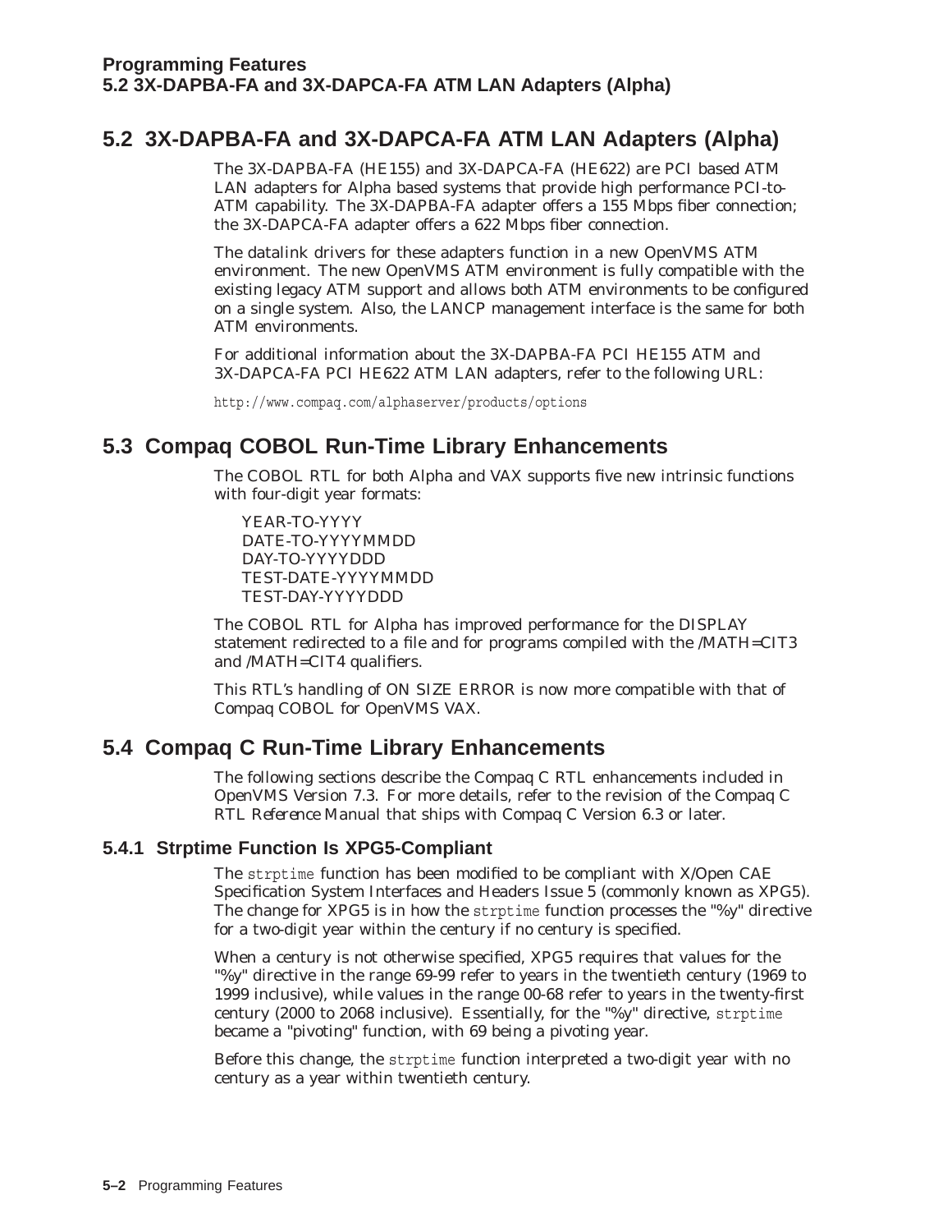## 5.2 3X-DAPBA-FA and 3X-DAPCA-FA ATM LAN Adapters (Alpha)

The 3X-DAPBA-FA (HE155) and 3X-DAPCA-FA (HE622) are PCI based ATM LAN adapters for Alpha based systems that provide high performance PCI-to-ATM capability. The 3X-DAPBA-FA adapter offers a 155 Mbps fiber connection; the 3X-DAPCA-FA adapter offers a 622 Mbps fiber connection.

The datalink drivers for these adapters function in a new OpenVMS ATM environment. The new OpenVMS ATM environment is fully compatible with the existing legacy ATM support and allows both ATM environments to be configured on a single system. Also, the LANCP management interface is the same for both ATM environments.

For additional information about the 3X-DAPBA-FA PCI HE155 ATM and 3X-DAPCA-FA PCI HE622 ATM LAN adapters, refer to the following URL:

`http://www.compaq.com/alphaserver/products/options`

## 5.3 Compaq COBOL Run-Time Library Enhancements

The COBOL RTL for both Alpha and VAX supports five new intrinsic functions with four-digit year formats:

YEAR-TO-YYYY
DATE-TO-YYYYMMDD
DAY-TO-YYYYDDD
TEST-DATE-YYYYMMDD
TEST-DAY-YYYYDDD

The COBOL RTL for Alpha has improved performance for the DISPLAY statement redirected to a file and for programs compiled with the /MATH=CIT3 and /MATH=CIT4 qualifiers.

This RTL's handling of ON SIZE ERROR is now more compatible with that of Compaq COBOL for OpenVMS VAX.

## 5.4 Compaq C Run-Time Library Enhancements

The following sections describe the Compaq C RTL enhancements included in OpenVMS Version 7.3. For more details, refer to the revision of the Compaq C RTL *Reference* Manual that ships with Compaq C Version 6.3 or later.

### 5.4.1 Strptime Function Is XPG5-Compliant

The `strptime` function has been modified to be compliant with X/Open CAE Specification System Interfaces and Headers Issue 5 (commonly known as XPG5). The change for XPG5 is in how the `strptime` function processes the "%y" directive for a two-digit year within the century if no century is specified.

When a century is not otherwise specified, XPG5 requires that values for the "%y" directive in the range 69-99 refer to years in the twentieth century (1969 to 1999 inclusive), while values in the range 00-68 refer to years in the twenty-first century (2000 to 2068 inclusive). Essentially, for the "%y" directive, `strptime` became a "pivoting" function, with 69 being a pivoting year.

Before this change, the `strptime` function interpreted a two-digit year with no century as a year within twentieth century.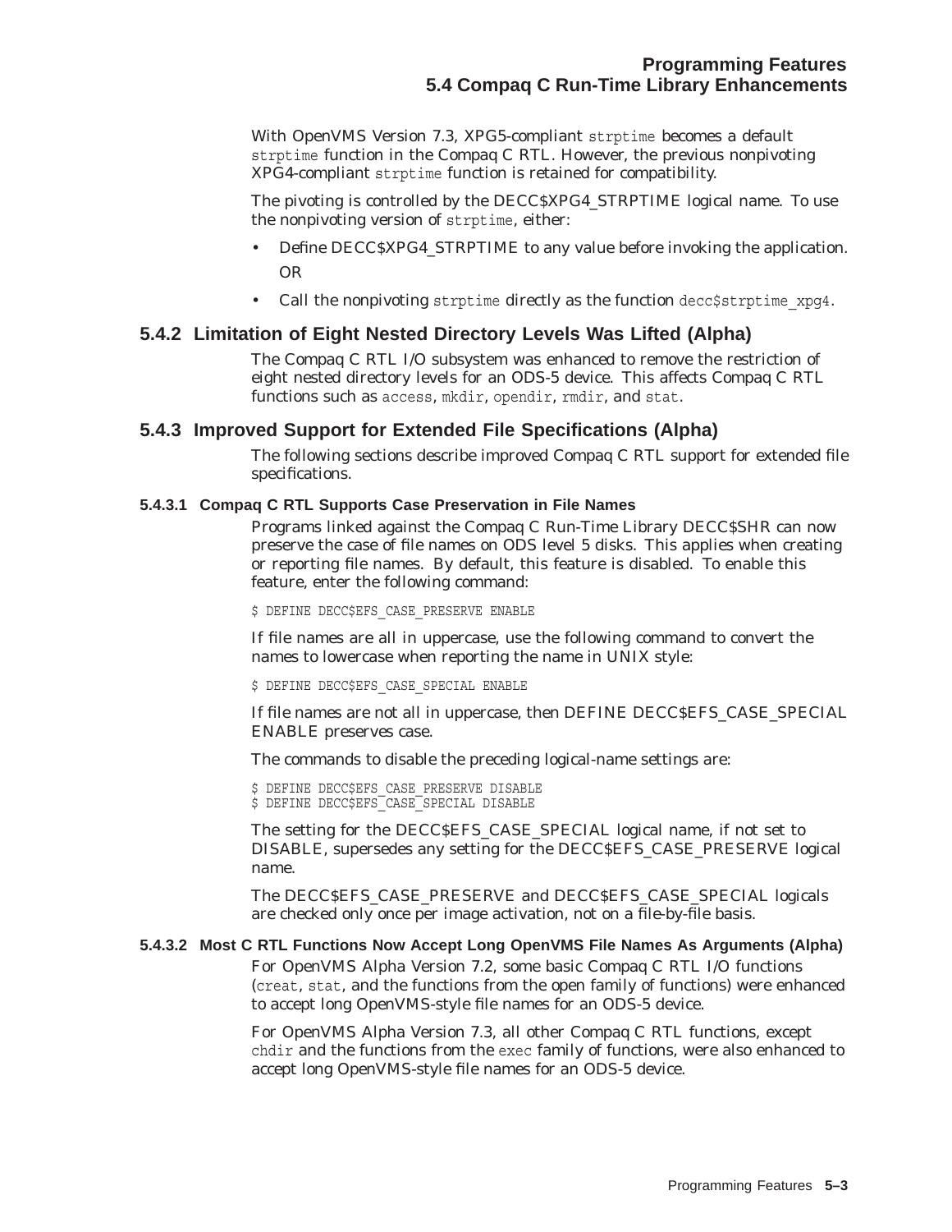With OpenVMS Version 7.3, XPG5-compliant `strptime` becomes a default `strptime` function in the Compaq C RTL. However, the previous nonpivoting XPG4-compliant `strptime` function is retained for compatibility.

The pivoting is controlled by the DECC$XPG4_STRPTIME logical name. To use the nonpivoting version of `strptime`, either:

- Define DECC$XPG4_STRPTIME to any value before invoking the application.

  OR

- Call the nonpivoting `strptime` directly as the function `decc$strptime_xpg4`.

### 5.4.2 Limitation of Eight Nested Directory Levels Was Lifted (Alpha)

The Compaq C RTL I/O subsystem was enhanced to remove the restriction of eight nested directory levels for an ODS-5 device. This affects Compaq C RTL functions such as `access`, `mkdir`, `opendir`, `rmdir`, and `stat`.

### 5.4.3 Improved Support for Extended File Specifications (Alpha)

The following sections describe improved Compaq C RTL support for extended file specifications.

#### 5.4.3.1 Compaq C RTL Supports Case Preservation in File Names

Programs linked against the Compaq C Run-Time Library DECC$SHR can now preserve the case of file names on ODS level 5 disks. This applies when creating or reporting file names. By default, this feature is disabled. To enable this feature, enter the following command:

```
$ DEFINE DECC$EFS_CASE_PRESERVE ENABLE
```

If file names are all in uppercase, use the following command to convert the names to lowercase when reporting the name in UNIX style:

```
$ DEFINE DECC$EFS_CASE_SPECIAL ENABLE
```

If file names are not all in uppercase, then DEFINE DECC$EFS_CASE_SPECIAL ENABLE preserves case.

The commands to disable the preceding logical-name settings are:

```
$ DEFINE DECC$EFS_CASE_PRESERVE DISABLE
$ DEFINE DECC$EFS_CASE_SPECIAL DISABLE
```

The setting for the DECC$EFS_CASE_SPECIAL logical name, if not set to DISABLE, supersedes any setting for the DECC$EFS_CASE_PRESERVE logical name.

The DECC$EFS_CASE_PRESERVE and DECC$EFS_CASE_SPECIAL logicals are checked only once per image activation, not on a file-by-file basis.

#### 5.4.3.2 Most C RTL Functions Now Accept Long OpenVMS File Names As Arguments (Alpha)

For OpenVMS Alpha Version 7.2, some basic Compaq C RTL I/O functions (`creat`, `stat`, and the functions from the open family of functions) were enhanced to accept long OpenVMS-style file names for an ODS-5 device.

For OpenVMS Alpha Version 7.3, all other Compaq C RTL functions, except `chdir` and the functions from the `exec` family of functions, were also enhanced to accept long OpenVMS-style file names for an ODS-5 device.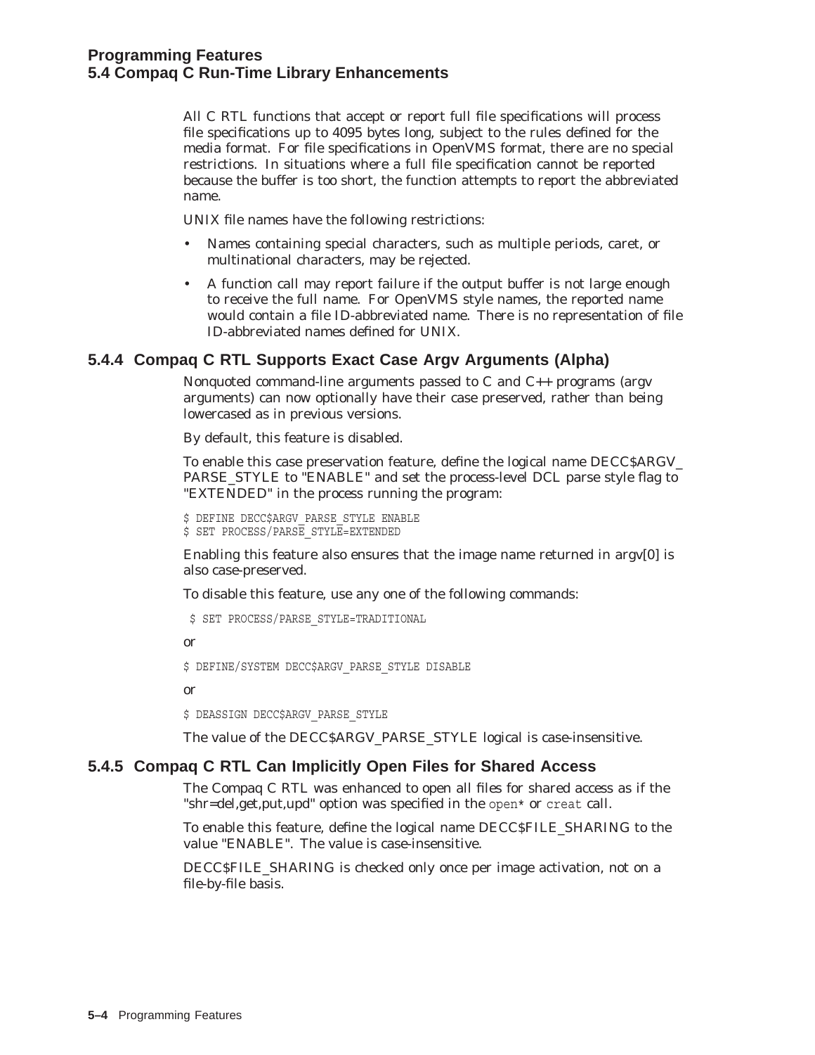All C RTL functions that accept or report full file specifications will process file specifications up to 4095 bytes long, subject to the rules defined for the media format. For file specifications in OpenVMS format, there are no special restrictions. In situations where a full file specification cannot be reported because the buffer is too short, the function attempts to report the abbreviated name.

UNIX file names have the following restrictions:

- Names containing special characters, such as multiple periods, caret, or multinational characters, may be rejected.
- A function call may report failure if the output buffer is not large enough to receive the full name. For OpenVMS style names, the reported name would contain a file ID-abbreviated name. There is no representation of file ID-abbreviated names defined for UNIX.

### 5.4.4 Compaq C RTL Supports Exact Case Argv Arguments (Alpha)

Nonquoted command-line arguments passed to C and C++ programs (argv arguments) can now optionally have their case preserved, rather than being lowercased as in previous versions.

By default, this feature is disabled.

To enable this case preservation feature, define the logical name DECC$ARGV_PARSE_STYLE to "ENABLE" and set the process-level DCL parse style flag to "EXTENDED" in the process running the program:

```
$ DEFINE DECC$ARGV_PARSE_STYLE ENABLE
$ SET PROCESS/PARSE_STYLE=EXTENDED
```

Enabling this feature also ensures that the image name returned in argv[0] is also case-preserved.

To disable this feature, use any one of the following commands:

```
 $ SET PROCESS/PARSE_STYLE=TRADITIONAL
```

or

```
$ DEFINE/SYSTEM DECC$ARGV_PARSE_STYLE DISABLE
```

or

```
$ DEASSIGN DECC$ARGV_PARSE_STYLE
```

The value of the DECC$ARGV_PARSE_STYLE logical is case-insensitive.

### 5.4.5 Compaq C RTL Can Implicitly Open Files for Shared Access

The Compaq C RTL was enhanced to open all files for shared access as if the "shr=del,get,put,upd" option was specified in the `open*` or `creat` call.

To enable this feature, define the logical name DECC$FILE_SHARING to the value "ENABLE". The value is case-insensitive.

DECC$FILE_SHARING is checked only once per image activation, not on a file-by-file basis.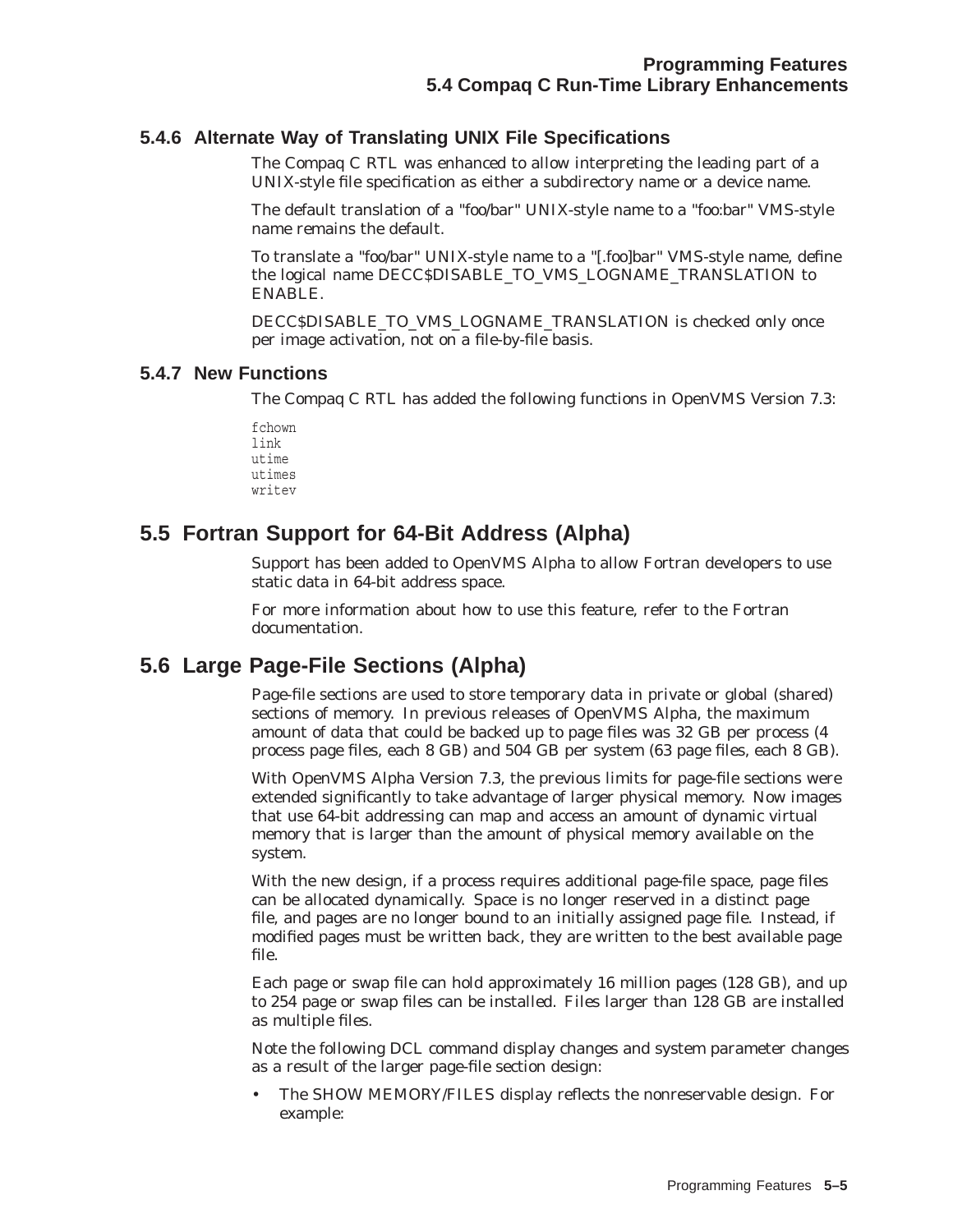### 5.4.6 Alternate Way of Translating UNIX File Specifications

The Compaq C RTL was enhanced to allow interpreting the leading part of a UNIX-style file specification as either a subdirectory name or a device name.

The default translation of a "foo/bar" UNIX-style name to a "foo:bar" VMS-style name remains the default.

To translate a "foo/bar" UNIX-style name to a "[.foo]bar" VMS-style name, define the logical name DECC$DISABLE_TO_VMS_LOGNAME_TRANSLATION to ENABLE.

DECC$DISABLE_TO_VMS_LOGNAME_TRANSLATION is checked only once per image activation, not on a file-by-file basis.

### 5.4.7 New Functions

The Compaq C RTL has added the following functions in OpenVMS Version 7.3:

```
fchown
link
utime
utimes
writev
```

## 5.5 Fortran Support for 64-Bit Address (Alpha)

Support has been added to OpenVMS Alpha to allow Fortran developers to use static data in 64-bit address space.

For more information about how to use this feature, refer to the Fortran documentation.

## 5.6 Large Page-File Sections (Alpha)

Page-file sections are used to store temporary data in private or global (shared) sections of memory. In previous releases of OpenVMS Alpha, the maximum amount of data that could be backed up to page files was 32 GB per process (4 process page files, each 8 GB) and 504 GB per system (63 page files, each 8 GB).

With OpenVMS Alpha Version 7.3, the previous limits for page-file sections were extended significantly to take advantage of larger physical memory. Now images that use 64-bit addressing can map and access an amount of dynamic virtual memory that is larger than the amount of physical memory available on the system.

With the new design, if a process requires additional page-file space, page files can be allocated dynamically. Space is no longer reserved in a distinct page file, and pages are no longer bound to an initially assigned page file. Instead, if modified pages must be written back, they are written to the best available page file.

Each page or swap file can hold approximately 16 million pages (128 GB), and up to 254 page or swap files can be installed. Files larger than 128 GB are installed as multiple files.

Note the following DCL command display changes and system parameter changes as a result of the larger page-file section design:

- The SHOW MEMORY/FILES display reflects the nonreservable design. For example: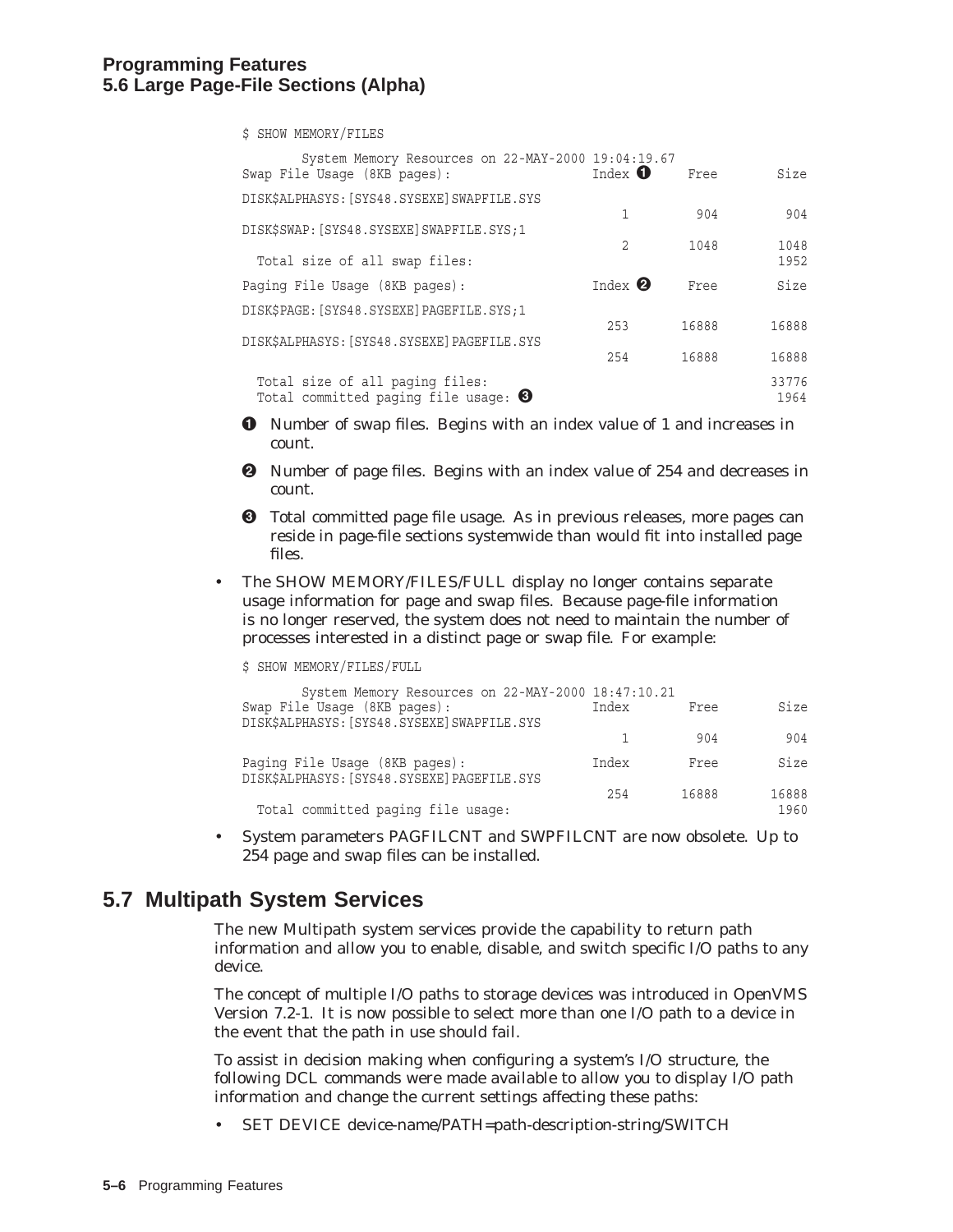```
$ SHOW MEMORY/FILES

        System Memory Resources on 22-MAY-2000 19:04:19.67
Swap File Usage (8KB pages):                    Index ❶      Free        Size
DISK$ALPHASYS:[SYS48.SYSEXE]SWAPFILE.SYS
                                                   1          904         904
DISK$SWAP:[SYS48.SYSEXE]SWAPFILE.SYS;1
                                                   2         1048        1048
  Total size of all swap files:                                          1952
Paging File Usage (8KB pages):                  Index ❷      Free        Size
DISK$PAGE:[SYS48.SYSEXE]PAGEFILE.SYS;1
                                                 253        16888       16888
DISK$ALPHASYS:[SYS48.SYSEXE]PAGEFILE.SYS
                                                 254        16888       16888
  Total size of all paging files:                                       33776
  Total committed paging file usage: ❸                                  1964
```

❶ Number of swap files. Begins with an index value of 1 and increases in count.

❷ Number of page files. Begins with an index value of 254 and decreases in count.

❸ Total committed page file usage. As in previous releases, more pages can reside in page-file sections systemwide than would fit into installed page files.

- The SHOW MEMORY/FILES/FULL display no longer contains separate usage information for page and swap files. Because page-file information is no longer reserved, the system does not need to maintain the number of processes interested in a distinct page or swap file. For example:

```
$ SHOW MEMORY/FILES/FULL

        System Memory Resources on 22-MAY-2000 18:47:10.21
Swap File Usage (8KB pages):                    Index        Free        Size
DISK$ALPHASYS:[SYS48.SYSEXE]SWAPFILE.SYS
                                                   1          904         904
Paging File Usage (8KB pages):                  Index        Free        Size
DISK$ALPHASYS:[SYS48.SYSEXE]PAGEFILE.SYS
                                                 254        16888       16888
  Total committed paging file usage:                                     1960
```

- System parameters PAGFILCNT and SWPFILCNT are now obsolete. Up to 254 page and swap files can be installed.

## 5.7 Multipath System Services

The new Multipath system services provide the capability to return path information and allow you to enable, disable, and switch specific I/O paths to any device.

The concept of multiple I/O paths to storage devices was introduced in OpenVMS Version 7.2-1. It is now possible to select more than one I/O path to a device in the event that the path in use should fail.

To assist in decision making when configuring a system's I/O structure, the following DCL commands were made available to allow you to display I/O path information and change the current settings affecting these paths:

- SET DEVICE device-name/PATH=path-description-string/SWITCH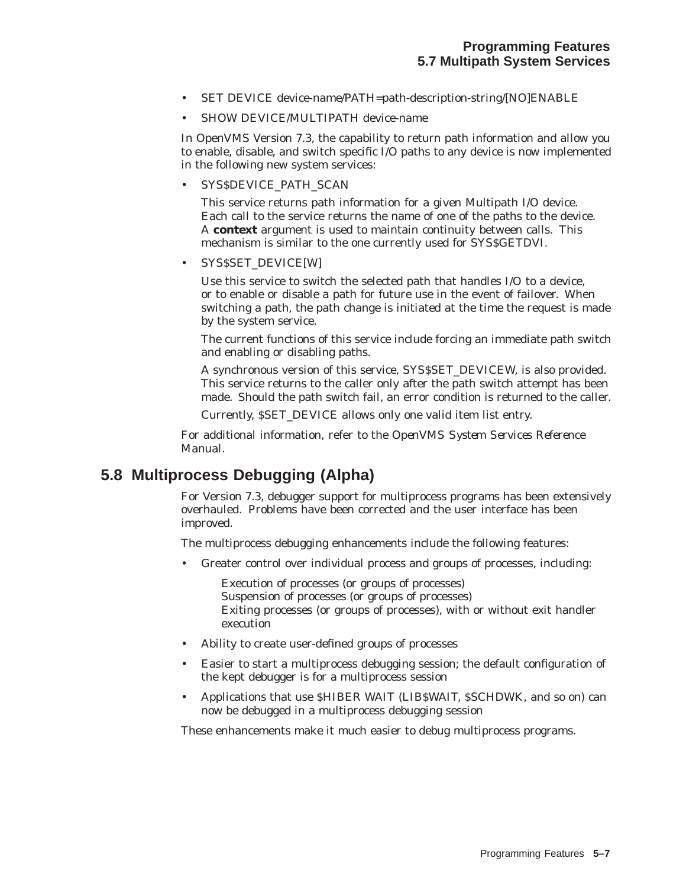- SET DEVICE device-name/PATH=path-description-string/[NO]ENABLE
- SHOW DEVICE/MULTIPATH device-name

In OpenVMS Version 7.3, the capability to return path information and allow you to enable, disable, and switch specific I/O paths to any device is now implemented in the following new system services:

- SYS$DEVICE_PATH_SCAN

  This service returns path information for a given Multipath I/O device. Each call to the service returns the name of one of the paths to the device. A **context** argument is used to maintain continuity between calls. This mechanism is similar to the one currently used for SYS$GETDVI.

- SYS$SET_DEVICE[W]

  Use this service to switch the selected path that handles I/O to a device, or to enable or disable a path for future use in the event of failover. When switching a path, the path change is initiated at the time the request is made by the system service.

  The current functions of this service include forcing an immediate path switch and enabling or disabling paths.

  A synchronous version of this service, SYS$SET_DEVICEW, is also provided. This service returns to the caller only after the path switch attempt has been made. Should the path switch fail, an error condition is returned to the caller.

  Currently, $SET_DEVICE allows only one valid item list entry.

For additional information, refer to the *OpenVMS System Services Reference Manual*.

## 5.8 Multiprocess Debugging (Alpha)

For Version 7.3, debugger support for multiprocess programs has been extensively overhauled. Problems have been corrected and the user interface has been improved.

The multiprocess debugging enhancements include the following features:

- Greater control over individual process and groups of processes, including:

  Execution of processes (or groups of processes)
  Suspension of processes (or groups of processes)
  Exiting processes (or groups of processes), with or without exit handler execution

- Ability to create user-defined groups of processes
- Easier to start a multiprocess debugging session; the default configuration of the kept debugger is for a multiprocess session
- Applications that use $HIBER WAIT (LIB$WAIT, $SCHDWK, and so on) can now be debugged in a multiprocess debugging session

These enhancements make it much easier to debug multiprocess programs.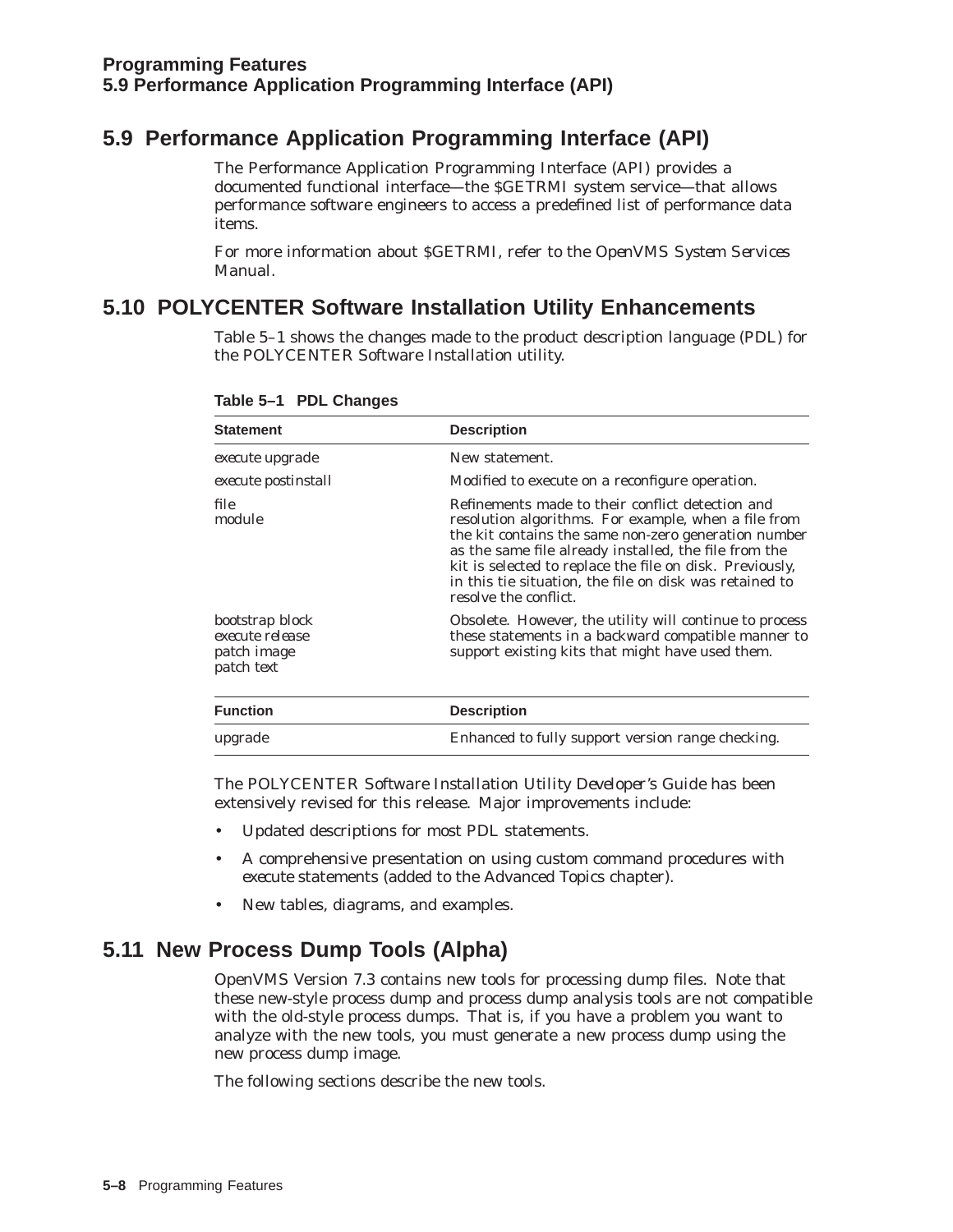## 5.9 Performance Application Programming Interface (API)

The Performance Application Programming Interface (API) provides a documented functional interface—the $GETRMI system service—that allows performance software engineers to access a predefined list of performance data items.

For more information about $GETRMI, refer to the *OpenVMS System Services Manual*.

## 5.10 POLYCENTER Software Installation Utility Enhancements

Table 5–1 shows the changes made to the product description language (PDL) for the POLYCENTER Software Installation utility.

**Table 5–1 PDL Changes**

| Statement | Description |
| --- | --- |
| *execute upgrade* | New statement. |
| *execute postinstall* | Modified to execute on a reconfigure operation. |
| *file*<br>*module* | Refinements made to their conflict detection and resolution algorithms. For example, when a file from the kit contains the same non-zero generation number as the same file already installed, the file from the kit is selected to replace the file on disk. Previously, in this tie situation, the file on disk was retained to resolve the conflict. |
| *bootstrap block*<br>*execute release*<br>*patch image*<br>*patch text* | Obsolete. However, the utility will continue to process these statements in a backward compatible manner to support existing kits that might have used them. |
| **Function** | **Description** |
| *upgrade* | Enhanced to fully support version range checking. |

The *POLYCENTER Software Installation Utility Developer's Guide* has been extensively revised for this release. Major improvements include:

- Updated descriptions for most PDL statements.
- A comprehensive presentation on using custom command procedures with *execute* statements (added to the Advanced Topics chapter).
- New tables, diagrams, and examples.

## 5.11 New Process Dump Tools (Alpha)

OpenVMS Version 7.3 contains new tools for processing dump files. Note that these new-style process dump and process dump analysis tools are not compatible with the old-style process dumps. That is, if you have a problem you want to analyze with the new tools, you must generate a new process dump using the new process dump image.

The following sections describe the new tools.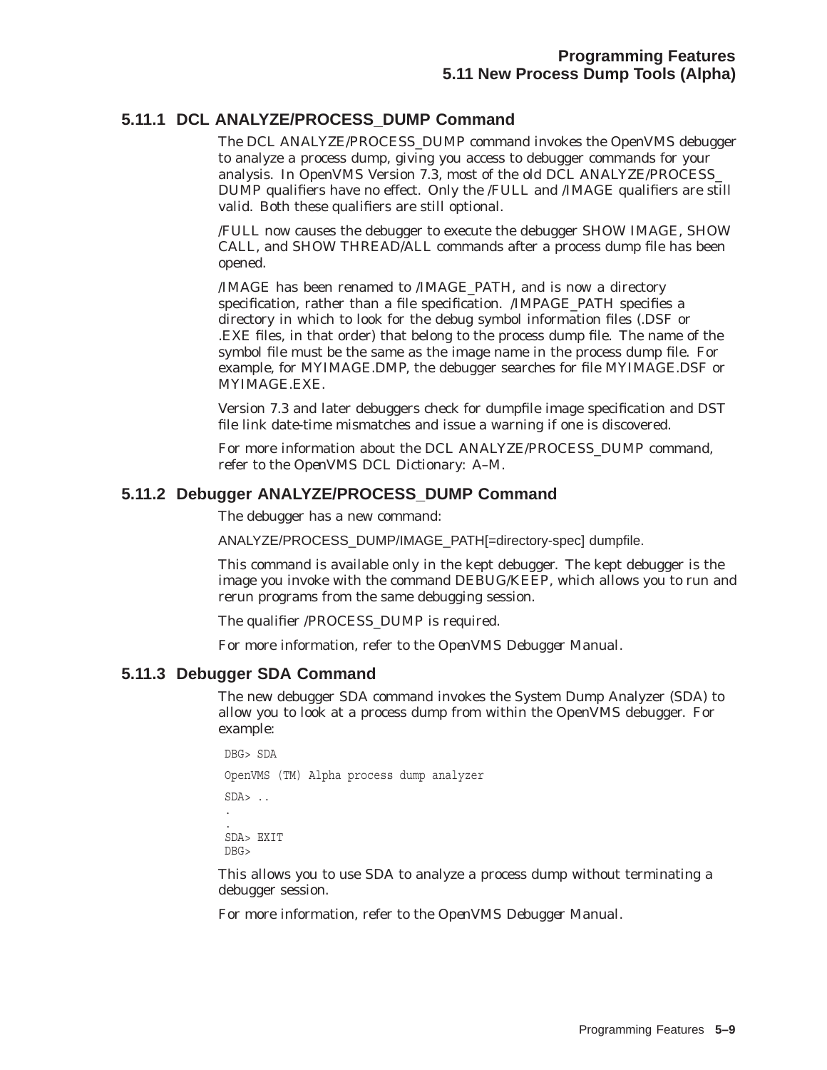### 5.11.1 DCL ANALYZE/PROCESS_DUMP Command

The DCL ANALYZE/PROCESS_DUMP command invokes the OpenVMS debugger to analyze a process dump, giving you access to debugger commands for your analysis. In OpenVMS Version 7.3, most of the old DCL ANALYZE/PROCESS_DUMP qualifiers have no effect. Only the /FULL and /IMAGE qualifiers are still valid. Both these qualifiers are still optional.

/FULL now causes the debugger to execute the debugger SHOW IMAGE, SHOW CALL, and SHOW THREAD/ALL commands after a process dump file has been opened.

/IMAGE has been renamed to /IMAGE_PATH, and is now a directory specification, rather than a file specification. /IMPAGE_PATH specifies a directory in which to look for the debug symbol information files (.DSF or .EXE files, in that order) that belong to the process dump file. The name of the symbol file must be the same as the image name in the process dump file. For example, for MYIMAGE.DMP, the debugger searches for file MYIMAGE.DSF or MYIMAGE.EXE.

Version 7.3 and later debuggers check for dumpfile image specification and DST file link date-time mismatches and issue a warning if one is discovered.

For more information about the DCL ANALYZE/PROCESS_DUMP command, refer to the *OpenVMS DCL Dictionary: A–M*.

### 5.11.2 Debugger ANALYZE/PROCESS_DUMP Command

The debugger has a new command:

ANALYZE/PROCESS_DUMP/IMAGE_PATH[=directory-spec] dumpfile.

This command is available only in the kept debugger. The kept debugger is the image you invoke with the command DEBUG/KEEP, which allows you to run and rerun programs from the same debugging session.

The qualifier /PROCESS_DUMP is required.

For more information, refer to the *OpenVMS Debugger Manual*.

### 5.11.3 Debugger SDA Command

The new debugger SDA command invokes the System Dump Analyzer (SDA) to allow you to look at a process dump from within the OpenVMS debugger. For example:

```
DBG> SDA
OpenVMS (TM) Alpha process dump analyzer
SDA> ..
.
.
SDA> EXIT
DBG>
```

This allows you to use SDA to analyze a process dump without terminating a debugger session.

For more information, refer to the *OpenVMS Debugger Manual*.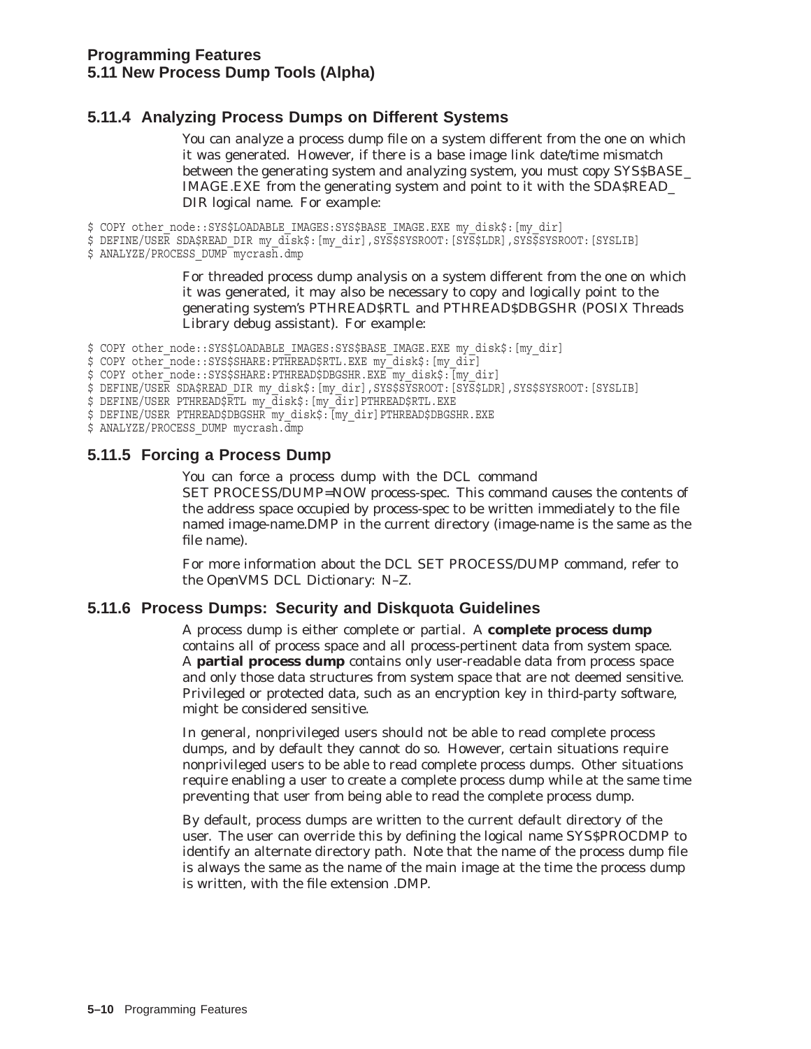### 5.11.4 Analyzing Process Dumps on Different Systems

You can analyze a process dump file on a system different from the one on which it was generated. However, if there is a base image link date/time mismatch between the generating system and analyzing system, you must copy SYS$BASE_IMAGE.EXE from the generating system and point to it with the SDA$READ_DIR logical name. For example:

```
$ COPY other_node::SYS$LOADABLE_IMAGES:SYS$BASE_IMAGE.EXE my_disk$:[my_dir]
$ DEFINE/USER SDA$READ_DIR my_disk$:[my_dir],SYS$SYSROOT:[SYS$LDR],SYS$SYSROOT:[SYSLIB]
$ ANALYZE/PROCESS_DUMP mycrash.dmp
```

For threaded process dump analysis on a system different from the one on which it was generated, it may also be necessary to copy and logically point to the generating system's PTHREAD$RTL and PTHREAD$DBGSHR (POSIX Threads Library debug assistant). For example:

```
$ COPY other_node::SYS$LOADABLE_IMAGES:SYS$BASE_IMAGE.EXE my_disk$:[my_dir]
$ COPY other_node::SYS$SHARE:PTHREAD$RTL.EXE my_disk$:[my_dir]
$ COPY other_node::SYS$SHARE:PTHREAD$DBGSHR.EXE my_disk$:[my_dir]
$ DEFINE/USER SDA$READ_DIR my_disk$:[my_dir],SYS$SYSROOT:[SYS$LDR],SYS$SYSROOT:[SYSLIB]
$ DEFINE/USER PTHREAD$RTL my_disk$:[my_dir]PTHREAD$RTL.EXE
$ DEFINE/USER PTHREAD$DBGSHR my_disk$:[my_dir]PTHREAD$DBGSHR.EXE
$ ANALYZE/PROCESS_DUMP mycrash.dmp
```

### 5.11.5 Forcing a Process Dump

You can force a process dump with the DCL command SET PROCESS/DUMP=NOW process-spec. This command causes the contents of the address space occupied by process-spec to be written immediately to the file named image-name.DMP in the current directory (image-name is the same as the file name).

For more information about the DCL SET PROCESS/DUMP command, refer to the *OpenVMS DCL Dictionary: N–Z*.

### 5.11.6 Process Dumps: Security and Diskquota Guidelines

A process dump is either complete or partial. A **complete process dump** contains all of process space and all process-pertinent data from system space. A **partial process dump** contains only user-readable data from process space and only those data structures from system space that are not deemed sensitive. Privileged or protected data, such as an encryption key in third-party software, might be considered sensitive.

In general, nonprivileged users should not be able to read complete process dumps, and by default they cannot do so. However, certain situations require nonprivileged users to be able to read complete process dumps. Other situations require enabling a user to create a complete process dump while at the same time preventing that user from being able to read the complete process dump.

By default, process dumps are written to the current default directory of the user. The user can override this by defining the logical name SYS$PROCDMP to identify an alternate directory path. Note that the name of the process dump file is always the same as the name of the main image at the time the process dump is written, with the file extension .DMP.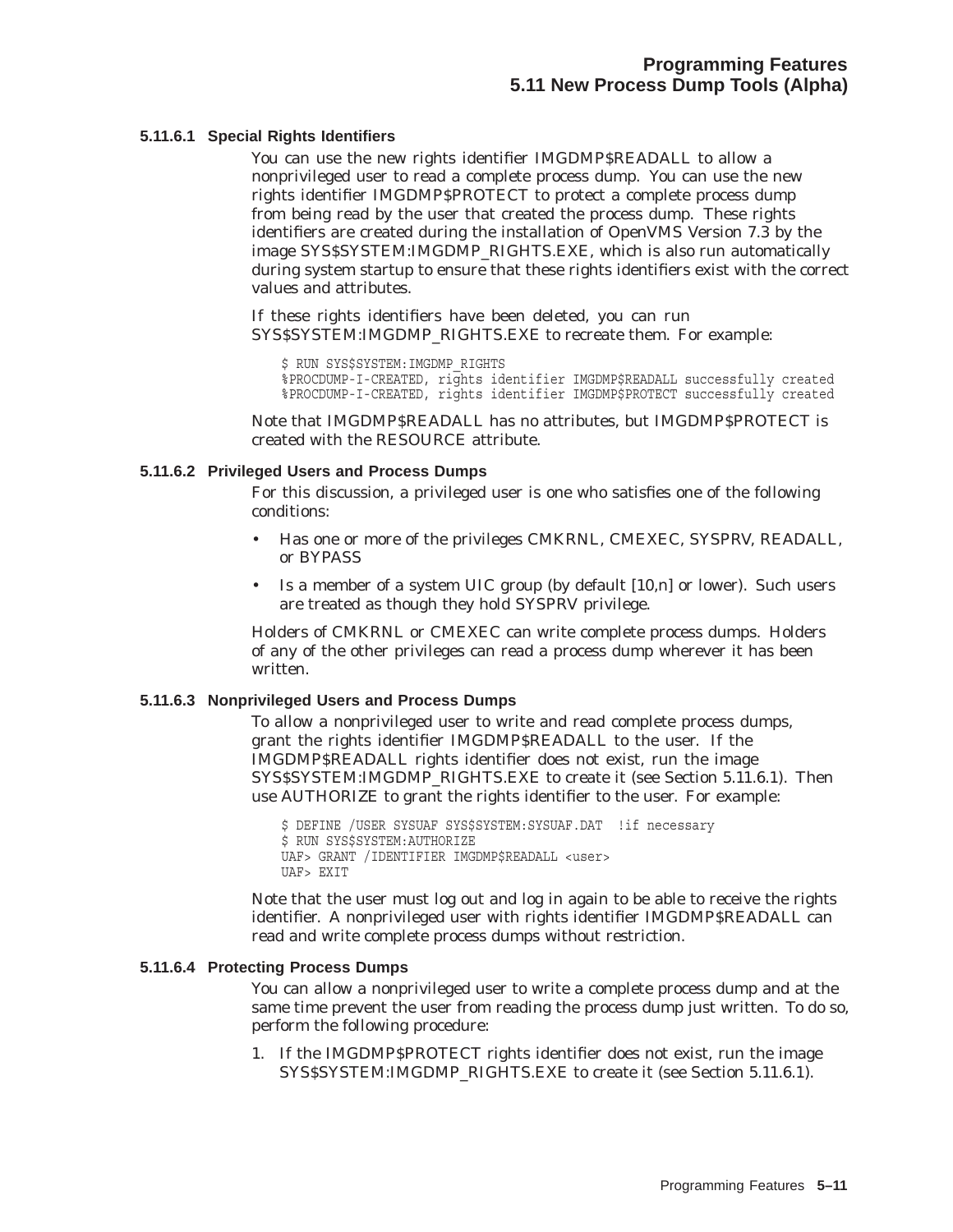#### 5.11.6.1 Special Rights Identifiers

You can use the new rights identifier IMGDMP$READALL to allow a nonprivileged user to read a complete process dump. You can use the new rights identifier IMGDMP$PROTECT to protect a complete process dump from being read by the user that created the process dump. These rights identifiers are created during the installation of OpenVMS Version 7.3 by the image SYS$SYSTEM:IMGDMP_RIGHTS.EXE, which is also run automatically during system startup to ensure that these rights identifiers exist with the correct values and attributes.

If these rights identifiers have been deleted, you can run SYS$SYSTEM:IMGDMP_RIGHTS.EXE to recreate them. For example:

```
$ RUN SYS$SYSTEM:IMGDMP_RIGHTS
%PROCDUMP-I-CREATED, rights identifier IMGDMP$READALL successfully created
%PROCDUMP-I-CREATED, rights identifier IMGDMP$PROTECT successfully created
```

Note that IMGDMP$READALL has no attributes, but IMGDMP$PROTECT is created with the RESOURCE attribute.

#### 5.11.6.2 Privileged Users and Process Dumps

For this discussion, a privileged user is one who satisfies one of the following conditions:

- Has one or more of the privileges CMKRNL, CMEXEC, SYSPRV, READALL, or BYPASS
- Is a member of a system UIC group (by default [10,n] or lower). Such users are treated as though they hold SYSPRV privilege.

Holders of CMKRNL or CMEXEC can write complete process dumps. Holders of any of the other privileges can read a process dump wherever it has been written.

#### 5.11.6.3 Nonprivileged Users and Process Dumps

To allow a nonprivileged user to write and read complete process dumps, grant the rights identifier IMGDMP$READALL to the user. If the IMGDMP$READALL rights identifier does not exist, run the image SYS$SYSTEM:IMGDMP_RIGHTS.EXE to create it (see Section 5.11.6.1). Then use AUTHORIZE to grant the rights identifier to the user. For example:

```
$ DEFINE /USER SYSUAF SYS$SYSTEM:SYSUAF.DAT  !if necessary
$ RUN SYS$SYSTEM:AUTHORIZE
UAF> GRANT /IDENTIFIER IMGDMP$READALL <user>
UAF> EXIT
```

Note that the user must log out and log in again to be able to receive the rights identifier. A nonprivileged user with rights identifier IMGDMP$READALL can read and write complete process dumps without restriction.

#### 5.11.6.4 Protecting Process Dumps

You can allow a nonprivileged user to write a complete process dump and at the same time prevent the user from reading the process dump just written. To do so, perform the following procedure:

1. If the IMGDMP$PROTECT rights identifier does not exist, run the image SYS$SYSTEM:IMGDMP_RIGHTS.EXE to create it (see Section 5.11.6.1).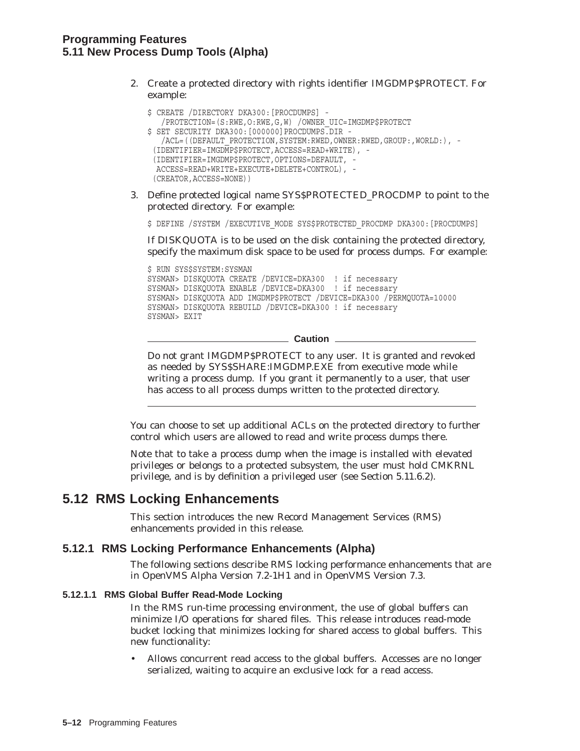2. Create a protected directory with rights identifier IMGDMP$PROTECT. For example:

```
$ CREATE /DIRECTORY DKA300:[PROCDUMPS] -
   /PROTECTION=(S:RWE,O:RWE,G,W) /OWNER_UIC=IMGDMP$PROTECT
$ SET SECURITY DKA300:[000000]PROCDUMPS.DIR -
   /ACL=((DEFAULT_PROTECTION,SYSTEM:RWED,OWNER:RWED,GROUP:,WORLD:), -
 (IDENTIFIER=IMGDMP$PROTECT,ACCESS=READ+WRITE), -
 (IDENTIFIER=IMGDMP$PROTECT,OPTIONS=DEFAULT, -
  ACCESS=READ+WRITE+EXECUTE+DELETE+CONTROL), -
 (CREATOR,ACCESS=NONE))
```

3. Define protected logical name SYS$PROTECTED_PROCDMP to point to the protected directory. For example:

```
$ DEFINE /SYSTEM /EXECUTIVE_MODE SYS$PROTECTED_PROCDMP DKA300:[PROCDUMPS]
```

If DISKQUOTA is to be used on the disk containing the protected directory, specify the maximum disk space to be used for process dumps. For example:

```
$ RUN SYS$SYSTEM:SYSMAN
SYSMAN> DISKQUOTA CREATE /DEVICE=DKA300  ! if necessary
SYSMAN> DISKQUOTA ENABLE /DEVICE=DKA300  ! if necessary
SYSMAN> DISKQUOTA ADD IMGDMP$PROTECT /DEVICE=DKA300 /PERMQUOTA=10000
SYSMAN> DISKQUOTA REBUILD /DEVICE=DKA300 ! if necessary
SYSMAN> EXIT
```

**Caution**

Do not grant IMGDMP$PROTECT to any user. It is granted and revoked as needed by SYS$SHARE:IMGDMP.EXE from executive mode while writing a process dump. If you grant it permanently to a user, that user has access to all process dumps written to the protected directory.

You can choose to set up additional ACLs on the protected directory to further control which users are allowed to read and write process dumps there.

Note that to take a process dump when the image is installed with elevated privileges or belongs to a protected subsystem, the user must hold CMKRNL privilege, and is by definition a privileged user (see Section 5.11.6.2).

## 5.12 RMS Locking Enhancements

This section introduces the new Record Management Services (RMS) enhancements provided in this release.

### 5.12.1 RMS Locking Performance Enhancements (Alpha)

The following sections describe RMS locking performance enhancements that are in OpenVMS Alpha Version 7.2-1H1 and in OpenVMS Version 7.3.

#### 5.12.1.1 RMS Global Buffer Read-Mode Locking

In the RMS run-time processing environment, the use of global buffers can minimize I/O operations for shared files. This release introduces read-mode bucket locking that minimizes locking for shared access to global buffers. This new functionality:

- Allows concurrent read access to the global buffers. Accesses are no longer serialized, waiting to acquire an exclusive lock for a read access.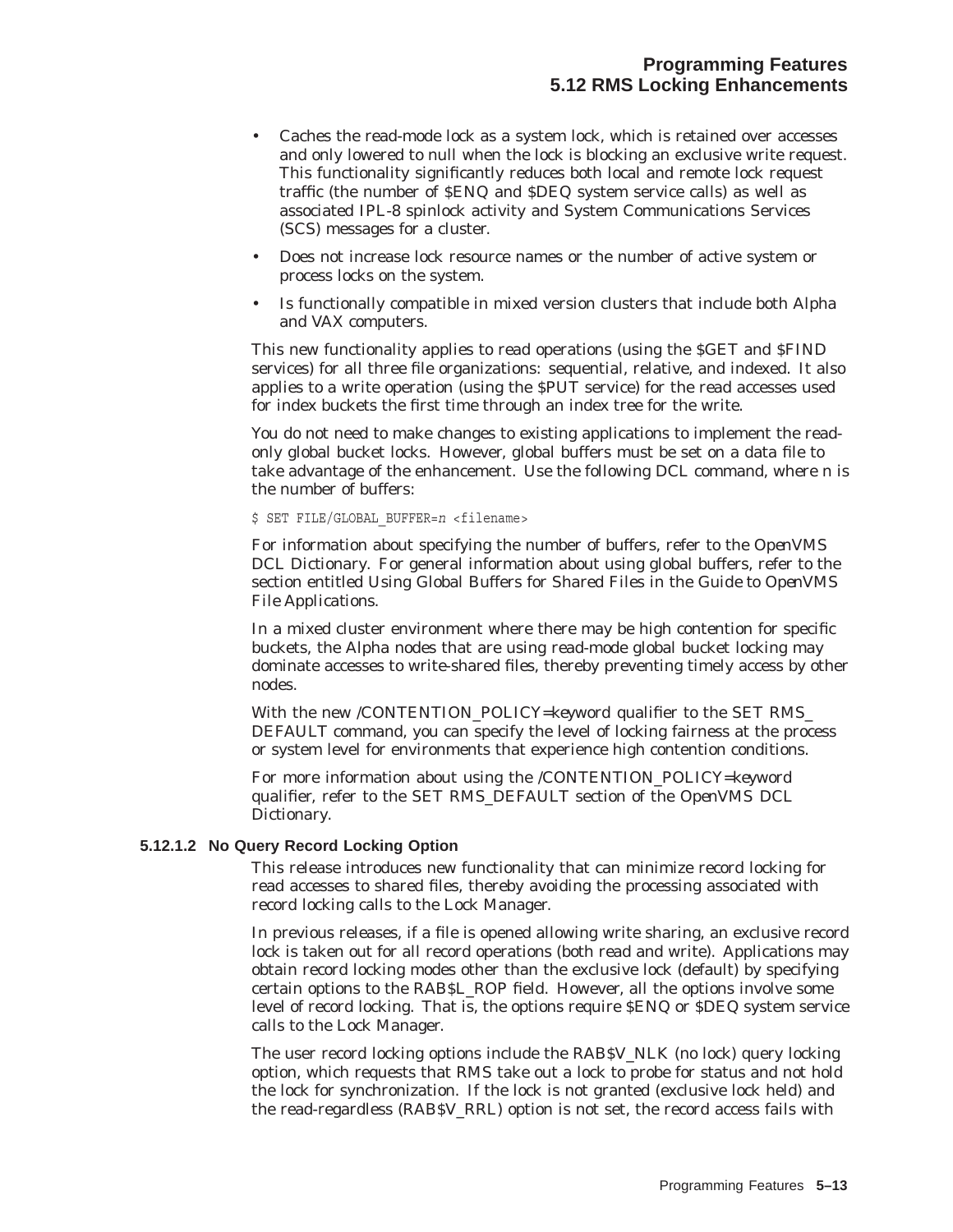- Caches the read-mode lock as a system lock, which is retained over accesses and only lowered to null when the lock is blocking an exclusive write request. This functionality significantly reduces both local and remote lock request traffic (the number of $ENQ and $DEQ system service calls) as well as associated IPL-8 spinlock activity and System Communications Services (SCS) messages for a cluster.
- Does not increase lock resource names or the number of active system or process locks on the system.
- Is functionally compatible in mixed version clusters that include both Alpha and VAX computers.

This new functionality applies to read operations (using the $GET and $FIND services) for all three file organizations: sequential, relative, and indexed. It also applies to a write operation (using the $PUT service) for the read accesses used for index buckets the first time through an index tree for the write.

You do not need to make changes to existing applications to implement the read-only global bucket locks. However, global buffers must be set on a data file to take advantage of the enhancement. Use the following DCL command, where n is the number of buffers:

```
$ SET FILE/GLOBAL_BUFFER=n <filename>
```

For information about specifying the number of buffers, refer to the *OpenVMS DCL Dictionary*. For general information about using global buffers, refer to the section entitled Using Global Buffers for Shared Files in the *Guide to OpenVMS File Applications*.

In a mixed cluster environment where there may be high contention for specific buckets, the Alpha nodes that are using read-mode global bucket locking may dominate accesses to write-shared files, thereby preventing timely access by other nodes.

With the new /CONTENTION_POLICY=*keyword* qualifier to the SET RMS_DEFAULT command, you can specify the level of locking fairness at the process or system level for environments that experience high contention conditions.

For more information about using the /CONTENTION_POLICY=*keyword* qualifier, refer to the SET RMS_DEFAULT section of the *OpenVMS DCL Dictionary*.

#### 5.12.1.2 No Query Record Locking Option

This release introduces new functionality that can minimize record locking for read accesses to shared files, thereby avoiding the processing associated with record locking calls to the Lock Manager.

In previous releases, if a file is opened allowing write sharing, an exclusive record lock is taken out for all record operations (both read and write). Applications may obtain record locking modes other than the exclusive lock (default) by specifying certain options to the RAB$L_ROP field. However, all the options involve some level of record locking. That is, the options require $ENQ or $DEQ system service calls to the Lock Manager.

The user record locking options include the RAB$V_NLK (no lock) query locking option, which requests that RMS take out a lock to probe for status and not hold the lock for synchronization. If the lock is not granted (exclusive lock held) and the read-regardless (RAB$V_RRL) option is not set, the record access fails with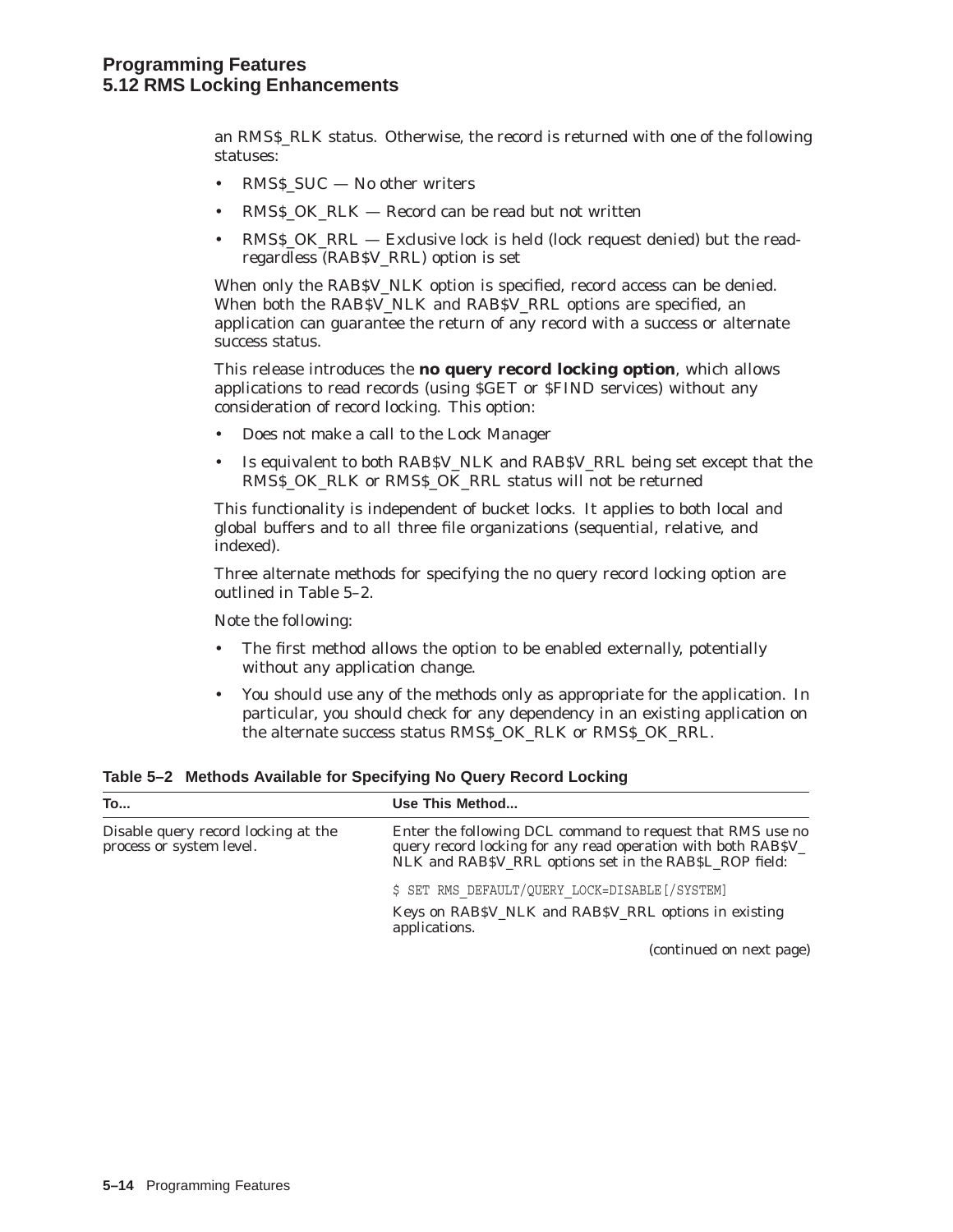an RMS$_RLK status. Otherwise, the record is returned with one of the following statuses:

- RMS$_SUC — No other writers
- RMS$_OK_RLK — Record can be read but not written
- RMS$_OK_RRL — Exclusive lock is held (lock request denied) but the read-regardless (RAB$V_RRL) option is set

When only the RAB$V_NLK option is specified, record access can be denied. When both the RAB$V_NLK and RAB$V_RRL options are specified, an application can guarantee the return of any record with a success or alternate success status.

This release introduces the **no query record locking option**, which allows applications to read records (using $GET or $FIND services) without any consideration of record locking. This option:

- Does not make a call to the Lock Manager
- Is equivalent to both RAB$V_NLK and RAB$V_RRL being set except that the RMS$_OK_RLK or RMS$_OK_RRL status will not be returned

This functionality is independent of bucket locks. It applies to both local and global buffers and to all three file organizations (sequential, relative, and indexed).

Three alternate methods for specifying the no query record locking option are outlined in Table 5–2.

Note the following:

- The first method allows the option to be enabled externally, potentially without any application change.
- You should use any of the methods only as appropriate for the application. In particular, you should check for any dependency in an existing application on the alternate success status RMS$_OK_RLK or RMS$_OK_RRL.

**Table 5–2 Methods Available for Specifying No Query Record Locking**

| To... | Use This Method... |
|---|---|
| Disable query record locking at the process or system level. | Enter the following DCL command to request that RMS use no query record locking for any read operation with both RAB$V_NLK and RAB$V_RRL options set in the RAB$L_ROP field:<br><br>`$ SET RMS_DEFAULT/QUERY_LOCK=DISABLE[/SYSTEM]`<br><br>Keys on RAB$V_NLK and RAB$V_RRL options in existing applications. |

(continued on next page)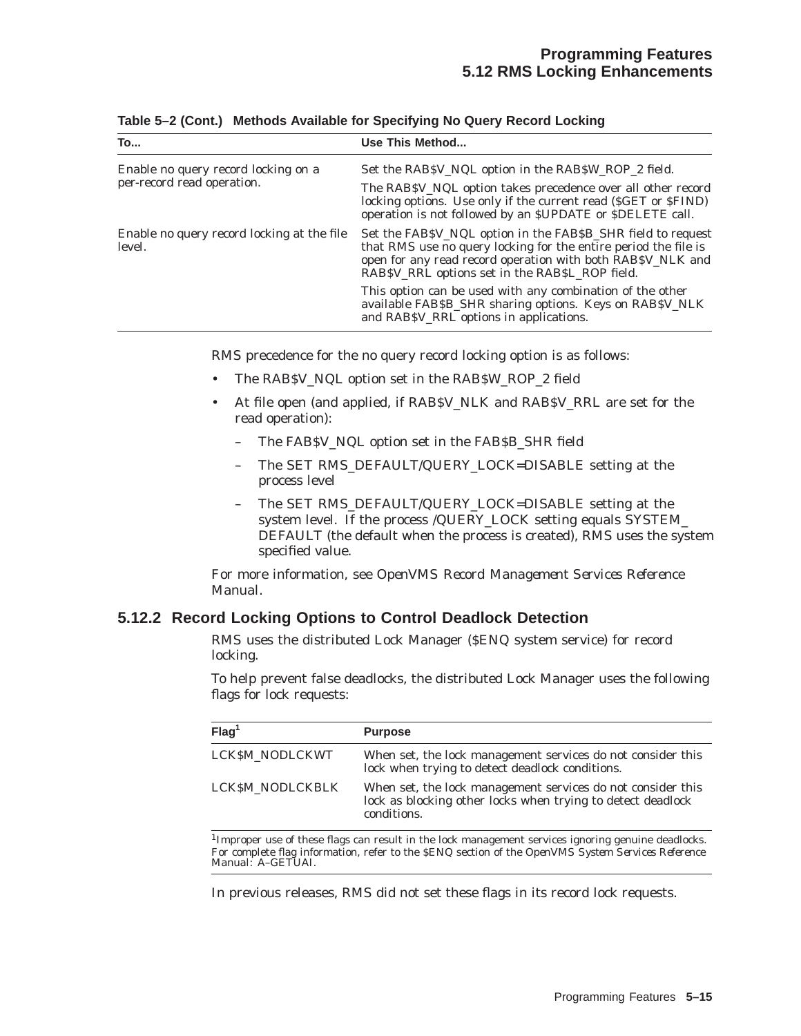**Table 5–2 (Cont.) Methods Available for Specifying No Query Record Locking**

| To... | Use This Method... |
|---|---|
| Enable no query record locking on a per-record read operation. | Set the RAB$V_NQL option in the RAB$W_ROP_2 field. The RAB$V_NQL option takes precedence over all other record locking options. Use only if the current read ($GET or $FIND) operation is not followed by an $UPDATE or $DELETE call. |
| Enable no query record locking at the file level. | Set the FAB$V_NQL option in the FAB$B_SHR field to request that RMS use no query locking for the entire period the file is open for any read record operation with both RAB$V_NLK and RAB$V_RRL options set in the RAB$L_ROP field. This option can be used with any combination of the other available FAB$B_SHR sharing options. Keys on RAB$V_NLK and RAB$V_RRL options in applications. |

RMS precedence for the no query record locking option is as follows:

- The RAB$V_NQL option set in the RAB$W_ROP_2 field
- At file open (and applied, if RAB$V_NLK and RAB$V_RRL are set for the read operation):
  - The FAB$V_NQL option set in the FAB$B_SHR field
  - The SET RMS_DEFAULT/QUERY_LOCK=DISABLE setting at the process level
  - The SET RMS_DEFAULT/QUERY_LOCK=DISABLE setting at the system level. If the process /QUERY_LOCK setting equals SYSTEM_DEFAULT (the default when the process is created), RMS uses the system specified value.

For more information, see *OpenVMS Record Management Services Reference Manual*.

### 5.12.2 Record Locking Options to Control Deadlock Detection

RMS uses the distributed Lock Manager ($ENQ system service) for record locking.

To help prevent false deadlocks, the distributed Lock Manager uses the following flags for lock requests:

| Flag[1] | Purpose |
|---|---|
| LCK$M_NODLCKWT | When set, the lock management services do not consider this lock when trying to detect deadlock conditions. |
| LCK$M_NODLCKBLK | When set, the lock management services do not consider this lock as blocking other locks when trying to detect deadlock conditions. |

[1]Improper use of these flags can result in the lock management services ignoring genuine deadlocks. For complete flag information, refer to the $ENQ section of the *OpenVMS System Services Reference Manual: A–GETUAI*.

In previous releases, RMS did not set these flags in its record lock requests.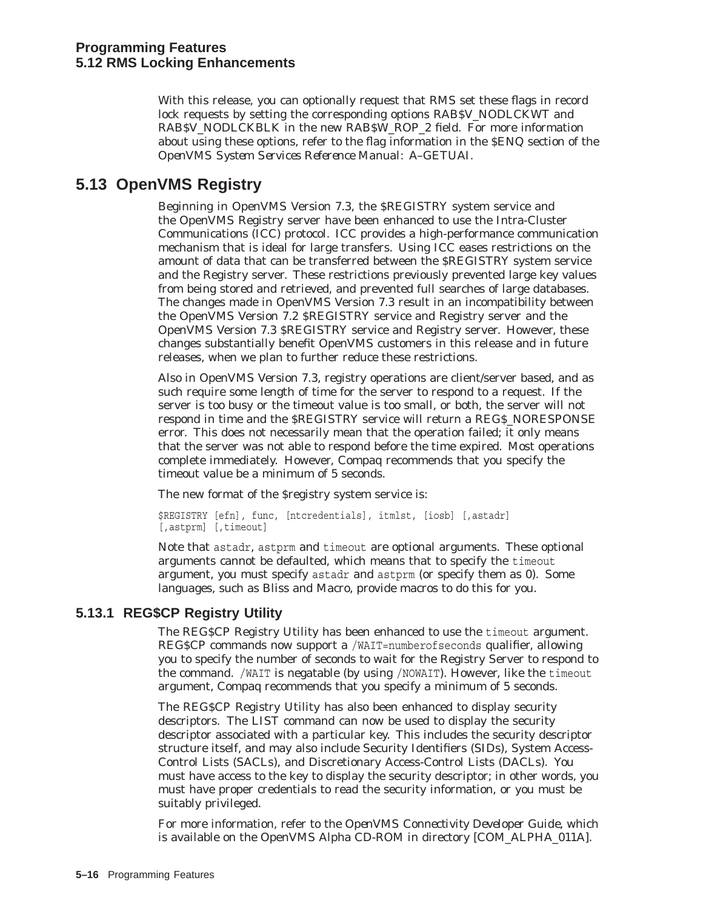With this release, you can optionally request that RMS set these flags in record lock requests by setting the corresponding options RAB$V_NODLCKWT and RAB$V_NODLCKBLK in the new RAB$W_ROP_2 field. For more information about using these options, refer to the flag information in the $ENQ section of the *OpenVMS System Services Reference Manual: A–GETUAI*.

## 5.13 OpenVMS Registry

Beginning in OpenVMS Version 7.3, the $REGISTRY system service and the OpenVMS Registry server have been enhanced to use the Intra-Cluster Communications (ICC) protocol. ICC provides a high-performance communication mechanism that is ideal for large transfers. Using ICC eases restrictions on the amount of data that can be transferred between the $REGISTRY system service and the Registry server. These restrictions previously prevented large key values from being stored and retrieved, and prevented full searches of large databases. The changes made in OpenVMS Version 7.3 result in an incompatibility between the OpenVMS Version 7.2 $REGISTRY service and Registry server and the OpenVMS Version 7.3 $REGISTRY service and Registry server. However, these changes substantially benefit OpenVMS customers in this release and in future releases, when we plan to further reduce these restrictions.

Also in OpenVMS Version 7.3, registry operations are client/server based, and as such require some length of time for the server to respond to a request. If the server is too busy or the timeout value is too small, or both, the server will not respond in time and the $REGISTRY service will return a REG$_NORESPONSE error. This does not necessarily mean that the operation failed; it only means that the server was not able to respond before the time expired. Most operations complete immediately. However, Compaq recommends that you specify the timeout value be a minimum of 5 seconds.

The new format of the $registry system service is:

```
$REGISTRY [efn], func, [ntcredentials], itmlst, [iosb] [,astadr]
[,astprm] [,timeout]
```

Note that `astadr`, `astprm` and `timeout` are optional arguments. These optional arguments cannot be defaulted, which means that to specify the `timeout` argument, you must specify `astadr` and `astprm` (or specify them as 0). Some languages, such as Bliss and Macro, provide macros to do this for you.

### 5.13.1 REG$CP Registry Utility

The REG$CP Registry Utility has been enhanced to use the `timeout` argument. REG$CP commands now support a `/WAIT=numberofseconds` qualifier, allowing you to specify the number of seconds to wait for the Registry Server to respond to the command. `/WAIT` is negatable (by using `/NOWAIT`). However, like the `timeout` argument, Compaq recommends that you specify a minimum of 5 seconds.

The REG$CP Registry Utility has also been enhanced to display security descriptors. The LIST command can now be used to display the security descriptor associated with a particular key. This includes the security descriptor structure itself, and may also include Security Identifiers (SIDs), System Access-Control Lists (SACLs), and Discretionary Access-Control Lists (DACLs). You must have access to the key to display the security descriptor; in other words, you must have proper credentials to read the security information, or you must be suitably privileged.

For more information, refer to the *OpenVMS Connectivity Developer Guide*, which is available on the OpenVMS Alpha CD-ROM in directory [COM_ALPHA_011A].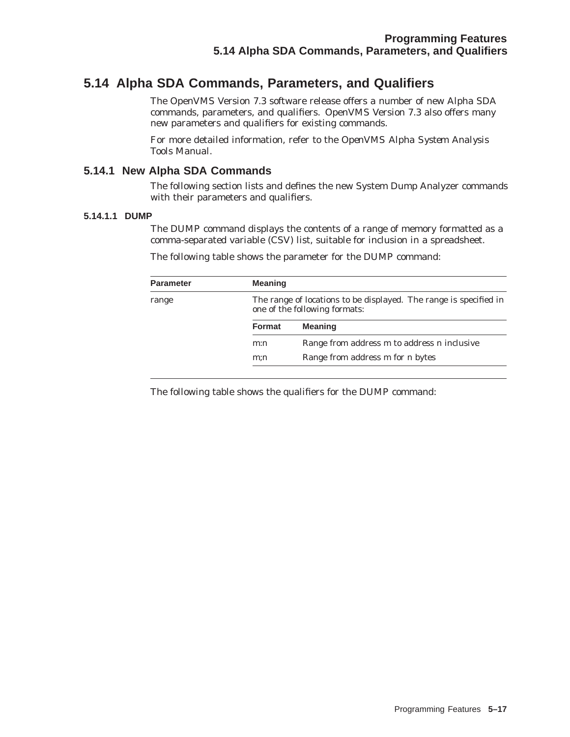## 5.14 Alpha SDA Commands, Parameters, and Qualifiers

The OpenVMS Version 7.3 software release offers a number of new Alpha SDA commands, parameters, and qualifiers. OpenVMS Version 7.3 also offers many new parameters and qualifiers for existing commands.

For more detailed information, refer to the *OpenVMS Alpha System Analysis Tools Manual*.

### 5.14.1 New Alpha SDA Commands

The following section lists and defines the new System Dump Analyzer commands with their parameters and qualifiers.

#### 5.14.1.1 DUMP

The DUMP command displays the contents of a range of memory formatted as a comma-separated variable (CSV) list, suitable for inclusion in a spreadsheet.

The following table shows the parameter for the DUMP command:

| Parameter | Meaning | |
|---|---|---|
| range | The range of locations to be displayed. The range is specified in one of the following formats: | |
| | **Format** | **Meaning** |
| | m:n | Range from address m to address n inclusive |
| | m;n | Range from address m for n bytes |

The following table shows the qualifiers for the DUMP command: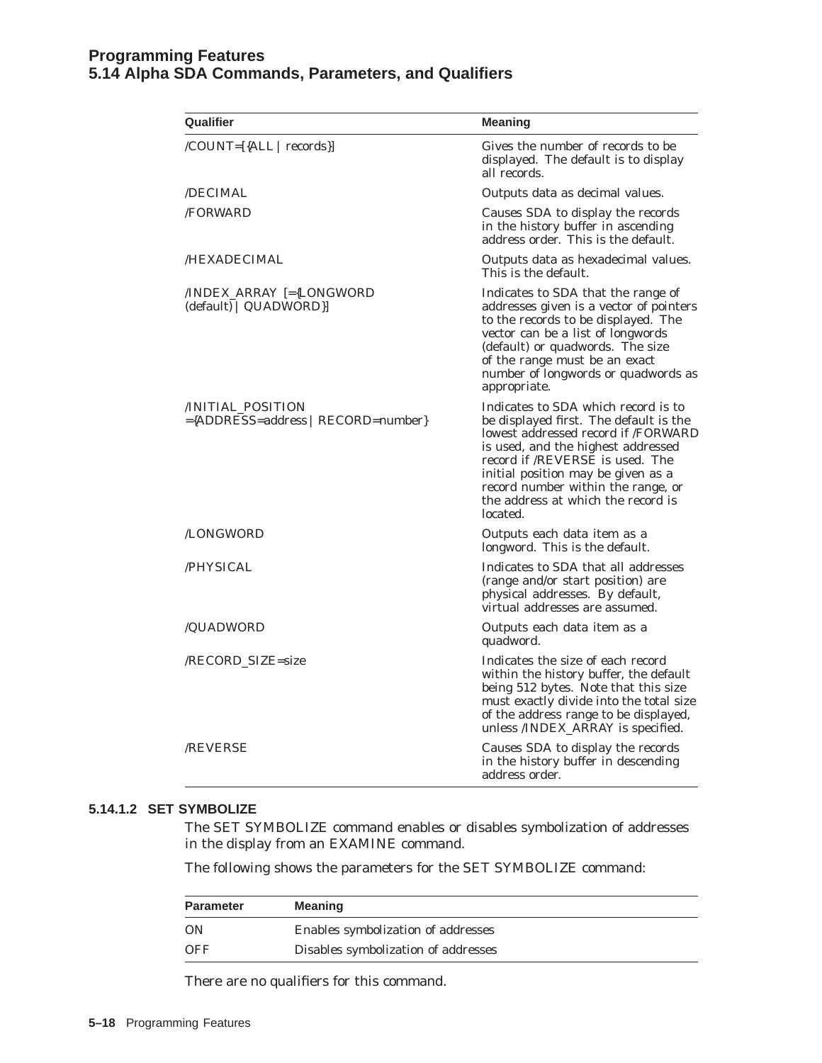| Qualifier | Meaning |
| --- | --- |
| /COUNT=[{ALL \| records}] | Gives the number of records to be displayed. The default is to display all records. |
| /DECIMAL | Outputs data as decimal values. |
| /FORWARD | Causes SDA to display the records in the history buffer in ascending address order. This is the default. |
| /HEXADECIMAL | Outputs data as hexadecimal values. This is the default. |
| /INDEX_ARRAY [={LONGWORD (default) \| QUADWORD}] | Indicates to SDA that the range of addresses given is a vector of pointers to the records to be displayed. The vector can be a list of longwords (default) or quadwords. The size of the range must be an exact number of longwords or quadwords as appropriate. |
| /INITIAL_POSITION ={ADDRESS=address \| RECORD=number} | Indicates to SDA which record is to be displayed first. The default is the lowest addressed record if /FORWARD is used, and the highest addressed record if /REVERSE is used. The initial position may be given as a record number within the range, or the address at which the record is located. |
| /LONGWORD | Outputs each data item as a longword. This is the default. |
| /PHYSICAL | Indicates to SDA that all addresses (range and/or start position) are physical addresses. By default, virtual addresses are assumed. |
| /QUADWORD | Outputs each data item as a quadword. |
| /RECORD_SIZE=size | Indicates the size of each record within the history buffer, the default being 512 bytes. Note that this size must exactly divide into the total size of the address range to be displayed, unless /INDEX_ARRAY is specified. |
| /REVERSE | Causes SDA to display the records in the history buffer in descending address order. |

#### 5.14.1.2 SET SYMBOLIZE

The SET SYMBOLIZE command enables or disables symbolization of addresses in the display from an EXAMINE command.

The following shows the parameters for the SET SYMBOLIZE command:

| Parameter | Meaning |
| --- | --- |
| ON | Enables symbolization of addresses |
| OFF | Disables symbolization of addresses |

There are no qualifiers for this command.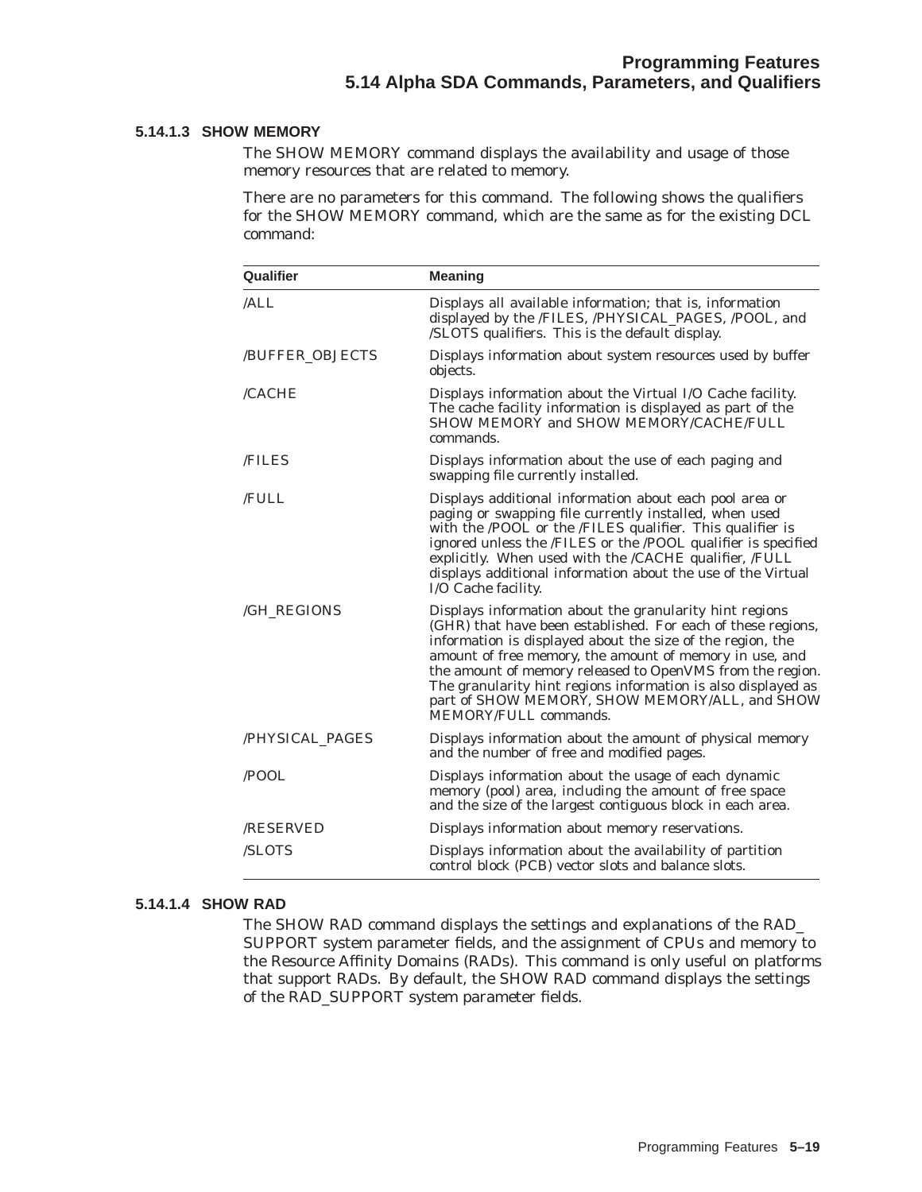#### 5.14.1.3 SHOW MEMORY

The SHOW MEMORY command displays the availability and usage of those memory resources that are related to memory.

There are no parameters for this command. The following shows the qualifiers for the SHOW MEMORY command, which are the same as for the existing DCL command:

| Qualifier | Meaning |
|---|---|
| /ALL | Displays all available information; that is, information displayed by the /FILES, /PHYSICAL_PAGES, /POOL, and /SLOTS qualifiers. This is the default display. |
| /BUFFER_OBJECTS | Displays information about system resources used by buffer objects. |
| /CACHE | Displays information about the Virtual I/O Cache facility. The cache facility information is displayed as part of the SHOW MEMORY and SHOW MEMORY/CACHE/FULL commands. |
| /FILES | Displays information about the use of each paging and swapping file currently installed. |
| /FULL | Displays additional information about each pool area or paging or swapping file currently installed, when used with the /POOL or the /FILES qualifier. This qualifier is ignored unless the /FILES or the /POOL qualifier is specified explicitly. When used with the /CACHE qualifier, /FULL displays additional information about the use of the Virtual I/O Cache facility. |
| /GH_REGIONS | Displays information about the granularity hint regions (GHR) that have been established. For each of these regions, information is displayed about the size of the region, the amount of free memory, the amount of memory in use, and the amount of memory released to OpenVMS from the region. The granularity hint regions information is also displayed as part of SHOW MEMORY, SHOW MEMORY/ALL, and SHOW MEMORY/FULL commands. |
| /PHYSICAL_PAGES | Displays information about the amount of physical memory and the number of free and modified pages. |
| /POOL | Displays information about the usage of each dynamic memory (pool) area, including the amount of free space and the size of the largest contiguous block in each area. |
| /RESERVED | Displays information about memory reservations. |
| /SLOTS | Displays information about the availability of partition control block (PCB) vector slots and balance slots. |

#### 5.14.1.4 SHOW RAD

The SHOW RAD command displays the settings and explanations of the RAD_SUPPORT system parameter fields, and the assignment of CPUs and memory to the Resource Affinity Domains (RADs). This command is only useful on platforms that support RADs. By default, the SHOW RAD command displays the settings of the RAD_SUPPORT system parameter fields.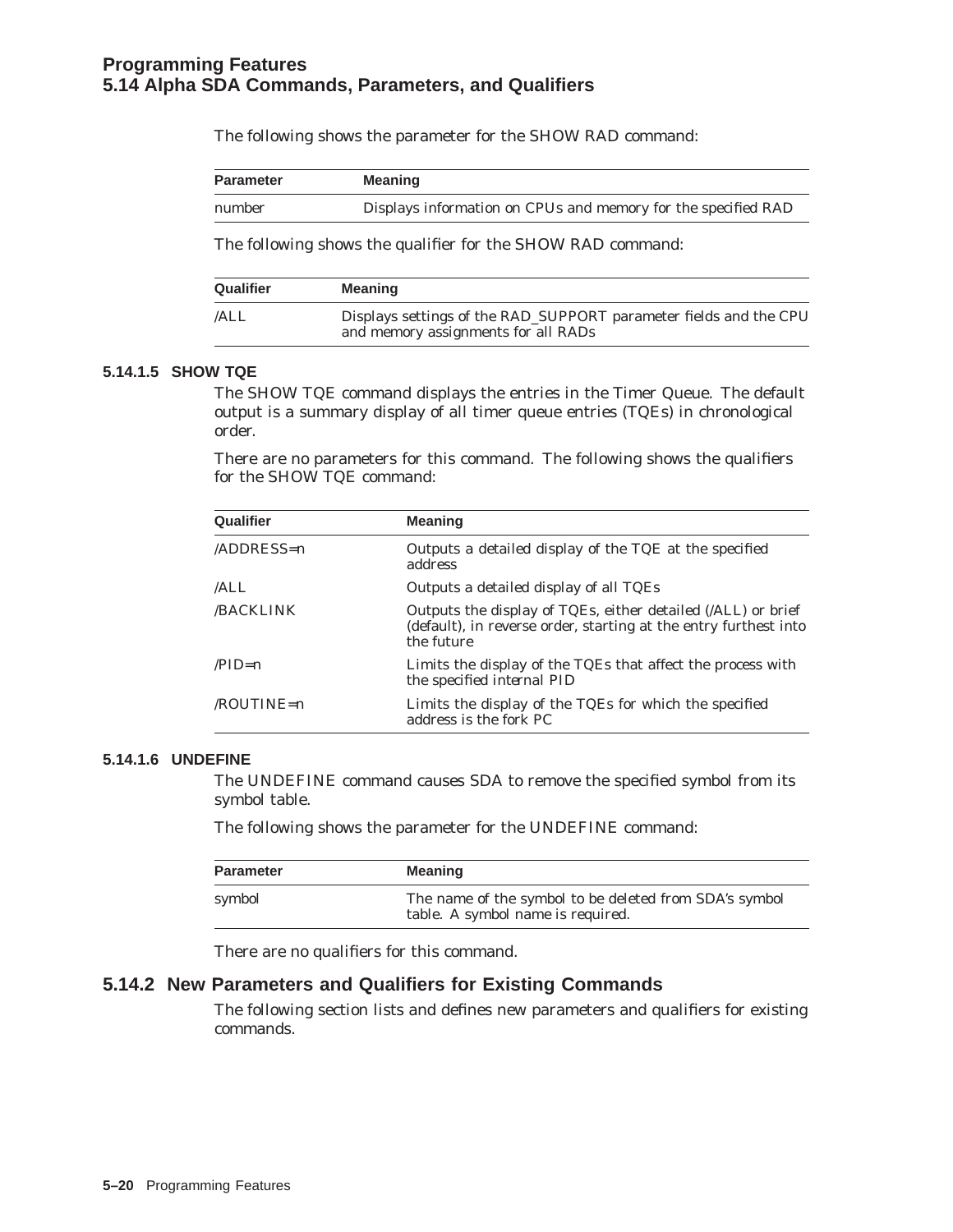The following shows the parameter for the SHOW RAD command:

| Parameter | Meaning |
|---|---|
| number | Displays information on CPUs and memory for the specified RAD |

The following shows the qualifier for the SHOW RAD command:

| Qualifier | Meaning |
|---|---|
| /ALL | Displays settings of the RAD_SUPPORT parameter fields and the CPU and memory assignments for all RADs |

#### 5.14.1.5 SHOW TQE

The SHOW TQE command displays the entries in the Timer Queue. The default output is a summary display of all timer queue entries (TQEs) in chronological order.

There are no parameters for this command. The following shows the qualifiers for the SHOW TQE command:

| Qualifier | Meaning |
|---|---|
| /ADDRESS=n | Outputs a detailed display of the TQE at the specified address |
| /ALL | Outputs a detailed display of all TQEs |
| /BACKLINK | Outputs the display of TQEs, either detailed (/ALL) or brief (default), in reverse order, starting at the entry furthest into the future |
| /PID=n | Limits the display of the TQEs that affect the process with the specified internal PID |
| /ROUTINE=n | Limits the display of the TQEs for which the specified address is the fork PC |

#### 5.14.1.6 UNDEFINE

The UNDEFINE command causes SDA to remove the specified symbol from its symbol table.

The following shows the parameter for the UNDEFINE command:

| Parameter | Meaning |
|---|---|
| symbol | The name of the symbol to be deleted from SDA's symbol table. A symbol name is required. |

There are no qualifiers for this command.

### 5.14.2 New Parameters and Qualifiers for Existing Commands

The following section lists and defines new parameters and qualifiers for existing commands.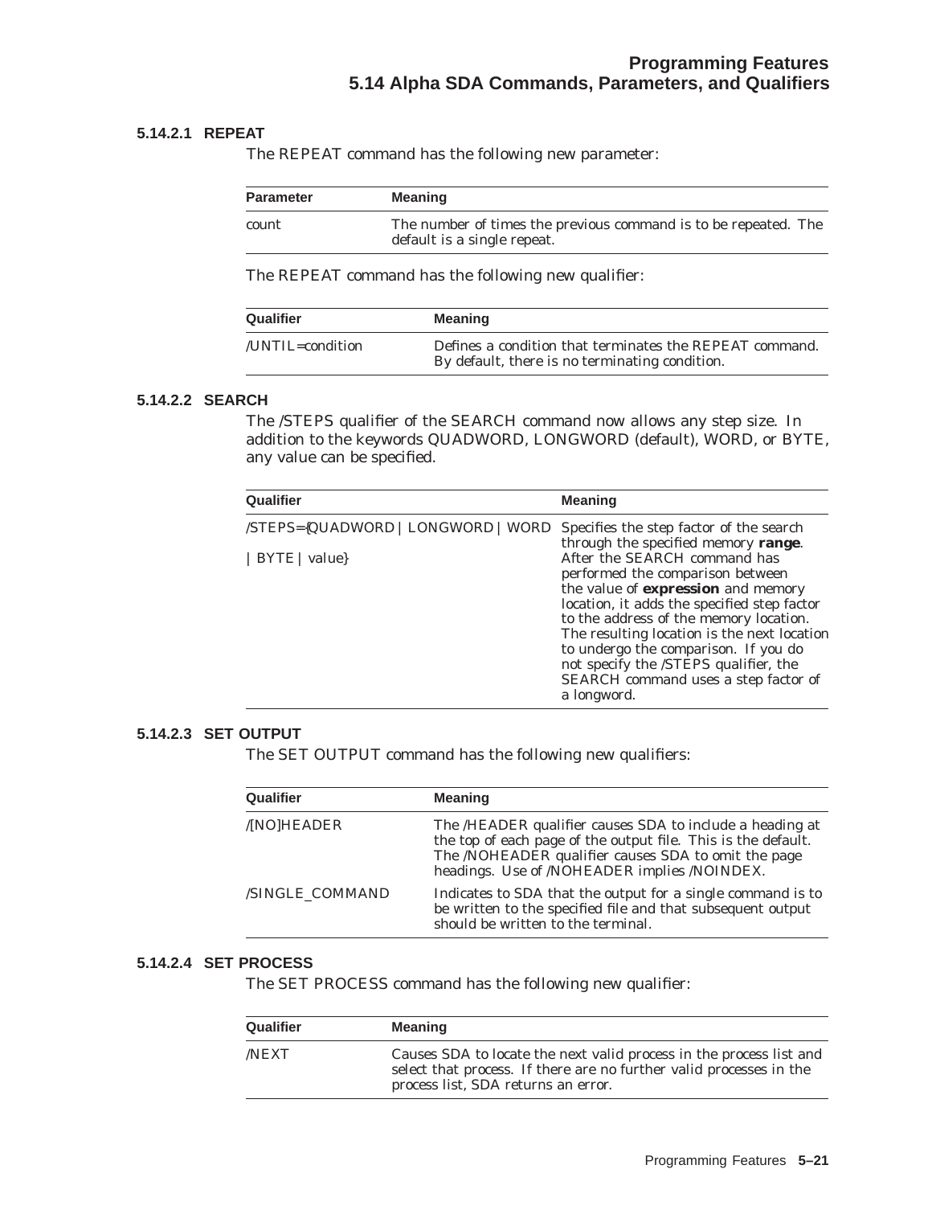#### 5.14.2.1 REPEAT

The REPEAT command has the following new parameter:

| Parameter | Meaning |
|---|---|
| count | The number of times the previous command is to be repeated. The default is a single repeat. |

The REPEAT command has the following new qualifier:

| Qualifier | Meaning |
|---|---|
| /UNTIL=condition | Defines a condition that terminates the REPEAT command. By default, there is no terminating condition. |

#### 5.14.2.2 SEARCH

The /STEPS qualifier of the SEARCH command now allows any step size. In addition to the keywords QUADWORD, LONGWORD (default), WORD, or BYTE, any value can be specified.

| Qualifier | Meaning |
|---|---|
| /STEPS={QUADWORD \| LONGWORD \| WORD \| BYTE \| value} | Specifies the step factor of the search through the specified memory **range**. After the SEARCH command has performed the comparison between the value of **expression** and memory location, it adds the specified step factor to the address of the memory location. The resulting location is the next location to undergo the comparison. If you do not specify the /STEPS qualifier, the SEARCH command uses a step factor of a longword. |

#### 5.14.2.3 SET OUTPUT

The SET OUTPUT command has the following new qualifiers:

| Qualifier | Meaning |
|---|---|
| /[NO]HEADER | The /HEADER qualifier causes SDA to include a heading at the top of each page of the output file. This is the default. The /NOHEADER qualifier causes SDA to omit the page headings. Use of /NOHEADER implies /NOINDEX. |
| /SINGLE_COMMAND | Indicates to SDA that the output for a single command is to be written to the specified file and that subsequent output should be written to the terminal. |

#### 5.14.2.4 SET PROCESS

The SET PROCESS command has the following new qualifier:

| Qualifier | Meaning |
|---|---|
| /NEXT | Causes SDA to locate the next valid process in the process list and select that process. If there are no further valid processes in the process list, SDA returns an error. |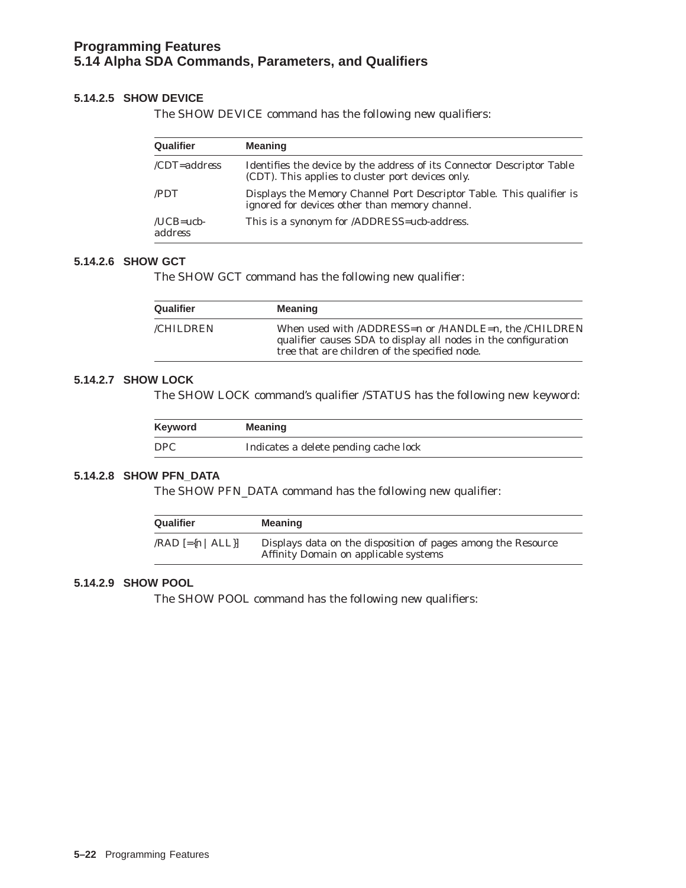#### 5.14.2.5 SHOW DEVICE

The SHOW DEVICE command has the following new qualifiers:

| Qualifier | Meaning |
|---|---|
| /CDT=address | Identifies the device by the address of its Connector Descriptor Table (CDT). This applies to cluster port devices only. |
| /PDT | Displays the Memory Channel Port Descriptor Table. This qualifier is ignored for devices other than memory channel. |
| /UCB=ucb-address | This is a synonym for /ADDRESS=ucb-address. |

#### 5.14.2.6 SHOW GCT

The SHOW GCT command has the following new qualifier:

| Qualifier | Meaning |
|---|---|
| /CHILDREN | When used with /ADDRESS=n or /HANDLE=n, the /CHILDREN qualifier causes SDA to display all nodes in the configuration tree that are children of the specified node. |

#### 5.14.2.7 SHOW LOCK

The SHOW LOCK command's qualifier /STATUS has the following new keyword:

| Keyword | Meaning |
|---|---|
| DPC | Indicates a delete pending cache lock |

#### 5.14.2.8 SHOW PFN_DATA

The SHOW PFN_DATA command has the following new qualifier:

| Qualifier | Meaning |
|---|---|
| /RAD [={n \| ALL}] | Displays data on the disposition of pages among the Resource Affinity Domain on applicable systems |

#### 5.14.2.9 SHOW POOL

The SHOW POOL command has the following new qualifiers: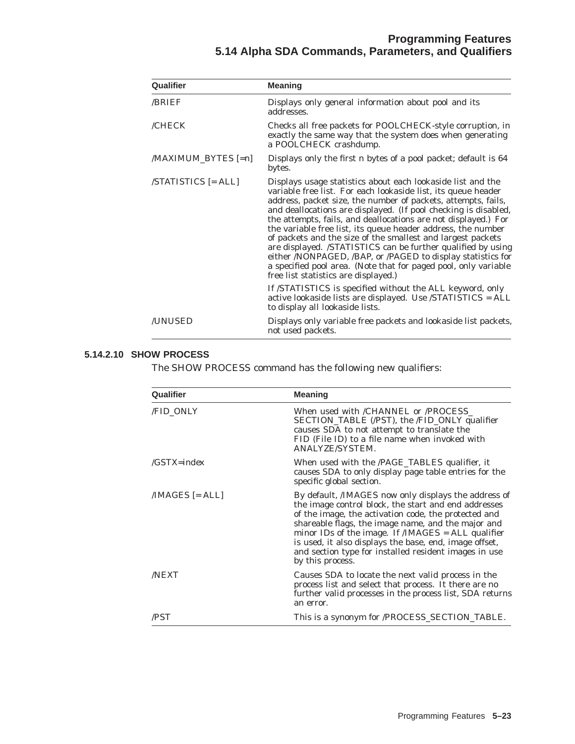| Qualifier | Meaning |
|---|---|
| /BRIEF | Displays only general information about pool and its addresses. |
| /CHECK | Checks all free packets for POOLCHECK-style corruption, in exactly the same way that the system does when generating a POOLCHECK crashdump. |
| /MAXIMUM_BYTES [=n] | Displays only the first n bytes of a pool packet; default is 64 bytes. |
| /STATISTICS [= ALL] | Displays usage statistics about each lookaside list and the variable free list. For each lookaside list, its queue header address, packet size, the number of packets, attempts, fails, and deallocations are displayed. (If pool checking is disabled, the attempts, fails, and deallocations are not displayed.) For the variable free list, its queue header address, the number of packets and the size of the smallest and largest packets are displayed. /STATISTICS can be further qualified by using either /NONPAGED, /BAP, or /PAGED to display statistics for a specified pool area. (Note that for paged pool, only variable free list statistics are displayed.)<br><br>If /STATISTICS is specified without the ALL keyword, only active lookaside lists are displayed. Use /STATISTICS = ALL to display all lookaside lists. |
| /UNUSED | Displays only variable free packets and lookaside list packets, not used packets. |

#### 5.14.2.10 SHOW PROCESS

The SHOW PROCESS command has the following new qualifiers:

| Qualifier | Meaning |
|---|---|
| /FID_ONLY | When used with /CHANNEL or /PROCESS_SECTION_TABLE (/PST), the /FID_ONLY qualifier causes SDA to not attempt to translate the FID (File ID) to a file name when invoked with ANALYZE/SYSTEM. |
| /GSTX=index | When used with the /PAGE_TABLES qualifier, it causes SDA to only display page table entries for the specific global section. |
| /IMAGES [= ALL] | By default, /IMAGES now only displays the address of the image control block, the start and end addresses of the image, the activation code, the protected and shareable flags, the image name, and the major and minor IDs of the image. If /IMAGES = ALL qualifier is used, it also displays the base, end, image offset, and section type for installed resident images in use by this process. |
| /NEXT | Causes SDA to locate the next valid process in the process list and select that process. It there are no further valid processes in the process list, SDA returns an error. |
| /PST | This is a synonym for /PROCESS_SECTION_TABLE. |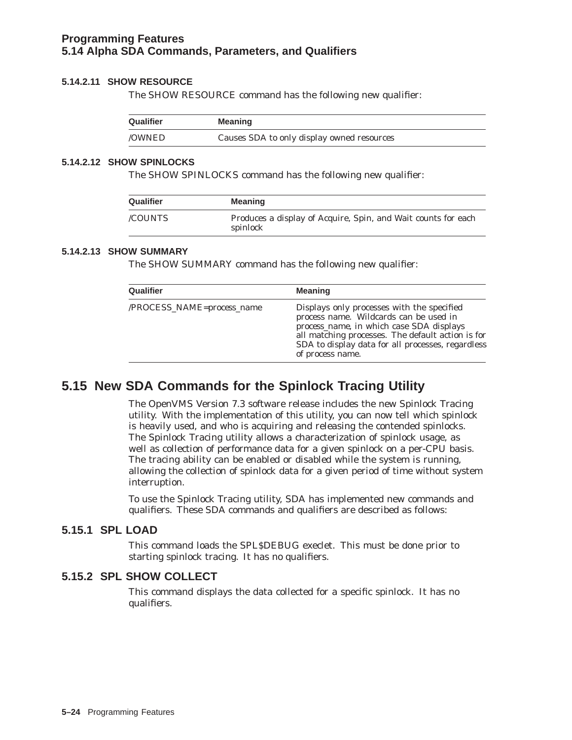#### 5.14.2.11 SHOW RESOURCE

The SHOW RESOURCE command has the following new qualifier:

| Qualifier | Meaning |
|---|---|
| /OWNED | Causes SDA to only display owned resources |

#### 5.14.2.12 SHOW SPINLOCKS

The SHOW SPINLOCKS command has the following new qualifier:

| Qualifier | Meaning |
|---|---|
| /COUNTS | Produces a display of Acquire, Spin, and Wait counts for each spinlock |

#### 5.14.2.13 SHOW SUMMARY

The SHOW SUMMARY command has the following new qualifier:

| Qualifier | Meaning |
|---|---|
| /PROCESS_NAME=process_name | Displays only processes with the specified process name. Wildcards can be used in process_name, in which case SDA displays all matching processes. The default action is for SDA to display data for all processes, regardless of process name. |

## 5.15 New SDA Commands for the Spinlock Tracing Utility

The OpenVMS Version 7.3 software release includes the new Spinlock Tracing utility. With the implementation of this utility, you can now tell which spinlock is heavily used, and who is acquiring and releasing the contended spinlocks. The Spinlock Tracing utility allows a characterization of spinlock usage, as well as collection of performance data for a given spinlock on a per-CPU basis. The tracing ability can be enabled or disabled while the system is running, allowing the collection of spinlock data for a given period of time without system interruption.

To use the Spinlock Tracing utility, SDA has implemented new commands and qualifiers. These SDA commands and qualifiers are described as follows:

### 5.15.1 SPL LOAD

This command loads the SPL$DEBUG execlet. This must be done prior to starting spinlock tracing. It has no qualifiers.

### 5.15.2 SPL SHOW COLLECT

This command displays the data collected for a specific spinlock. It has no qualifiers.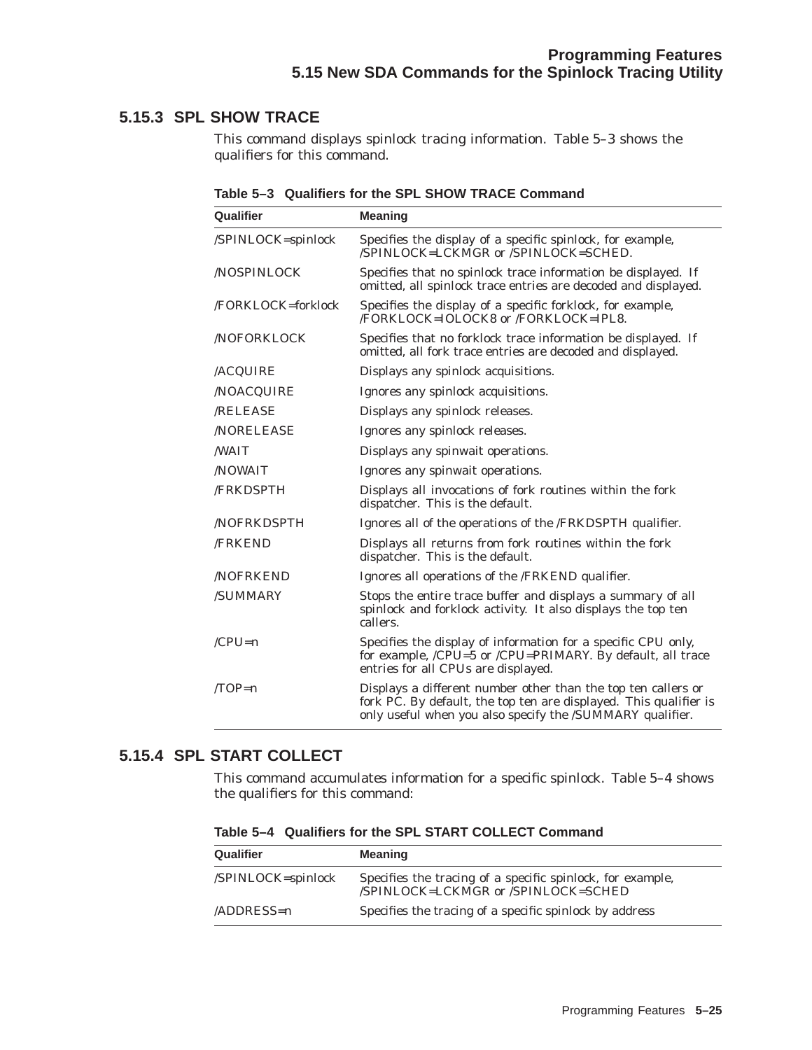### 5.15.3 SPL SHOW TRACE

This command displays spinlock tracing information. Table 5–3 shows the qualifiers for this command.

**Table 5–3 Qualifiers for the SPL SHOW TRACE Command**

| Qualifier | Meaning |
|---|---|
| /SPINLOCK=spinlock | Specifies the display of a specific spinlock, for example, /SPINLOCK=LCKMGR or /SPINLOCK=SCHED. |
| /NOSPINLOCK | Specifies that no spinlock trace information be displayed. If omitted, all spinlock trace entries are decoded and displayed. |
| /FORKLOCK=forklock | Specifies the display of a specific forklock, for example, /FORKLOCK=IOLOCK8 or /FORKLOCK=IPL8. |
| /NOFORKLOCK | Specifies that no forklock trace information be displayed. If omitted, all fork trace entries are decoded and displayed. |
| /ACQUIRE | Displays any spinlock acquisitions. |
| /NOACQUIRE | Ignores any spinlock acquisitions. |
| /RELEASE | Displays any spinlock releases. |
| /NORELEASE | Ignores any spinlock releases. |
| /WAIT | Displays any spinwait operations. |
| /NOWAIT | Ignores any spinwait operations. |
| /FRKDSPTH | Displays all invocations of fork routines within the fork dispatcher. This is the default. |
| /NOFRKDSPTH | Ignores all of the operations of the /FRKDSPTH qualifier. |
| /FRKEND | Displays all returns from fork routines within the fork dispatcher. This is the default. |
| /NOFRKEND | Ignores all operations of the /FRKEND qualifier. |
| /SUMMARY | Stops the entire trace buffer and displays a summary of all spinlock and forklock activity. It also displays the top ten callers. |
| /CPU=n | Specifies the display of information for a specific CPU only, for example, /CPU=5 or /CPU=PRIMARY. By default, all trace entries for all CPUs are displayed. |
| /TOP=n | Displays a different number other than the top ten callers or fork PC. By default, the top ten are displayed. This qualifier is only useful when you also specify the /SUMMARY qualifier. |

### 5.15.4 SPL START COLLECT

This command accumulates information for a specific spinlock. Table 5–4 shows the qualifiers for this command:

**Table 5–4 Qualifiers for the SPL START COLLECT Command**

| Qualifier | Meaning |
|---|---|
| /SPINLOCK=spinlock | Specifies the tracing of a specific spinlock, for example, /SPINLOCK=LCKMGR or /SPINLOCK=SCHED |
| /ADDRESS=n | Specifies the tracing of a specific spinlock by address |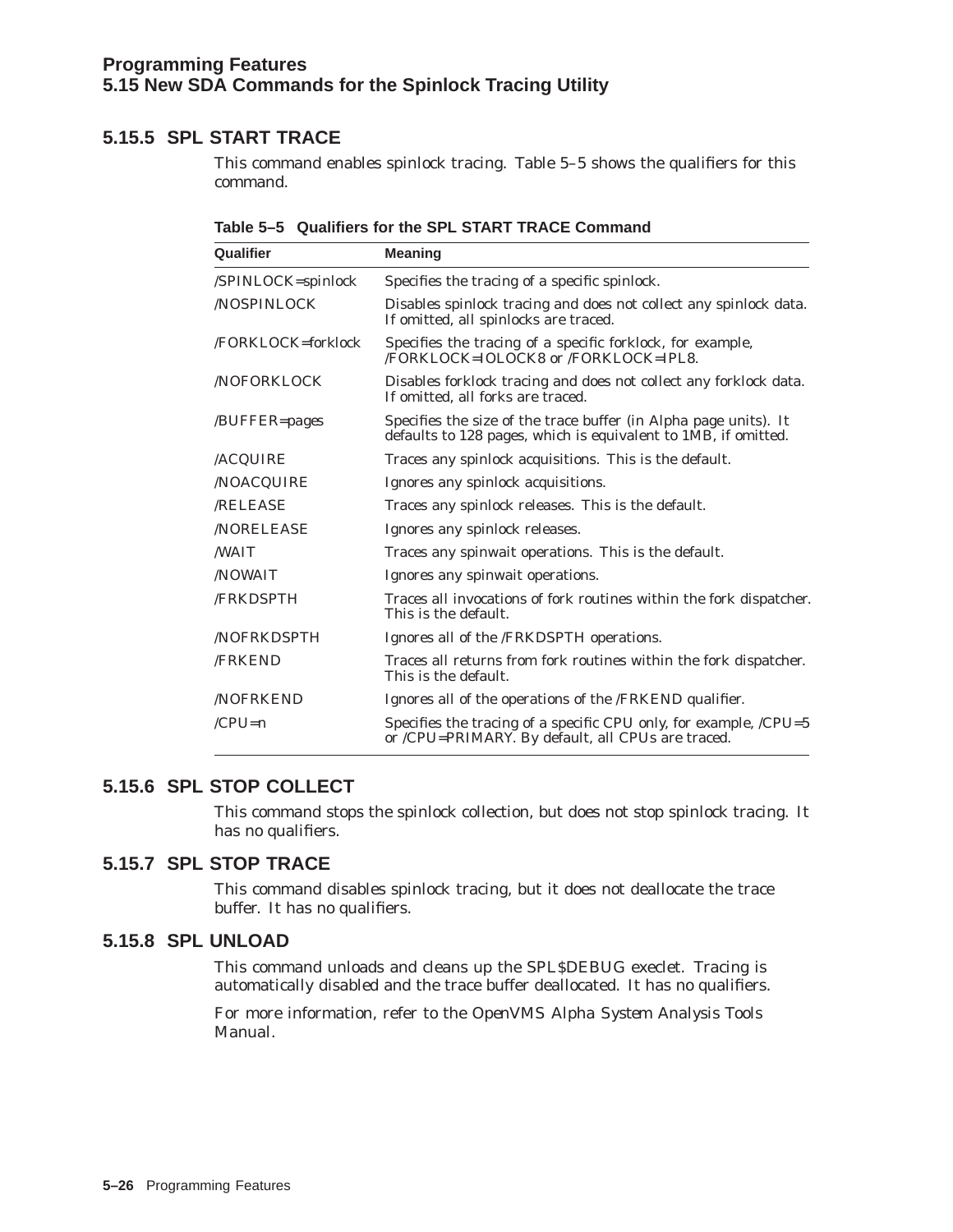### 5.15.5 SPL START TRACE

This command enables spinlock tracing. Table 5–5 shows the qualifiers for this command.

**Table 5–5 Qualifiers for the SPL START TRACE Command**

| Qualifier | Meaning |
| --- | --- |
| /SPINLOCK=*spinlock* | Specifies the tracing of a specific spinlock. |
| /NOSPINLOCK | Disables spinlock tracing and does not collect any spinlock data. If omitted, all spinlocks are traced. |
| /FORKLOCK=*forklock* | Specifies the tracing of a specific forklock, for example, /FORKLOCK=IOLOCK8 or /FORKLOCK=IPL8. |
| /NOFORKLOCK | Disables forklock tracing and does not collect any forklock data. If omitted, all forks are traced. |
| /BUFFER=*pages* | Specifies the size of the trace buffer (in Alpha page units). It defaults to 128 pages, which is equivalent to 1MB, if omitted. |
| /ACQUIRE | Traces any spinlock acquisitions. This is the default. |
| /NOACQUIRE | Ignores any spinlock acquisitions. |
| /RELEASE | Traces any spinlock releases. This is the default. |
| /NORELEASE | Ignores any spinlock releases. |
| /WAIT | Traces any spinwait operations. This is the default. |
| /NOWAIT | Ignores any spinwait operations. |
| /FRKDSPTH | Traces all invocations of fork routines within the fork dispatcher. This is the default. |
| /NOFRKDSPTH | Ignores all of the /FRKDSPTH operations. |
| /FRKEND | Traces all returns from fork routines within the fork dispatcher. This is the default. |
| /NOFRKEND | Ignores all of the operations of the /FRKEND qualifier. |
| /CPU=*n* | Specifies the tracing of a specific CPU only, for example, /CPU=5 or /CPU=PRIMARY. By default, all CPUs are traced. |

### 5.15.6 SPL STOP COLLECT

This command stops the spinlock collection, but does not stop spinlock tracing. It has no qualifiers.

### 5.15.7 SPL STOP TRACE

This command disables spinlock tracing, but it does not deallocate the trace buffer. It has no qualifiers.

### 5.15.8 SPL UNLOAD

This command unloads and cleans up the SPL$DEBUG execlet. Tracing is automatically disabled and the trace buffer deallocated. It has no qualifiers.

For more information, refer to the *OpenVMS Alpha System Analysis Tools Manual*.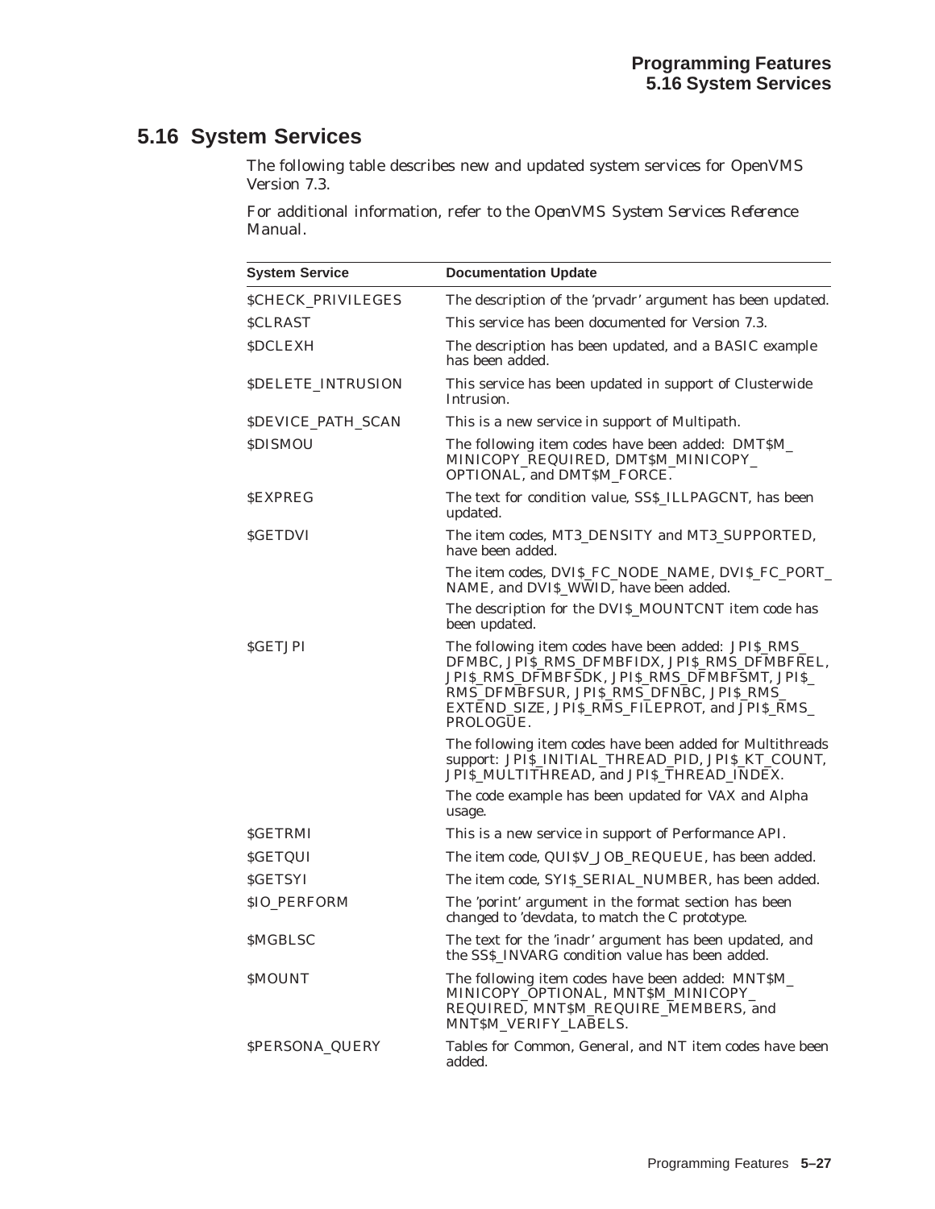## 5.16 System Services

The following table describes new and updated system services for OpenVMS Version 7.3.

For additional information, refer to the *OpenVMS System Services Reference Manual*.

| System Service | Documentation Update |
|---|---|
| $CHECK_PRIVILEGES | The description of the 'prvadr' argument has been updated. |
| $CLRAST | This service has been documented for Version 7.3. |
| $DCLEXH | The description has been updated, and a BASIC example has been added. |
| $DELETE_INTRUSION | This service has been updated in support of Clusterwide Intrusion. |
| $DEVICE_PATH_SCAN | This is a new service in support of Multipath. |
| $DISMOU | The following item codes have been added: DMT$M_MINICOPY_REQUIRED, DMT$M_MINICOPY_OPTIONAL, and DMT$M_FORCE. |
| $EXPREG | The text for condition value, SS$_ILLPAGCNT, has been updated. |
| $GETDVI | The item codes, MT3_DENSITY and MT3_SUPPORTED, have been added. |
| | The item codes, DVI$_FC_NODE_NAME, DVI$_FC_PORT_NAME, and DVI$_WWID, have been added. |
| | The description for the DVI$_MOUNTCNT item code has been updated. |
| $GETJPI | The following item codes have been added: JPI$_RMS_DFMBC, JPI$_RMS_DFMBFIDX, JPI$_RMS_DFMBFREL, JPI$_RMS_DFMBFSDK, JPI$_RMS_DFMBFSMT, JPI$_RMS_DFMBFSUR, JPI$_RMS_DFNBC, JPI$_RMS_EXTEND_SIZE, JPI$_RMS_FILEPROT, and JPI$_RMS_PROLOGUE. |
| | The following item codes have been added for Multithreads support: JPI$_INITIAL_THREAD_PID, JPI$_KT_COUNT, JPI$_MULTITHREAD, and JPI$_THREAD_INDEX. |
| | The code example has been updated for VAX and Alpha usage. |
| $GETRMI | This is a new service in support of Performance API. |
| $GETQUI | The item code, QUI$V_JOB_REQUEUE, has been added. |
| $GETSYI | The item code, SYI$_SERIAL_NUMBER, has been added. |
| $IO_PERFORM | The 'porint' argument in the format section has been changed to 'devdata, to match the C prototype. |
| $MGBLSC | The text for the 'inadr' argument has been updated, and the SS$_INVARG condition value has been added. |
| $MOUNT | The following item codes have been added: MNT$M_MINICOPY_OPTIONAL, MNT$M_MINICOPY_REQUIRED, MNT$M_REQUIRE_MEMBERS, and MNT$M_VERIFY_LABELS. |
| $PERSONA_QUERY | Tables for Common, General, and NT item codes have been added. |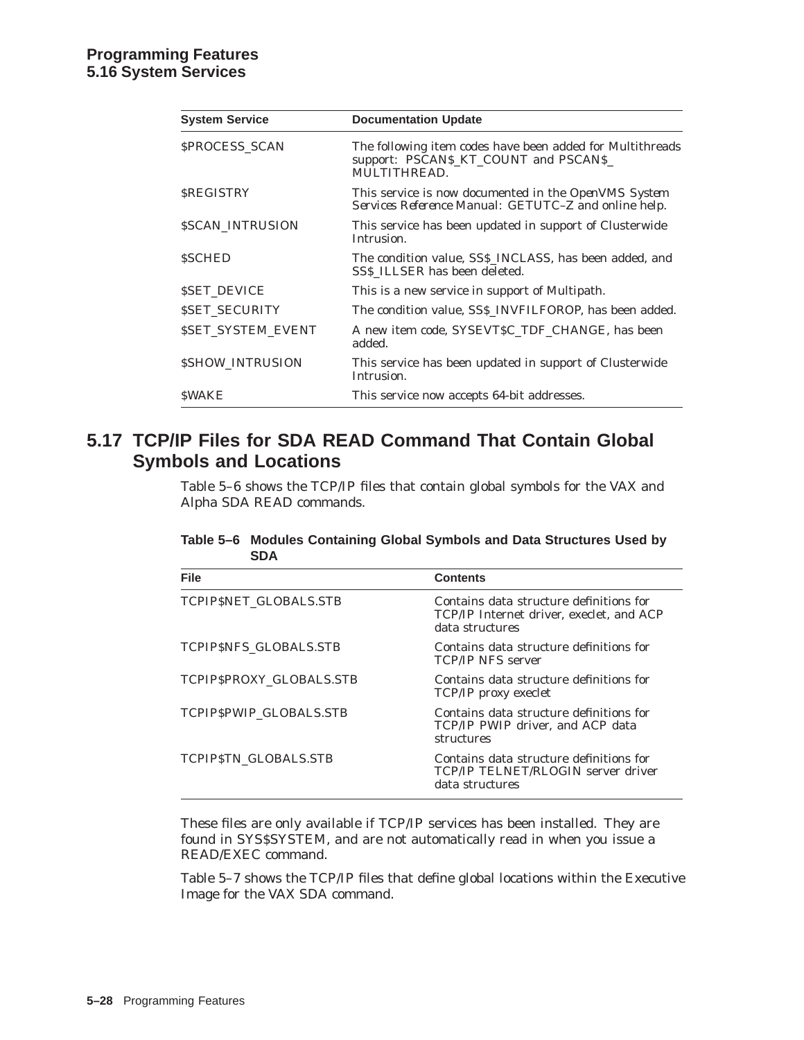| System Service | Documentation Update |
|---|---|
| $PROCESS_SCAN | The following item codes have been added for Multithreads support: PSCAN$_KT_COUNT and PSCAN$_MULTITHREAD. |
| $REGISTRY | This service is now documented in the *OpenVMS System Services Reference Manual: GETUTC–Z* and online help. |
| $SCAN_INTRUSION | This service has been updated in support of Clusterwide Intrusion. |
| $SCHED | The condition value, SS$_INCLASS, has been added, and SS$_ILLSER has been deleted. |
| $SET_DEVICE | This is a new service in support of Multipath. |
| $SET_SECURITY | The condition value, SS$_INVFILFOROP, has been added. |
| $SET_SYSTEM_EVENT | A new item code, SYSEVT$C_TDF_CHANGE, has been added. |
| $SHOW_INTRUSION | This service has been updated in support of Clusterwide Intrusion. |
| $WAKE | This service now accepts 64-bit addresses. |

## 5.17 TCP/IP Files for SDA READ Command That Contain Global Symbols and Locations

Table 5–6 shows the TCP/IP files that contain global symbols for the VAX and Alpha SDA READ commands.

**Table 5–6 Modules Containing Global Symbols and Data Structures Used by SDA**

| File | Contents |
|---|---|
| TCPIP$NET_GLOBALS.STB | Contains data structure definitions for TCP/IP Internet driver, execlet, and ACP data structures |
| TCPIP$NFS_GLOBALS.STB | Contains data structure definitions for TCP/IP NFS server |
| TCPIP$PROXY_GLOBALS.STB | Contains data structure definitions for TCP/IP proxy execlet |
| TCPIP$PWIP_GLOBALS.STB | Contains data structure definitions for TCP/IP PWIP driver, and ACP data structures |
| TCPIP$TN_GLOBALS.STB | Contains data structure definitions for TCP/IP TELNET/RLOGIN server driver data structures |

These files are only available if TCP/IP services has been installed. They are found in SYS$SYSTEM, and are not automatically read in when you issue a READ/EXEC command.

Table 5–7 shows the TCP/IP files that define global locations within the Executive Image for the VAX SDA command.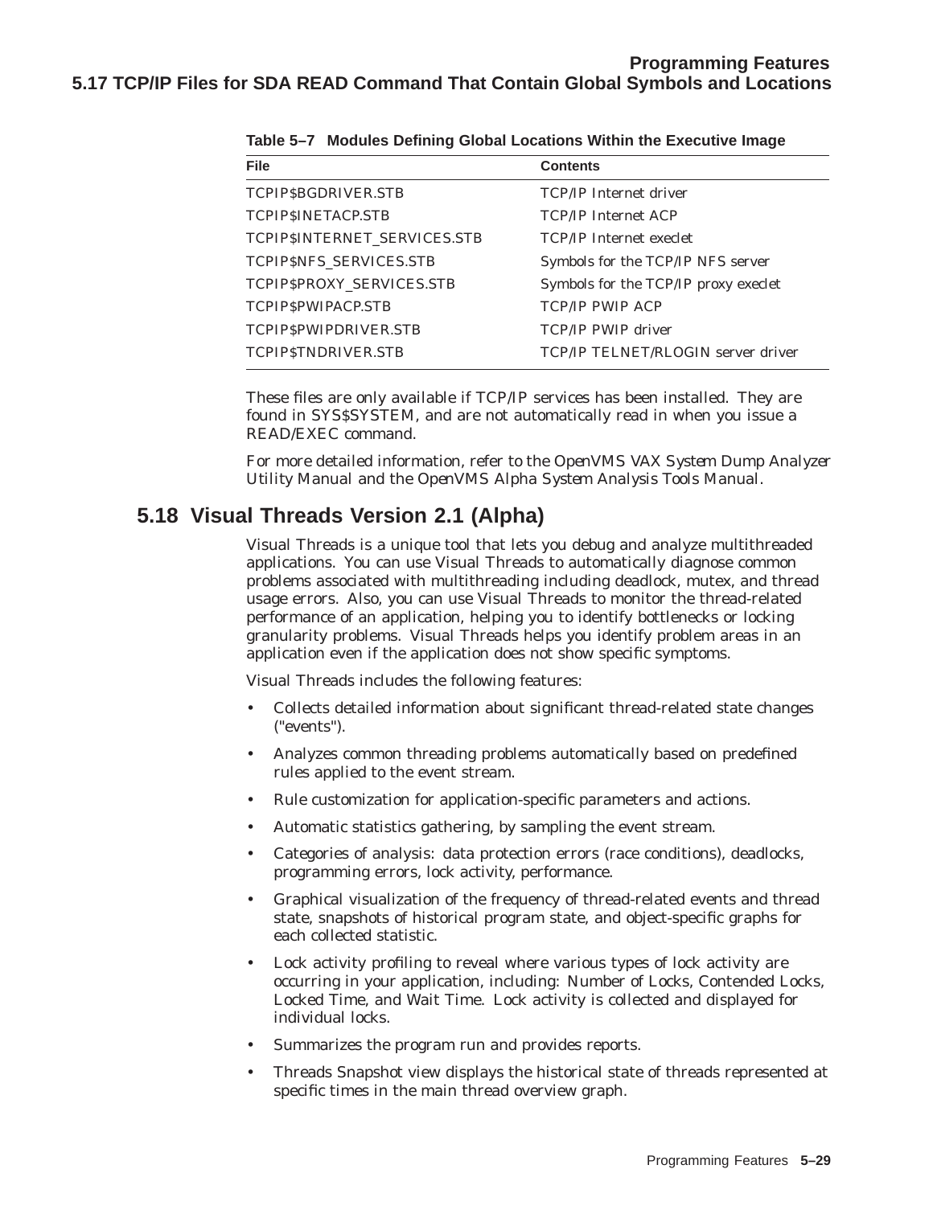**Table 5–7 Modules Defining Global Locations Within the Executive Image**

| File | Contents |
| --- | --- |
| TCPIP$BGDRIVER.STB | TCP/IP Internet driver |
| TCPIP$INETACP.STB | TCP/IP Internet ACP |
| TCPIP$INTERNET_SERVICES.STB | TCP/IP Internet execlet |
| TCPIP$NFS_SERVICES.STB | Symbols for the TCP/IP NFS server |
| TCPIP$PROXY_SERVICES.STB | Symbols for the TCP/IP proxy execlet |
| TCPIP$PWIPACP.STB | TCP/IP PWIP ACP |
| TCPIP$PWIPDRIVER.STB | TCP/IP PWIP driver |
| TCPIP$TNDRIVER.STB | TCP/IP TELNET/RLOGIN server driver |

These files are only available if TCP/IP services has been installed. They are found in SYS$SYSTEM, and are not automatically read in when you issue a READ/EXEC command.

For more detailed information, refer to the *OpenVMS VAX System Dump Analyzer Utility Manual* and the *OpenVMS Alpha System Analysis Tools Manual*.

## 5.18 Visual Threads Version 2.1 (Alpha)

Visual Threads is a unique tool that lets you debug and analyze multithreaded applications. You can use Visual Threads to automatically diagnose common problems associated with multithreading including deadlock, mutex, and thread usage errors. Also, you can use Visual Threads to monitor the thread-related performance of an application, helping you to identify bottlenecks or locking granularity problems. Visual Threads helps you identify problem areas in an application even if the application does not show specific symptoms.

Visual Threads includes the following features:

- Collects detailed information about significant thread-related state changes ("events").
- Analyzes common threading problems automatically based on predefined rules applied to the event stream.
- Rule customization for application-specific parameters and actions.
- Automatic statistics gathering, by sampling the event stream.
- Categories of analysis: data protection errors (race conditions), deadlocks, programming errors, lock activity, performance.
- Graphical visualization of the frequency of thread-related events and thread state, snapshots of historical program state, and object-specific graphs for each collected statistic.
- Lock activity profiling to reveal where various types of lock activity are occurring in your application, including: Number of Locks, Contended Locks, Locked Time, and Wait Time. Lock activity is collected and displayed for individual locks.
- Summarizes the program run and provides reports.
- Threads Snapshot view displays the historical state of threads represented at specific times in the main thread overview graph.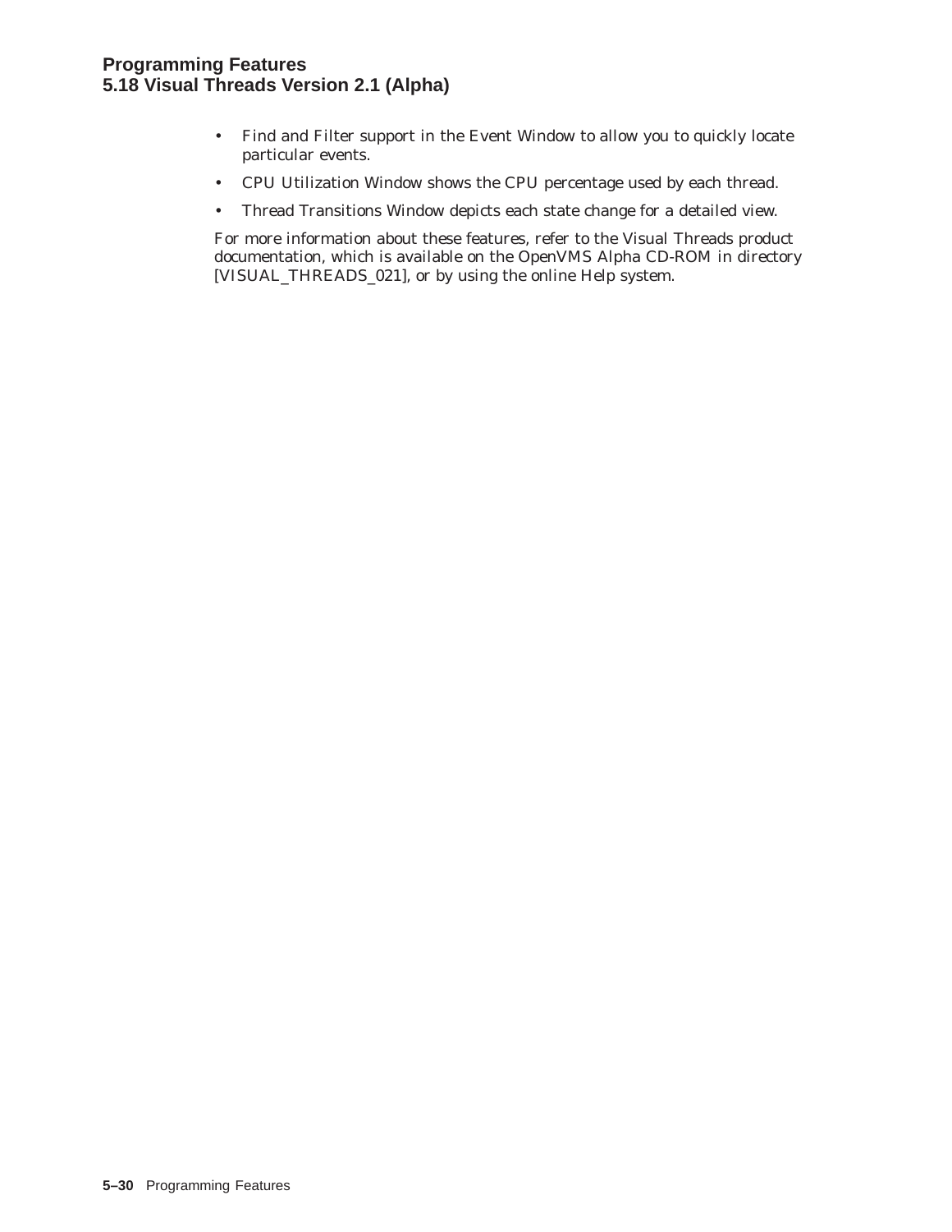- Find and Filter support in the Event Window to allow you to quickly locate particular events.
- CPU Utilization Window shows the CPU percentage used by each thread.
- Thread Transitions Window depicts each state change for a detailed view.

For more information about these features, refer to the Visual Threads product documentation, which is available on the OpenVMS Alpha CD-ROM in directory [VISUAL_THREADS_021], or by using the online Help system.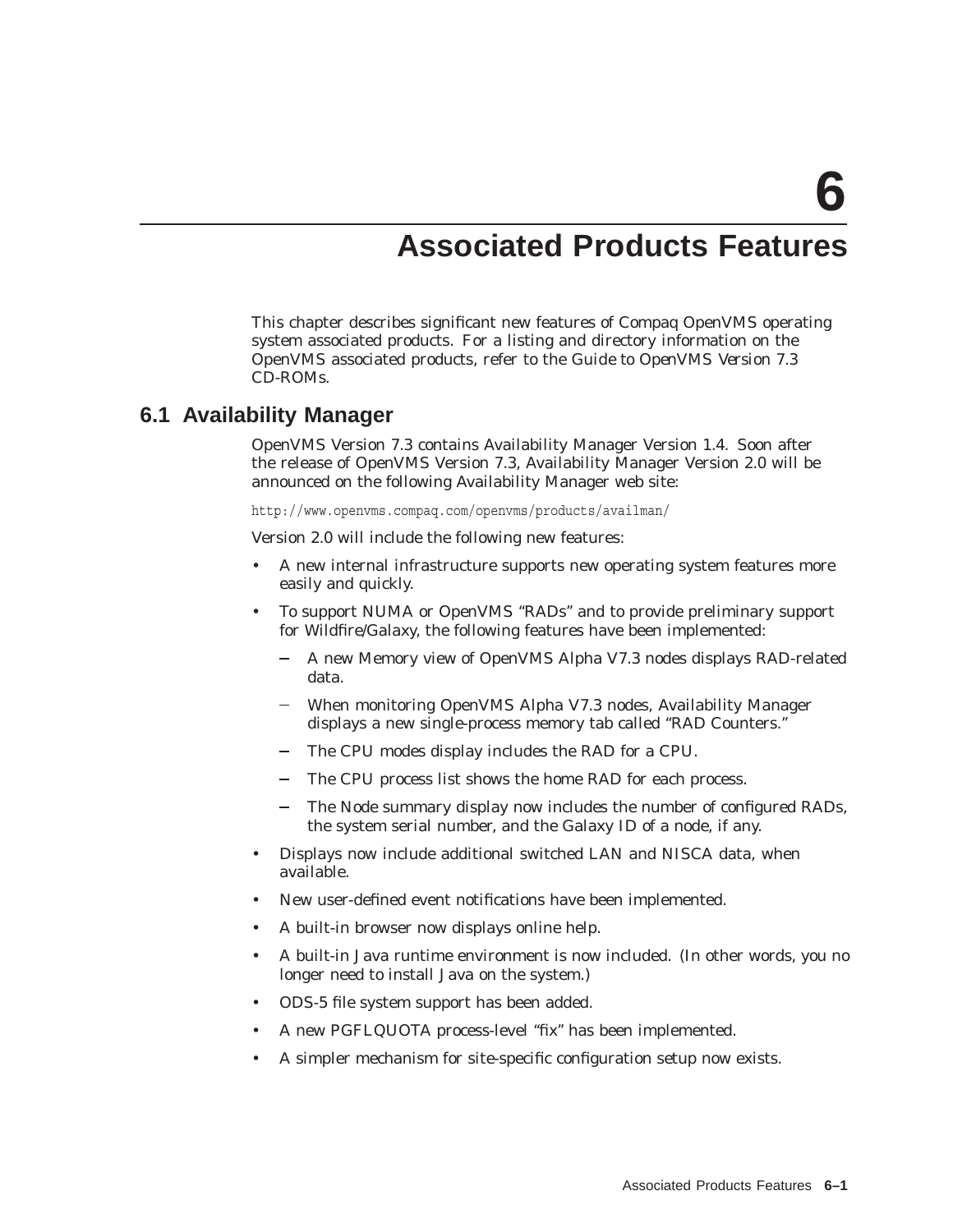# 6 Associated Products Features

This chapter describes significant new features of Compaq OpenVMS operating system associated products. For a listing and directory information on the OpenVMS associated products, refer to the *Guide to OpenVMS Version 7.3 CD-ROMs*.

## 6.1 Availability Manager

OpenVMS Version 7.3 contains Availability Manager Version 1.4. Soon after the release of OpenVMS Version 7.3, Availability Manager Version 2.0 will be announced on the following Availability Manager web site:

```
http://www.openvms.compaq.com/openvms/products/availman/
```

Version 2.0 will include the following new features:

- A new internal infrastructure supports new operating system features more easily and quickly.
- To support NUMA or OpenVMS "RADs" and to provide preliminary support for Wildfire/Galaxy, the following features have been implemented:
  - A new Memory view of OpenVMS Alpha V7.3 nodes displays RAD-related data.
  - When monitoring OpenVMS Alpha V7.3 nodes, Availability Manager displays a new single-process memory tab called "RAD Counters."
  - The CPU modes display includes the RAD for a CPU.
  - The CPU process list shows the home RAD for each process.
  - The Node summary display now includes the number of configured RADs, the system serial number, and the Galaxy ID of a node, if any.
- Displays now include additional switched LAN and NISCA data, when available.
- New user-defined event notifications have been implemented.
- A built-in browser now displays online help.
- A built-in Java runtime environment is now included. (In other words, you no longer need to install Java on the system.)
- ODS-5 file system support has been added.
- A new PGFLQUOTA process-level "fix" has been implemented.
- A simpler mechanism for site-specific configuration setup now exists.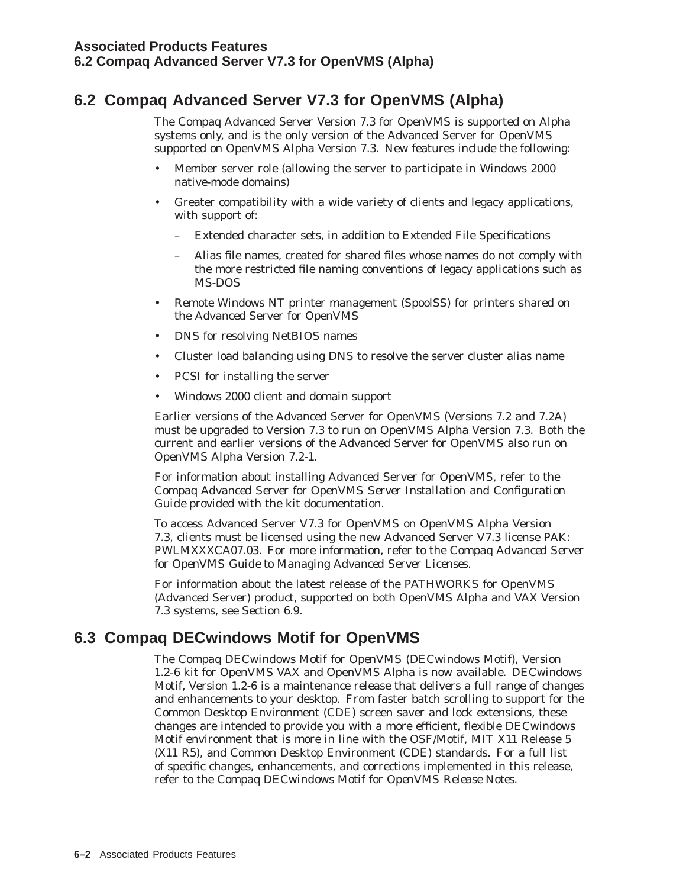## 6.2 Compaq Advanced Server V7.3 for OpenVMS (Alpha)

The Compaq Advanced Server Version 7.3 for OpenVMS is supported on Alpha systems only, and is the only version of the Advanced Server for OpenVMS supported on OpenVMS Alpha Version 7.3. New features include the following:

- Member server role (allowing the server to participate in Windows 2000 native-mode domains)
- Greater compatibility with a wide variety of clients and legacy applications, with support of:
  - Extended character sets, in addition to Extended File Specifications
  - Alias file names, created for shared files whose names do not comply with the more restricted file naming conventions of legacy applications such as MS-DOS
- Remote Windows NT printer management (SpoolSS) for printers shared on the Advanced Server for OpenVMS
- DNS for resolving NetBIOS names
- Cluster load balancing using DNS to resolve the server cluster alias name
- PCSI for installing the server
- Windows 2000 client and domain support

Earlier versions of the Advanced Server for OpenVMS (Versions 7.2 and 7.2A) must be upgraded to Version 7.3 to run on OpenVMS Alpha Version 7.3. Both the current and earlier versions of the Advanced Server for OpenVMS also run on OpenVMS Alpha Version 7.2-1.

For information about installing Advanced Server for OpenVMS, refer to the *Compaq Advanced Server for OpenVMS Server Installation and Configuration Guide* provided with the kit documentation.

To access Advanced Server V7.3 for OpenVMS on OpenVMS Alpha Version 7.3, clients must be licensed using the new Advanced Server V7.3 license PAK: PWLMXXXCA07.03. For more information, refer to the *Compaq Advanced Server for OpenVMS Guide to Managing Advanced Server Licenses*.

For information about the latest release of the PATHWORKS for OpenVMS (Advanced Server) product, supported on both OpenVMS Alpha and VAX Version 7.3 systems, see Section 6.9.

## 6.3 Compaq DECwindows Motif for OpenVMS

The Compaq DECwindows Motif for OpenVMS (DECwindows Motif), Version 1.2-6 kit for OpenVMS VAX and OpenVMS Alpha is now available. DECwindows Motif, Version 1.2-6 is a maintenance release that delivers a full range of changes and enhancements to your desktop. From faster batch scrolling to support for the Common Desktop Environment (CDE) screen saver and lock extensions, these changes are intended to provide you with a more efficient, flexible DECwindows Motif environment that is more in line with the OSF/Motif, MIT X11 Release 5 (X11 R5), and Common Desktop Environment (CDE) standards. For a full list of specific changes, enhancements, and corrections implemented in this release, refer to the *Compaq DECwindows Motif for OpenVMS Release Notes*.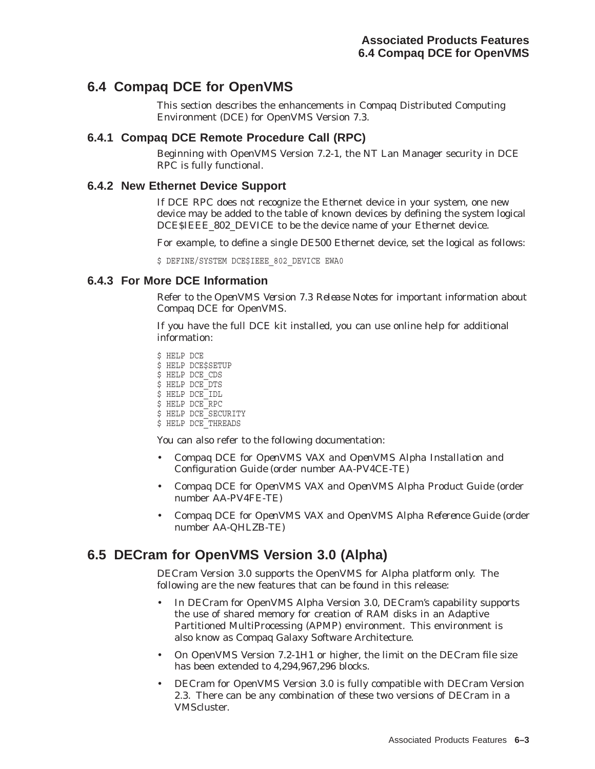## 6.4 Compaq DCE for OpenVMS

This section describes the enhancements in Compaq Distributed Computing Environment (DCE) for OpenVMS Version 7.3.

### 6.4.1 Compaq DCE Remote Procedure Call (RPC)

Beginning with OpenVMS Version 7.2-1, the NT Lan Manager security in DCE RPC is fully functional.

### 6.4.2 New Ethernet Device Support

If DCE RPC does not recognize the Ethernet device in your system, one new device may be added to the table of known devices by defining the system logical DCE$IEEE_802_DEVICE to be the device name of your Ethernet device.

For example, to define a single DE500 Ethernet device, set the logical as follows:

```
$ DEFINE/SYSTEM DCE$IEEE_802_DEVICE EWA0
```

### 6.4.3 For More DCE Information

Refer to the *OpenVMS Version 7.3 Release Notes* for important information about Compaq DCE for OpenVMS.

If you have the full DCE kit installed, you can use online help for additional information:

```
$ HELP DCE
$ HELP DCE$SETUP
$ HELP DCE_CDS
$ HELP DCE_DTS
$ HELP DCE_IDL
$ HELP DCE_RPC
$ HELP DCE_SECURITY
$ HELP DCE_THREADS
```

You can also refer to the following documentation:

- *Compaq DCE for OpenVMS VAX and OpenVMS Alpha Installation and Configuration Guide* (order number AA-PV4CE-TE)
- *Compaq DCE for OpenVMS VAX and OpenVMS Alpha Product Guide* (order number AA-PV4FE-TE)
- *Compaq DCE for OpenVMS VAX and OpenVMS Alpha Reference Guide* (order number AA-QHLZB-TE)

## 6.5 DECram for OpenVMS Version 3.0 (Alpha)

DECram Version 3.0 supports the OpenVMS for Alpha platform only. The following are the new features that can be found in this release:

- In DECram for OpenVMS Alpha Version 3.0, DECram's capability supports the use of shared memory for creation of RAM disks in an Adaptive Partitioned MultiProcessing (APMP) environment. This environment is also know as Compaq Galaxy Software Architecture.
- On OpenVMS Version 7.2-1H1 or higher, the limit on the DECram file size has been extended to 4,294,967,296 blocks.
- DECram for OpenVMS Version 3.0 is fully compatible with DECram Version 2.3. There can be any combination of these two versions of DECram in a VMScluster.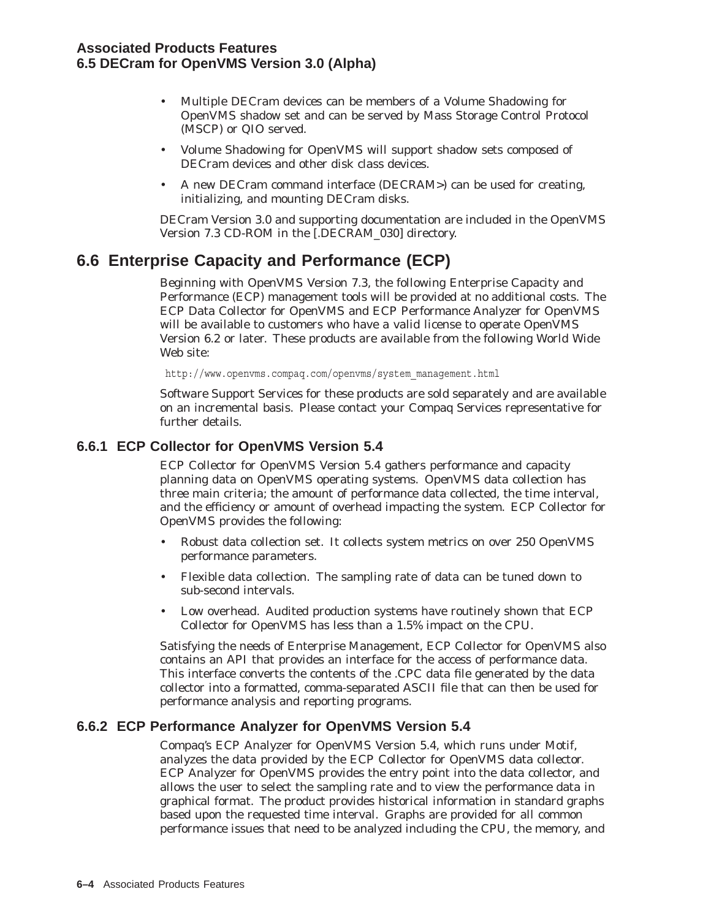- Multiple DECram devices can be members of a Volume Shadowing for OpenVMS shadow set and can be served by Mass Storage Control Protocol (MSCP) or QIO served.
- Volume Shadowing for OpenVMS will support shadow sets composed of DECram devices and other disk class devices.
- A new DECram command interface (DECRAM>) can be used for creating, initializing, and mounting DECram disks.

DECram Version 3.0 and supporting documentation are included in the OpenVMS Version 7.3 CD-ROM in the [.DECRAM_030] directory.

## 6.6 Enterprise Capacity and Performance (ECP)

Beginning with OpenVMS Version 7.3, the following Enterprise Capacity and Performance (ECP) management tools will be provided at no additional costs. The ECP Data Collector for OpenVMS and ECP Performance Analyzer for OpenVMS will be available to customers who have a valid license to operate OpenVMS Version 6.2 or later. These products are available from the following World Wide Web site:

```
http://www.openvms.compaq.com/openvms/system_management.html
```

Software Support Services for these products are sold separately and are available on an incremental basis. Please contact your Compaq Services representative for further details.

### 6.6.1 ECP Collector for OpenVMS Version 5.4

ECP Collector for OpenVMS Version 5.4 gathers performance and capacity planning data on OpenVMS operating systems. OpenVMS data collection has three main criteria; the amount of performance data collected, the time interval, and the efficiency or amount of overhead impacting the system. ECP Collector for OpenVMS provides the following:

- Robust data collection set. It collects system metrics on over 250 OpenVMS performance parameters.
- Flexible data collection. The sampling rate of data can be tuned down to sub-second intervals.
- Low overhead. Audited production systems have routinely shown that ECP Collector for OpenVMS has less than a 1.5% impact on the CPU.

Satisfying the needs of Enterprise Management, ECP Collector for OpenVMS also contains an API that provides an interface for the access of performance data. This interface converts the contents of the .CPC data file generated by the data collector into a formatted, comma-separated ASCII file that can then be used for performance analysis and reporting programs.

### 6.6.2 ECP Performance Analyzer for OpenVMS Version 5.4

Compaq's ECP Analyzer for OpenVMS Version 5.4, which runs under Motif, analyzes the data provided by the ECP Collector for OpenVMS data collector. ECP Analyzer for OpenVMS provides the entry point into the data collector, and allows the user to select the sampling rate and to view the performance data in graphical format. The product provides historical information in standard graphs based upon the requested time interval. Graphs are provided for all common performance issues that need to be analyzed including the CPU, the memory, and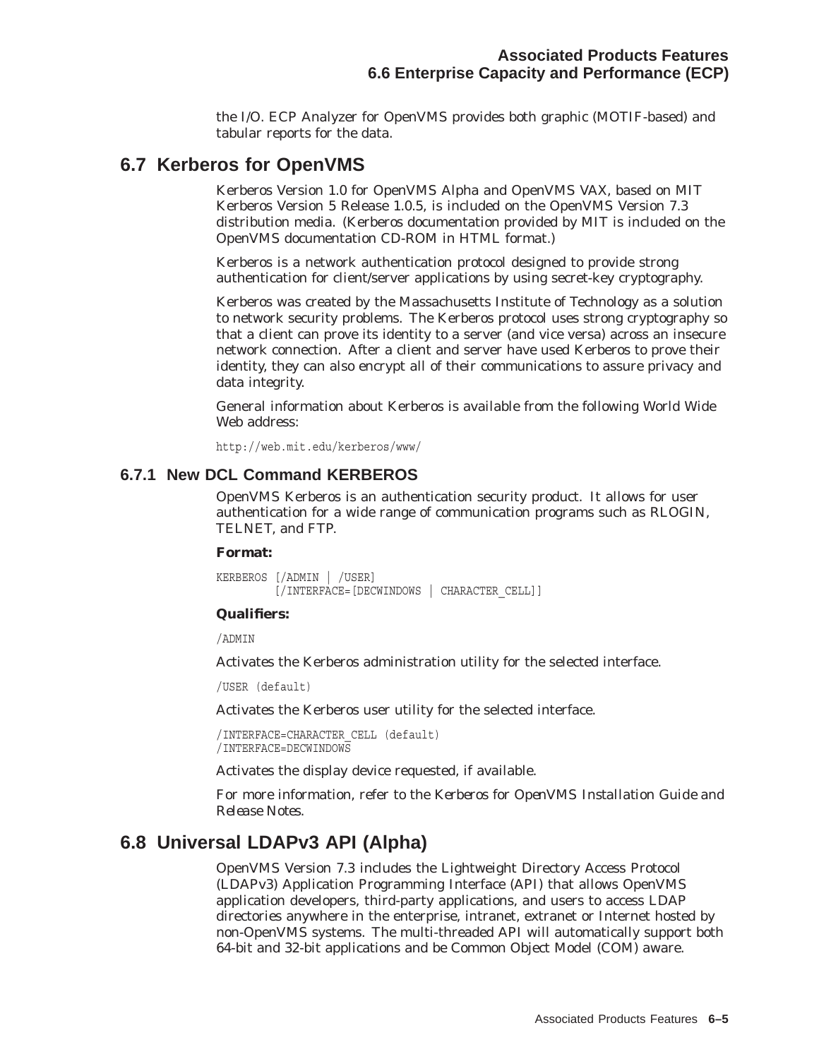the I/O. ECP Analyzer for OpenVMS provides both graphic (MOTIF-based) and tabular reports for the data.

## 6.7 Kerberos for OpenVMS

Kerberos Version 1.0 for OpenVMS Alpha and OpenVMS VAX, based on MIT Kerberos Version 5 Release 1.0.5, is included on the OpenVMS Version 7.3 distribution media. (Kerberos documentation provided by MIT is included on the OpenVMS documentation CD-ROM in HTML format.)

Kerberos is a network authentication protocol designed to provide strong authentication for client/server applications by using secret-key cryptography.

Kerberos was created by the Massachusetts Institute of Technology as a solution to network security problems. The Kerberos protocol uses strong cryptography so that a client can prove its identity to a server (and vice versa) across an insecure network connection. After a client and server have used Kerberos to prove their identity, they can also encrypt all of their communications to assure privacy and data integrity.

General information about Kerberos is available from the following World Wide Web address:

```
http://web.mit.edu/kerberos/www/
```

### 6.7.1 New DCL Command KERBEROS

OpenVMS Kerberos is an authentication security product. It allows for user authentication for a wide range of communication programs such as RLOGIN, TELNET, and FTP.

**Format:**

```
KERBEROS [/ADMIN | /USER]
        [/INTERFACE=[DECWINDOWS | CHARACTER_CELL]]
```

**Qualifiers:**

`/ADMIN`

Activates the Kerberos administration utility for the selected interface.

`/USER (default)`

Activates the Kerberos user utility for the selected interface.

```
/INTERFACE=CHARACTER_CELL (default)
/INTERFACE=DECWINDOWS
```

Activates the display device requested, if available.

For more information, refer to the *Kerberos for OpenVMS Installation Guide and Release Notes*.

## 6.8 Universal LDAPv3 API (Alpha)

OpenVMS Version 7.3 includes the Lightweight Directory Access Protocol (LDAPv3) Application Programming Interface (API) that allows OpenVMS application developers, third-party applications, and users to access LDAP directories anywhere in the enterprise, intranet, extranet or Internet hosted by non-OpenVMS systems. The multi-threaded API will automatically support both 64-bit and 32-bit applications and be Common Object Model (COM) aware.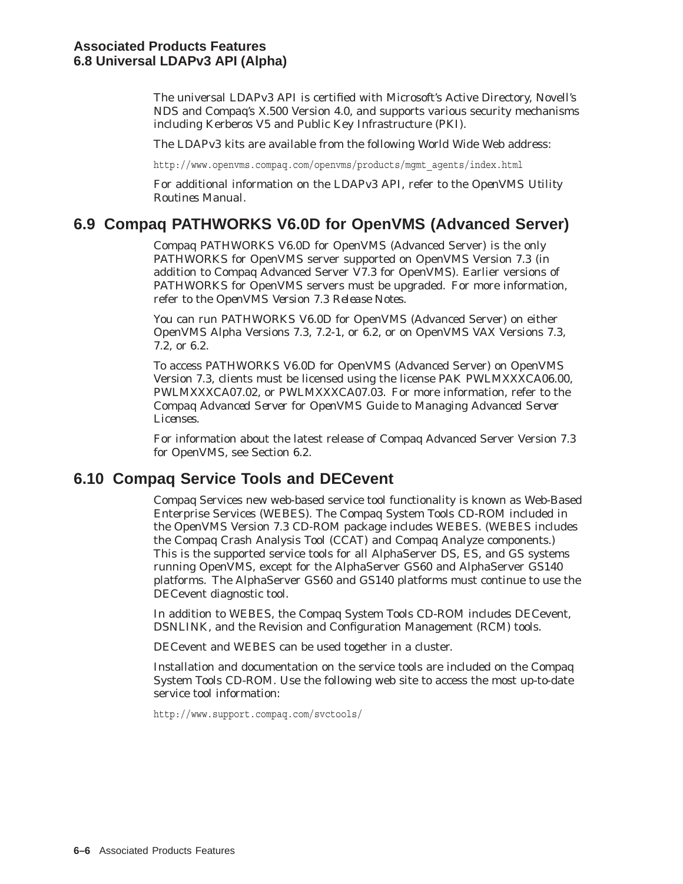The universal LDAPv3 API is certified with Microsoft's Active Directory, Novell's NDS and Compaq's X.500 Version 4.0, and supports various security mechanisms including Kerberos V5 and Public Key Infrastructure (PKI).

The LDAPv3 kits are available from the following World Wide Web address:

```
http://www.openvms.compaq.com/openvms/products/mgmt_agents/index.html
```

For additional information on the LDAPv3 API, refer to the *OpenVMS Utility Routines Manual*.

## 6.9 Compaq PATHWORKS V6.0D for OpenVMS (Advanced Server)

Compaq PATHWORKS V6.0D for OpenVMS (Advanced Server) is the only PATHWORKS for OpenVMS server supported on OpenVMS Version 7.3 (in addition to Compaq Advanced Server V7.3 for OpenVMS). Earlier versions of PATHWORKS for OpenVMS servers must be upgraded. For more information, refer to the *OpenVMS Version 7.3 Release Notes*.

You can run PATHWORKS V6.0D for OpenVMS (Advanced Server) on either OpenVMS Alpha Versions 7.3, 7.2-1, or 6.2, or on OpenVMS VAX Versions 7.3, 7.2, or 6.2.

To access PATHWORKS V6.0D for OpenVMS (Advanced Server) on OpenVMS Version 7.3, clients must be licensed using the license PAK PWLMXXXCA06.00, PWLMXXXCA07.02, or PWLMXXXCA07.03. For more information, refer to the *Compaq Advanced Server for OpenVMS Guide to Managing Advanced Server Licenses*.

For information about the latest release of Compaq Advanced Server Version 7.3 for OpenVMS, see Section 6.2.

## 6.10 Compaq Service Tools and DECevent

Compaq Services new web-based service tool functionality is known as Web-Based Enterprise Services (WEBES). The Compaq System Tools CD-ROM included in the OpenVMS Version 7.3 CD-ROM package includes WEBES. (WEBES includes the Compaq Crash Analysis Tool (CCAT) and Compaq Analyze components.) This is the supported service tools for all AlphaServer DS, ES, and GS systems running OpenVMS, except for the AlphaServer GS60 and AlphaServer GS140 platforms. The AlphaServer GS60 and GS140 platforms must continue to use the DECevent diagnostic tool.

In addition to WEBES, the Compaq System Tools CD-ROM includes DECevent, DSNLINK, and the Revision and Configuration Management (RCM) tools.

DECevent and WEBES can be used together in a cluster.

Installation and documentation on the service tools are included on the Compaq System Tools CD-ROM. Use the following web site to access the most up-to-date service tool information:

```
http://www.support.compaq.com/svctools/
```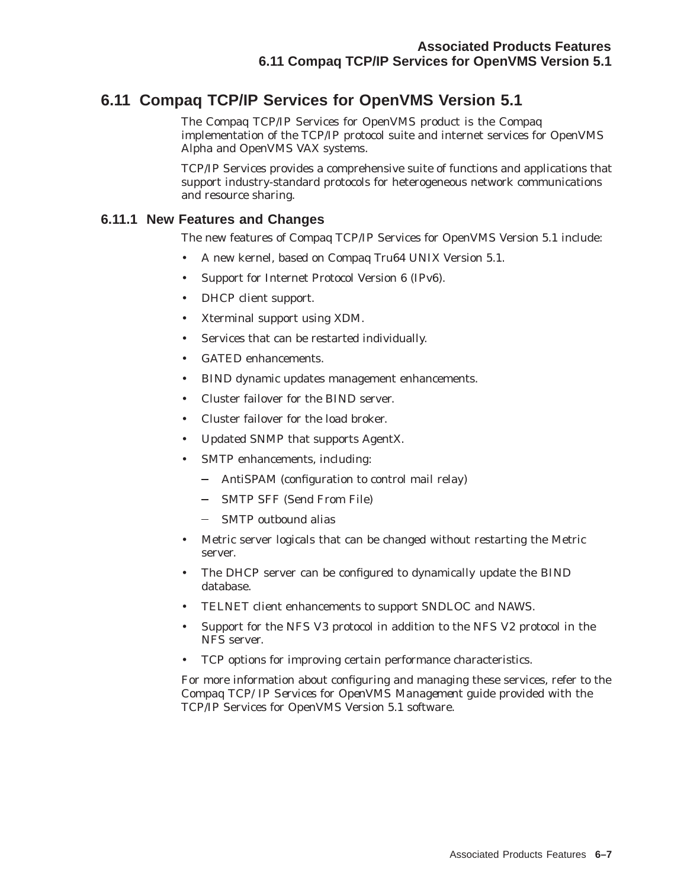## 6.11 Compaq TCP/IP Services for OpenVMS Version 5.1

The Compaq TCP/IP Services for OpenVMS product is the Compaq implementation of the TCP/IP protocol suite and internet services for OpenVMS Alpha and OpenVMS VAX systems.

TCP/IP Services provides a comprehensive suite of functions and applications that support industry-standard protocols for heterogeneous network communications and resource sharing.

### 6.11.1 New Features and Changes

The new features of Compaq TCP/IP Services for OpenVMS Version 5.1 include:

- A new kernel, based on Compaq Tru64 UNIX Version 5.1.
- Support for Internet Protocol Version 6 (IPv6).
- DHCP client support.
- Xterminal support using XDM.
- Services that can be restarted individually.
- GATED enhancements.
- BIND dynamic updates management enhancements.
- Cluster failover for the BIND server.
- Cluster failover for the load broker.
- Updated SNMP that supports AgentX.
- SMTP enhancements, including:
  - AntiSPAM (configuration to control mail relay)
  - SMTP SFF (Send From File)
  - SMTP outbound alias
- Metric server logicals that can be changed without restarting the Metric server.
- The DHCP server can be configured to dynamically update the BIND database.
- TELNET client enhancements to support SNDLOC and NAWS.
- Support for the NFS V3 protocol in addition to the NFS V2 protocol in the NFS server.
- TCP options for improving certain performance characteristics.

For more information about configuring and managing these services, refer to the *Compaq TCP/IP Services for OpenVMS Management* guide provided with the TCP/IP Services for OpenVMS Version 5.1 software.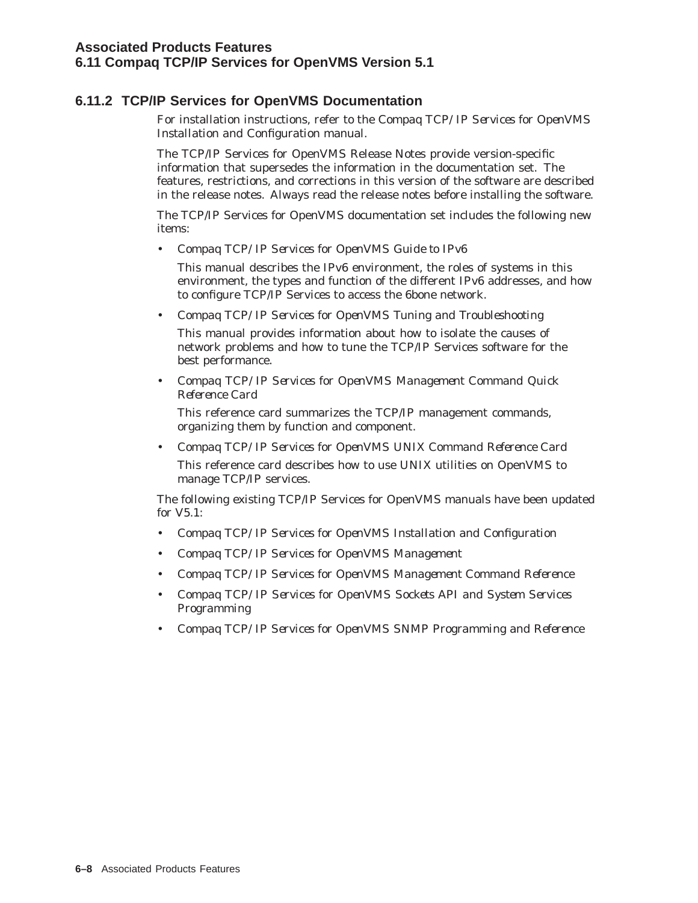### 6.11.2 TCP/IP Services for OpenVMS Documentation

For installation instructions, refer to the *Compaq TCP/IP Services for OpenVMS Installation and Configuration* manual.

The TCP/IP Services for OpenVMS Release Notes provide version-specific information that supersedes the information in the documentation set. The features, restrictions, and corrections in this version of the software are described in the release notes. Always read the release notes before installing the software.

The TCP/IP Services for OpenVMS documentation set includes the following new items:

- *Compaq TCP/IP Services for OpenVMS Guide to IPv6*

  This manual describes the IPv6 environment, the roles of systems in this environment, the types and function of the different IPv6 addresses, and how to configure TCP/IP Services to access the 6bone network.

- *Compaq TCP/IP Services for OpenVMS Tuning and Troubleshooting*

  This manual provides information about how to isolate the causes of network problems and how to tune the TCP/IP Services software for the best performance.

- *Compaq TCP/IP Services for OpenVMS Management Command Quick Reference Card*

  This reference card summarizes the TCP/IP management commands, organizing them by function and component.

- *Compaq TCP/IP Services for OpenVMS UNIX Command Reference Card*

  This reference card describes how to use UNIX utilities on OpenVMS to manage TCP/IP services.

The following existing TCP/IP Services for OpenVMS manuals have been updated for V5.1:

- *Compaq TCP/IP Services for OpenVMS Installation and Configuration*
- *Compaq TCP/IP Services for OpenVMS Management*
- *Compaq TCP/IP Services for OpenVMS Management Command Reference*
- *Compaq TCP/IP Services for OpenVMS Sockets API and System Services Programming*
- *Compaq TCP/IP Services for OpenVMS SNMP Programming and Reference*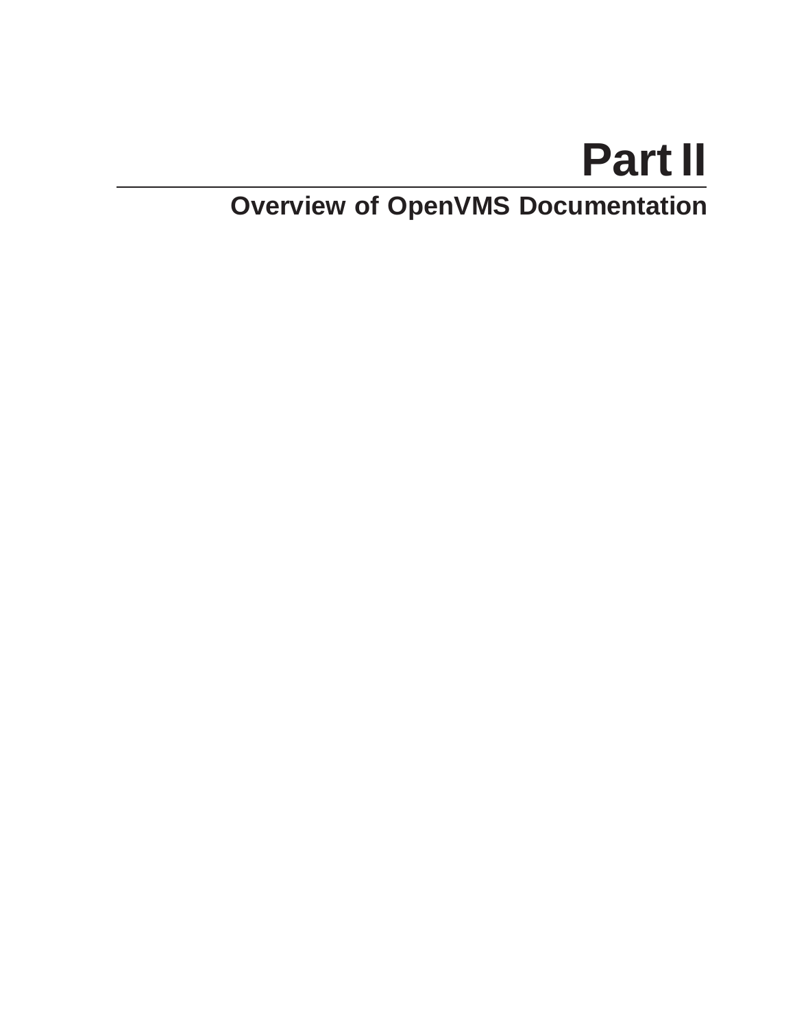# Part II

## Overview of OpenVMS Documentation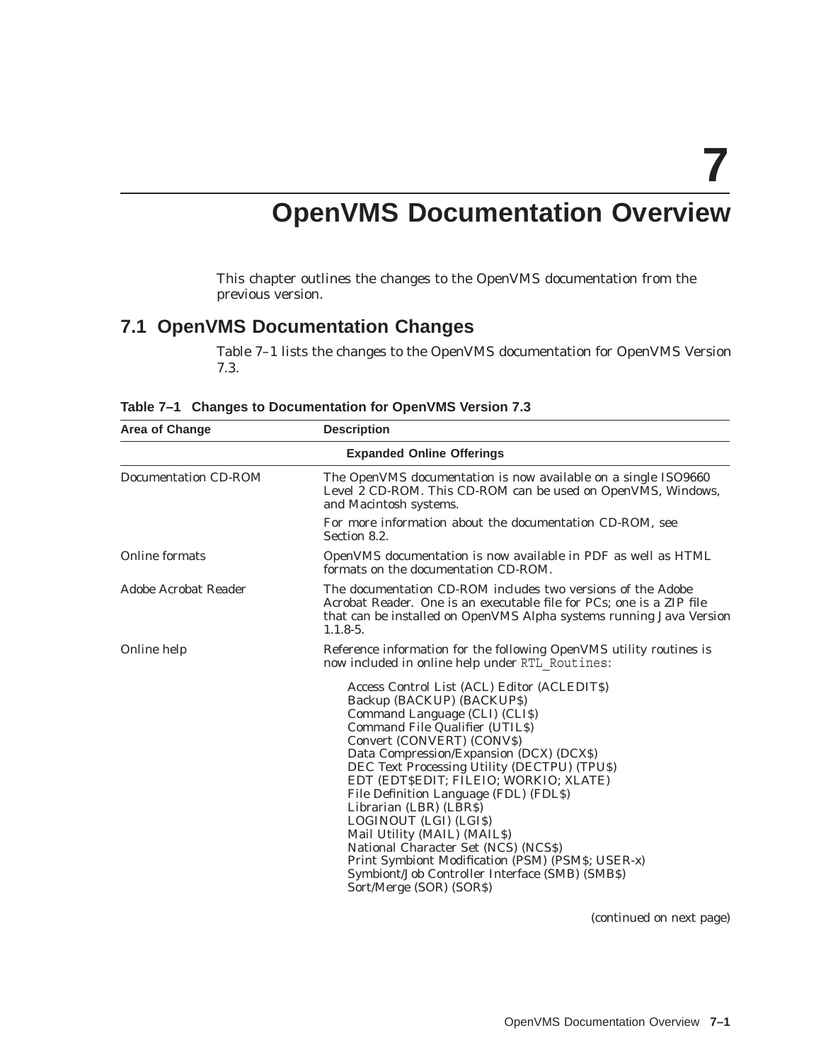# 7 OpenVMS Documentation Overview

This chapter outlines the changes to the OpenVMS documentation from the previous version.

## 7.1 OpenVMS Documentation Changes

Table 7–1 lists the changes to the OpenVMS documentation for OpenVMS Version 7.3.

**Table 7–1 Changes to Documentation for OpenVMS Version 7.3**

| Area of Change | Description |
|---|---|
| | **Expanded Online Offerings** |
| Documentation CD-ROM | The OpenVMS documentation is now available on a single ISO9660 Level 2 CD-ROM. This CD-ROM can be used on OpenVMS, Windows, and Macintosh systems.<br><br>For more information about the documentation CD-ROM, see Section 8.2. |
| Online formats | OpenVMS documentation is now available in PDF as well as HTML formats on the documentation CD-ROM. |
| Adobe Acrobat Reader | The documentation CD-ROM includes two versions of the Adobe Acrobat Reader. One is an executable file for PCs; one is a ZIP file that can be installed on OpenVMS Alpha systems running Java Version 1.1.8-5. |
| Online help | Reference information for the following OpenVMS utility routines is now included in online help under `RTL_Routines`:<br><br>Access Control List (ACL) Editor (ACLEDIT$)<br>Backup (BACKUP) (BACKUP$)<br>Command Language (CLI) (CLI$)<br>Command File Qualifier (UTIL$)<br>Convert (CONVERT) (CONV$)<br>Data Compression/Expansion (DCX) (DCX$)<br>DEC Text Processing Utility (DECTPU) (TPU$)<br>EDT (EDT$EDIT; FILEIO; WORKIO; XLATE)<br>File Definition Language (FDL) (FDL$)<br>Librarian (LBR) (LBR$)<br>LOGINOUT (LGI) (LGI$)<br>Mail Utility (MAIL) (MAIL$)<br>National Character Set (NCS) (NCS$)<br>Print Symbiont Modification (PSM) (PSM$; USER-x)<br>Symbiont/Job Controller Interface (SMB) (SMB$)<br>Sort/Merge (SOR) (SOR$) |

*(continued on next page)*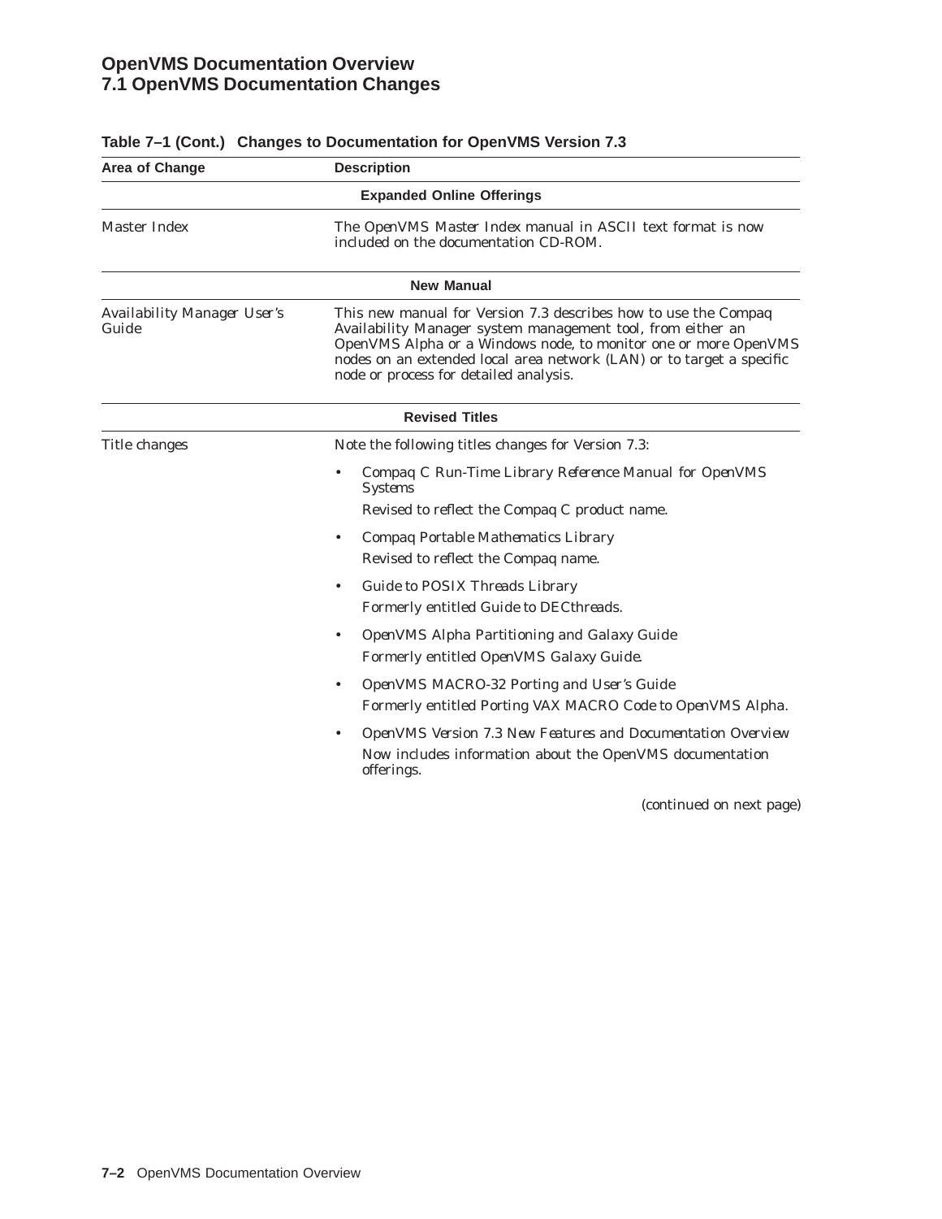**Table 7–1 (Cont.) Changes to Documentation for OpenVMS Version 7.3**

| Area of Change | Description |
|---|---|
| **Expanded Online Offerings** | |
| Master Index | The *OpenVMS Master Index* manual in ASCII text format is now included on the documentation CD-ROM. |
| **New Manual** | |
| *Availability Manager User's Guide* | This new manual for Version 7.3 describes how to use the Compaq Availability Manager system management tool, from either an OpenVMS Alpha or a Windows node, to monitor one or more OpenVMS nodes on an extended local area network (LAN) or to target a specific node or process for detailed analysis. |
| **Revised Titles** | |
| Title changes | Note the following titles changes for Version 7.3:<br>• *Compaq C Run-Time Library Reference Manual for OpenVMS Systems*<br>Revised to reflect the Compaq C product name.<br>• *Compaq Portable Mathematics Library*<br>Revised to reflect the Compaq name.<br>• *Guide to POSIX Threads Library*<br>Formerly entitled *Guide to DECthreads*.<br>• *OpenVMS Alpha Partitioning and Galaxy Guide*<br>Formerly entitled *OpenVMS Galaxy Guide*.<br>• *OpenVMS MACRO-32 Porting and User's Guide*<br>Formerly entitled *Porting VAX MACRO Code to OpenVMS Alpha*.<br>• *OpenVMS Version 7.3 New Features and Documentation Overview*<br>Now includes information about the OpenVMS documentation offerings. |

*(continued on next page)*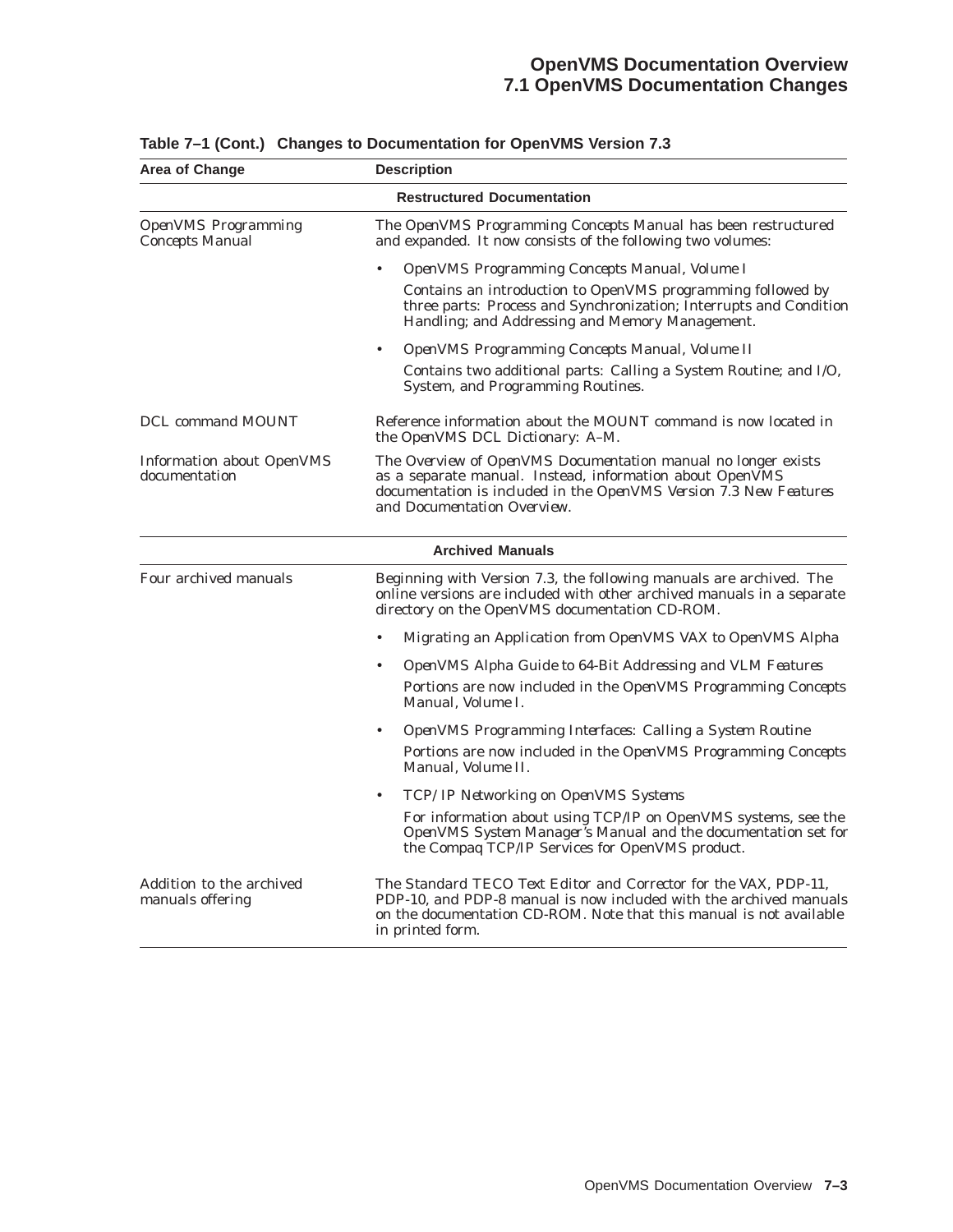**Table 7–1 (Cont.) Changes to Documentation for OpenVMS Version 7.3**

| Area of Change | Description |
|---|---|
| **Restructured Documentation** | |
| OpenVMS Programming Concepts Manual | The *OpenVMS Programming Concepts Manual* has been restructured and expanded. It now consists of the following two volumes:<br>• *OpenVMS Programming Concepts Manual, Volume I*<br>Contains an introduction to OpenVMS programming followed by three parts: Process and Synchronization; Interrupts and Condition Handling; and Addressing and Memory Management.<br>• *OpenVMS Programming Concepts Manual, Volume II*<br>Contains two additional parts: Calling a System Routine; and I/O, System, and Programming Routines. |
| DCL command MOUNT | Reference information about the MOUNT command is now located in the *OpenVMS DCL Dictionary: A–M*. |
| Information about OpenVMS documentation | The *Overview of OpenVMS Documentation* manual no longer exists as a separate manual. Instead, information about OpenVMS documentation is included in the *OpenVMS Version 7.3 New Features and Documentation Overview*. |
| **Archived Manuals** | |
| Four archived manuals | Beginning with Version 7.3, the following manuals are archived. The online versions are included with other archived manuals in a separate directory on the OpenVMS documentation CD-ROM.<br>• *Migrating an Application from OpenVMS VAX to OpenVMS Alpha*<br>• *OpenVMS Alpha Guide to 64-Bit Addressing and VLM Features*<br>Portions are now included in the *OpenVMS Programming Concepts Manual, Volume I*.<br>• *OpenVMS Programming Interfaces: Calling a System Routine*<br>Portions are now included in the *OpenVMS Programming Concepts Manual, Volume II*.<br>• *TCP/IP Networking on OpenVMS Systems*<br>For information about using TCP/IP on OpenVMS systems, see the *OpenVMS System Manager's Manual* and the documentation set for the Compaq TCP/IP Services for OpenVMS product. |
| Addition to the archived manuals offering | The *Standard TECO Text Editor and Corrector for the VAX, PDP-11, PDP-10, and PDP-8* manual is now included with the archived manuals on the documentation CD-ROM. Note that this manual is not available in printed form. |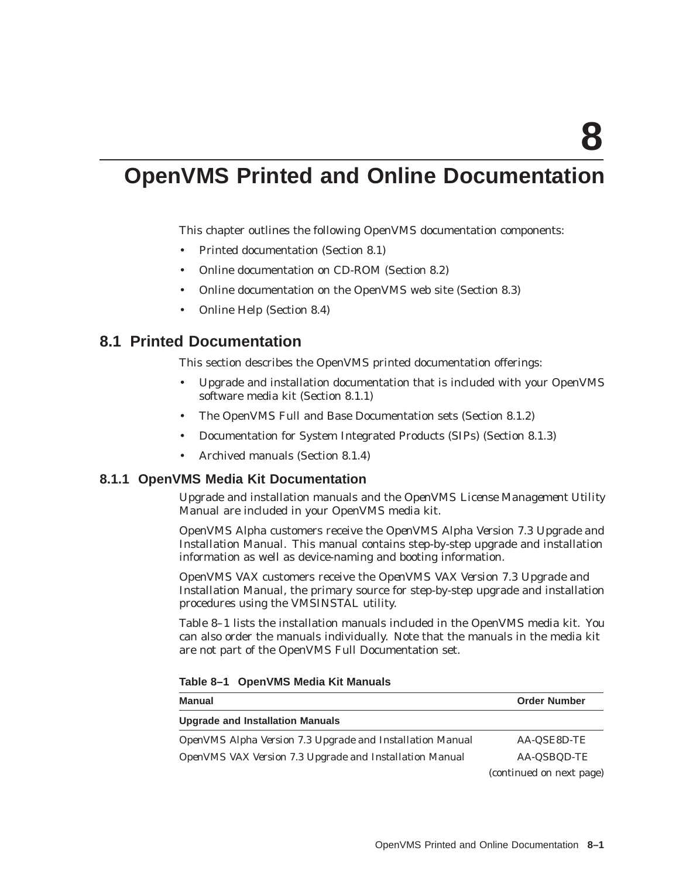# 8 OpenVMS Printed and Online Documentation

This chapter outlines the following OpenVMS documentation components:

- Printed documentation (Section 8.1)
- Online documentation on CD-ROM (Section 8.2)
- Online documentation on the OpenVMS web site (Section 8.3)
- Online Help (Section 8.4)

## 8.1 Printed Documentation

This section describes the OpenVMS printed documentation offerings:

- Upgrade and installation documentation that is included with your OpenVMS software media kit (Section 8.1.1)
- The OpenVMS Full and Base Documentation sets (Section 8.1.2)
- Documentation for System Integrated Products (SIPs) (Section 8.1.3)
- Archived manuals (Section 8.1.4)

### 8.1.1 OpenVMS Media Kit Documentation

Upgrade and installation manuals and the *OpenVMS License Management Utility Manual* are included in your OpenVMS media kit.

OpenVMS Alpha customers receive the *OpenVMS Alpha Version 7.3 Upgrade and Installation Manual*. This manual contains step-by-step upgrade and installation information as well as device-naming and booting information.

OpenVMS VAX customers receive the *OpenVMS VAX Version 7.3 Upgrade and Installation Manual*, the primary source for step-by-step upgrade and installation procedures using the VMSINSTAL utility.

Table 8–1 lists the installation manuals included in the OpenVMS media kit. You can also order the manuals individually. Note that the manuals in the media kit are not part of the OpenVMS Full Documentation set.

**Table 8–1 OpenVMS Media Kit Manuals**

| Manual | Order Number |
|---|---|
| **Upgrade and Installation Manuals** | |
| *OpenVMS Alpha Version 7.3 Upgrade and Installation Manual* | AA-QSE8D-TE |
| *OpenVMS VAX Version 7.3 Upgrade and Installation Manual* | AA-QSBQD-TE |

(continued on next page)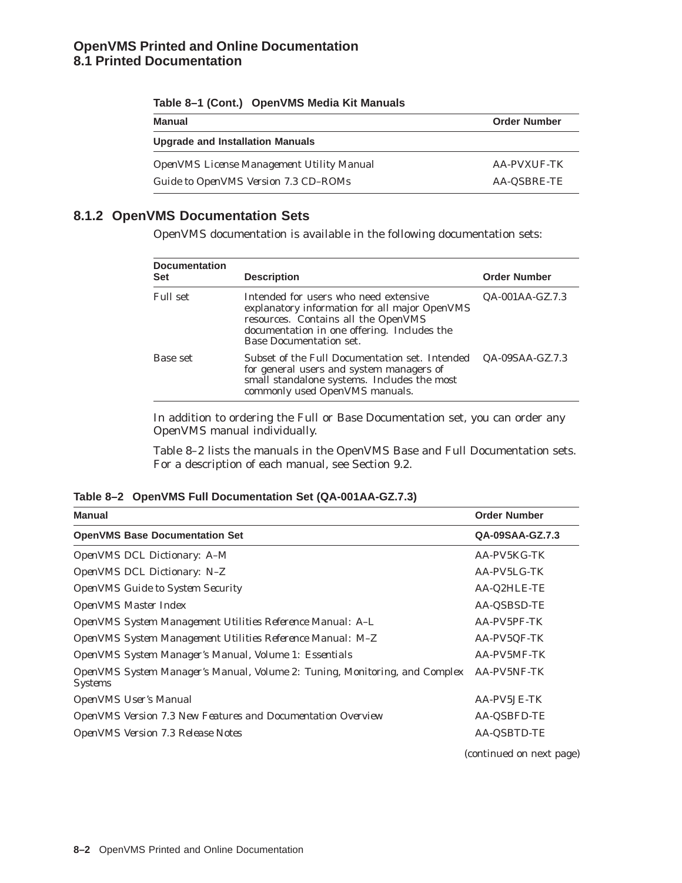**Table 8–1 (Cont.) OpenVMS Media Kit Manuals**

| Manual | Order Number |
|---|---|
| **Upgrade and Installation Manuals** | |
| *OpenVMS License Management Utility Manual* | AA-PVXUF-TK |
| *Guide to OpenVMS Version 7.3 CD–ROMs* | AA-QSBRE-TE |

### 8.1.2 OpenVMS Documentation Sets

OpenVMS documentation is available in the following documentation sets:

| Documentation Set | Description | Order Number |
|---|---|---|
| Full set | Intended for users who need extensive explanatory information for all major OpenVMS resources. Contains all the OpenVMS documentation in one offering. Includes the Base Documentation set. | QA-001AA-GZ.7.3 |
| Base set | Subset of the Full Documentation set. Intended for general users and system managers of small standalone systems. Includes the most commonly used OpenVMS manuals. | QA-09SAA-GZ.7.3 |

In addition to ordering the Full or Base Documentation set, you can order any OpenVMS manual individually.

Table 8–2 lists the manuals in the OpenVMS Base and Full Documentation sets. For a description of each manual, see Section 9.2.

**Table 8–2 OpenVMS Full Documentation Set (QA-001AA-GZ.7.3)**

| Manual | Order Number |
|---|---|
| **OpenVMS Base Documentation Set** | **QA-09SAA-GZ.7.3** |
| *OpenVMS DCL Dictionary: A–M* | AA-PV5KG-TK |
| *OpenVMS DCL Dictionary: N–Z* | AA-PV5LG-TK |
| *OpenVMS Guide to System Security* | AA-Q2HLE-TE |
| *OpenVMS Master Index* | AA-QSBSD-TE |
| *OpenVMS System Management Utilities Reference Manual: A–L* | AA-PV5PF-TK |
| *OpenVMS System Management Utilities Reference Manual: M–Z* | AA-PV5QF-TK |
| *OpenVMS System Manager's Manual, Volume 1: Essentials* | AA-PV5MF-TK |
| *OpenVMS System Manager's Manual, Volume 2: Tuning, Monitoring, and Complex Systems* | AA-PV5NF-TK |
| *OpenVMS User's Manual* | AA-PV5JE-TK |
| *OpenVMS Version 7.3 New Features and Documentation Overview* | AA-QSBFD-TE |
| *OpenVMS Version 7.3 Release Notes* | AA-QSBTD-TE |

*(continued on next page)*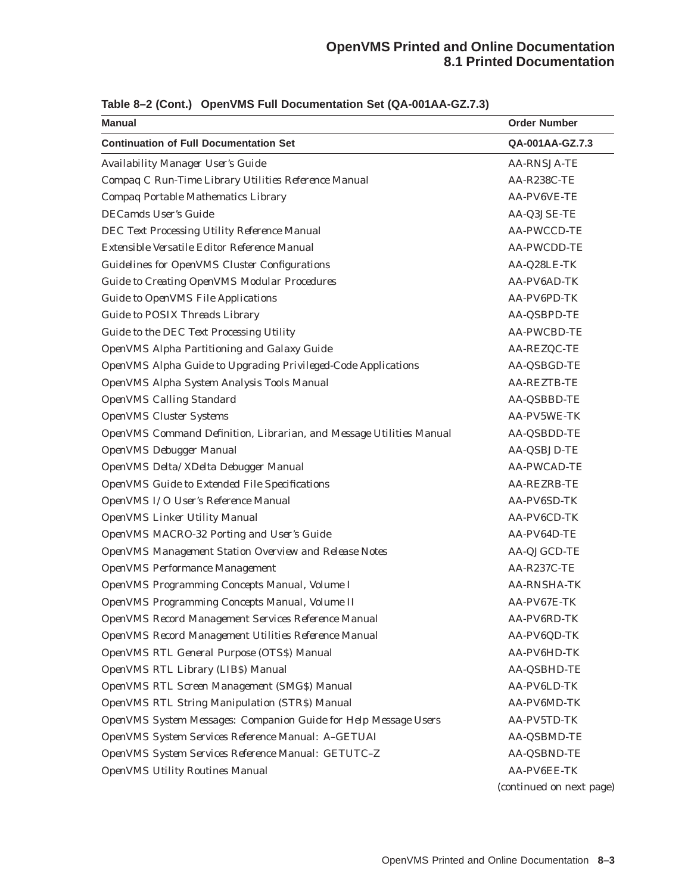**Table 8–2 (Cont.) OpenVMS Full Documentation Set (QA-001AA-GZ.7.3)**

| Manual | Order Number |
|---|---|
| **Continuation of Full Documentation Set** | **QA-001AA-GZ.7.3** |
| *Availability Manager User's Guide* | AA-RNSJA-TE |
| *Compaq C Run-Time Library Utilities Reference Manual* | AA-R238C-TE |
| *Compaq Portable Mathematics Library* | AA-PV6VE-TE |
| *DECamds User's Guide* | AA-Q3JSE-TE |
| *DEC Text Processing Utility Reference Manual* | AA-PWCCD-TE |
| *Extensible Versatile Editor Reference Manual* | AA-PWCDD-TE |
| *Guidelines for OpenVMS Cluster Configurations* | AA-Q28LE-TK |
| *Guide to Creating OpenVMS Modular Procedures* | AA-PV6AD-TK |
| *Guide to OpenVMS File Applications* | AA-PV6PD-TK |
| *Guide to POSIX Threads Library* | AA-QSBPD-TE |
| *Guide to the DEC Text Processing Utility* | AA-PWCBD-TE |
| *OpenVMS Alpha Partitioning and Galaxy Guide* | AA-REZQC-TE |
| *OpenVMS Alpha Guide to Upgrading Privileged-Code Applications* | AA-QSBGD-TE |
| *OpenVMS Alpha System Analysis Tools Manual* | AA-REZTB-TE |
| *OpenVMS Calling Standard* | AA-QSBBD-TE |
| *OpenVMS Cluster Systems* | AA-PV5WE-TK |
| *OpenVMS Command Definition, Librarian, and Message Utilities Manual* | AA-QSBDD-TE |
| *OpenVMS Debugger Manual* | AA-QSBJD-TE |
| *OpenVMS Delta/XDelta Debugger Manual* | AA-PWCAD-TE |
| *OpenVMS Guide to Extended File Specifications* | AA-REZRB-TE |
| *OpenVMS I/O User's Reference Manual* | AA-PV6SD-TK |
| *OpenVMS Linker Utility Manual* | AA-PV6CD-TK |
| *OpenVMS MACRO-32 Porting and User's Guide* | AA-PV64D-TE |
| *OpenVMS Management Station Overview and Release Notes* | AA-QJGCD-TE |
| *OpenVMS Performance Management* | AA-R237C-TE |
| *OpenVMS Programming Concepts Manual, Volume I* | AA-RNSHA-TK |
| *OpenVMS Programming Concepts Manual, Volume II* | AA-PV67E-TK |
| *OpenVMS Record Management Services Reference Manual* | AA-PV6RD-TK |
| *OpenVMS Record Management Utilities Reference Manual* | AA-PV6QD-TK |
| *OpenVMS RTL General Purpose (OTS$) Manual* | AA-PV6HD-TK |
| *OpenVMS RTL Library (LIB$) Manual* | AA-QSBHD-TE |
| *OpenVMS RTL Screen Management (SMG$) Manual* | AA-PV6LD-TK |
| *OpenVMS RTL String Manipulation (STR$) Manual* | AA-PV6MD-TK |
| *OpenVMS System Messages: Companion Guide for Help Message Users* | AA-PV5TD-TK |
| *OpenVMS System Services Reference Manual: A–GETUAI* | AA-QSBMD-TE |
| *OpenVMS System Services Reference Manual: GETUTC–Z* | AA-QSBND-TE |
| *OpenVMS Utility Routines Manual* | AA-PV6EE-TK |

*(continued on next page)*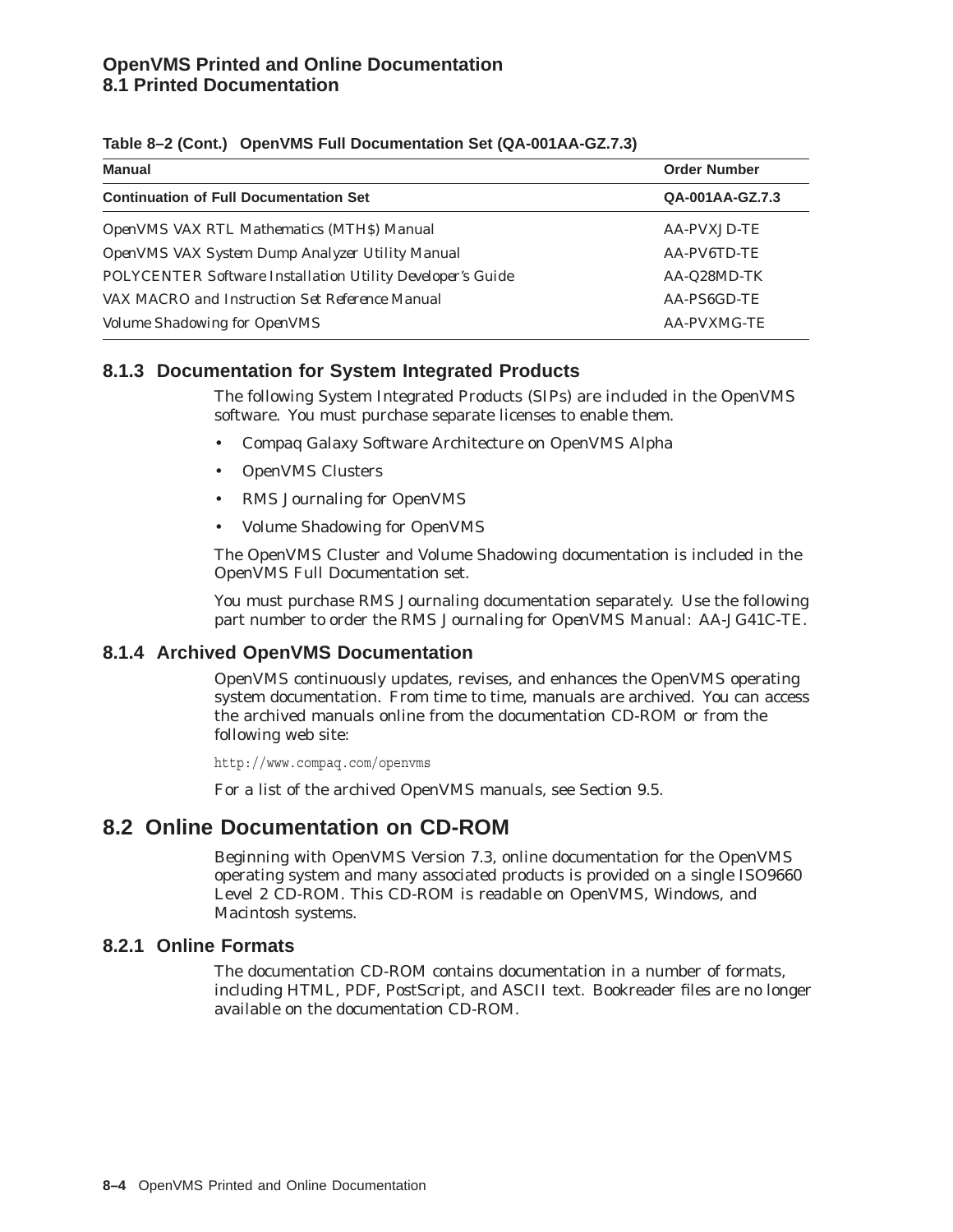**Table 8–2 (Cont.) OpenVMS Full Documentation Set (QA-001AA-GZ.7.3)**

| Manual | Order Number |
|---|---|
| **Continuation of Full Documentation Set** | **QA-001AA-GZ.7.3** |
| *OpenVMS VAX RTL Mathematics (MTH$) Manual* | AA-PVXJD-TE |
| *OpenVMS VAX System Dump Analyzer Utility Manual* | AA-PV6TD-TE |
| *POLYCENTER Software Installation Utility Developer's Guide* | AA-Q28MD-TK |
| *VAX MACRO and Instruction Set Reference Manual* | AA-PS6GD-TE |
| *Volume Shadowing for OpenVMS* | AA-PVXMG-TE |

### 8.1.3 Documentation for System Integrated Products

The following System Integrated Products (SIPs) are included in the OpenVMS software. You must purchase separate licenses to enable them.

- Compaq Galaxy Software Architecture on OpenVMS Alpha
- OpenVMS Clusters
- RMS Journaling for OpenVMS
- Volume Shadowing for OpenVMS

The OpenVMS Cluster and Volume Shadowing documentation is included in the OpenVMS Full Documentation set.

You must purchase RMS Journaling documentation separately. Use the following part number to order the *RMS Journaling for OpenVMS Manual*: AA-JG41C-TE.

### 8.1.4 Archived OpenVMS Documentation

OpenVMS continuously updates, revises, and enhances the OpenVMS operating system documentation. From time to time, manuals are archived. You can access the archived manuals online from the documentation CD-ROM or from the following web site:

```
http://www.compaq.com/openvms
```

For a list of the archived OpenVMS manuals, see Section 9.5.

## 8.2 Online Documentation on CD-ROM

Beginning with OpenVMS Version 7.3, online documentation for the OpenVMS operating system and many associated products is provided on a single ISO9660 Level 2 CD-ROM. This CD-ROM is readable on OpenVMS, Windows, and Macintosh systems.

### 8.2.1 Online Formats

The documentation CD-ROM contains documentation in a number of formats, including HTML, PDF, PostScript, and ASCII text. Bookreader files are no longer available on the documentation CD-ROM.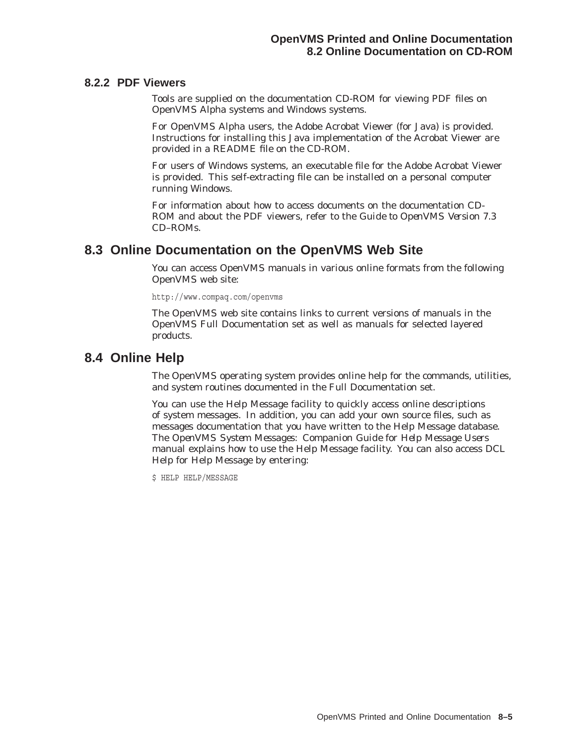### 8.2.2 PDF Viewers

Tools are supplied on the documentation CD-ROM for viewing PDF files on OpenVMS Alpha systems and Windows systems.

For OpenVMS Alpha users, the Adobe Acrobat Viewer (for Java) is provided. Instructions for installing this Java implementation of the Acrobat Viewer are provided in a README file on the CD-ROM.

For users of Windows systems, an executable file for the Adobe Acrobat Viewer is provided. This self-extracting file can be installed on a personal computer running Windows.

For information about how to access documents on the documentation CD-ROM and about the PDF viewers, refer to the *Guide to OpenVMS Version 7.3 CD–ROMs*.

## 8.3 Online Documentation on the OpenVMS Web Site

You can access OpenVMS manuals in various online formats from the following OpenVMS web site:

```
http://www.compaq.com/openvms
```

The OpenVMS web site contains links to current versions of manuals in the OpenVMS Full Documentation set as well as manuals for selected layered products.

## 8.4 Online Help

The OpenVMS operating system provides online help for the commands, utilities, and system routines documented in the Full Documentation set.

You can use the Help Message facility to quickly access online descriptions of system messages. In addition, you can add your own source files, such as messages documentation that you have written to the Help Message database. The *OpenVMS System Messages: Companion Guide for Help Message Users* manual explains how to use the Help Message facility. You can also access DCL Help for Help Message by entering:

```
$ HELP HELP/MESSAGE
```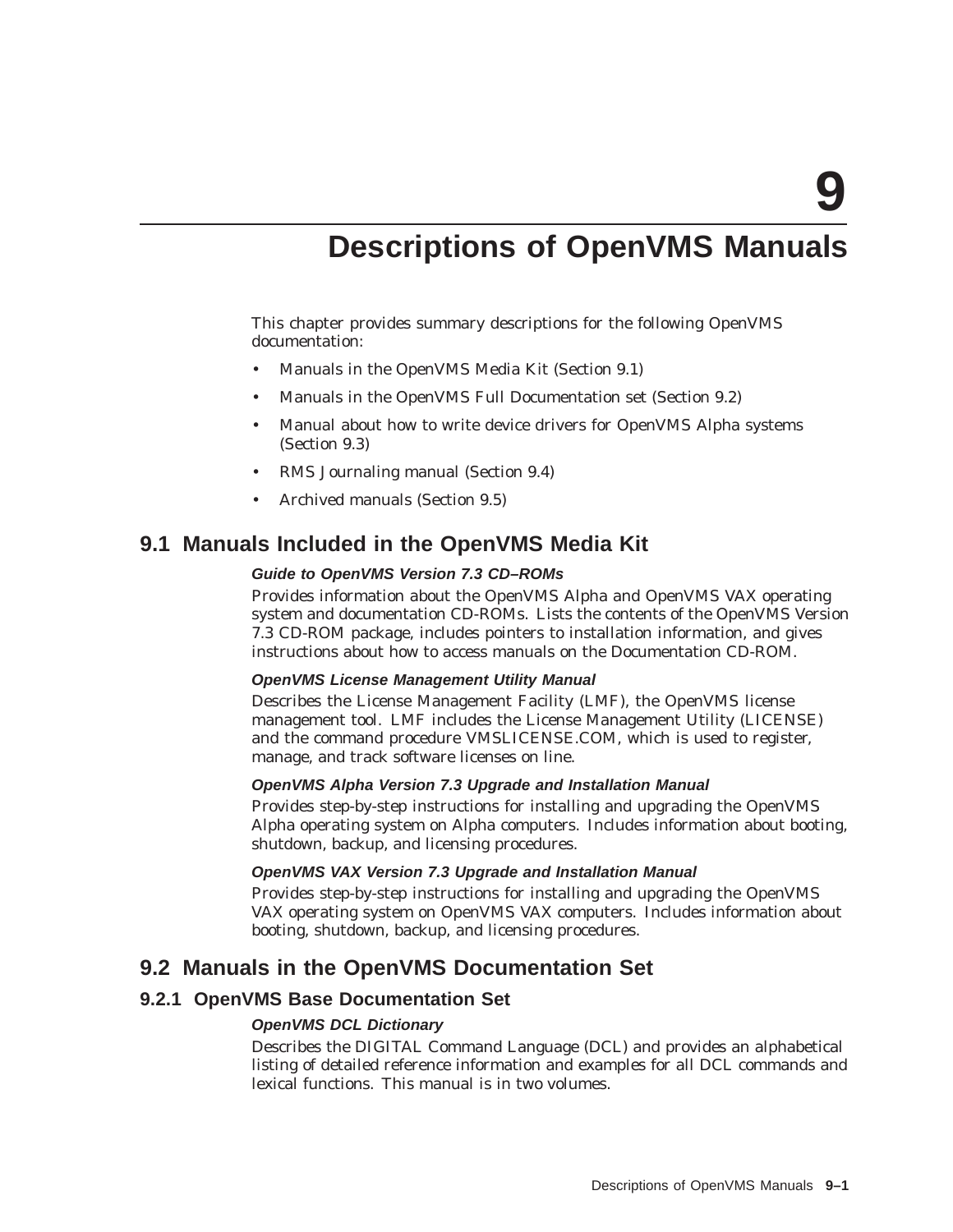# 9 Descriptions of OpenVMS Manuals

This chapter provides summary descriptions for the following OpenVMS documentation:

- Manuals in the OpenVMS Media Kit (Section 9.1)
- Manuals in the OpenVMS Full Documentation set (Section 9.2)
- Manual about how to write device drivers for OpenVMS Alpha systems (Section 9.3)
- RMS Journaling manual (Section 9.4)
- Archived manuals (Section 9.5)

## 9.1 Manuals Included in the OpenVMS Media Kit

#### *Guide to OpenVMS Version 7.3 CD–ROMs*

Provides information about the OpenVMS Alpha and OpenVMS VAX operating system and documentation CD-ROMs. Lists the contents of the OpenVMS Version 7.3 CD-ROM package, includes pointers to installation information, and gives instructions about how to access manuals on the Documentation CD-ROM.

#### *OpenVMS License Management Utility Manual*

Describes the License Management Facility (LMF), the OpenVMS license management tool. LMF includes the License Management Utility (LICENSE) and the command procedure VMSLICENSE.COM, which is used to register, manage, and track software licenses on line.

#### *OpenVMS Alpha Version 7.3 Upgrade and Installation Manual*

Provides step-by-step instructions for installing and upgrading the OpenVMS Alpha operating system on Alpha computers. Includes information about booting, shutdown, backup, and licensing procedures.

#### *OpenVMS VAX Version 7.3 Upgrade and Installation Manual*

Provides step-by-step instructions for installing and upgrading the OpenVMS VAX operating system on OpenVMS VAX computers. Includes information about booting, shutdown, backup, and licensing procedures.

## 9.2 Manuals in the OpenVMS Documentation Set

### 9.2.1 OpenVMS Base Documentation Set

#### *OpenVMS DCL Dictionary*

Describes the DIGITAL Command Language (DCL) and provides an alphabetical listing of detailed reference information and examples for all DCL commands and lexical functions. This manual is in two volumes.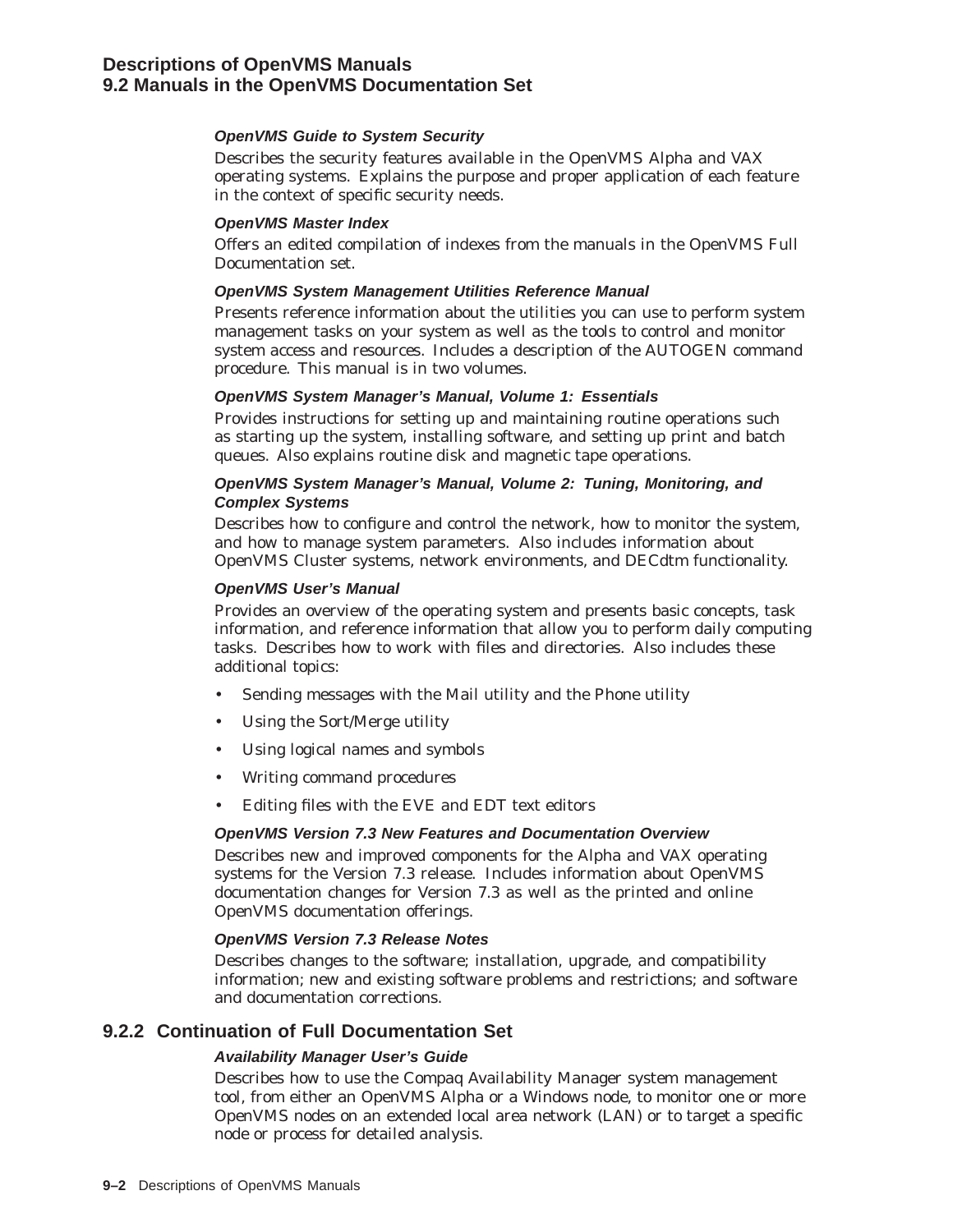#### *OpenVMS Guide to System Security*

Describes the security features available in the OpenVMS Alpha and VAX operating systems. Explains the purpose and proper application of each feature in the context of specific security needs.

#### *OpenVMS Master Index*

Offers an edited compilation of indexes from the manuals in the OpenVMS Full Documentation set.

#### *OpenVMS System Management Utilities Reference Manual*

Presents reference information about the utilities you can use to perform system management tasks on your system as well as the tools to control and monitor system access and resources. Includes a description of the AUTOGEN command procedure. This manual is in two volumes.

#### *OpenVMS System Manager's Manual, Volume 1: Essentials*

Provides instructions for setting up and maintaining routine operations such as starting up the system, installing software, and setting up print and batch queues. Also explains routine disk and magnetic tape operations.

#### *OpenVMS System Manager's Manual, Volume 2: Tuning, Monitoring, and Complex Systems*

Describes how to configure and control the network, how to monitor the system, and how to manage system parameters. Also includes information about OpenVMS Cluster systems, network environments, and DECdtm functionality.

#### *OpenVMS User's Manual*

Provides an overview of the operating system and presents basic concepts, task information, and reference information that allow you to perform daily computing tasks. Describes how to work with files and directories. Also includes these additional topics:

- Sending messages with the Mail utility and the Phone utility
- Using the Sort/Merge utility
- Using logical names and symbols
- Writing command procedures
- Editing files with the EVE and EDT text editors

#### *OpenVMS Version 7.3 New Features and Documentation Overview*

Describes new and improved components for the Alpha and VAX operating systems for the Version 7.3 release. Includes information about OpenVMS documentation changes for Version 7.3 as well as the printed and online OpenVMS documentation offerings.

#### *OpenVMS Version 7.3 Release Notes*

Describes changes to the software; installation, upgrade, and compatibility information; new and existing software problems and restrictions; and software and documentation corrections.

### 9.2.2 Continuation of Full Documentation Set

#### *Availability Manager User's Guide*

Describes how to use the Compaq Availability Manager system management tool, from either an OpenVMS Alpha or a Windows node, to monitor one or more OpenVMS nodes on an extended local area network (LAN) or to target a specific node or process for detailed analysis.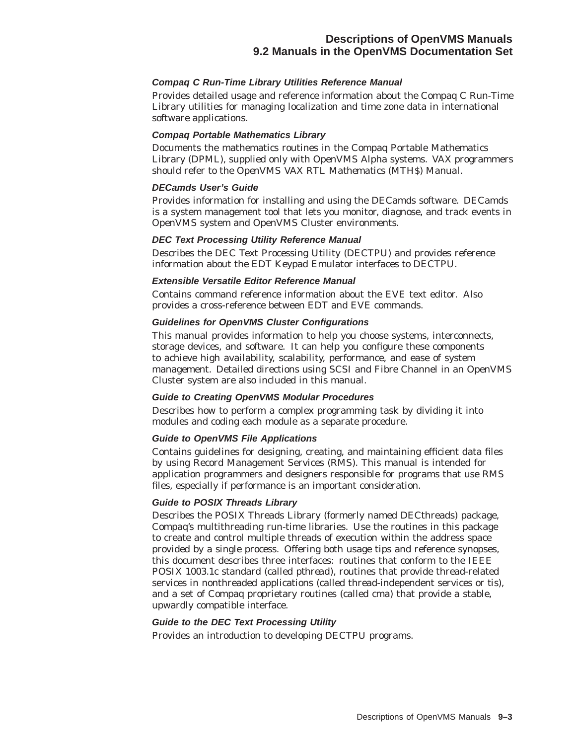#### *Compaq C Run-Time Library Utilities Reference Manual*

Provides detailed usage and reference information about the Compaq C Run-Time Library utilities for managing localization and time zone data in international software applications.

#### *Compaq Portable Mathematics Library*

Documents the mathematics routines in the Compaq Portable Mathematics Library (DPML), supplied only with OpenVMS Alpha systems. VAX programmers should refer to the *OpenVMS VAX RTL Mathematics (MTH$) Manual*.

#### *DECamds User's Guide*

Provides information for installing and using the DECamds software. DECamds is a system management tool that lets you monitor, diagnose, and track events in OpenVMS system and OpenVMS Cluster environments.

#### *DEC Text Processing Utility Reference Manual*

Describes the DEC Text Processing Utility (DECTPU) and provides reference information about the EDT Keypad Emulator interfaces to DECTPU.

#### *Extensible Versatile Editor Reference Manual*

Contains command reference information about the EVE text editor. Also provides a cross-reference between EDT and EVE commands.

#### *Guidelines for OpenVMS Cluster Configurations*

This manual provides information to help you choose systems, interconnects, storage devices, and software. It can help you configure these components to achieve high availability, scalability, performance, and ease of system management. Detailed directions using SCSI and Fibre Channel in an OpenVMS Cluster system are also included in this manual.

#### *Guide to Creating OpenVMS Modular Procedures*

Describes how to perform a complex programming task by dividing it into modules and coding each module as a separate procedure.

#### *Guide to OpenVMS File Applications*

Contains guidelines for designing, creating, and maintaining efficient data files by using Record Management Services (RMS). This manual is intended for application programmers and designers responsible for programs that use RMS files, especially if performance is an important consideration.

#### *Guide to POSIX Threads Library*

Describes the POSIX Threads Library (formerly named DECthreads) package, Compaq's multithreading run-time libraries. Use the routines in this package to create and control multiple threads of execution within the address space provided by a single process. Offering both usage tips and reference synopses, this document describes three interfaces: routines that conform to the IEEE POSIX 1003.1c standard (called pthread), routines that provide thread-related services in nonthreaded applications (called thread-independent services or tis), and a set of Compaq proprietary routines (called cma) that provide a stable, upwardly compatible interface.

#### *Guide to the DEC Text Processing Utility*

Provides an introduction to developing DECTPU programs.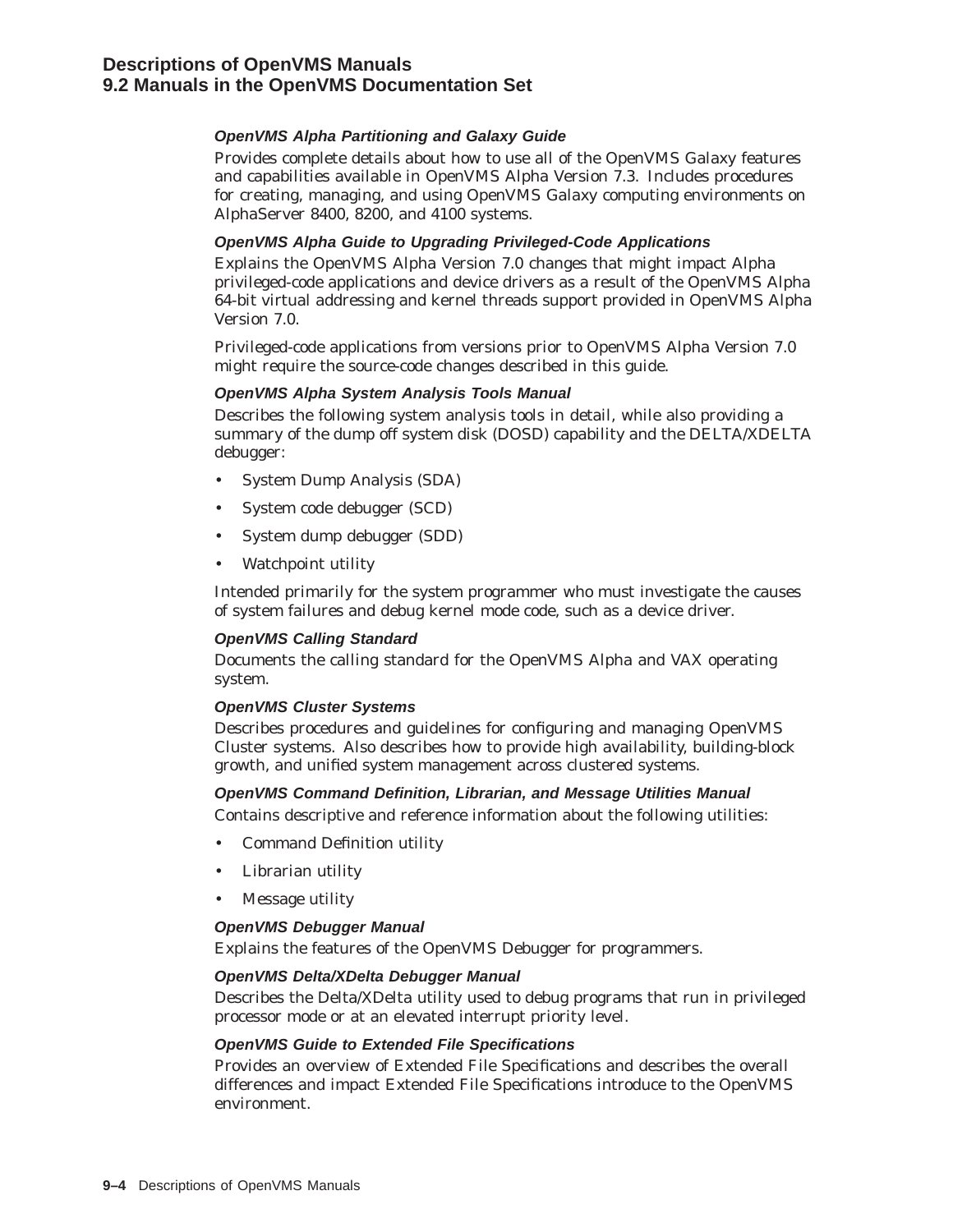#### *OpenVMS Alpha Partitioning and Galaxy Guide*

Provides complete details about how to use all of the OpenVMS Galaxy features and capabilities available in OpenVMS Alpha Version 7.3. Includes procedures for creating, managing, and using OpenVMS Galaxy computing environments on AlphaServer 8400, 8200, and 4100 systems.

#### *OpenVMS Alpha Guide to Upgrading Privileged-Code Applications*

Explains the OpenVMS Alpha Version 7.0 changes that might impact Alpha privileged-code applications and device drivers as a result of the OpenVMS Alpha 64-bit virtual addressing and kernel threads support provided in OpenVMS Alpha Version 7.0.

Privileged-code applications from versions prior to OpenVMS Alpha Version 7.0 might require the source-code changes described in this guide.

#### *OpenVMS Alpha System Analysis Tools Manual*

Describes the following system analysis tools in detail, while also providing a summary of the dump off system disk (DOSD) capability and the DELTA/XDELTA debugger:

- System Dump Analysis (SDA)
- System code debugger (SCD)
- System dump debugger (SDD)
- Watchpoint utility

Intended primarily for the system programmer who must investigate the causes of system failures and debug kernel mode code, such as a device driver.

#### *OpenVMS Calling Standard*

Documents the calling standard for the OpenVMS Alpha and VAX operating system.

#### *OpenVMS Cluster Systems*

Describes procedures and guidelines for configuring and managing OpenVMS Cluster systems. Also describes how to provide high availability, building-block growth, and unified system management across clustered systems.

#### *OpenVMS Command Definition, Librarian, and Message Utilities Manual*

Contains descriptive and reference information about the following utilities:

- Command Definition utility
- Librarian utility
- Message utility

#### *OpenVMS Debugger Manual*

Explains the features of the OpenVMS Debugger for programmers.

#### *OpenVMS Delta/XDelta Debugger Manual*

Describes the Delta/XDelta utility used to debug programs that run in privileged processor mode or at an elevated interrupt priority level.

#### *OpenVMS Guide to Extended File Specifications*

Provides an overview of Extended File Specifications and describes the overall differences and impact Extended File Specifications introduce to the OpenVMS environment.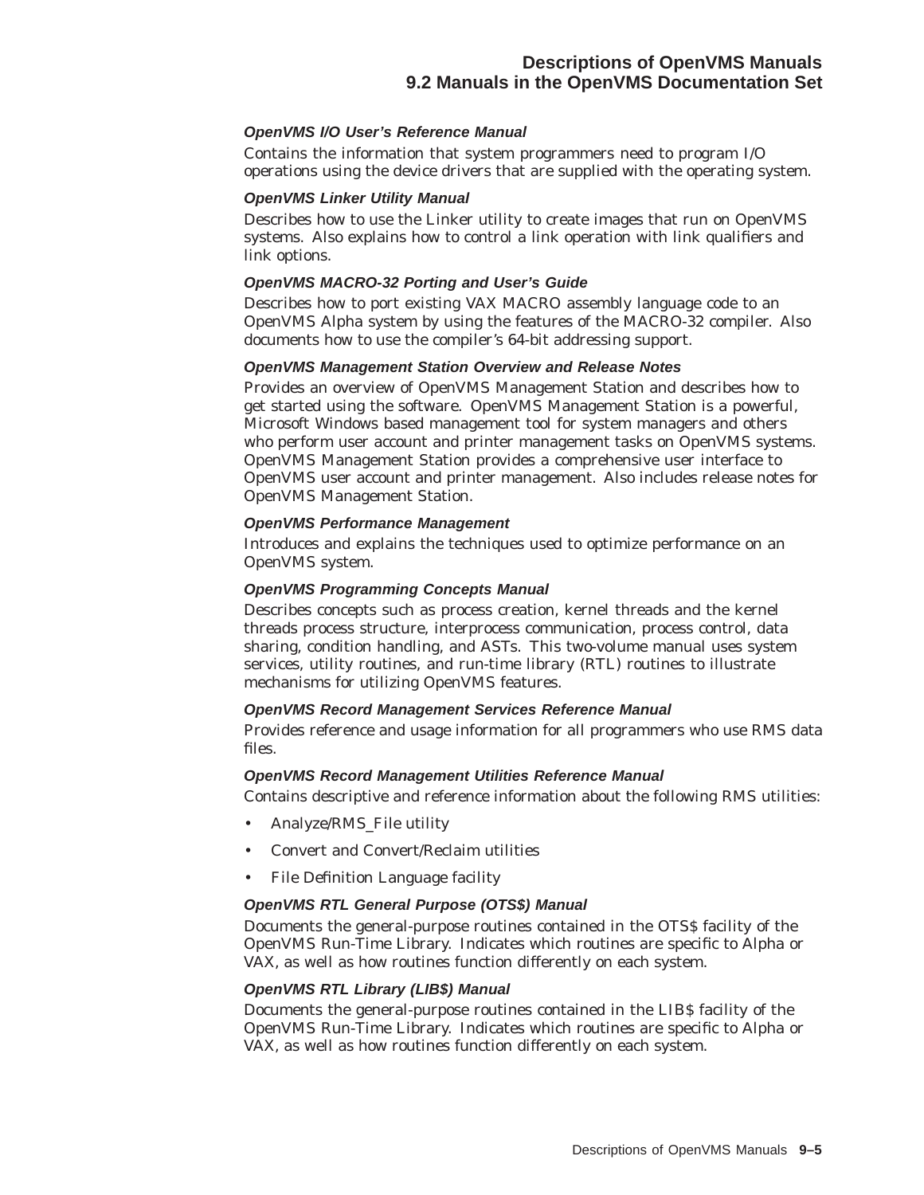#### *OpenVMS I/O User's Reference Manual*

Contains the information that system programmers need to program I/O operations using the device drivers that are supplied with the operating system.

#### *OpenVMS Linker Utility Manual*

Describes how to use the Linker utility to create images that run on OpenVMS systems. Also explains how to control a link operation with link qualifiers and link options.

#### *OpenVMS MACRO-32 Porting and User's Guide*

Describes how to port existing VAX MACRO assembly language code to an OpenVMS Alpha system by using the features of the MACRO-32 compiler. Also documents how to use the compiler's 64-bit addressing support.

#### *OpenVMS Management Station Overview and Release Notes*

Provides an overview of OpenVMS Management Station and describes how to get started using the software. OpenVMS Management Station is a powerful, Microsoft Windows based management tool for system managers and others who perform user account and printer management tasks on OpenVMS systems. OpenVMS Management Station provides a comprehensive user interface to OpenVMS user account and printer management. Also includes release notes for OpenVMS Management Station.

#### *OpenVMS Performance Management*

Introduces and explains the techniques used to optimize performance on an OpenVMS system.

#### *OpenVMS Programming Concepts Manual*

Describes concepts such as process creation, kernel threads and the kernel threads process structure, interprocess communication, process control, data sharing, condition handling, and ASTs. This two-volume manual uses system services, utility routines, and run-time library (RTL) routines to illustrate mechanisms for utilizing OpenVMS features.

#### *OpenVMS Record Management Services Reference Manual*

Provides reference and usage information for all programmers who use RMS data files.

#### *OpenVMS Record Management Utilities Reference Manual*

Contains descriptive and reference information about the following RMS utilities:

- Analyze/RMS_File utility
- Convert and Convert/Reclaim utilities
- File Definition Language facility

#### *OpenVMS RTL General Purpose (OTS$) Manual*

Documents the general-purpose routines contained in the OTS$ facility of the OpenVMS Run-Time Library. Indicates which routines are specific to Alpha or VAX, as well as how routines function differently on each system.

#### *OpenVMS RTL Library (LIB$) Manual*

Documents the general-purpose routines contained in the LIB$ facility of the OpenVMS Run-Time Library. Indicates which routines are specific to Alpha or VAX, as well as how routines function differently on each system.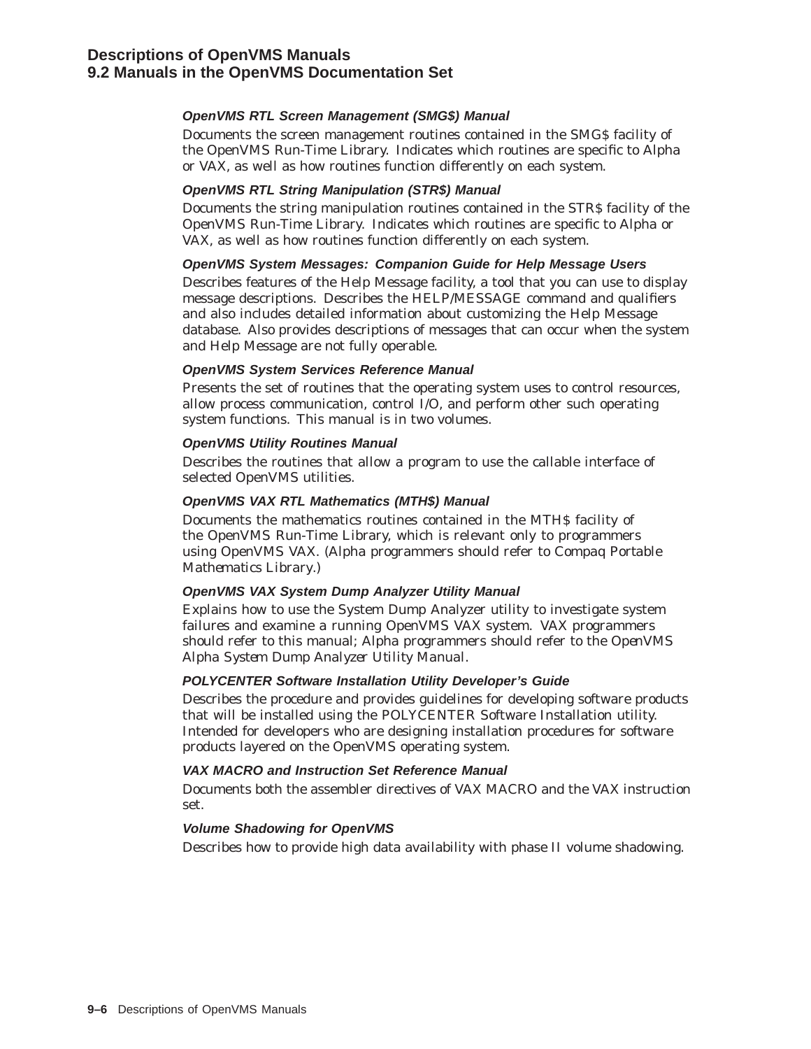### *OpenVMS RTL Screen Management (SMG$) Manual*

Documents the screen management routines contained in the SMG$ facility of the OpenVMS Run-Time Library. Indicates which routines are specific to Alpha or VAX, as well as how routines function differently on each system.

### *OpenVMS RTL String Manipulation (STR$) Manual*

Documents the string manipulation routines contained in the STR$ facility of the OpenVMS Run-Time Library. Indicates which routines are specific to Alpha or VAX, as well as how routines function differently on each system.

### *OpenVMS System Messages: Companion Guide for Help Message Users*

Describes features of the Help Message facility, a tool that you can use to display message descriptions. Describes the HELP/MESSAGE command and qualifiers and also includes detailed information about customizing the Help Message database. Also provides descriptions of messages that can occur when the system and Help Message are not fully operable.

### *OpenVMS System Services Reference Manual*

Presents the set of routines that the operating system uses to control resources, allow process communication, control I/O, and perform other such operating system functions. This manual is in two volumes.

### *OpenVMS Utility Routines Manual*

Describes the routines that allow a program to use the callable interface of selected OpenVMS utilities.

### *OpenVMS VAX RTL Mathematics (MTH$) Manual*

Documents the mathematics routines contained in the MTH$ facility of the OpenVMS Run-Time Library, which is relevant only to programmers using OpenVMS VAX. (Alpha programmers should refer to *Compaq Portable Mathematics Library*.)

### *OpenVMS VAX System Dump Analyzer Utility Manual*

Explains how to use the System Dump Analyzer utility to investigate system failures and examine a running OpenVMS VAX system. VAX programmers should refer to this manual; Alpha programmers should refer to the *OpenVMS Alpha System Dump Analyzer Utility Manual*.

### *POLYCENTER Software Installation Utility Developer's Guide*

Describes the procedure and provides guidelines for developing software products that will be installed using the POLYCENTER Software Installation utility. Intended for developers who are designing installation procedures for software products layered on the OpenVMS operating system.

### *VAX MACRO and Instruction Set Reference Manual*

Documents both the assembler directives of VAX MACRO and the VAX instruction set.

### *Volume Shadowing for OpenVMS*

Describes how to provide high data availability with phase II volume shadowing.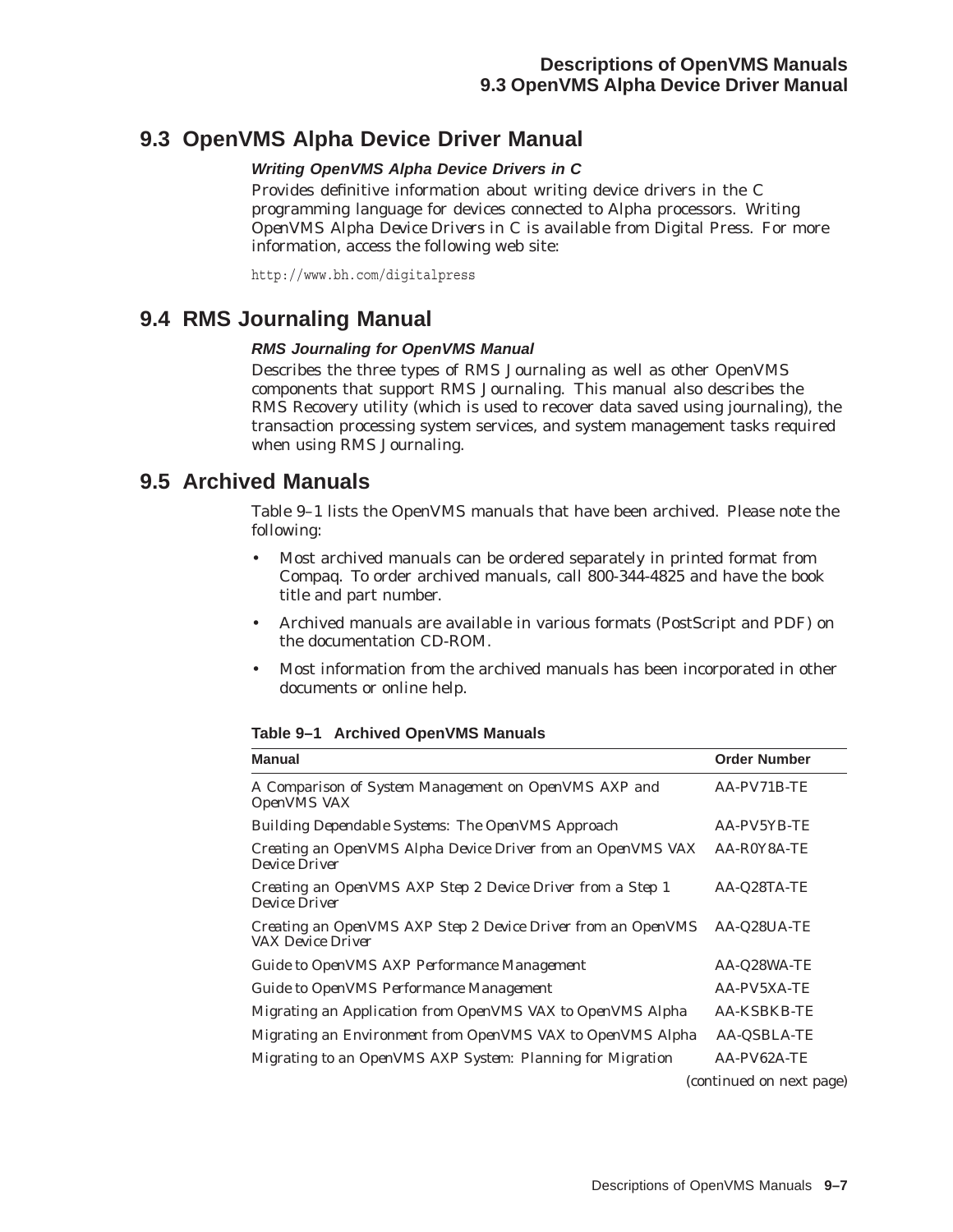## 9.3 OpenVMS Alpha Device Driver Manual

***Writing OpenVMS Alpha Device Drivers in C***

Provides definitive information about writing device drivers in the C programming language for devices connected to Alpha processors. *Writing OpenVMS Alpha Device Drivers in C* is available from Digital Press. For more information, access the following web site:

```
http://www.bh.com/digitalpress
```

## 9.4 RMS Journaling Manual

***RMS Journaling for OpenVMS Manual***

Describes the three types of RMS Journaling as well as other OpenVMS components that support RMS Journaling. This manual also describes the RMS Recovery utility (which is used to recover data saved using journaling), the transaction processing system services, and system management tasks required when using RMS Journaling.

## 9.5 Archived Manuals

Table 9–1 lists the OpenVMS manuals that have been archived. Please note the following:

- Most archived manuals can be ordered separately in printed format from Compaq. To order archived manuals, call 800-344-4825 and have the book title and part number.
- Archived manuals are available in various formats (PostScript and PDF) on the documentation CD-ROM.
- Most information from the archived manuals has been incorporated in other documents or online help.

**Table 9–1 Archived OpenVMS Manuals**

| Manual | Order Number |
|---|---|
| *A Comparison of System Management on OpenVMS AXP and OpenVMS VAX* | AA-PV71B-TE |
| *Building Dependable Systems: The OpenVMS Approach* | AA-PV5YB-TE |
| *Creating an OpenVMS Alpha Device Driver from an OpenVMS VAX Device Driver* | AA-R0Y8A-TE |
| *Creating an OpenVMS AXP Step 2 Device Driver from a Step 1 Device Driver* | AA-Q28TA-TE |
| *Creating an OpenVMS AXP Step 2 Device Driver from an OpenVMS VAX Device Driver* | AA-Q28UA-TE |
| *Guide to OpenVMS AXP Performance Management* | AA-Q28WA-TE |
| *Guide to OpenVMS Performance Management* | AA-PV5XA-TE |
| *Migrating an Application from OpenVMS VAX to OpenVMS Alpha* | AA-KSBKB-TE |
| *Migrating an Environment from OpenVMS VAX to OpenVMS Alpha* | AA-QSBLA-TE |
| *Migrating to an OpenVMS AXP System: Planning for Migration* | AA-PV62A-TE |

*(continued on next page)*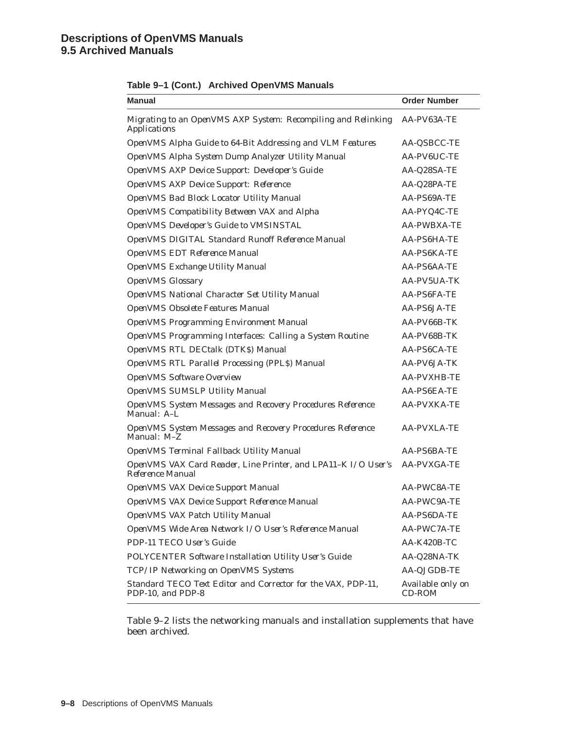**Table 9–1 (Cont.) Archived OpenVMS Manuals**

| Manual | Order Number |
|---|---|
| *Migrating to an OpenVMS AXP System: Recompiling and Relinking Applications* | AA-PV63A-TE |
| *OpenVMS Alpha Guide to 64-Bit Addressing and VLM Features* | AA-QSBCC-TE |
| *OpenVMS Alpha System Dump Analyzer Utility Manual* | AA-PV6UC-TE |
| *OpenVMS AXP Device Support: Developer's Guide* | AA-Q28SA-TE |
| *OpenVMS AXP Device Support: Reference* | AA-Q28PA-TE |
| *OpenVMS Bad Block Locator Utility Manual* | AA-PS69A-TE |
| *OpenVMS Compatibility Between VAX and Alpha* | AA-PYQ4C-TE |
| *OpenVMS Developer's Guide to VMSINSTAL* | AA-PWBXA-TE |
| *OpenVMS DIGITAL Standard Runoff Reference Manual* | AA-PS6HA-TE |
| *OpenVMS EDT Reference Manual* | AA-PS6KA-TE |
| *OpenVMS Exchange Utility Manual* | AA-PS6AA-TE |
| *OpenVMS Glossary* | AA-PV5UA-TK |
| *OpenVMS National Character Set Utility Manual* | AA-PS6FA-TE |
| *OpenVMS Obsolete Features Manual* | AA-PS6JA-TE |
| *OpenVMS Programming Environment Manual* | AA-PV66B-TK |
| *OpenVMS Programming Interfaces: Calling a System Routine* | AA-PV68B-TK |
| *OpenVMS RTL DECtalk (DTK$) Manual* | AA-PS6CA-TE |
| *OpenVMS RTL Parallel Processing (PPL$) Manual* | AA-PV6JA-TK |
| *OpenVMS Software Overview* | AA-PVXHB-TE |
| *OpenVMS SUMSLP Utility Manual* | AA-PS6EA-TE |
| *OpenVMS System Messages and Recovery Procedures Reference Manual: A–L* | AA-PVXKA-TE |
| *OpenVMS System Messages and Recovery Procedures Reference Manual: M–Z* | AA-PVXLA-TE |
| *OpenVMS Terminal Fallback Utility Manual* | AA-PS6BA-TE |
| *OpenVMS VAX Card Reader, Line Printer, and LPA11–K I/O User's Reference Manual* | AA-PVXGA-TE |
| *OpenVMS VAX Device Support Manual* | AA-PWC8A-TE |
| *OpenVMS VAX Device Support Reference Manual* | AA-PWC9A-TE |
| *OpenVMS VAX Patch Utility Manual* | AA-PS6DA-TE |
| *OpenVMS Wide Area Network I/O User's Reference Manual* | AA-PWC7A-TE |
| *PDP-11 TECO User's Guide* | AA-K420B-TC |
| *POLYCENTER Software Installation Utility User's Guide* | AA-Q28NA-TK |
| *TCP/IP Networking on OpenVMS Systems* | AA-QJGDB-TE |
| *Standard TECO Text Editor and Corrector for the VAX, PDP-11, PDP-10, and PDP-8* | Available only on CD-ROM |

Table 9–2 lists the networking manuals and installation supplements that have been archived.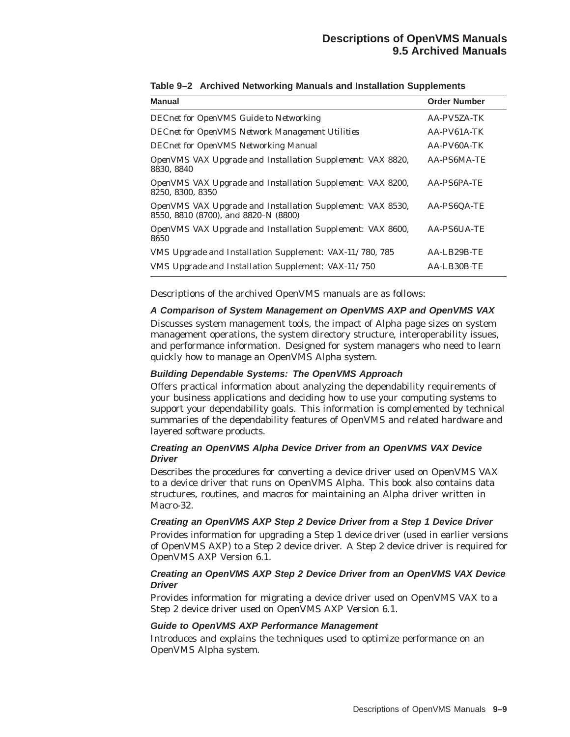**Table 9–2 Archived Networking Manuals and Installation Supplements**

| Manual | Order Number |
|---|---|
| *DECnet for OpenVMS Guide to Networking* | AA-PV5ZA-TK |
| *DECnet for OpenVMS Network Management Utilities* | AA-PV61A-TK |
| *DECnet for OpenVMS Networking Manual* | AA-PV60A-TK |
| *OpenVMS VAX Upgrade and Installation Supplement: VAX 8820, 8830, 8840* | AA-PS6MA-TE |
| *OpenVMS VAX Upgrade and Installation Supplement: VAX 8200, 8250, 8300, 8350* | AA-PS6PA-TE |
| *OpenVMS VAX Upgrade and Installation Supplement: VAX 8530, 8550, 8810 (8700), and 8820–N (8800)* | AA-PS6QA-TE |
| *OpenVMS VAX Upgrade and Installation Supplement: VAX 8600, 8650* | AA-PS6UA-TE |
| *VMS Upgrade and Installation Supplement: VAX-11/780, 785* | AA-LB29B-TE |
| *VMS Upgrade and Installation Supplement: VAX-11/750* | AA-LB30B-TE |

Descriptions of the archived OpenVMS manuals are as follows:

#### *A Comparison of System Management on OpenVMS AXP and OpenVMS VAX*

Discusses system management tools, the impact of Alpha page sizes on system management operations, the system directory structure, interoperability issues, and performance information. Designed for system managers who need to learn quickly how to manage an OpenVMS Alpha system.

#### *Building Dependable Systems: The OpenVMS Approach*

Offers practical information about analyzing the dependability requirements of your business applications and deciding how to use your computing systems to support your dependability goals. This information is complemented by technical summaries of the dependability features of OpenVMS and related hardware and layered software products.

#### *Creating an OpenVMS Alpha Device Driver from an OpenVMS VAX Device Driver*

Describes the procedures for converting a device driver used on OpenVMS VAX to a device driver that runs on OpenVMS Alpha. This book also contains data structures, routines, and macros for maintaining an Alpha driver written in Macro-32.

#### *Creating an OpenVMS AXP Step 2 Device Driver from a Step 1 Device Driver*

Provides information for upgrading a Step 1 device driver (used in earlier versions of OpenVMS AXP) to a Step 2 device driver. A Step 2 device driver is required for OpenVMS AXP Version 6.1.

#### *Creating an OpenVMS AXP Step 2 Device Driver from an OpenVMS VAX Device Driver*

Provides information for migrating a device driver used on OpenVMS VAX to a Step 2 device driver used on OpenVMS AXP Version 6.1.

#### *Guide to OpenVMS AXP Performance Management*

Introduces and explains the techniques used to optimize performance on an OpenVMS Alpha system.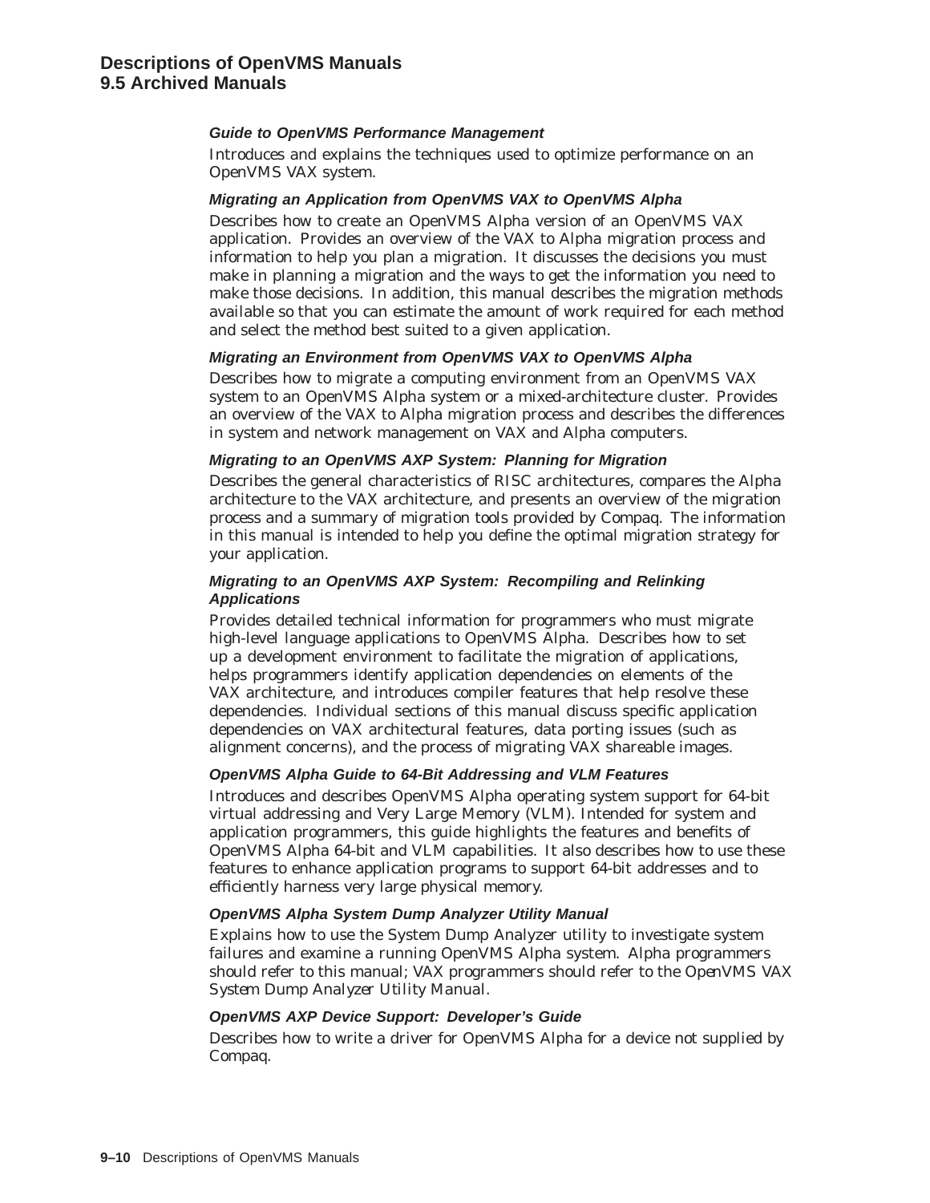#### Guide to OpenVMS Performance Management

Introduces and explains the techniques used to optimize performance on an OpenVMS VAX system.

#### Migrating an Application from OpenVMS VAX to OpenVMS Alpha

Describes how to create an OpenVMS Alpha version of an OpenVMS VAX application. Provides an overview of the VAX to Alpha migration process and information to help you plan a migration. It discusses the decisions you must make in planning a migration and the ways to get the information you need to make those decisions. In addition, this manual describes the migration methods available so that you can estimate the amount of work required for each method and select the method best suited to a given application.

#### Migrating an Environment from OpenVMS VAX to OpenVMS Alpha

Describes how to migrate a computing environment from an OpenVMS VAX system to an OpenVMS Alpha system or a mixed-architecture cluster. Provides an overview of the VAX to Alpha migration process and describes the differences in system and network management on VAX and Alpha computers.

#### Migrating to an OpenVMS AXP System: Planning for Migration

Describes the general characteristics of RISC architectures, compares the Alpha architecture to the VAX architecture, and presents an overview of the migration process and a summary of migration tools provided by Compaq. The information in this manual is intended to help you define the optimal migration strategy for your application.

#### Migrating to an OpenVMS AXP System: Recompiling and Relinking Applications

Provides detailed technical information for programmers who must migrate high-level language applications to OpenVMS Alpha. Describes how to set up a development environment to facilitate the migration of applications, helps programmers identify application dependencies on elements of the VAX architecture, and introduces compiler features that help resolve these dependencies. Individual sections of this manual discuss specific application dependencies on VAX architectural features, data porting issues (such as alignment concerns), and the process of migrating VAX shareable images.

#### OpenVMS Alpha Guide to 64-Bit Addressing and VLM Features

Introduces and describes OpenVMS Alpha operating system support for 64-bit virtual addressing and Very Large Memory (VLM). Intended for system and application programmers, this guide highlights the features and benefits of OpenVMS Alpha 64-bit and VLM capabilities. It also describes how to use these features to enhance application programs to support 64-bit addresses and to efficiently harness very large physical memory.

#### OpenVMS Alpha System Dump Analyzer Utility Manual

Explains how to use the System Dump Analyzer utility to investigate system failures and examine a running OpenVMS Alpha system. Alpha programmers should refer to this manual; VAX programmers should refer to the *OpenVMS VAX System Dump Analyzer Utility Manual*.

#### OpenVMS AXP Device Support: Developer's Guide

Describes how to write a driver for OpenVMS Alpha for a device not supplied by Compaq.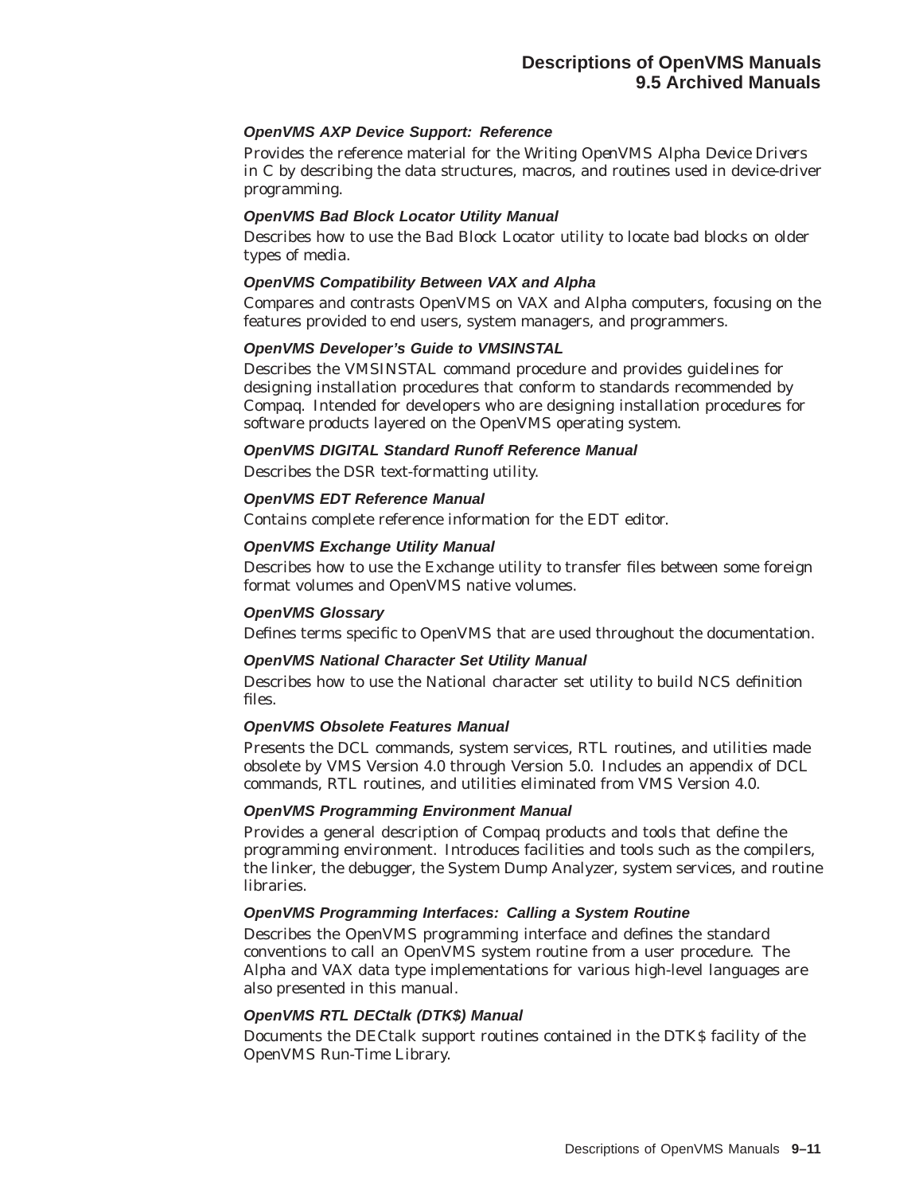#### *OpenVMS AXP Device Support: Reference*

Provides the reference material for the *Writing OpenVMS Alpha Device Drivers in C* by describing the data structures, macros, and routines used in device-driver programming.

#### *OpenVMS Bad Block Locator Utility Manual*

Describes how to use the Bad Block Locator utility to locate bad blocks on older types of media.

#### *OpenVMS Compatibility Between VAX and Alpha*

Compares and contrasts OpenVMS on VAX and Alpha computers, focusing on the features provided to end users, system managers, and programmers.

#### *OpenVMS Developer's Guide to VMSINSTAL*

Describes the VMSINSTAL command procedure and provides guidelines for designing installation procedures that conform to standards recommended by Compaq. Intended for developers who are designing installation procedures for software products layered on the OpenVMS operating system.

#### *OpenVMS DIGITAL Standard Runoff Reference Manual*

Describes the DSR text-formatting utility.

#### *OpenVMS EDT Reference Manual*

Contains complete reference information for the EDT editor.

#### *OpenVMS Exchange Utility Manual*

Describes how to use the Exchange utility to transfer files between some foreign format volumes and OpenVMS native volumes.

#### *OpenVMS Glossary*

Defines terms specific to OpenVMS that are used throughout the documentation.

#### *OpenVMS National Character Set Utility Manual*

Describes how to use the National character set utility to build NCS definition files.

#### *OpenVMS Obsolete Features Manual*

Presents the DCL commands, system services, RTL routines, and utilities made obsolete by VMS Version 4.0 through Version 5.0. Includes an appendix of DCL commands, RTL routines, and utilities eliminated from VMS Version 4.0.

#### *OpenVMS Programming Environment Manual*

Provides a general description of Compaq products and tools that define the programming environment. Introduces facilities and tools such as the compilers, the linker, the debugger, the System Dump Analyzer, system services, and routine libraries.

#### *OpenVMS Programming Interfaces: Calling a System Routine*

Describes the OpenVMS programming interface and defines the standard conventions to call an OpenVMS system routine from a user procedure. The Alpha and VAX data type implementations for various high-level languages are also presented in this manual.

#### *OpenVMS RTL DECtalk (DTK$) Manual*

Documents the DECtalk support routines contained in the DTK$ facility of the OpenVMS Run-Time Library.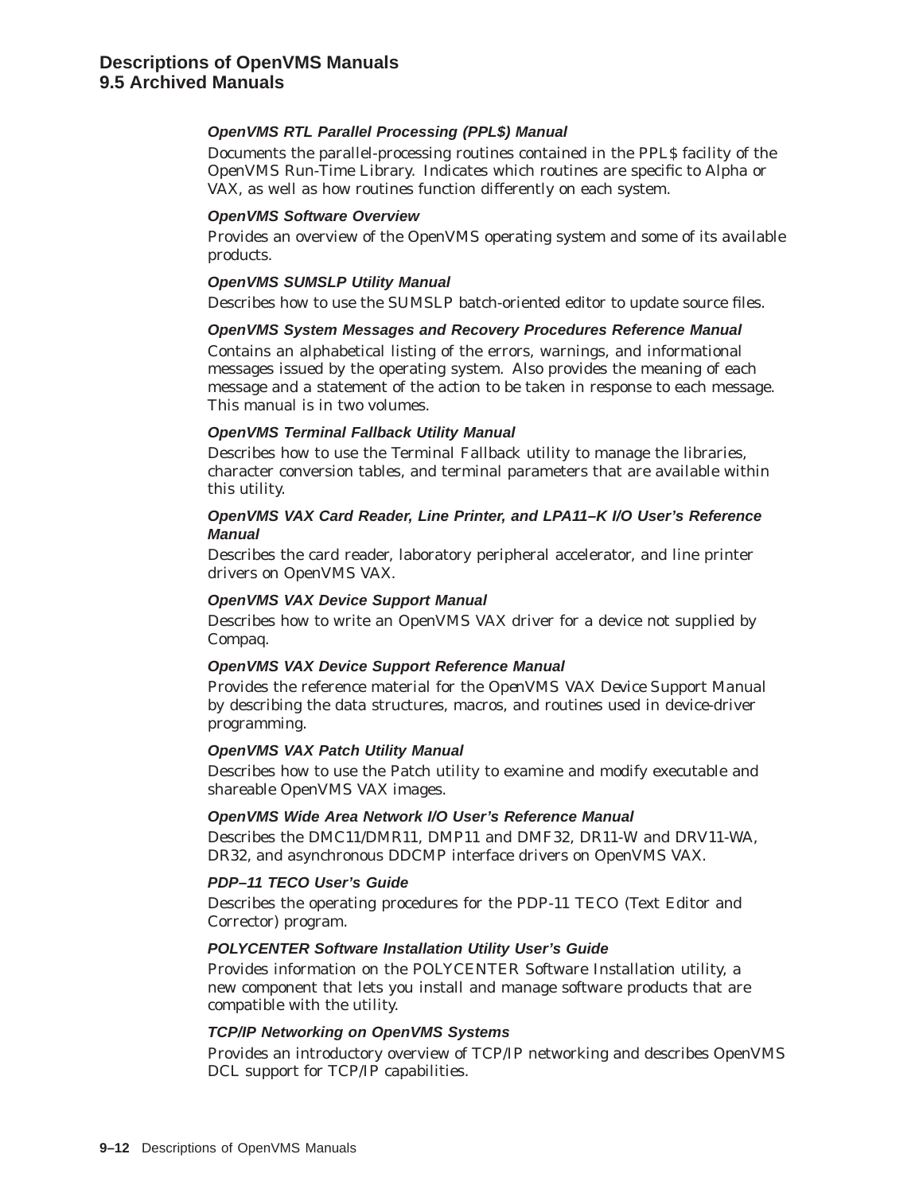## 9.5 Archived Manuals

#### *OpenVMS RTL Parallel Processing (PPL$) Manual*

Documents the parallel-processing routines contained in the PPL$ facility of the OpenVMS Run-Time Library. Indicates which routines are specific to Alpha or VAX, as well as how routines function differently on each system.

#### *OpenVMS Software Overview*

Provides an overview of the OpenVMS operating system and some of its available products.

#### *OpenVMS SUMSLP Utility Manual*

Describes how to use the SUMSLP batch-oriented editor to update source files.

#### *OpenVMS System Messages and Recovery Procedures Reference Manual*

Contains an alphabetical listing of the errors, warnings, and informational messages issued by the operating system. Also provides the meaning of each message and a statement of the action to be taken in response to each message. This manual is in two volumes.

#### *OpenVMS Terminal Fallback Utility Manual*

Describes how to use the Terminal Fallback utility to manage the libraries, character conversion tables, and terminal parameters that are available within this utility.

#### *OpenVMS VAX Card Reader, Line Printer, and LPA11–K I/O User's Reference Manual*

Describes the card reader, laboratory peripheral accelerator, and line printer drivers on OpenVMS VAX.

#### *OpenVMS VAX Device Support Manual*

Describes how to write an OpenVMS VAX driver for a device not supplied by Compaq.

#### *OpenVMS VAX Device Support Reference Manual*

Provides the reference material for the *OpenVMS VAX Device Support Manual* by describing the data structures, macros, and routines used in device-driver programming.

#### *OpenVMS VAX Patch Utility Manual*

Describes how to use the Patch utility to examine and modify executable and shareable OpenVMS VAX images.

#### *OpenVMS Wide Area Network I/O User's Reference Manual*

Describes the DMC11/DMR11, DMP11 and DMF32, DR11-W and DRV11-WA, DR32, and asynchronous DDCMP interface drivers on OpenVMS VAX.

#### *PDP–11 TECO User's Guide*

Describes the operating procedures for the PDP-11 TECO (Text Editor and Corrector) program.

#### *POLYCENTER Software Installation Utility User's Guide*

Provides information on the POLYCENTER Software Installation utility, a new component that lets you install and manage software products that are compatible with the utility.

#### *TCP/IP Networking on OpenVMS Systems*

Provides an introductory overview of TCP/IP networking and describes OpenVMS DCL support for TCP/IP capabilities.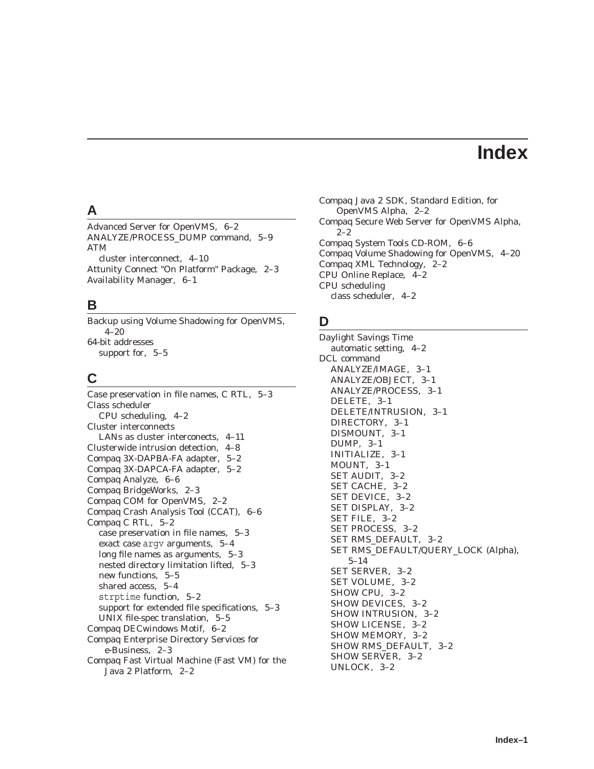# Index

## A

Advanced Server for OpenVMS, 6–2
ANALYZE/PROCESS_DUMP command, 5–9
ATM
  cluster interconnect, 4–10
Attunity Connect "On Platform" Package, 2–3
Availability Manager, 6–1

## B

Backup using Volume Shadowing for OpenVMS, 4–20
64-bit addresses
  support for, 5–5

## C

Case preservation in file names, C RTL, 5–3
Class scheduler
  CPU scheduling, 4–2
Cluster interconnects
  LANs as cluster interconects, 4–11
Clusterwide intrusion detection, 4–8
Compaq 3X-DAPBA-FA adapter, 5–2
Compaq 3X-DAPCA-FA adapter, 5–2
Compaq Analyze, 6–6
Compaq BridgeWorks, 2–3
Compaq COM for OpenVMS, 2–2
Compaq Crash Analysis Tool (CCAT), 6–6
Compaq C RTL, 5–2
  case preservation in file names, 5–3
  exact case argv arguments, 5–4
  long file names as arguments, 5–3
  nested directory limitation lifted, 5–3
  new functions, 5–5
  shared access, 5–4
  strptime function, 5–2
  support for extended file specifications, 5–3
  UNIX file-spec translation, 5–5
Compaq DECwindows Motif, 6–2
Compaq Enterprise Directory Services for e-Business, 2–3
Compaq Fast Virtual Machine (Fast VM) for the Java 2 Platform, 2–2
Compaq Java 2 SDK, Standard Edition, for OpenVMS Alpha, 2–2
Compaq Secure Web Server for OpenVMS Alpha, 2–2
Compaq System Tools CD-ROM, 6–6
Compaq Volume Shadowing for OpenVMS, 4–20
Compaq XML Technology, 2–2
CPU Online Replace, 4–2
CPU scheduling
  class scheduler, 4–2

## D

Daylight Savings Time
  automatic setting, 4–2
DCL command
  ANALYZE/IMAGE, 3–1
  ANALYZE/OBJECT, 3–1
  ANALYZE/PROCESS, 3–1
  DELETE, 3–1
  DELETE/INTRUSION, 3–1
  DIRECTORY, 3–1
  DISMOUNT, 3–1
  DUMP, 3–1
  INITIALIZE, 3–1
  MOUNT, 3–1
  SET AUDIT, 3–2
  SET CACHE, 3–2
  SET DEVICE, 3–2
  SET DISPLAY, 3–2
  SET FILE, 3–2
  SET PROCESS, 3–2
  SET RMS_DEFAULT, 3–2
  SET RMS_DEFAULT/QUERY_LOCK (Alpha), 5–14
  SET SERVER, 3–2
  SET VOLUME, 3–2
  SHOW CPU, 3–2
  SHOW DEVICES, 3–2
  SHOW INTRUSION, 3–2
  SHOW LICENSE, 3–2
  SHOW MEMORY, 3–2
  SHOW RMS_DEFAULT, 3–2
  SHOW SERVER, 3–2
  UNLOCK, 3–2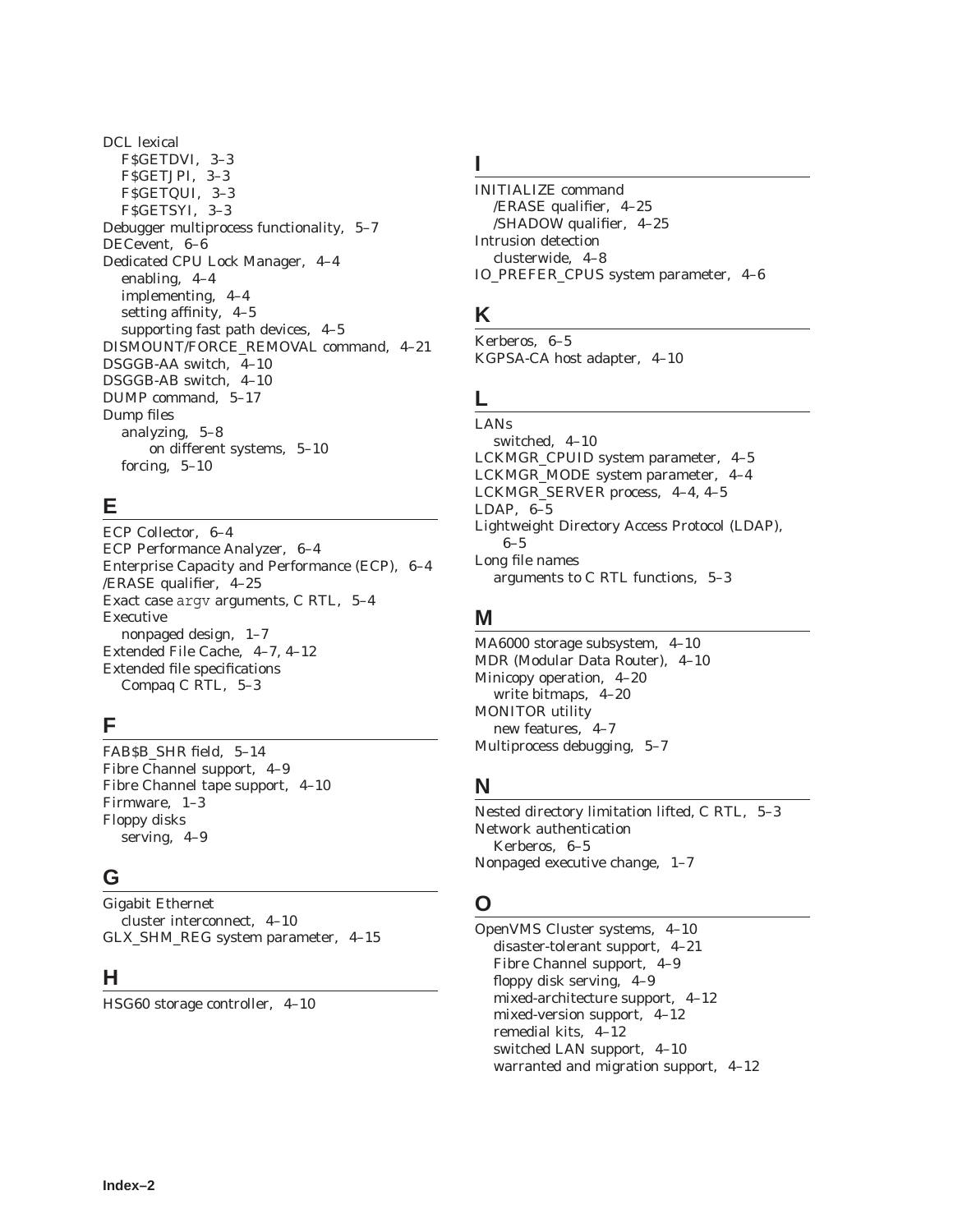DCL lexical
- F$GETDVI, 3–3
- F$GETJPI, 3–3
- F$GETQUI, 3–3
- F$GETSYI, 3–3

Debugger multiprocess functionality, 5–7
DECevent, 6–6
Dedicated CPU Lock Manager, 4–4
- enabling, 4–4
- implementing, 4–4
- setting affinity, 4–5
- supporting fast path devices, 4–5

DISMOUNT/FORCE_REMOVAL command, 4–21
DSGGB-AA switch, 4–10
DSGGB-AB switch, 4–10
DUMP command, 5–17
Dump files
- analyzing, 5–8
  - on different systems, 5–10
- forcing, 5–10

## E

ECP Collector, 6–4
ECP Performance Analyzer, 6–4
Enterprise Capacity and Performance (ECP), 6–4
/ERASE qualifier, 4–25
Exact case argv arguments, C RTL, 5–4
Executive
- nonpaged design, 1–7

Extended File Cache, 4–7, 4–12
Extended file specifications
- Compaq C RTL, 5–3

## F

FAB$B_SHR field, 5–14
Fibre Channel support, 4–9
Fibre Channel tape support, 4–10
Firmware, 1–3
Floppy disks
- serving, 4–9

## G

Gigabit Ethernet
- cluster interconnect, 4–10

GLX_SHM_REG system parameter, 4–15

## H

HSG60 storage controller, 4–10

## I

INITIALIZE command
- /ERASE qualifier, 4–25
- /SHADOW qualifier, 4–25

Intrusion detection
- clusterwide, 4–8

IO_PREFER_CPUS system parameter, 4–6

## K

Kerberos, 6–5
KGPSA-CA host adapter, 4–10

## L

LANs
- switched, 4–10

LCKMGR_CPUID system parameter, 4–5
LCKMGR_MODE system parameter, 4–4
LCKMGR_SERVER process, 4–4, 4–5
LDAP, 6–5
Lightweight Directory Access Protocol (LDAP), 6–5
Long file names
- arguments to C RTL functions, 5–3

## M

MA6000 storage subsystem, 4–10
MDR (Modular Data Router), 4–10
Minicopy operation, 4–20
- write bitmaps, 4–20

MONITOR utility
- new features, 4–7

Multiprocess debugging, 5–7

## N

Nested directory limitation lifted, C RTL, 5–3
Network authentication
- Kerberos, 6–5

Nonpaged executive change, 1–7

## O

OpenVMS Cluster systems, 4–10
- disaster-tolerant support, 4–21
- Fibre Channel support, 4–9
- floppy disk serving, 4–9
- mixed-architecture support, 4–12
- mixed-version support, 4–12
- remedial kits, 4–12
- switched LAN support, 4–10
- warranted and migration support, 4–12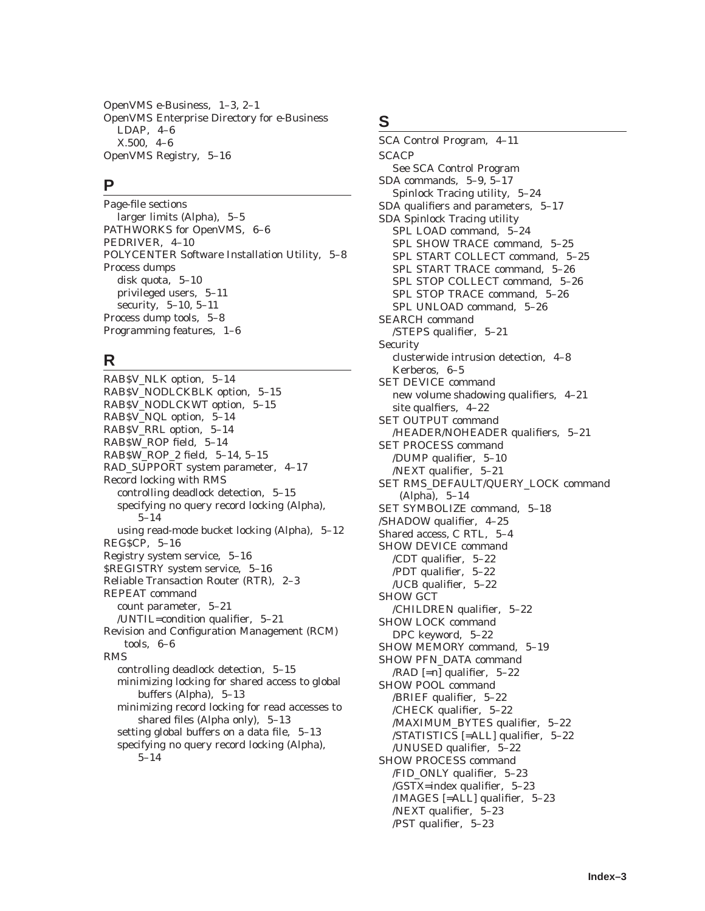OpenVMS e-Business, 1–3, 2–1
OpenVMS Enterprise Directory for e-Business
  LDAP, 4–6
  X.500, 4–6
OpenVMS Registry, 5–16

## P

Page-file sections
  larger limits (Alpha), 5–5
PATHWORKS for OpenVMS, 6–6
PEDRIVER, 4–10
POLYCENTER Software Installation Utility, 5–8
Process dumps
  disk quota, 5–10
  privileged users, 5–11
  security, 5–10, 5–11
Process dump tools, 5–8
Programming features, 1–6

## R

RAB$V_NLK option, 5–14
RAB$V_NODLCKBLK option, 5–15
RAB$V_NODLCKWT option, 5–15
RAB$V_NQL option, 5–14
RAB$V_RRL option, 5–14
RAB$W_ROP field, 5–14
RAB$W_ROP_2 field, 5–14, 5–15
RAD_SUPPORT system parameter, 4–17
Record locking with RMS
  controlling deadlock detection, 5–15
  specifying no query record locking (Alpha), 5–14
  using read-mode bucket locking (Alpha), 5–12
REG$CP, 5–16
Registry system service, 5–16
$REGISTRY system service, 5–16
Reliable Transaction Router (RTR), 2–3
REPEAT command
  count parameter, 5–21
  /UNTIL=condition qualifier, 5–21
Revision and Configuration Management (RCM) tools, 6–6
RMS
  controlling deadlock detection, 5–15
  minimizing locking for shared access to global buffers (Alpha), 5–13
  minimizing record locking for read accesses to shared files (Alpha only), 5–13
  setting global buffers on a data file, 5–13
  specifying no query record locking (Alpha), 5–14

## S

SCA Control Program, 4–11
SCACP
  See SCA Control Program
SDA commands, 5–9, 5–17
  Spinlock Tracing utility, 5–24
SDA qualifiers and parameters, 5–17
SDA Spinlock Tracing utility
  SPL LOAD command, 5–24
  SPL SHOW TRACE command, 5–25
  SPL START COLLECT command, 5–25
  SPL START TRACE command, 5–26
  SPL STOP COLLECT command, 5–26
  SPL STOP TRACE command, 5–26
  SPL UNLOAD command, 5–26
SEARCH command
  /STEPS qualifier, 5–21
Security
  clusterwide intrusion detection, 4–8
  Kerberos, 6–5
SET DEVICE command
  new volume shadowing qualifiers, 4–21
  site qualfiers, 4–22
SET OUTPUT command
  /HEADER/NOHEADER qualifiers, 5–21
SET PROCESS command
  /DUMP qualifier, 5–10
  /NEXT qualifier, 5–21
SET RMS_DEFAULT/QUERY_LOCK command (Alpha), 5–14
SET SYMBOLIZE command, 5–18
/SHADOW qualifier, 4–25
Shared access, C RTL, 5–4
SHOW DEVICE command
  /CDT qualifier, 5–22
  /PDT qualifier, 5–22
  /UCB qualifier, 5–22
SHOW GCT
  /CHILDREN qualifier, 5–22
SHOW LOCK command
  DPC keyword, 5–22
SHOW MEMORY command, 5–19
SHOW PFN_DATA command
  /RAD [=n] qualifier, 5–22
SHOW POOL command
  /BRIEF qualifier, 5–22
  /CHECK qualifier, 5–22
  /MAXIMUM_BYTES qualifier, 5–22
  /STATISTICS [=ALL] qualifier, 5–22
  /UNUSED qualifier, 5–22
SHOW PROCESS command
  /FID_ONLY qualifier, 5–23
  /GSTX=index qualifier, 5–23
  /IMAGES [=ALL] qualifier, 5–23
  /NEXT qualifier, 5–23
  /PST qualifier, 5–23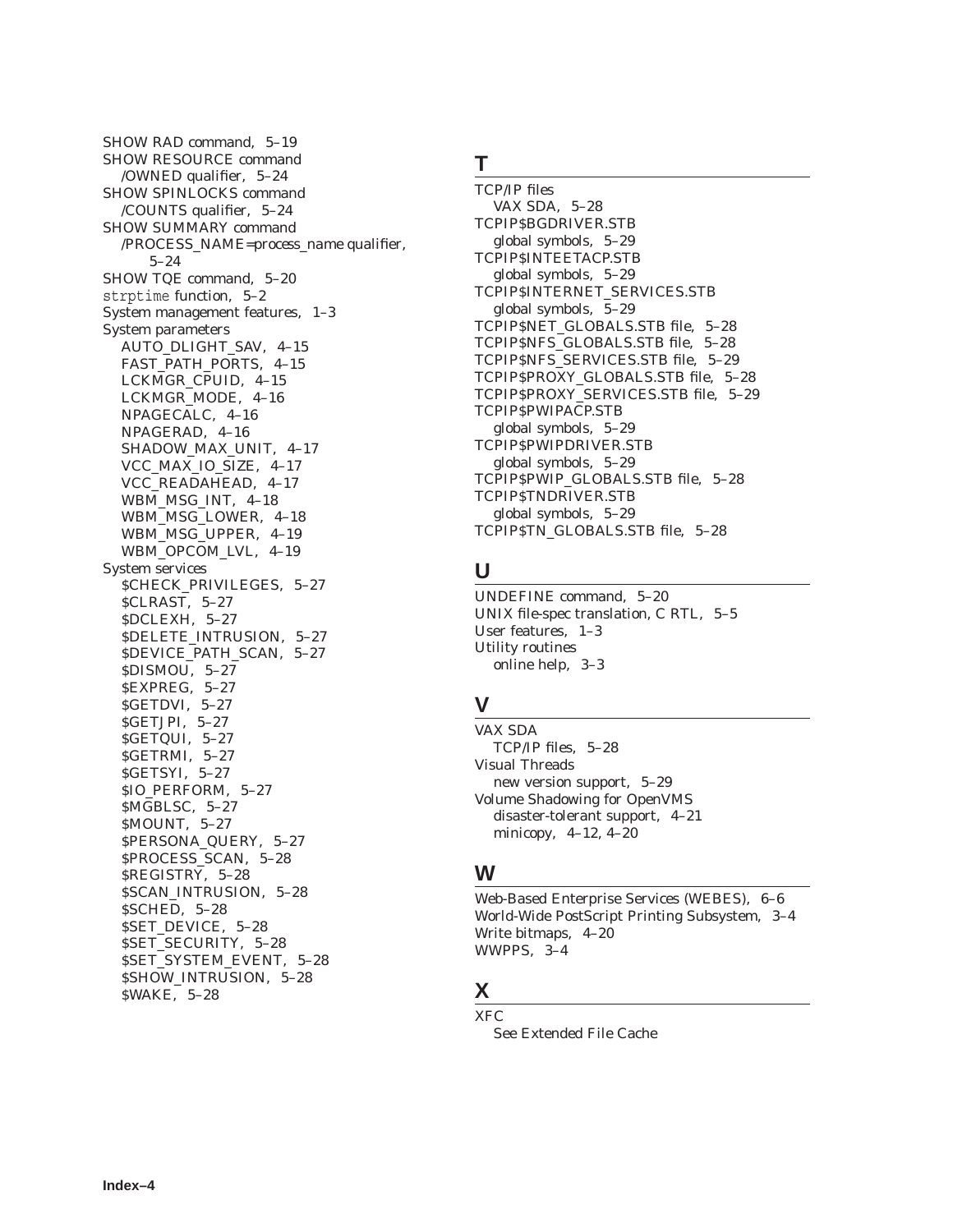SHOW RAD command, 5–19
SHOW RESOURCE command
  /OWNED qualifier, 5–24
SHOW SPINLOCKS command
  /COUNTS qualifier, 5–24
SHOW SUMMARY command
  /PROCESS_NAME=process_name qualifier, 5–24
SHOW TQE command, 5–20
strptime function, 5–2
System management features, 1–3
System parameters
  AUTO_DLIGHT_SAV, 4–15
  FAST_PATH_PORTS, 4–15
  LCKMGR_CPUID, 4–15
  LCKMGR_MODE, 4–16
  NPAGECALC, 4–16
  NPAGERAD, 4–16
  SHADOW_MAX_UNIT, 4–17
  VCC_MAX_IO_SIZE, 4–17
  VCC_READAHEAD, 4–17
  WBM_MSG_INT, 4–18
  WBM_MSG_LOWER, 4–18
  WBM_MSG_UPPER, 4–19
  WBM_OPCOM_LVL, 4–19
System services
  $CHECK_PRIVILEGES, 5–27
  $CLRAST, 5–27
  $DCLEXH, 5–27
  $DELETE_INTRUSION, 5–27
  $DEVICE_PATH_SCAN, 5–27
  $DISMOU, 5–27
  $EXPREG, 5–27
  $GETDVI, 5–27
  $GETJPI, 5–27
  $GETQUI, 5–27
  $GETRMI, 5–27
  $GETSYI, 5–27
  $IO_PERFORM, 5–27
  $MGBLSC, 5–27
  $MOUNT, 5–27
  $PERSONA_QUERY, 5–27
  $PROCESS_SCAN, 5–28
  $REGISTRY, 5–28
  $SCAN_INTRUSION, 5–28
  $SCHED, 5–28
  $SET_DEVICE, 5–28
  $SET_SECURITY, 5–28
  $SET_SYSTEM_EVENT, 5–28
  $SHOW_INTRUSION, 5–28
  $WAKE, 5–28

## T

TCP/IP files
  VAX SDA, 5–28
TCPIP$BGDRIVER.STB
  global symbols, 5–29
TCPIP$INTEETACP.STB
  global symbols, 5–29
TCPIP$INTERNET_SERVICES.STB
  global symbols, 5–29
TCPIP$NET_GLOBALS.STB file, 5–28
TCPIP$NFS_GLOBALS.STB file, 5–28
TCPIP$NFS_SERVICES.STB file, 5–29
TCPIP$PROXY_GLOBALS.STB file, 5–28
TCPIP$PROXY_SERVICES.STB file, 5–29
TCPIP$PWIPACP.STB
  global symbols, 5–29
TCPIP$PWIPDRIVER.STB
  global symbols, 5–29
TCPIP$PWIP_GLOBALS.STB file, 5–28
TCPIP$TNDRIVER.STB
  global symbols, 5–29
TCPIP$TN_GLOBALS.STB file, 5–28

## U

UNDEFINE command, 5–20
UNIX file-spec translation, C RTL, 5–5
User features, 1–3
Utility routines
  online help, 3–3

## V

VAX SDA
  TCP/IP files, 5–28
Visual Threads
  new version support, 5–29
Volume Shadowing for OpenVMS
  disaster-tolerant support, 4–21
  minicopy, 4–12, 4–20

## W

Web-Based Enterprise Services (WEBES), 6–6
World-Wide PostScript Printing Subsystem, 3–4
Write bitmaps, 4–20
WWPPS, 3–4

## X

XFC
  See Extended File Cache